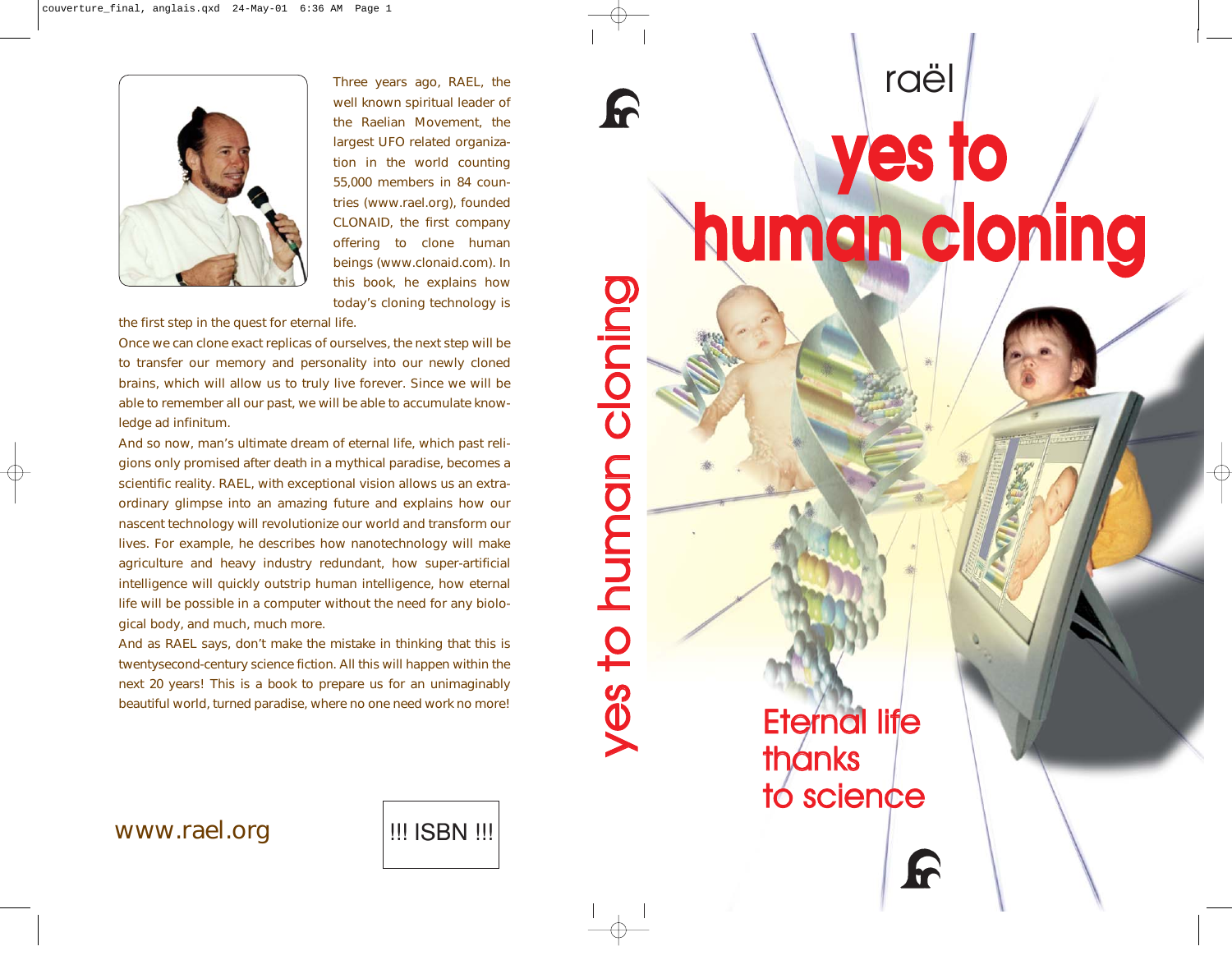raël

# yes to human cloning

Eternal life thanks to science

yes to human cloning

Three years ago, RAEL, the well known spiritual leader of the Raelian Movement, the largest UFO related organization in the world counting 55,000 members in 84 countries (www.rael.org), founded CLONAID, the first company offering to clone human beings (www.clonaid.com). In this book, he explains how today's cloning technology is the first step in the quest for eternal life.

Once we can clone exact replicas of ourselves, the next step will be to transfer our memory and personality into our newly cloned brains, which will allow us to truly live forever. Since we will be able to remember all our past, we will be able to accumulate knowledge ad infinitum.

And so now, man's ultimate dream of eternal life, which past religions only promised after death in a mythical paradise, becomes a scientific reality. RAEL, with exceptional vision allows us an extraordinary glimpse into an amazing future and explains how our nascent technology will revolutionize our world and transform our lives. For example, he describes how nanotechnology will make agriculture and heavy industry redundant, how super-artificial intelligence will quickly outstrip human intelligence, how eternal life will be possible in a computer without the need for any biological body, and much, much more.

And as RAEL says, don't make the mistake in thinking that this is twentysecond-century science fiction. All this will happen within the next 20 years! This is a book to prepare us for an unimaginably beautiful world, turned paradise, where no one need work no more!

www.rael.org

!!! ISBN !!!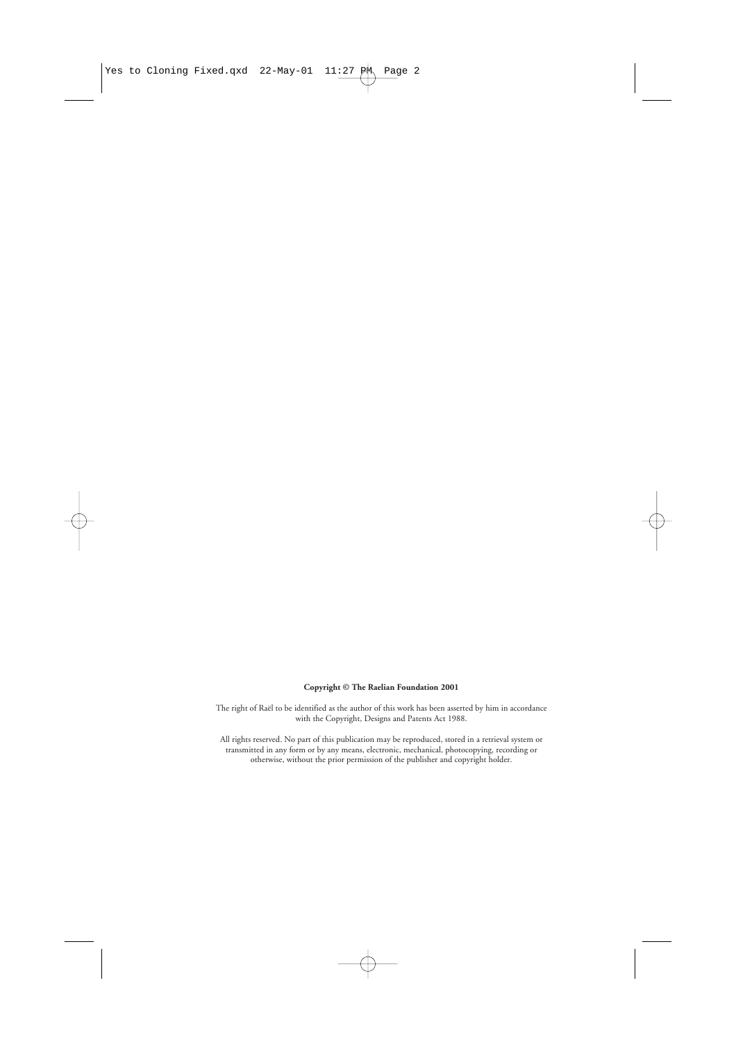**Copyright © The Raelian Foundation 2001**

The right of Raël to be identified as the author of this work has been asserted by him in accordance with the Copyright, Designs and Patents Act 1988.

All rights reserved. No part of this publication may be reproduced, stored in a retrieval system or transmitted in any form or by any means, electronic, mechanical, photocopying, recording or otherwise, without the prior permission of the publisher and copyright holder.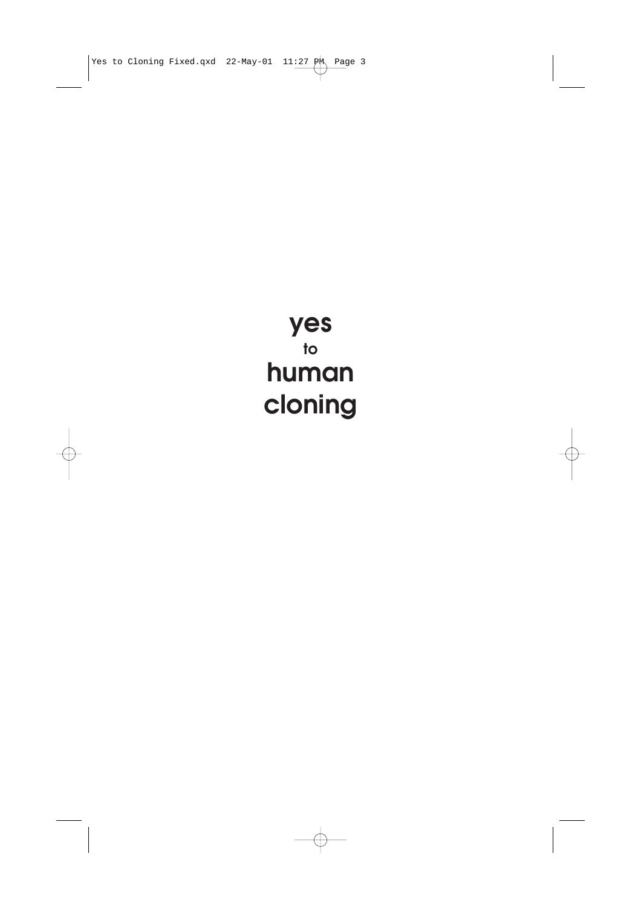# yes to human cloning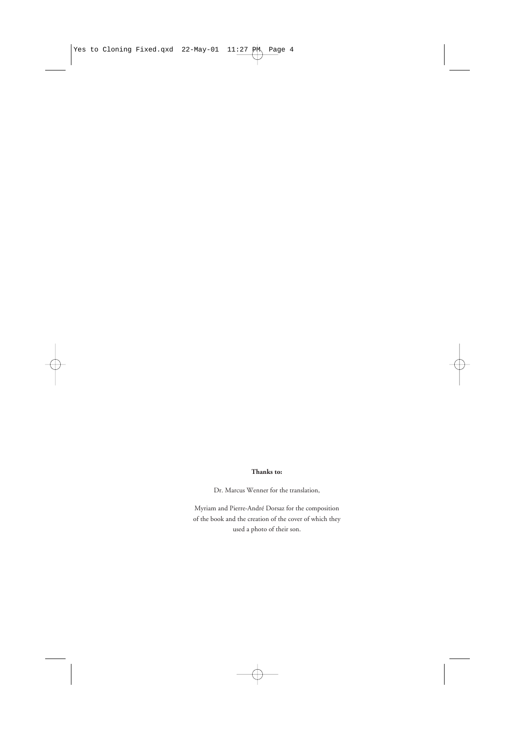**Thanks to:**

Dr. Marcus Wenner for the translation,

Myriam and Pierre-André Dorsaz for the composition of the book and the creation of the cover of which they used a photo of their son.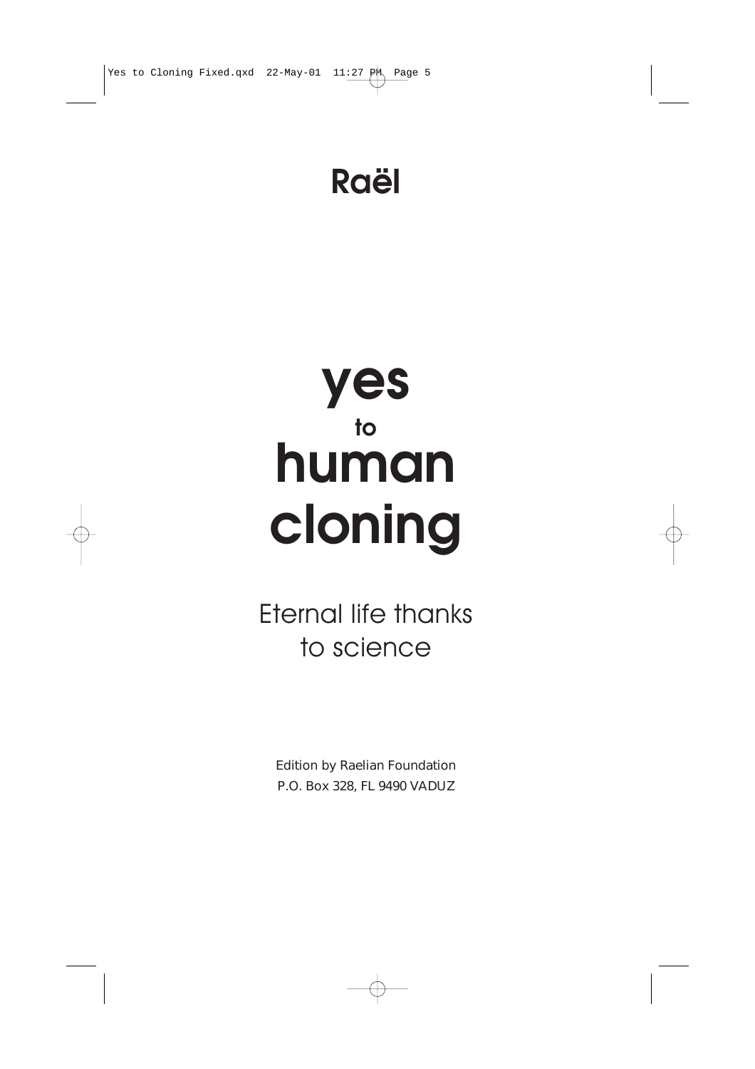**Raël**

# yes
# to
# human cloning

## Eternal life thanks to science

Edition by Raelian Foundation
P.O. Box 328, FL 9490 VADUZ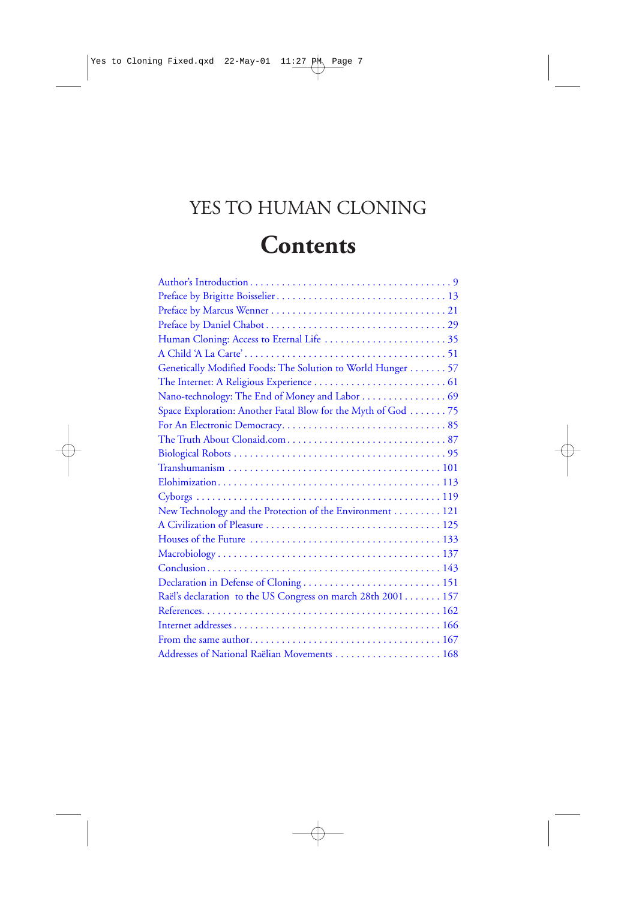# YES TO HUMAN CLONING

## Contents

Author's Introduction . . . . . . . . . . . . . . . . . . . . . . . . . . . . . . . . . . . . . 9
Preface by Brigitte Boisselier . . . . . . . . . . . . . . . . . . . . . . . . . . . . . . . 13
Preface by Marcus Wenner . . . . . . . . . . . . . . . . . . . . . . . . . . . . . . . . 21
Preface by Daniel Chabot . . . . . . . . . . . . . . . . . . . . . . . . . . . . . . . . . 29
Human Cloning: Access to Eternal Life . . . . . . . . . . . . . . . . . . . . . . . 35
A Child 'A La Carte' . . . . . . . . . . . . . . . . . . . . . . . . . . . . . . . . . . . . . 51
Genetically Modified Foods: The Solution to World Hunger . . . . . . . 57
The Internet: A Religious Experience . . . . . . . . . . . . . . . . . . . . . . . . . 61
Nano-technology: The End of Money and Labor . . . . . . . . . . . . . . . . 69
Space Exploration: Another Fatal Blow for the Myth of God . . . . . . . 75
For An Electronic Democracy. . . . . . . . . . . . . . . . . . . . . . . . . . . . . . . 85
The Truth About Clonaid.com . . . . . . . . . . . . . . . . . . . . . . . . . . . . . . 87
Biological Robots . . . . . . . . . . . . . . . . . . . . . . . . . . . . . . . . . . . . . . . . 95
Transhumanism . . . . . . . . . . . . . . . . . . . . . . . . . . . . . . . . . . . . . . . 101
Elohimization. . . . . . . . . . . . . . . . . . . . . . . . . . . . . . . . . . . . . . . . . 113
Cyborgs . . . . . . . . . . . . . . . . . . . . . . . . . . . . . . . . . . . . . . . . . . . . 119
New Technology and the Protection of the Environment . . . . . . . . . 121
A Civilization of Pleasure . . . . . . . . . . . . . . . . . . . . . . . . . . . . . . . . 125
Houses of the Future . . . . . . . . . . . . . . . . . . . . . . . . . . . . . . . . . . . 133
Macrobiology . . . . . . . . . . . . . . . . . . . . . . . . . . . . . . . . . . . . . . . . . 137
Conclusion . . . . . . . . . . . . . . . . . . . . . . . . . . . . . . . . . . . . . . . . . . 143
Declaration in Defense of Cloning . . . . . . . . . . . . . . . . . . . . . . . . . . 151
Raël's declaration to the US Congress on march 28th 2001 . . . . . . . 157
References. . . . . . . . . . . . . . . . . . . . . . . . . . . . . . . . . . . . . . . . . . . 162
Internet addresses . . . . . . . . . . . . . . . . . . . . . . . . . . . . . . . . . . . . . 166
From the same author. . . . . . . . . . . . . . . . . . . . . . . . . . . . . . . . . . . 167
Addresses of National Raëlian Movements . . . . . . . . . . . . . . . . . . . . 168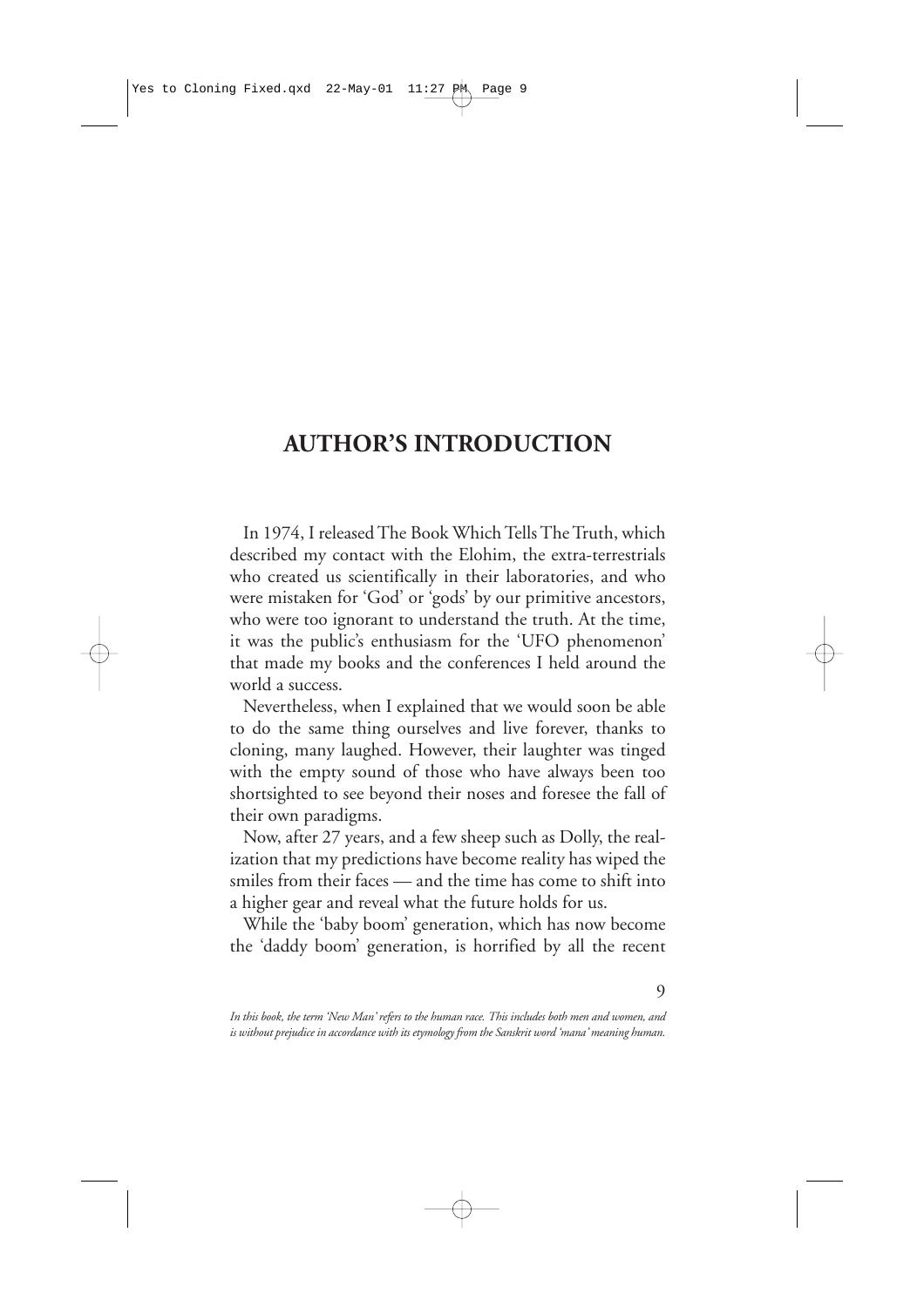# AUTHOR'S INTRODUCTION

In 1974, I released The Book Which Tells The Truth, which described my contact with the Elohim, the extra-terrestrials who created us scientifically in their laboratories, and who were mistaken for 'God' or 'gods' by our primitive ancestors, who were too ignorant to understand the truth. At the time, it was the public's enthusiasm for the 'UFO phenomenon' that made my books and the conferences I held around the world a success.

Nevertheless, when I explained that we would soon be able to do the same thing ourselves and live forever, thanks to cloning, many laughed. However, their laughter was tinged with the empty sound of those who have always been too shortsighted to see beyond their noses and foresee the fall of their own paradigms.

Now, after 27 years, and a few sheep such as Dolly, the realization that my predictions have become reality has wiped the smiles from their faces — and the time has come to shift into a higher gear and reveal what the future holds for us.

While the 'baby boom' generation, which has now become the 'daddy boom' generation, is horrified by all the recent

*In this book, the term 'New Man' refers to the human race. This includes both men and women, and is without prejudice in accordance with its etymology from the Sanskrit word 'mana' meaning human.*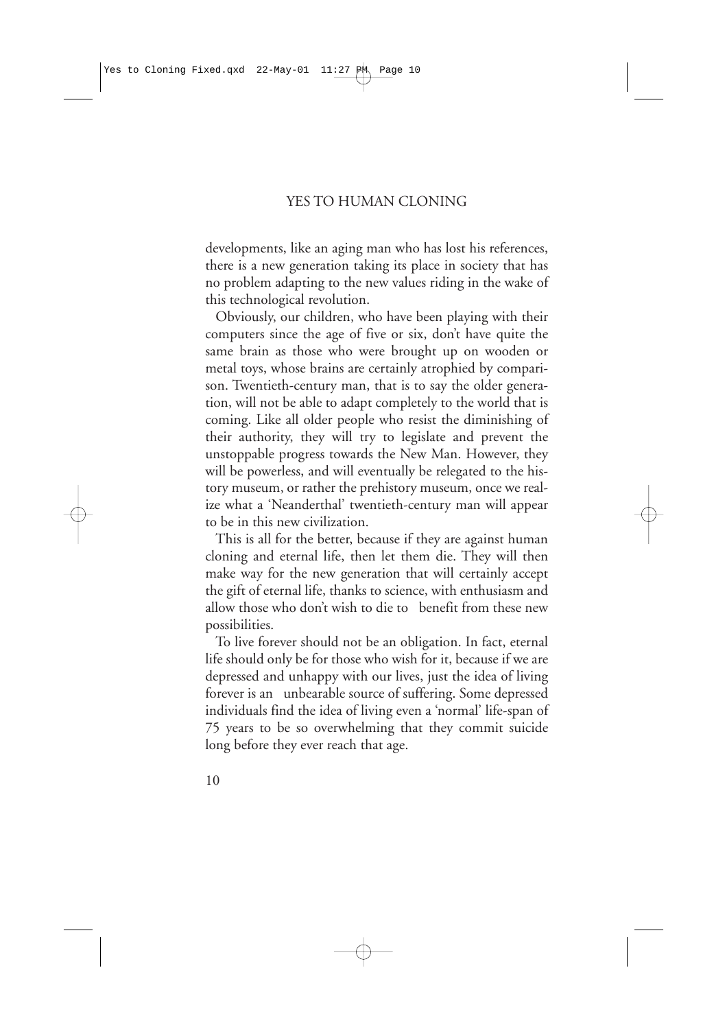developments, like an aging man who has lost his references, there is a new generation taking its place in society that has no problem adapting to the new values riding in the wake of this technological revolution.

Obviously, our children, who have been playing with their computers since the age of five or six, don't have quite the same brain as those who were brought up on wooden or metal toys, whose brains are certainly atrophied by comparison. Twentieth-century man, that is to say the older generation, will not be able to adapt completely to the world that is coming. Like all older people who resist the diminishing of their authority, they will try to legislate and prevent the unstoppable progress towards the New Man. However, they will be powerless, and will eventually be relegated to the history museum, or rather the prehistory museum, once we realize what a 'Neanderthal' twentieth-century man will appear to be in this new civilization.

This is all for the better, because if they are against human cloning and eternal life, then let them die. They will then make way for the new generation that will certainly accept the gift of eternal life, thanks to science, with enthusiasm and allow those who don't wish to die to benefit from these new possibilities.

To live forever should not be an obligation. In fact, eternal life should only be for those who wish for it, because if we are depressed and unhappy with our lives, just the idea of living forever is an unbearable source of suffering. Some depressed individuals find the idea of living even a 'normal' life-span of 75 years to be so overwhelming that they commit suicide long before they ever reach that age.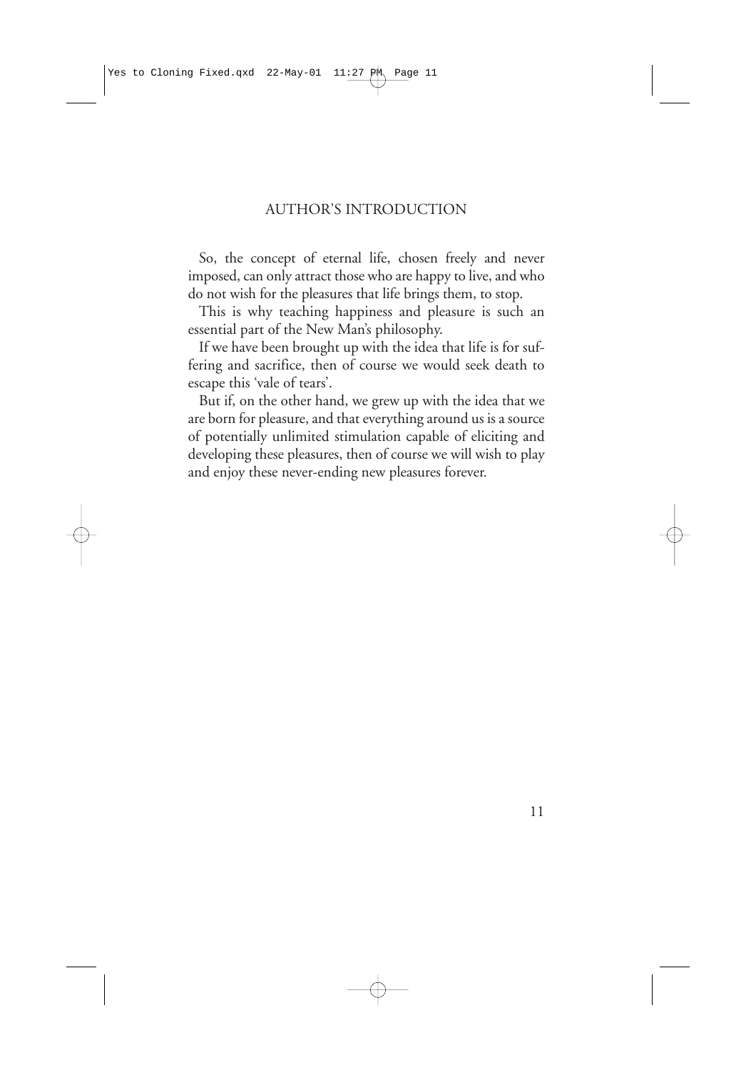AUTHOR'S INTRODUCTION

So, the concept of eternal life, chosen freely and never imposed, can only attract those who are happy to live, and who do not wish for the pleasures that life brings them, to stop.

This is why teaching happiness and pleasure is such an essential part of the New Man's philosophy.

If we have been brought up with the idea that life is for suffering and sacrifice, then of course we would seek death to escape this 'vale of tears'.

But if, on the other hand, we grew up with the idea that we are born for pleasure, and that everything around us is a source of potentially unlimited stimulation capable of eliciting and developing these pleasures, then of course we will wish to play and enjoy these never-ending new pleasures forever.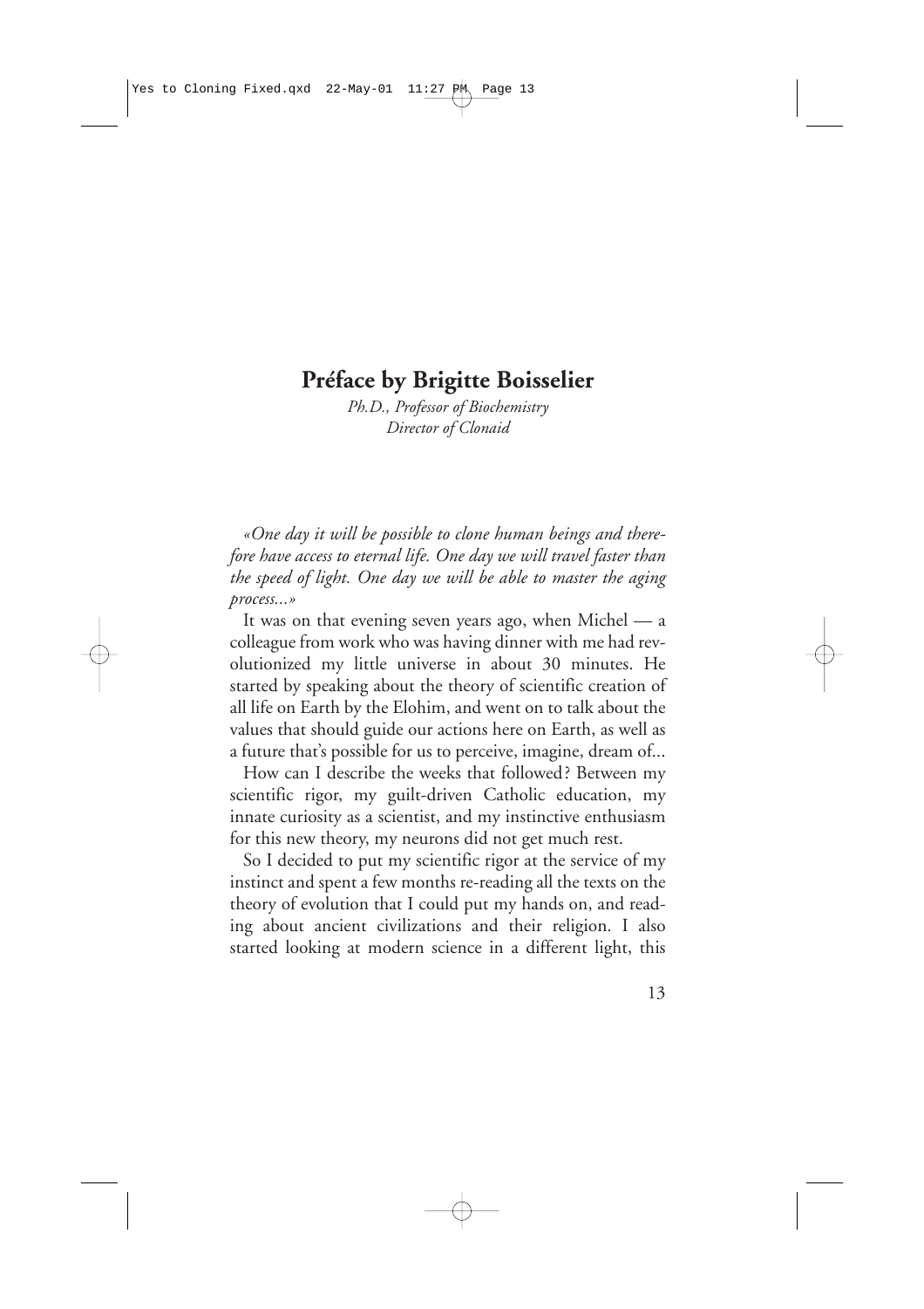# Préface by Brigitte Boisselier

*Ph.D., Professor of Biochemistry*
*Director of Clonaid*

*«One day it will be possible to clone human beings and therefore have access to eternal life. One day we will travel faster than the speed of light. One day we will be able to master the aging process...»*

It was on that evening seven years ago, when Michel — a colleague from work who was having dinner with me had revolutionized my little universe in about 30 minutes. He started by speaking about the theory of scientific creation of all life on Earth by the Elohim, and went on to talk about the values that should guide our actions here on Earth, as well as a future that's possible for us to perceive, imagine, dream of...

How can I describe the weeks that followed? Between my scientific rigor, my guilt-driven Catholic education, my innate curiosity as a scientist, and my instinctive enthusiasm for this new theory, my neurons did not get much rest.

So I decided to put my scientific rigor at the service of my instinct and spent a few months re-reading all the texts on the theory of evolution that I could put my hands on, and reading about ancient civilizations and their religion. I also started looking at modern science in a different light, this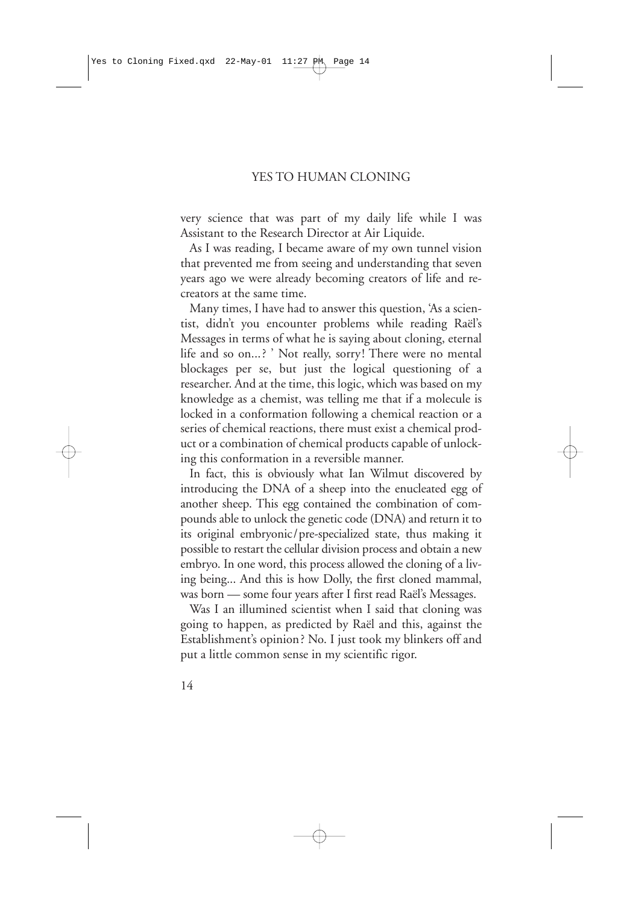very science that was part of my daily life while I was Assistant to the Research Director at Air Liquide.

As I was reading, I became aware of my own tunnel vision that prevented me from seeing and understanding that seven years ago we were already becoming creators of life and re-creators at the same time.

Many times, I have had to answer this question, 'As a scientist, didn't you encounter problems while reading Raël's Messages in terms of what he is saying about cloning, eternal life and so on...? ' Not really, sorry! There were no mental blockages per se, but just the logical questioning of a researcher. And at the time, this logic, which was based on my knowledge as a chemist, was telling me that if a molecule is locked in a conformation following a chemical reaction or a series of chemical reactions, there must exist a chemical product or a combination of chemical products capable of unlocking this conformation in a reversible manner.

In fact, this is obviously what Ian Wilmut discovered by introducing the DNA of a sheep into the enucleated egg of another sheep. This egg contained the combination of compounds able to unlock the genetic code (DNA) and return it to its original embryonic/pre-specialized state, thus making it possible to restart the cellular division process and obtain a new embryo. In one word, this process allowed the cloning of a living being... And this is how Dolly, the first cloned mammal, was born — some four years after I first read Raël's Messages.

Was I an illumined scientist when I said that cloning was going to happen, as predicted by Raël and this, against the Establishment's opinion? No. I just took my blinkers off and put a little common sense in my scientific rigor.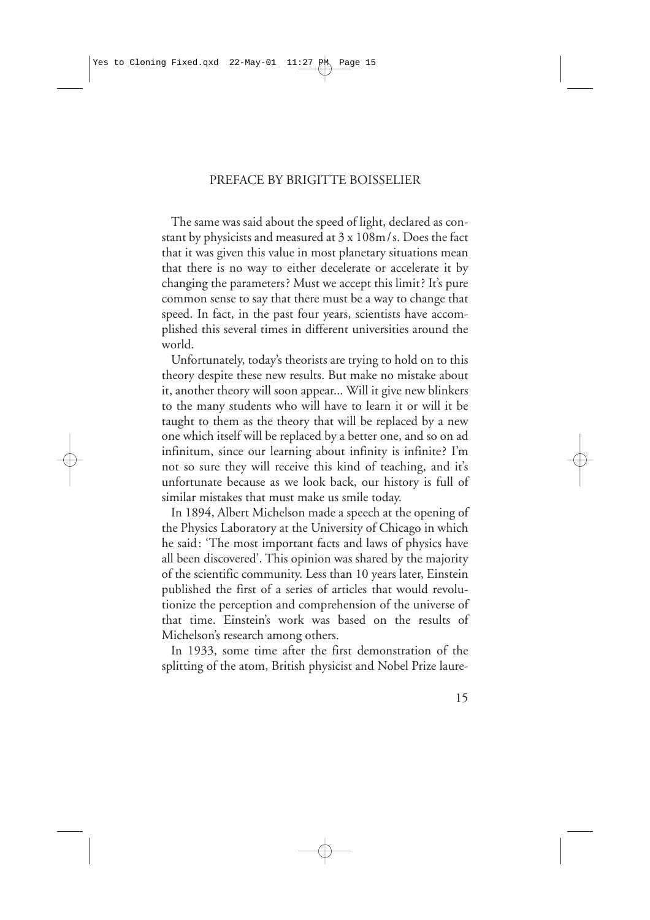The same was said about the speed of light, declared as constant by physicists and measured at 3 x 108m/s. Does the fact that it was given this value in most planetary situations mean that there is no way to either decelerate or accelerate it by changing the parameters? Must we accept this limit? It's pure common sense to say that there must be a way to change that speed. In fact, in the past four years, scientists have accomplished this several times in different universities around the world.

Unfortunately, today's theorists are trying to hold on to this theory despite these new results. But make no mistake about it, another theory will soon appear... Will it give new blinkers to the many students who will have to learn it or will it be taught to them as the theory that will be replaced by a new one which itself will be replaced by a better one, and so on ad infinitum, since our learning about infinity is infinite? I'm not so sure they will receive this kind of teaching, and it's unfortunate because as we look back, our history is full of similar mistakes that must make us smile today.

In 1894, Albert Michelson made a speech at the opening of the Physics Laboratory at the University of Chicago in which he said: 'The most important facts and laws of physics have all been discovered'. This opinion was shared by the majority of the scientific community. Less than 10 years later, Einstein published the first of a series of articles that would revolutionize the perception and comprehension of the universe of that time. Einstein's work was based on the results of Michelson's research among others.

In 1933, some time after the first demonstration of the splitting of the atom, British physicist and Nobel Prize laure-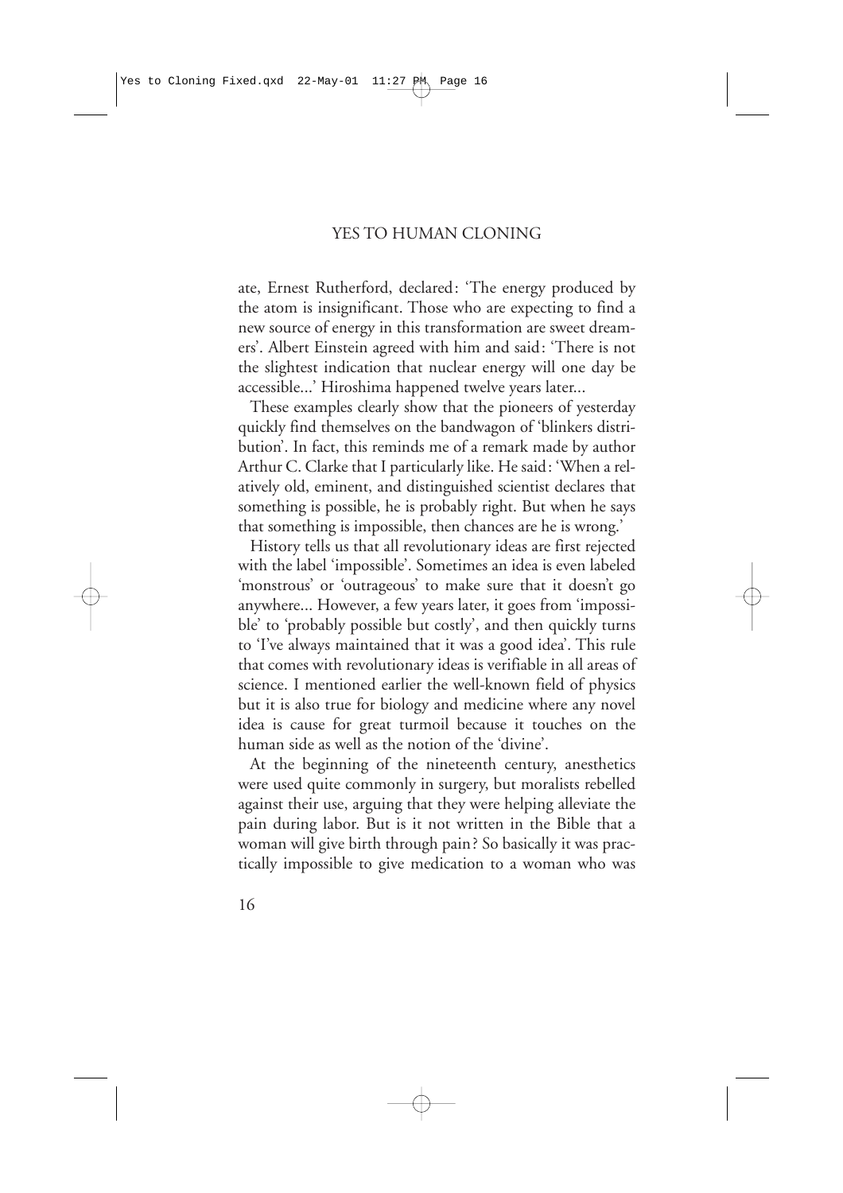ate, Ernest Rutherford, declared: 'The energy produced by the atom is insignificant. Those who are expecting to find a new source of energy in this transformation are sweet dreamers'. Albert Einstein agreed with him and said: 'There is not the slightest indication that nuclear energy will one day be accessible...' Hiroshima happened twelve years later...

These examples clearly show that the pioneers of yesterday quickly find themselves on the bandwagon of 'blinkers distribution'. In fact, this reminds me of a remark made by author Arthur C. Clarke that I particularly like. He said: 'When a relatively old, eminent, and distinguished scientist declares that something is possible, he is probably right. But when he says that something is impossible, then chances are he is wrong.'

History tells us that all revolutionary ideas are first rejected with the label 'impossible'. Sometimes an idea is even labeled 'monstrous' or 'outrageous' to make sure that it doesn't go anywhere... However, a few years later, it goes from 'impossible' to 'probably possible but costly', and then quickly turns to 'I've always maintained that it was a good idea'. This rule that comes with revolutionary ideas is verifiable in all areas of science. I mentioned earlier the well-known field of physics but it is also true for biology and medicine where any novel idea is cause for great turmoil because it touches on the human side as well as the notion of the 'divine'.

At the beginning of the nineteenth century, anesthetics were used quite commonly in surgery, but moralists rebelled against their use, arguing that they were helping alleviate the pain during labor. But is it not written in the Bible that a woman will give birth through pain? So basically it was practically impossible to give medication to a woman who was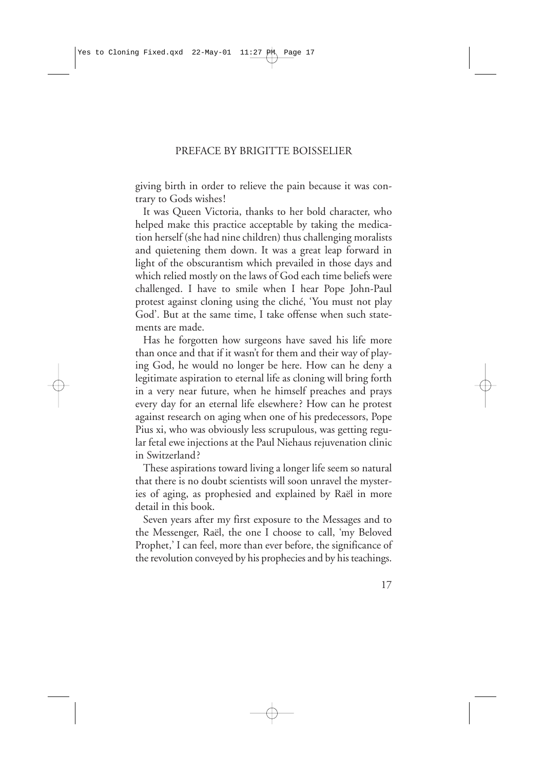giving birth in order to relieve the pain because it was contrary to Gods wishes!

It was Queen Victoria, thanks to her bold character, who helped make this practice acceptable by taking the medication herself (she had nine children) thus challenging moralists and quietening them down. It was a great leap forward in light of the obscurantism which prevailed in those days and which relied mostly on the laws of God each time beliefs were challenged. I have to smile when I hear Pope John-Paul protest against cloning using the cliché, 'You must not play God'. But at the same time, I take offense when such statements are made.

Has he forgotten how surgeons have saved his life more than once and that if it wasn't for them and their way of playing God, he would no longer be here. How can he deny a legitimate aspiration to eternal life as cloning will bring forth in a very near future, when he himself preaches and prays every day for an eternal life elsewhere? How can he protest against research on aging when one of his predecessors, Pope Pius xi, who was obviously less scrupulous, was getting regular fetal ewe injections at the Paul Niehaus rejuvenation clinic in Switzerland?

These aspirations toward living a longer life seem so natural that there is no doubt scientists will soon unravel the mysteries of aging, as prophesied and explained by Raël in more detail in this book.

Seven years after my first exposure to the Messages and to the Messenger, Raël, the one I choose to call, 'my Beloved Prophet,' I can feel, more than ever before, the significance of the revolution conveyed by his prophecies and by his teachings.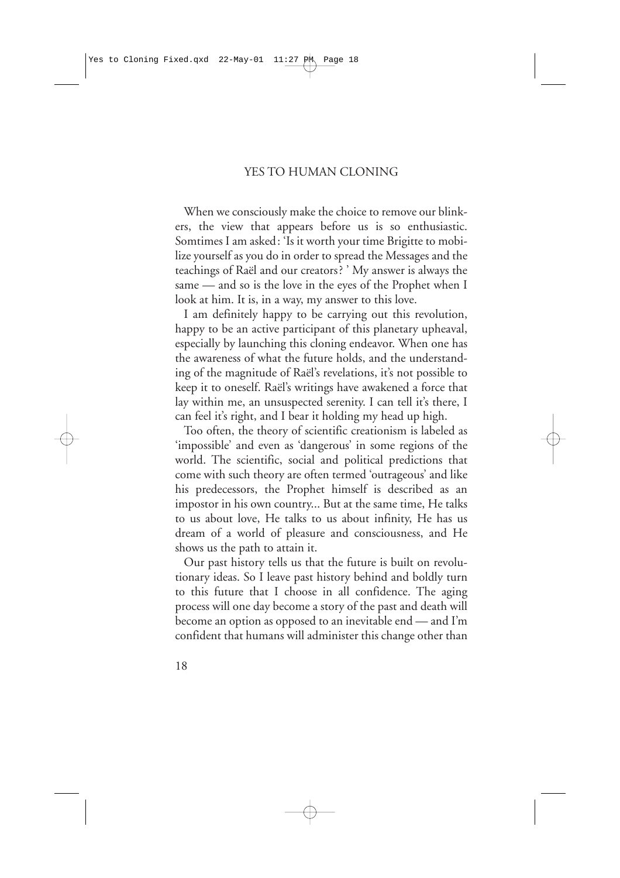When we consciously make the choice to remove our blinkers, the view that appears before us is so enthusiastic. Somtimes I am asked: 'Is it worth your time Brigitte to mobilize yourself as you do in order to spread the Messages and the teachings of Raël and our creators? ' My answer is always the same — and so is the love in the eyes of the Prophet when I look at him. It is, in a way, my answer to this love.

I am definitely happy to be carrying out this revolution, happy to be an active participant of this planetary upheaval, especially by launching this cloning endeavor. When one has the awareness of what the future holds, and the understanding of the magnitude of Raël's revelations, it's not possible to keep it to oneself. Raël's writings have awakened a force that lay within me, an unsuspected serenity. I can tell it's there, I can feel it's right, and I bear it holding my head up high.

Too often, the theory of scientific creationism is labeled as 'impossible' and even as 'dangerous' in some regions of the world. The scientific, social and political predictions that come with such theory are often termed 'outrageous' and like his predecessors, the Prophet himself is described as an impostor in his own country... But at the same time, He talks to us about love, He talks to us about infinity, He has us dream of a world of pleasure and consciousness, and He shows us the path to attain it.

Our past history tells us that the future is built on revolutionary ideas. So I leave past history behind and boldly turn to this future that I choose in all confidence. The aging process will one day become a story of the past and death will become an option as opposed to an inevitable end — and I'm confident that humans will administer this change other than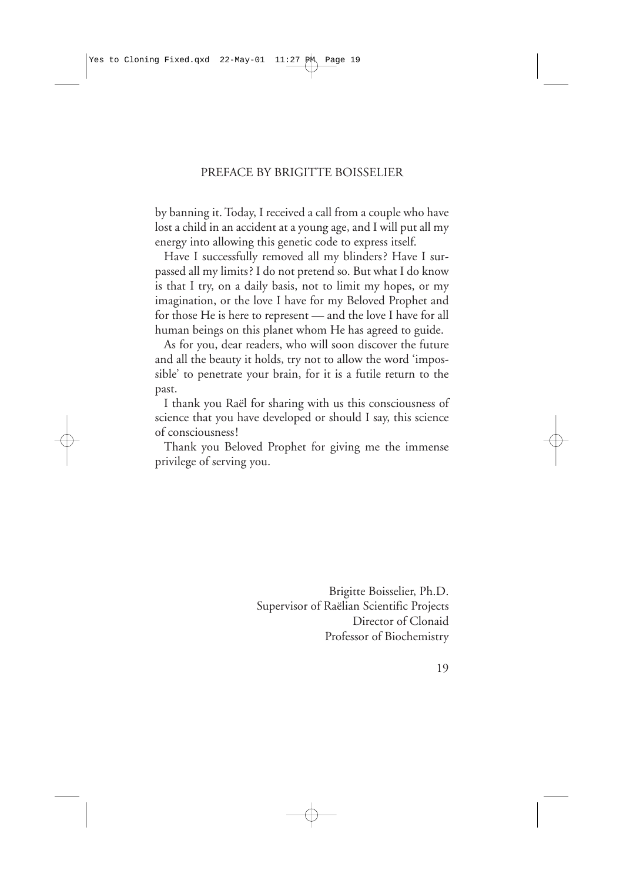by banning it. Today, I received a call from a couple who have lost a child in an accident at a young age, and I will put all my energy into allowing this genetic code to express itself.

Have I successfully removed all my blinders? Have I surpassed all my limits? I do not pretend so. But what I do know is that I try, on a daily basis, not to limit my hopes, or my imagination, or the love I have for my Beloved Prophet and for those He is here to represent — and the love I have for all human beings on this planet whom He has agreed to guide.

As for you, dear readers, who will soon discover the future and all the beauty it holds, try not to allow the word 'impossible' to penetrate your brain, for it is a futile return to the past.

I thank you Raël for sharing with us this consciousness of science that you have developed or should I say, this science of consciousness!

Thank you Beloved Prophet for giving me the immense privilege of serving you.

Brigitte Boisselier, Ph.D.
Supervisor of Raëlian Scientific Projects
Director of Clonaid
Professor of Biochemistry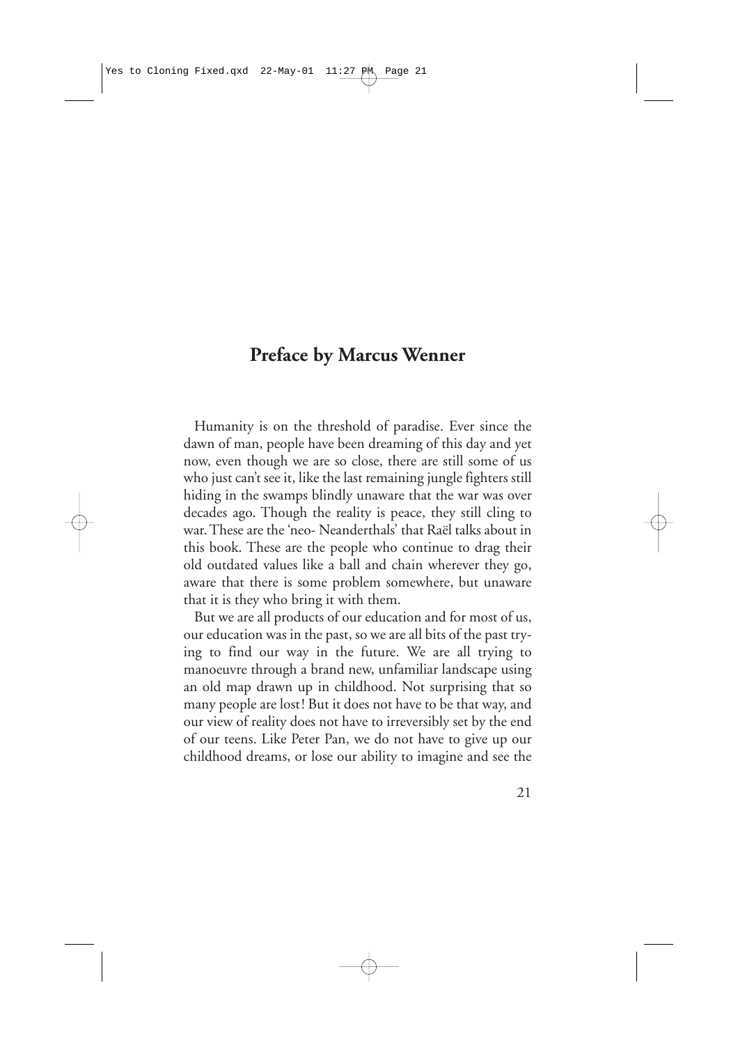## Preface by Marcus Wenner

Humanity is on the threshold of paradise. Ever since the dawn of man, people have been dreaming of this day and yet now, even though we are so close, there are still some of us who just can't see it, like the last remaining jungle fighters still hiding in the swamps blindly unaware that the war was over decades ago. Though the reality is peace, they still cling to war. These are the 'neo- Neanderthals' that Raël talks about in this book. These are the people who continue to drag their old outdated values like a ball and chain wherever they go, aware that there is some problem somewhere, but unaware that it is they who bring it with them.

But we are all products of our education and for most of us, our education was in the past, so we are all bits of the past trying to find our way in the future. We are all trying to manoeuvre through a brand new, unfamiliar landscape using an old map drawn up in childhood. Not surprising that so many people are lost! But it does not have to be that way, and our view of reality does not have to irreversibly set by the end of our teens. Like Peter Pan, we do not have to give up our childhood dreams, or lose our ability to imagine and see the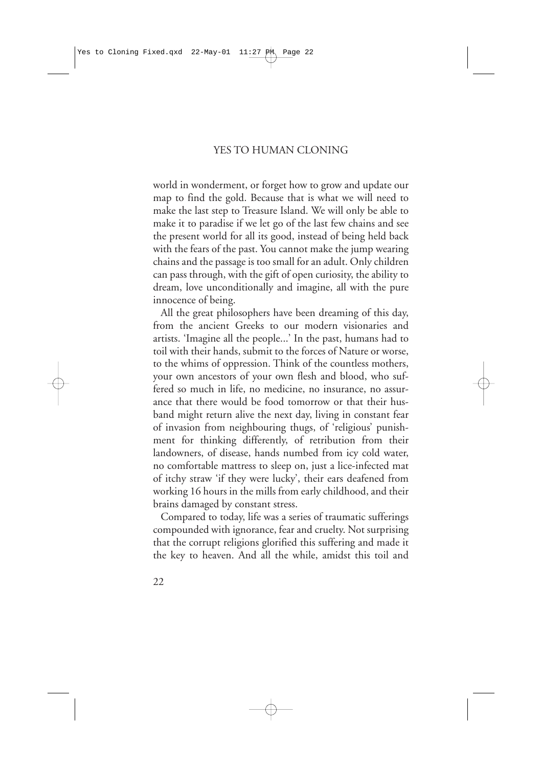world in wonderment, or forget how to grow and update our map to find the gold. Because that is what we will need to make the last step to Treasure Island. We will only be able to make it to paradise if we let go of the last few chains and see the present world for all its good, instead of being held back with the fears of the past. You cannot make the jump wearing chains and the passage is too small for an adult. Only children can pass through, with the gift of open curiosity, the ability to dream, love unconditionally and imagine, all with the pure innocence of being.

All the great philosophers have been dreaming of this day, from the ancient Greeks to our modern visionaries and artists. 'Imagine all the people...' In the past, humans had to toil with their hands, submit to the forces of Nature or worse, to the whims of oppression. Think of the countless mothers, your own ancestors of your own flesh and blood, who suffered so much in life, no medicine, no insurance, no assurance that there would be food tomorrow or that their husband might return alive the next day, living in constant fear of invasion from neighbouring thugs, of 'religious' punishment for thinking differently, of retribution from their landowners, of disease, hands numbed from icy cold water, no comfortable mattress to sleep on, just a lice-infected mat of itchy straw 'if they were lucky', their ears deafened from working 16 hours in the mills from early childhood, and their brains damaged by constant stress.

Compared to today, life was a series of traumatic sufferings compounded with ignorance, fear and cruelty. Not surprising that the corrupt religions glorified this suffering and made it the key to heaven. And all the while, amidst this toil and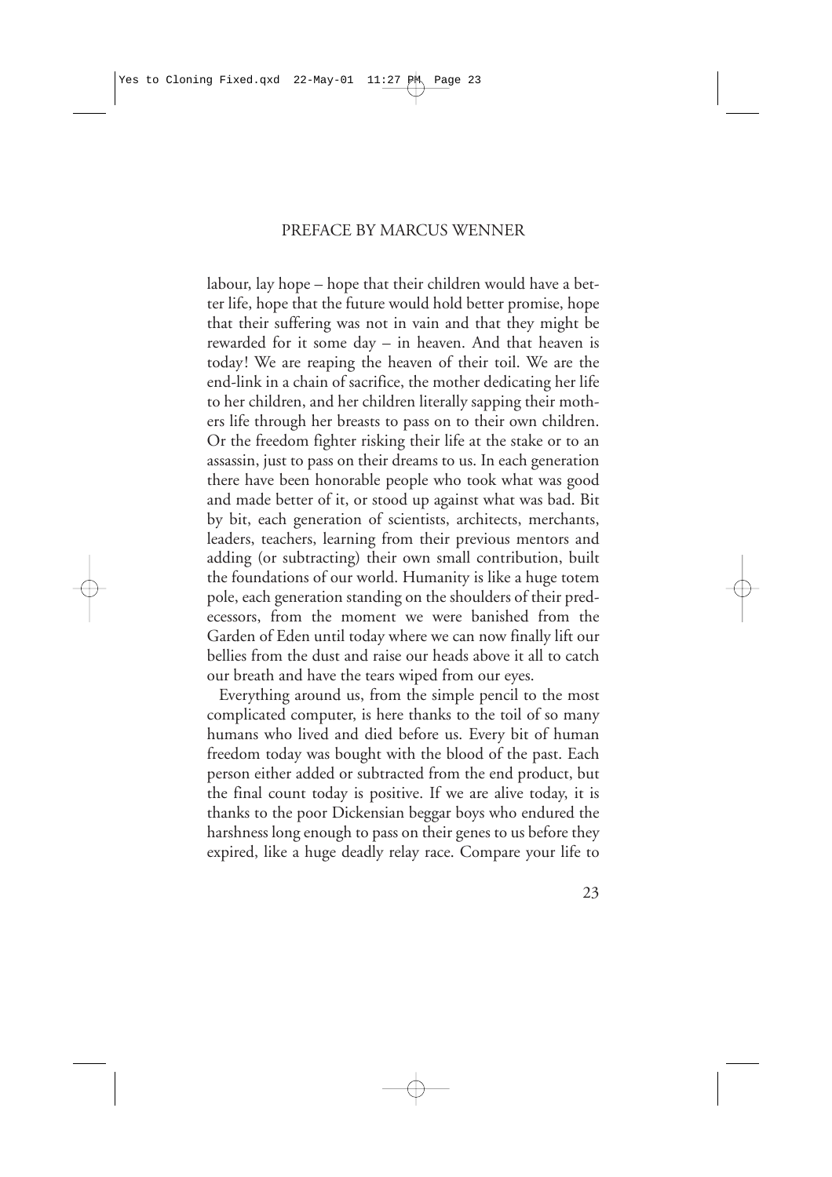labour, lay hope – hope that their children would have a better life, hope that the future would hold better promise, hope that their suffering was not in vain and that they might be rewarded for it some day – in heaven. And that heaven is today! We are reaping the heaven of their toil. We are the end-link in a chain of sacrifice, the mother dedicating her life to her children, and her children literally sapping their mothers life through her breasts to pass on to their own children. Or the freedom fighter risking their life at the stake or to an assassin, just to pass on their dreams to us. In each generation there have been honorable people who took what was good and made better of it, or stood up against what was bad. Bit by bit, each generation of scientists, architects, merchants, leaders, teachers, learning from their previous mentors and adding (or subtracting) their own small contribution, built the foundations of our world. Humanity is like a huge totem pole, each generation standing on the shoulders of their predecessors, from the moment we were banished from the Garden of Eden until today where we can now finally lift our bellies from the dust and raise our heads above it all to catch our breath and have the tears wiped from our eyes.

Everything around us, from the simple pencil to the most complicated computer, is here thanks to the toil of so many humans who lived and died before us. Every bit of human freedom today was bought with the blood of the past. Each person either added or subtracted from the end product, but the final count today is positive. If we are alive today, it is thanks to the poor Dickensian beggar boys who endured the harshness long enough to pass on their genes to us before they expired, like a huge deadly relay race. Compare your life to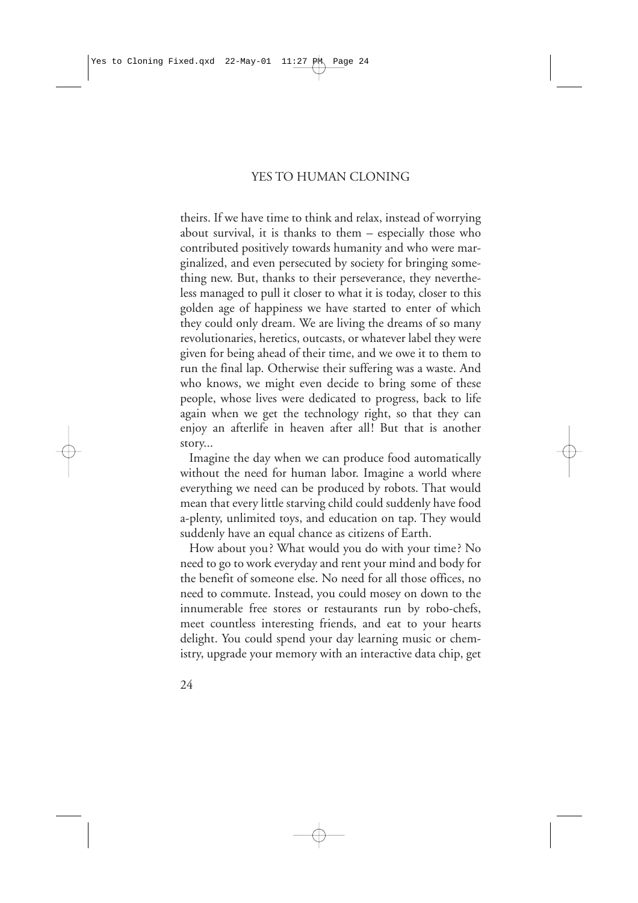theirs. If we have time to think and relax, instead of worrying about survival, it is thanks to them – especially those who contributed positively towards humanity and who were marginalized, and even persecuted by society for bringing something new. But, thanks to their perseverance, they nevertheless managed to pull it closer to what it is today, closer to this golden age of happiness we have started to enter of which they could only dream. We are living the dreams of so many revolutionaries, heretics, outcasts, or whatever label they were given for being ahead of their time, and we owe it to them to run the final lap. Otherwise their suffering was a waste. And who knows, we might even decide to bring some of these people, whose lives were dedicated to progress, back to life again when we get the technology right, so that they can enjoy an afterlife in heaven after all! But that is another story...

Imagine the day when we can produce food automatically without the need for human labor. Imagine a world where everything we need can be produced by robots. That would mean that every little starving child could suddenly have food a-plenty, unlimited toys, and education on tap. They would suddenly have an equal chance as citizens of Earth.

How about you? What would you do with your time? No need to go to work everyday and rent your mind and body for the benefit of someone else. No need for all those offices, no need to commute. Instead, you could mosey on down to the innumerable free stores or restaurants run by robo-chefs, meet countless interesting friends, and eat to your hearts delight. You could spend your day learning music or chemistry, upgrade your memory with an interactive data chip, get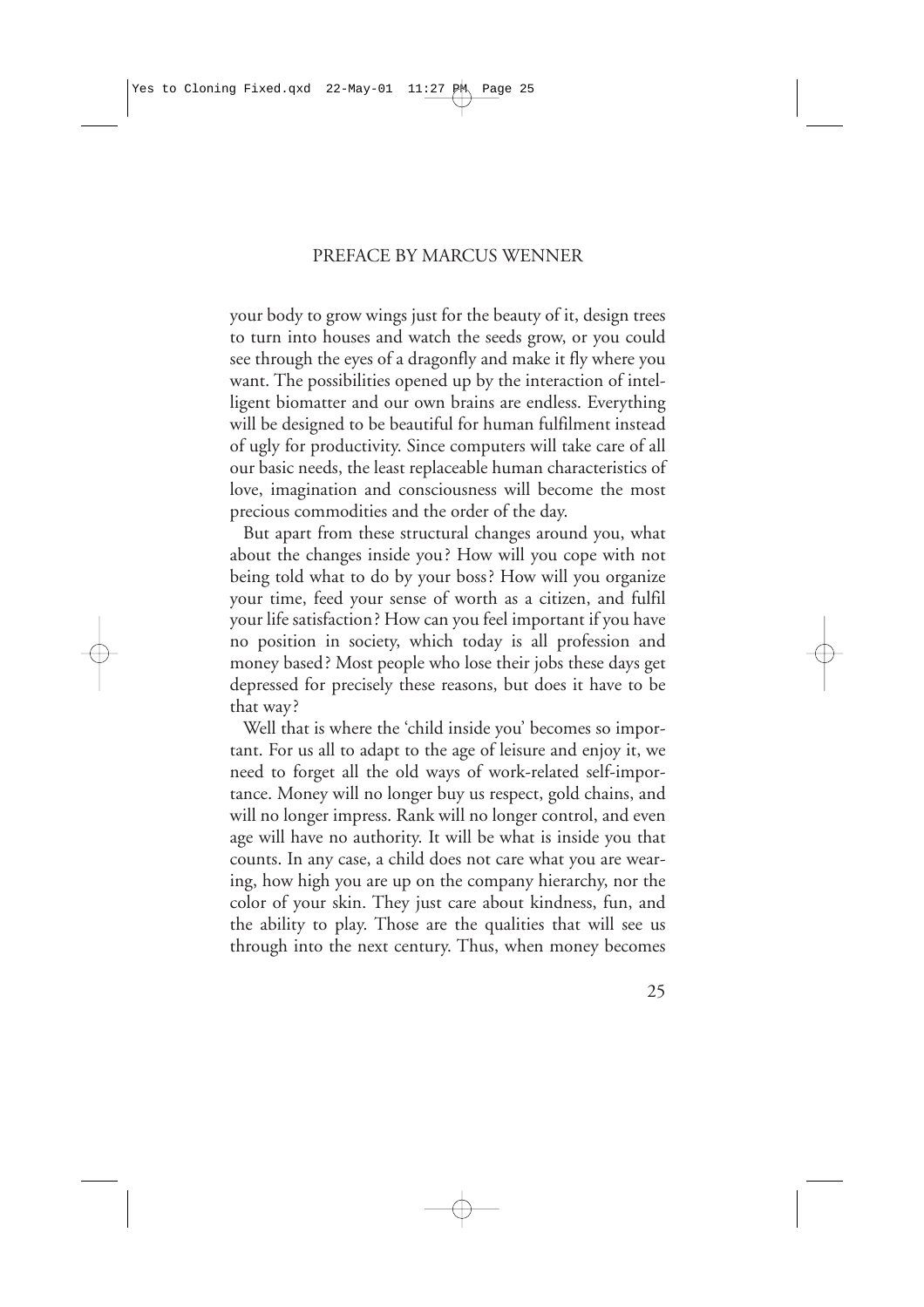your body to grow wings just for the beauty of it, design trees to turn into houses and watch the seeds grow, or you could see through the eyes of a dragonfly and make it fly where you want. The possibilities opened up by the interaction of intelligent biomatter and our own brains are endless. Everything will be designed to be beautiful for human fulfilment instead of ugly for productivity. Since computers will take care of all our basic needs, the least replaceable human characteristics of love, imagination and consciousness will become the most precious commodities and the order of the day.

But apart from these structural changes around you, what about the changes inside you? How will you cope with not being told what to do by your boss? How will you organize your time, feed your sense of worth as a citizen, and fulfil your life satisfaction? How can you feel important if you have no position in society, which today is all profession and money based? Most people who lose their jobs these days get depressed for precisely these reasons, but does it have to be that way?

Well that is where the 'child inside you' becomes so important. For us all to adapt to the age of leisure and enjoy it, we need to forget all the old ways of work-related self-importance. Money will no longer buy us respect, gold chains, and will no longer impress. Rank will no longer control, and even age will have no authority. It will be what is inside you that counts. In any case, a child does not care what you are wearing, how high you are up on the company hierarchy, nor the color of your skin. They just care about kindness, fun, and the ability to play. Those are the qualities that will see us through into the next century. Thus, when money becomes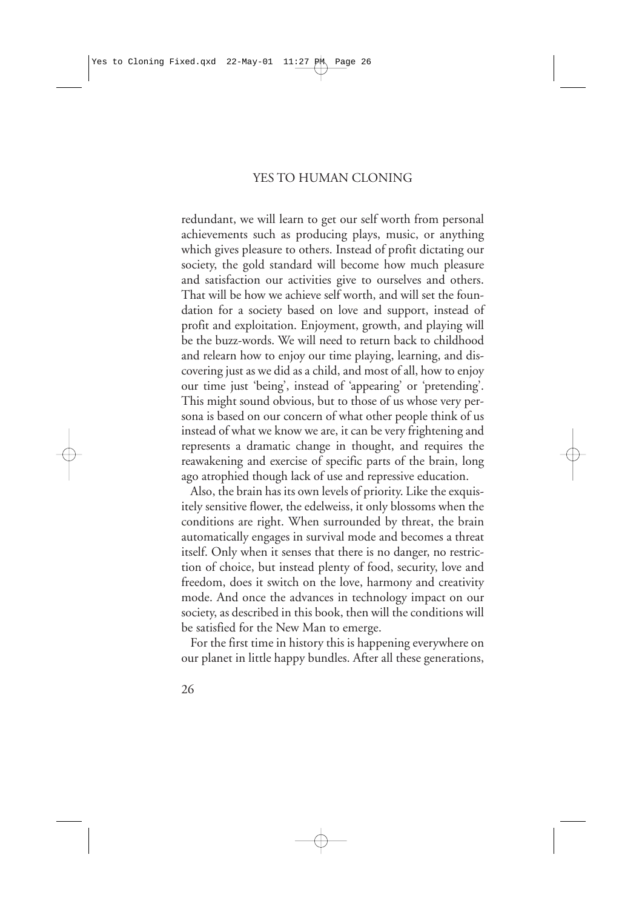redundant, we will learn to get our self worth from personal achievements such as producing plays, music, or anything which gives pleasure to others. Instead of profit dictating our society, the gold standard will become how much pleasure and satisfaction our activities give to ourselves and others. That will be how we achieve self worth, and will set the foundation for a society based on love and support, instead of profit and exploitation. Enjoyment, growth, and playing will be the buzz-words. We will need to return back to childhood and relearn how to enjoy our time playing, learning, and discovering just as we did as a child, and most of all, how to enjoy our time just 'being', instead of 'appearing' or 'pretending'. This might sound obvious, but to those of us whose very persona is based on our concern of what other people think of us instead of what we know we are, it can be very frightening and represents a dramatic change in thought, and requires the reawakening and exercise of specific parts of the brain, long ago atrophied though lack of use and repressive education.

Also, the brain has its own levels of priority. Like the exquisitely sensitive flower, the edelweiss, it only blossoms when the conditions are right. When surrounded by threat, the brain automatically engages in survival mode and becomes a threat itself. Only when it senses that there is no danger, no restriction of choice, but instead plenty of food, security, love and freedom, does it switch on the love, harmony and creativity mode. And once the advances in technology impact on our society, as described in this book, then will the conditions will be satisfied for the New Man to emerge.

For the first time in history this is happening everywhere on our planet in little happy bundles. After all these generations,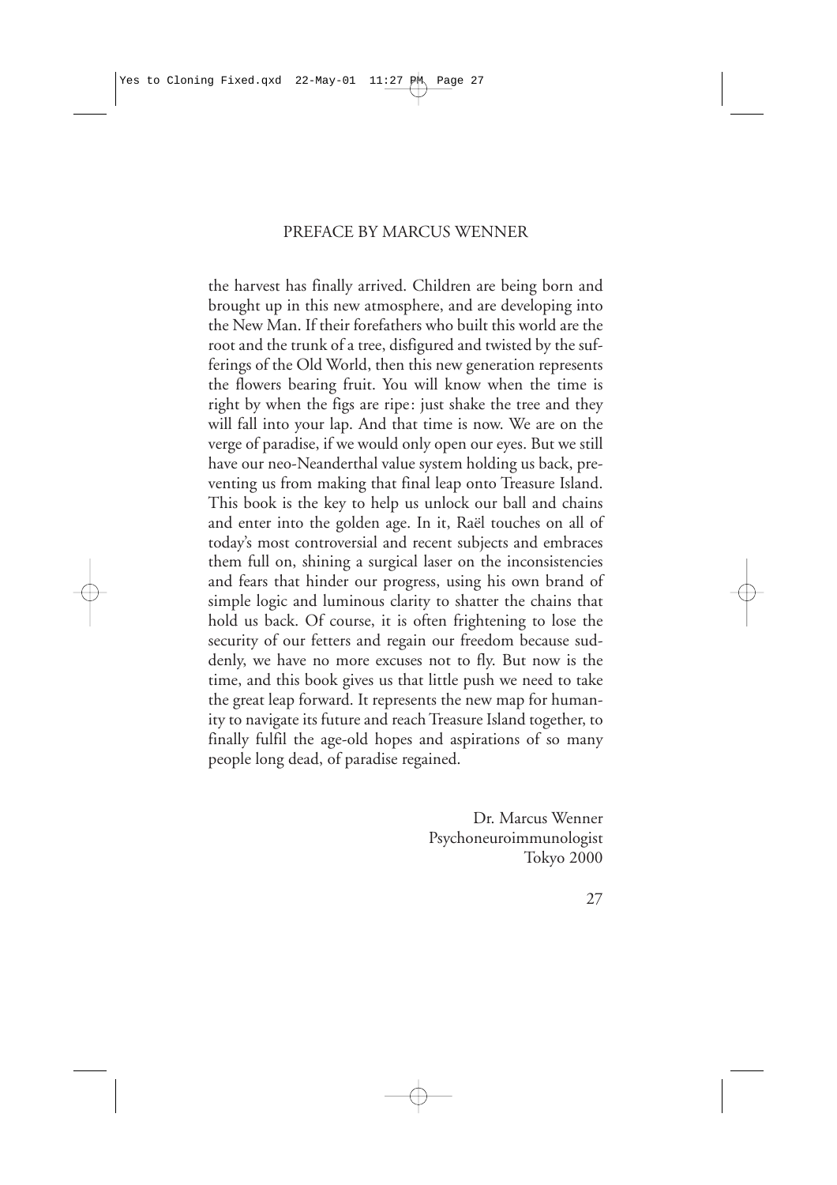the harvest has finally arrived. Children are being born and brought up in this new atmosphere, and are developing into the New Man. If their forefathers who built this world are the root and the trunk of a tree, disfigured and twisted by the sufferings of the Old World, then this new generation represents the flowers bearing fruit. You will know when the time is right by when the figs are ripe: just shake the tree and they will fall into your lap. And that time is now. We are on the verge of paradise, if we would only open our eyes. But we still have our neo-Neanderthal value system holding us back, preventing us from making that final leap onto Treasure Island. This book is the key to help us unlock our ball and chains and enter into the golden age. In it, Raël touches on all of today's most controversial and recent subjects and embraces them full on, shining a surgical laser on the inconsistencies and fears that hinder our progress, using his own brand of simple logic and luminous clarity to shatter the chains that hold us back. Of course, it is often frightening to lose the security of our fetters and regain our freedom because suddenly, we have no more excuses not to fly. But now is the time, and this book gives us that little push we need to take the great leap forward. It represents the new map for humanity to navigate its future and reach Treasure Island together, to finally fulfil the age-old hopes and aspirations of so many people long dead, of paradise regained.

Dr. Marcus Wenner
Psychoneuroimmunologist
Tokyo 2000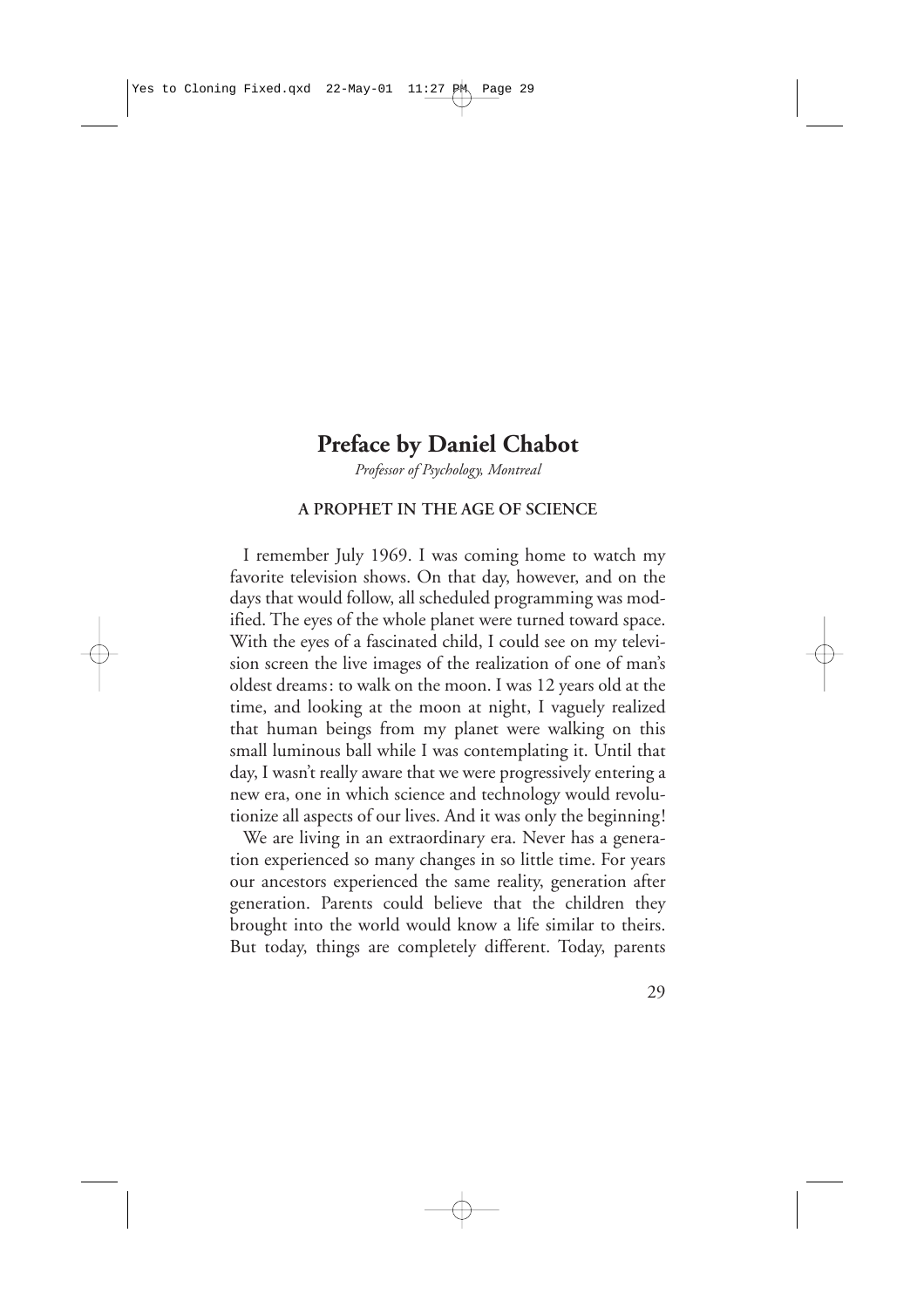# Preface by Daniel Chabot

*Professor of Psychology, Montreal*

## A PROPHET IN THE AGE OF SCIENCE

I remember July 1969. I was coming home to watch my favorite television shows. On that day, however, and on the days that would follow, all scheduled programming was modified. The eyes of the whole planet were turned toward space. With the eyes of a fascinated child, I could see on my television screen the live images of the realization of one of man's oldest dreams: to walk on the moon. I was 12 years old at the time, and looking at the moon at night, I vaguely realized that human beings from my planet were walking on this small luminous ball while I was contemplating it. Until that day, I wasn't really aware that we were progressively entering a new era, one in which science and technology would revolutionize all aspects of our lives. And it was only the beginning!

We are living in an extraordinary era. Never has a generation experienced so many changes in so little time. For years our ancestors experienced the same reality, generation after generation. Parents could believe that the children they brought into the world would know a life similar to theirs. But today, things are completely different. Today, parents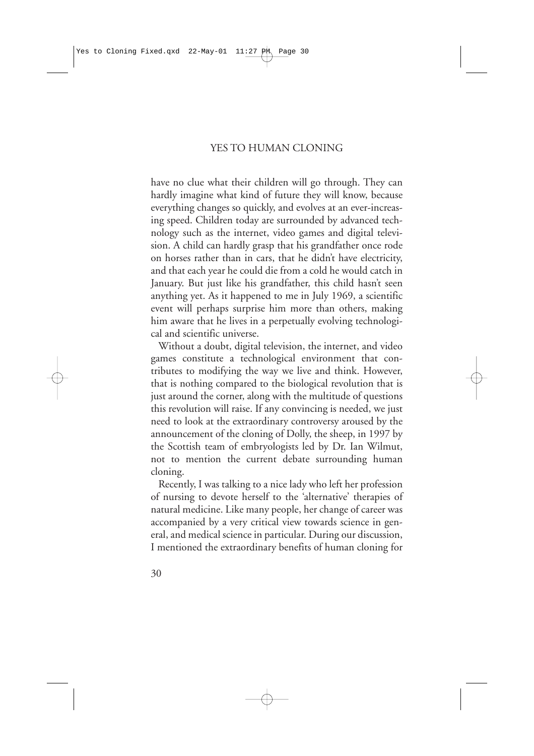have no clue what their children will go through. They can hardly imagine what kind of future they will know, because everything changes so quickly, and evolves at an ever-increasing speed. Children today are surrounded by advanced technology such as the internet, video games and digital television. A child can hardly grasp that his grandfather once rode on horses rather than in cars, that he didn't have electricity, and that each year he could die from a cold he would catch in January. But just like his grandfather, this child hasn't seen anything yet. As it happened to me in July 1969, a scientific event will perhaps surprise him more than others, making him aware that he lives in a perpetually evolving technological and scientific universe.

Without a doubt, digital television, the internet, and video games constitute a technological environment that contributes to modifying the way we live and think. However, that is nothing compared to the biological revolution that is just around the corner, along with the multitude of questions this revolution will raise. If any convincing is needed, we just need to look at the extraordinary controversy aroused by the announcement of the cloning of Dolly, the sheep, in 1997 by the Scottish team of embryologists led by Dr. Ian Wilmut, not to mention the current debate surrounding human cloning.

Recently, I was talking to a nice lady who left her profession of nursing to devote herself to the 'alternative' therapies of natural medicine. Like many people, her change of career was accompanied by a very critical view towards science in general, and medical science in particular. During our discussion, I mentioned the extraordinary benefits of human cloning for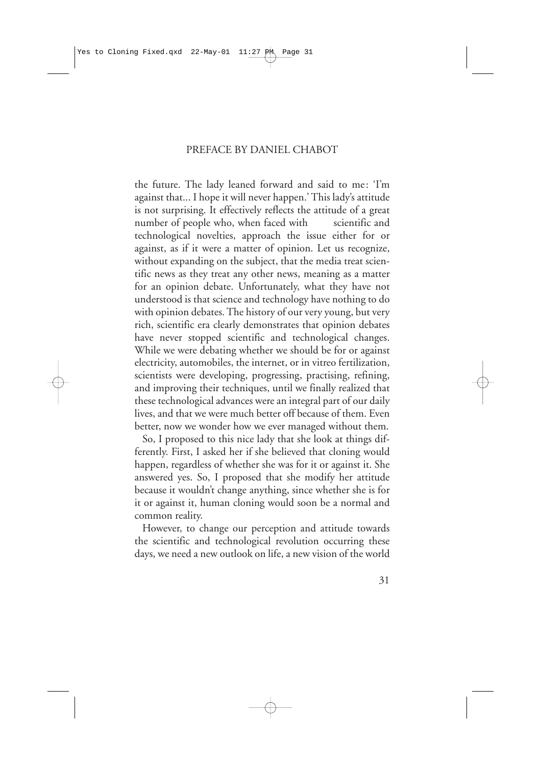the future. The lady leaned forward and said to me: 'I'm against that... I hope it will never happen.' This lady's attitude is not surprising. It effectively reflects the attitude of a great number of people who, when faced with scientific and technological novelties, approach the issue either for or against, as if it were a matter of opinion. Let us recognize, without expanding on the subject, that the media treat scientific news as they treat any other news, meaning as a matter for an opinion debate. Unfortunately, what they have not understood is that science and technology have nothing to do with opinion debates. The history of our very young, but very rich, scientific era clearly demonstrates that opinion debates have never stopped scientific and technological changes. While we were debating whether we should be for or against electricity, automobiles, the internet, or in vitreo fertilization, scientists were developing, progressing, practising, refining, and improving their techniques, until we finally realized that these technological advances were an integral part of our daily lives, and that we were much better off because of them. Even better, now we wonder how we ever managed without them.

So, I proposed to this nice lady that she look at things differently. First, I asked her if she believed that cloning would happen, regardless of whether she was for it or against it. She answered yes. So, I proposed that she modify her attitude because it wouldn't change anything, since whether she is for it or against it, human cloning would soon be a normal and common reality.

However, to change our perception and attitude towards the scientific and technological revolution occurring these days, we need a new outlook on life, a new vision of the world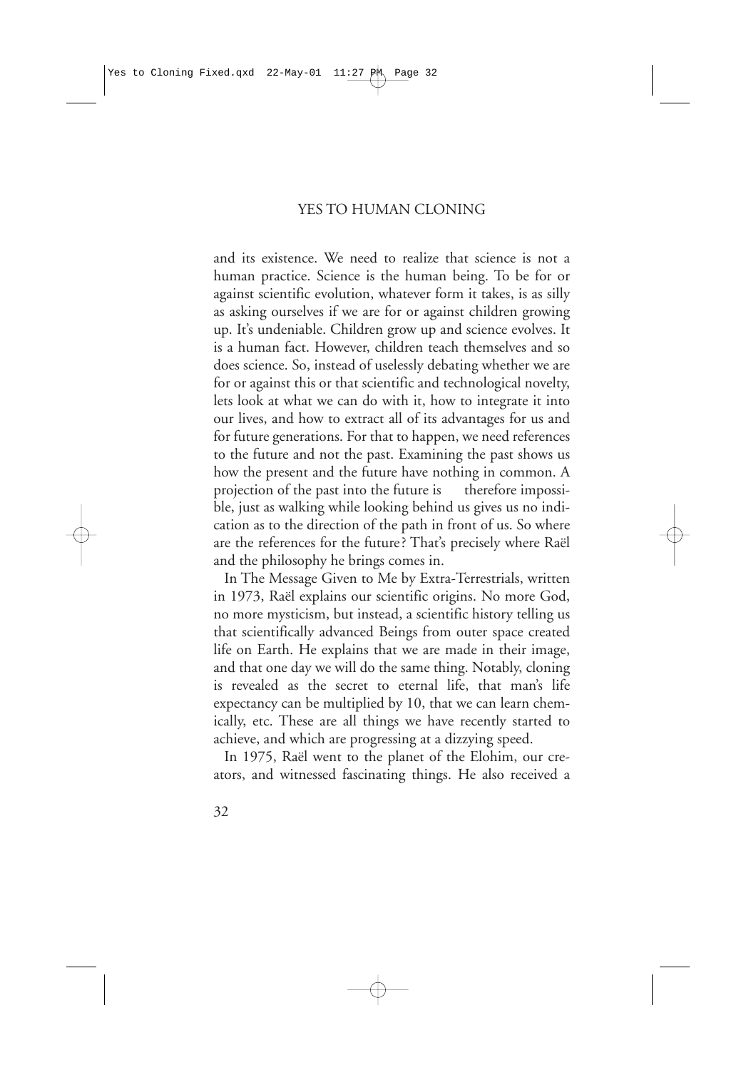and its existence. We need to realize that science is not a human practice. Science is the human being. To be for or against scientific evolution, whatever form it takes, is as silly as asking ourselves if we are for or against children growing up. It's undeniable. Children grow up and science evolves. It is a human fact. However, children teach themselves and so does science. So, instead of uselessly debating whether we are for or against this or that scientific and technological novelty, lets look at what we can do with it, how to integrate it into our lives, and how to extract all of its advantages for us and for future generations. For that to happen, we need references to the future and not the past. Examining the past shows us how the present and the future have nothing in common. A projection of the past into the future is therefore impossible, just as walking while looking behind us gives us no indication as to the direction of the path in front of us. So where are the references for the future? That's precisely where Raël and the philosophy he brings comes in.

In The Message Given to Me by Extra-Terrestrials, written in 1973, Raël explains our scientific origins. No more God, no more mysticism, but instead, a scientific history telling us that scientifically advanced Beings from outer space created life on Earth. He explains that we are made in their image, and that one day we will do the same thing. Notably, cloning is revealed as the secret to eternal life, that man's life expectancy can be multiplied by 10, that we can learn chemically, etc. These are all things we have recently started to achieve, and which are progressing at a dizzying speed.

In 1975, Raël went to the planet of the Elohim, our creators, and witnessed fascinating things. He also received a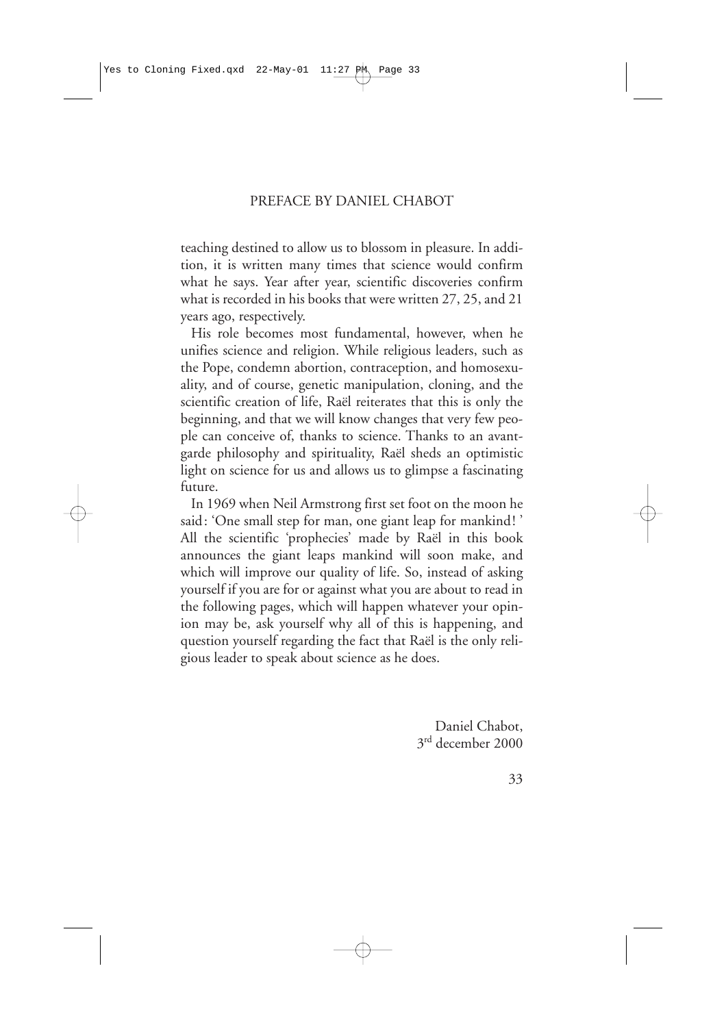teaching destined to allow us to blossom in pleasure. In addition, it is written many times that science would confirm what he says. Year after year, scientific discoveries confirm what is recorded in his books that were written 27, 25, and 21 years ago, respectively.

His role becomes most fundamental, however, when he unifies science and religion. While religious leaders, such as the Pope, condemn abortion, contraception, and homosexuality, and of course, genetic manipulation, cloning, and the scientific creation of life, Raël reiterates that this is only the beginning, and that we will know changes that very few people can conceive of, thanks to science. Thanks to an avant-garde philosophy and spirituality, Raël sheds an optimistic light on science for us and allows us to glimpse a fascinating future.

In 1969 when Neil Armstrong first set foot on the moon he said: 'One small step for man, one giant leap for mankind! ' All the scientific 'prophecies' made by Raël in this book announces the giant leaps mankind will soon make, and which will improve our quality of life. So, instead of asking yourself if you are for or against what you are about to read in the following pages, which will happen whatever your opinion may be, ask yourself why all of this is happening, and question yourself regarding the fact that Raël is the only religious leader to speak about science as he does.

Daniel Chabot,
3rd december 2000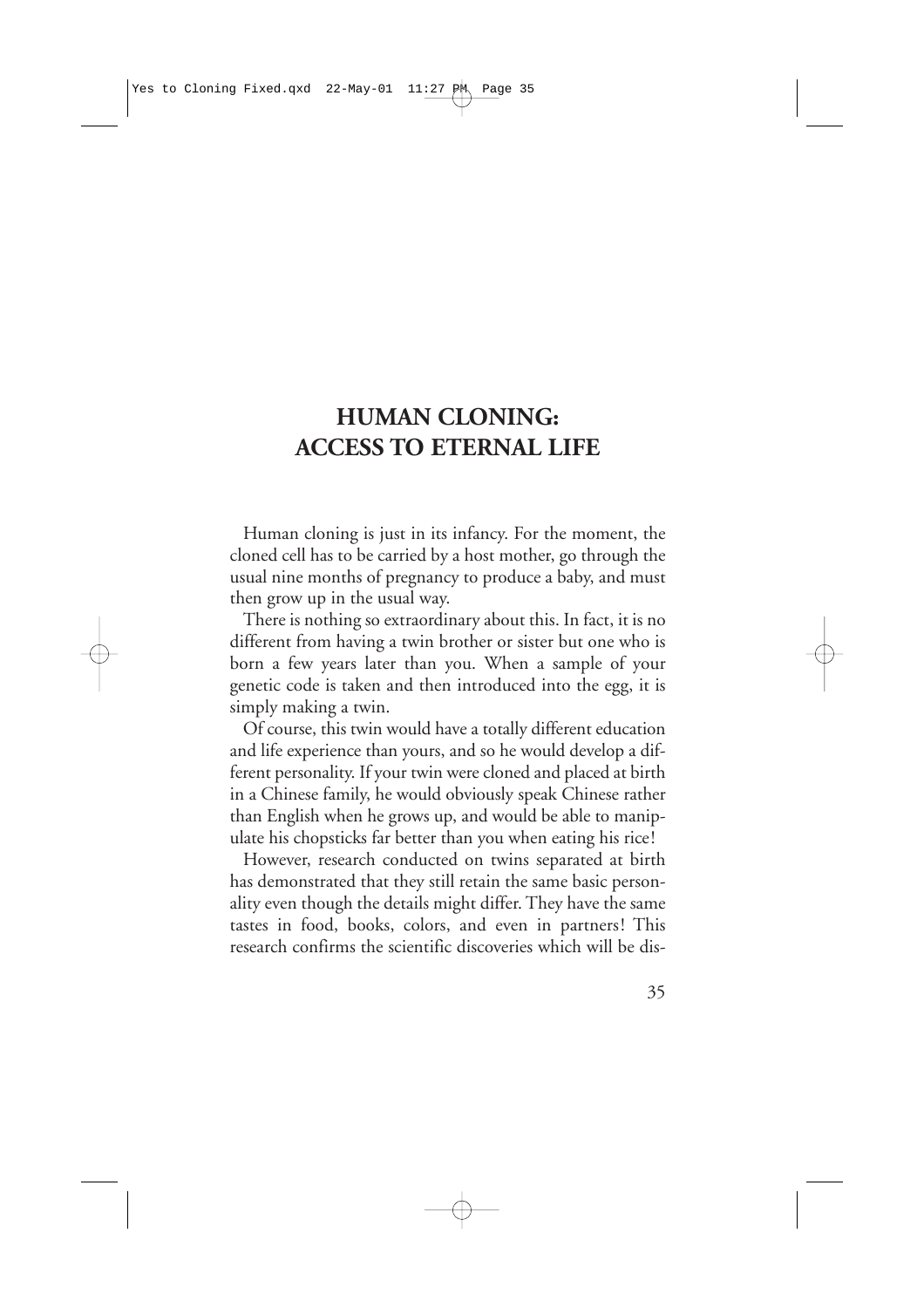# HUMAN CLONING: ACCESS TO ETERNAL LIFE

Human cloning is just in its infancy. For the moment, the cloned cell has to be carried by a host mother, go through the usual nine months of pregnancy to produce a baby, and must then grow up in the usual way.

There is nothing so extraordinary about this. In fact, it is no different from having a twin brother or sister but one who is born a few years later than you. When a sample of your genetic code is taken and then introduced into the egg, it is simply making a twin.

Of course, this twin would have a totally different education and life experience than yours, and so he would develop a different personality. If your twin were cloned and placed at birth in a Chinese family, he would obviously speak Chinese rather than English when he grows up, and would be able to manipulate his chopsticks far better than you when eating his rice!

However, research conducted on twins separated at birth has demonstrated that they still retain the same basic personality even though the details might differ. They have the same tastes in food, books, colors, and even in partners! This research confirms the scientific discoveries which will be dis-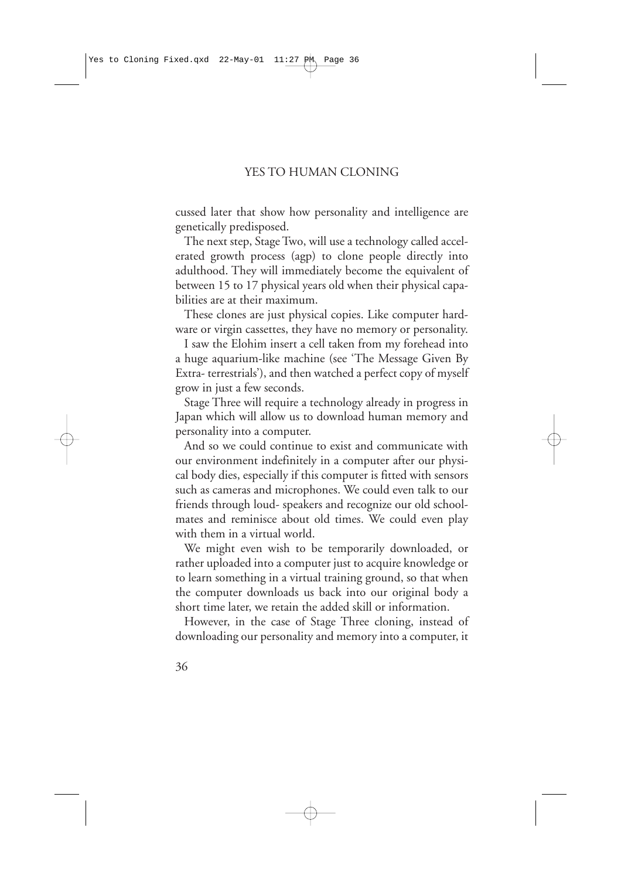cussed later that show how personality and intelligence are genetically predisposed.

The next step, Stage Two, will use a technology called accelerated growth process (agp) to clone people directly into adulthood. They will immediately become the equivalent of between 15 to 17 physical years old when their physical capabilities are at their maximum.

These clones are just physical copies. Like computer hardware or virgin cassettes, they have no memory or personality.

I saw the Elohim insert a cell taken from my forehead into a huge aquarium-like machine (see 'The Message Given By Extra- terrestrials'), and then watched a perfect copy of myself grow in just a few seconds.

Stage Three will require a technology already in progress in Japan which will allow us to download human memory and personality into a computer.

And so we could continue to exist and communicate with our environment indefinitely in a computer after our physical body dies, especially if this computer is fitted with sensors such as cameras and microphones. We could even talk to our friends through loud- speakers and recognize our old schoolmates and reminisce about old times. We could even play with them in a virtual world.

We might even wish to be temporarily downloaded, or rather uploaded into a computer just to acquire knowledge or to learn something in a virtual training ground, so that when the computer downloads us back into our original body a short time later, we retain the added skill or information.

However, in the case of Stage Three cloning, instead of downloading our personality and memory into a computer, it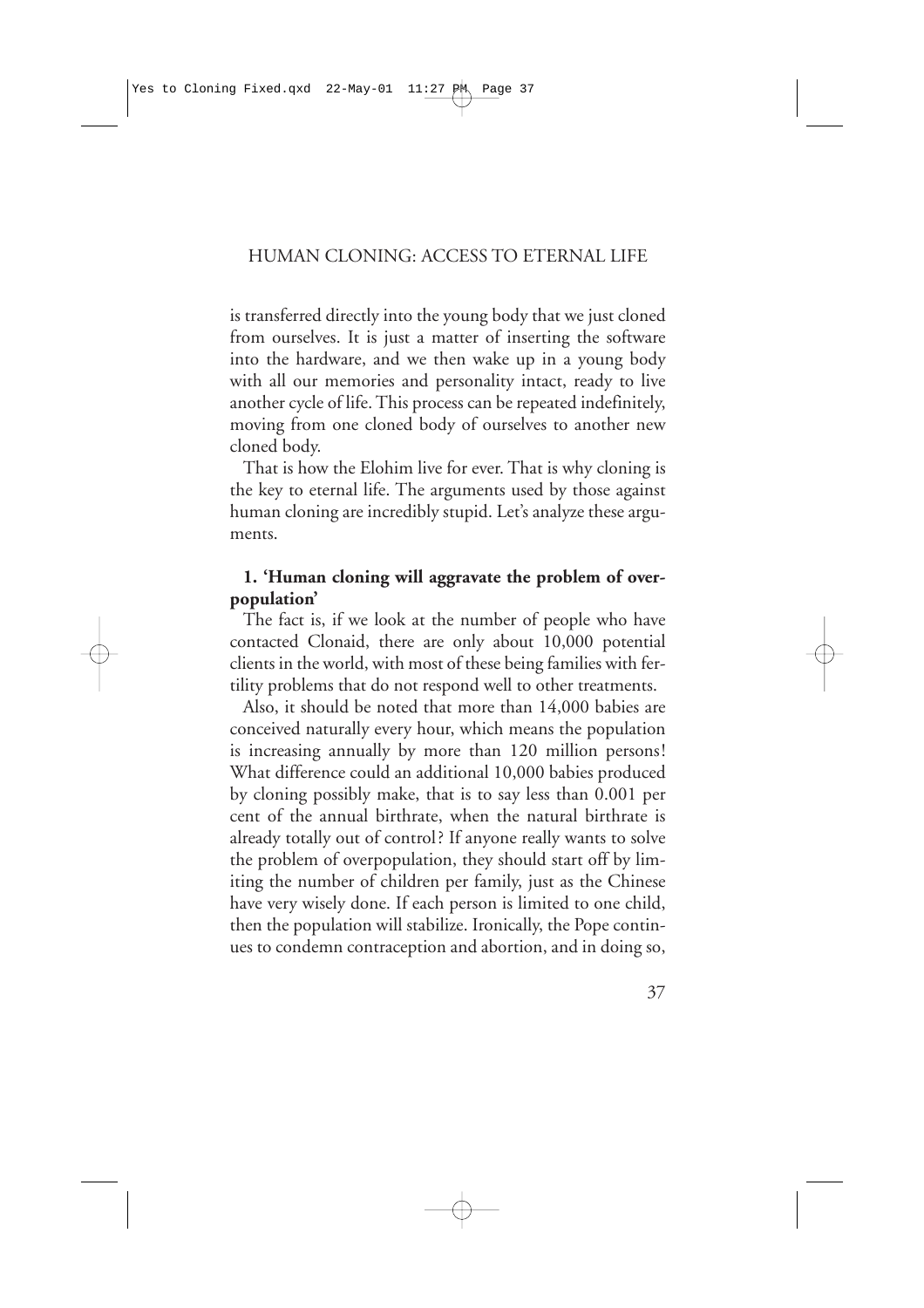is transferred directly into the young body that we just cloned from ourselves. It is just a matter of inserting the software into the hardware, and we then wake up in a young body with all our memories and personality intact, ready to live another cycle of life. This process can be repeated indefinitely, moving from one cloned body of ourselves to another new cloned body.

That is how the Elohim live for ever. That is why cloning is the key to eternal life. The arguments used by those against human cloning are incredibly stupid. Let's analyze these arguments.

### 1. 'Human cloning will aggravate the problem of overpopulation'

The fact is, if we look at the number of people who have contacted Clonaid, there are only about 10,000 potential clients in the world, with most of these being families with fertility problems that do not respond well to other treatments.

Also, it should be noted that more than 14,000 babies are conceived naturally every hour, which means the population is increasing annually by more than 120 million persons! What difference could an additional 10,000 babies produced by cloning possibly make, that is to say less than 0.001 per cent of the annual birthrate, when the natural birthrate is already totally out of control? If anyone really wants to solve the problem of overpopulation, they should start off by limiting the number of children per family, just as the Chinese have very wisely done. If each person is limited to one child, then the population will stabilize. Ironically, the Pope continues to condemn contraception and abortion, and in doing so,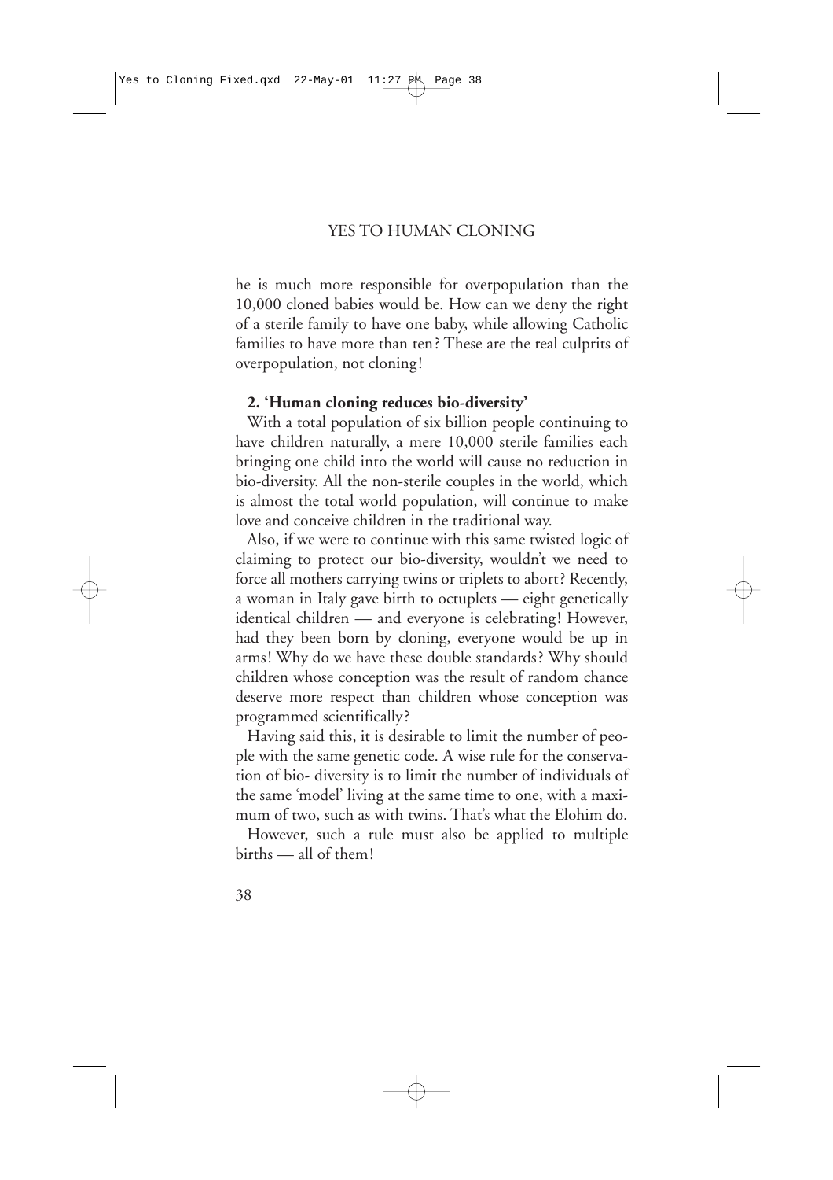he is much more responsible for overpopulation than the 10,000 cloned babies would be. How can we deny the right of a sterile family to have one baby, while allowing Catholic families to have more than ten? These are the real culprits of overpopulation, not cloning!

**2. 'Human cloning reduces bio-diversity'**

With a total population of six billion people continuing to have children naturally, a mere 10,000 sterile families each bringing one child into the world will cause no reduction in bio-diversity. All the non-sterile couples in the world, which is almost the total world population, will continue to make love and conceive children in the traditional way.

Also, if we were to continue with this same twisted logic of claiming to protect our bio-diversity, wouldn't we need to force all mothers carrying twins or triplets to abort? Recently, a woman in Italy gave birth to octuplets — eight genetically identical children — and everyone is celebrating! However, had they been born by cloning, everyone would be up in arms! Why do we have these double standards? Why should children whose conception was the result of random chance deserve more respect than children whose conception was programmed scientifically?

Having said this, it is desirable to limit the number of people with the same genetic code. A wise rule for the conservation of bio- diversity is to limit the number of individuals of the same 'model' living at the same time to one, with a maximum of two, such as with twins. That's what the Elohim do.

However, such a rule must also be applied to multiple births — all of them!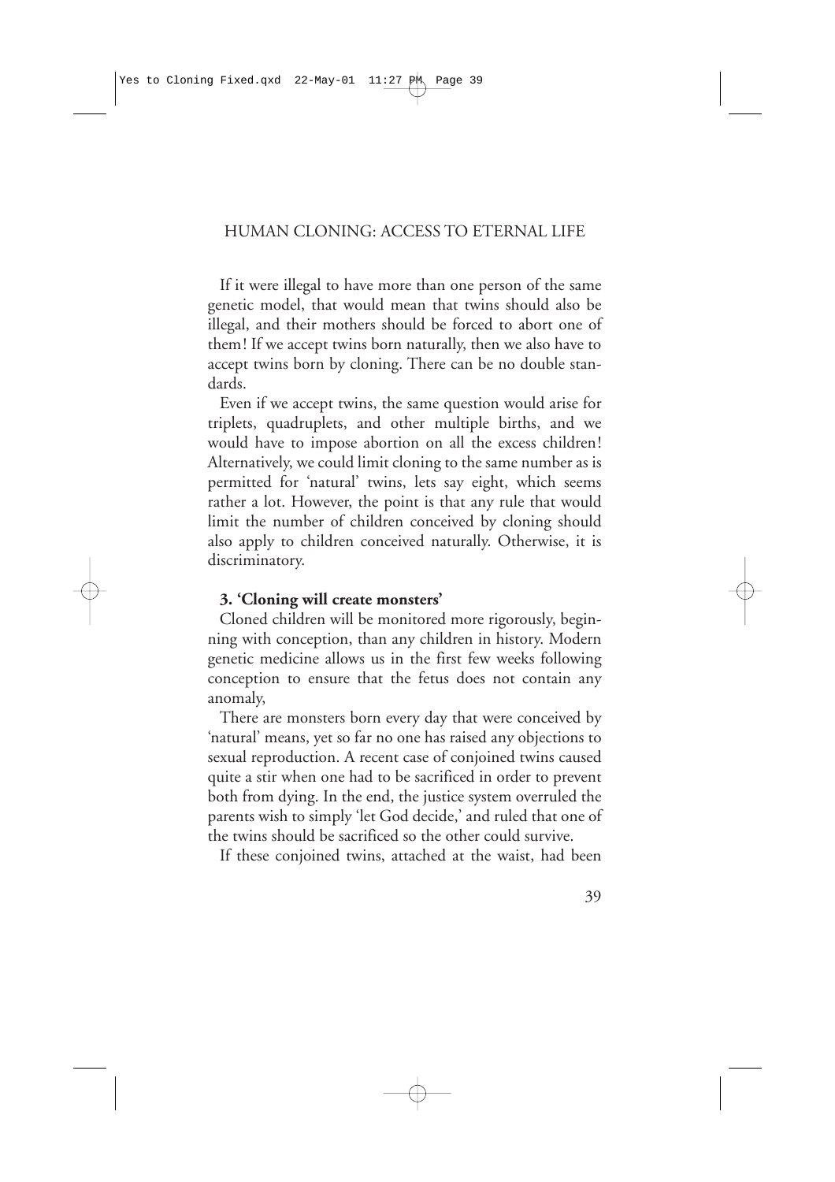If it were illegal to have more than one person of the same genetic model, that would mean that twins should also be illegal, and their mothers should be forced to abort one of them! If we accept twins born naturally, then we also have to accept twins born by cloning. There can be no double standards.

Even if we accept twins, the same question would arise for triplets, quadruplets, and other multiple births, and we would have to impose abortion on all the excess children! Alternatively, we could limit cloning to the same number as is permitted for 'natural' twins, lets say eight, which seems rather a lot. However, the point is that any rule that would limit the number of children conceived by cloning should also apply to children conceived naturally. Otherwise, it is discriminatory.

### 3. 'Cloning will create monsters'

Cloned children will be monitored more rigorously, beginning with conception, than any children in history. Modern genetic medicine allows us in the first few weeks following conception to ensure that the fetus does not contain any anomaly,

There are monsters born every day that were conceived by 'natural' means, yet so far no one has raised any objections to sexual reproduction. A recent case of conjoined twins caused quite a stir when one had to be sacrificed in order to prevent both from dying. In the end, the justice system overruled the parents wish to simply 'let God decide,' and ruled that one of the twins should be sacrificed so the other could survive.

If these conjoined twins, attached at the waist, had been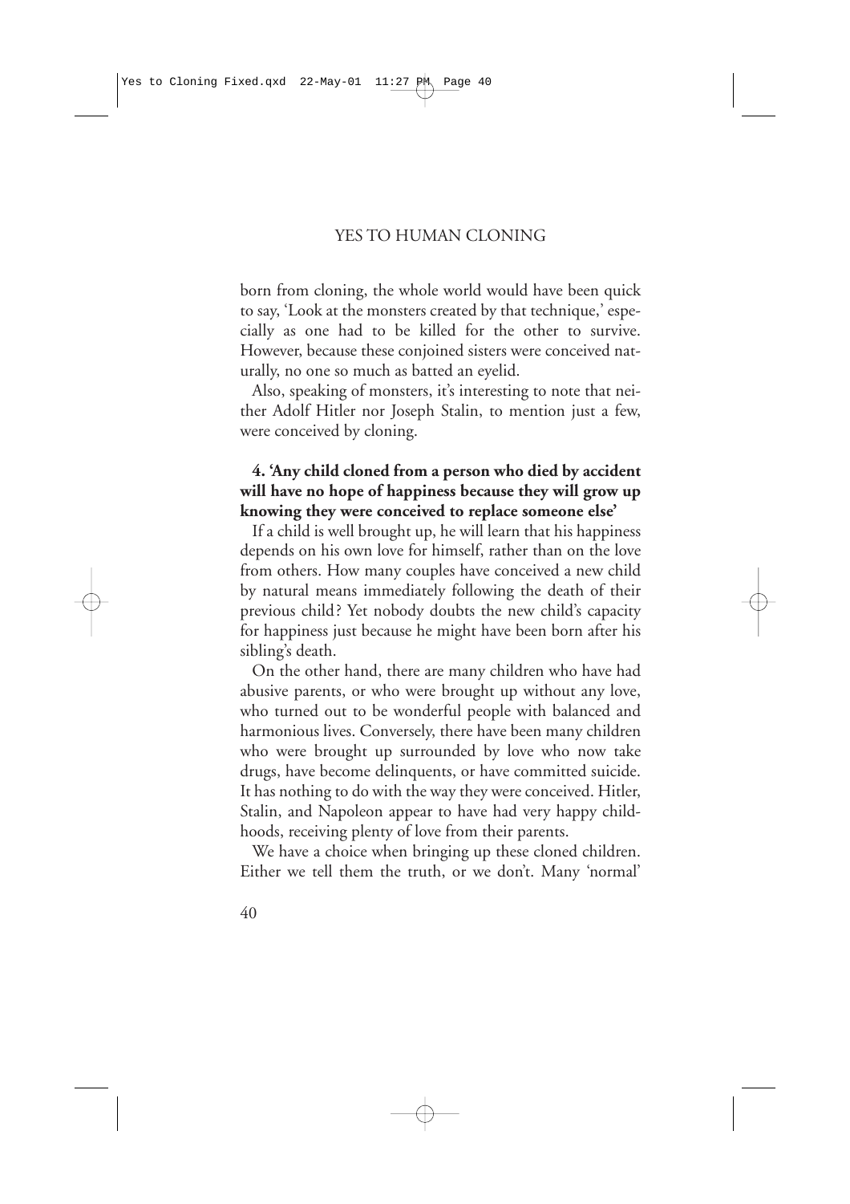born from cloning, the whole world would have been quick to say, 'Look at the monsters created by that technique,' especially as one had to be killed for the other to survive. However, because these conjoined sisters were conceived naturally, no one so much as batted an eyelid.

Also, speaking of monsters, it's interesting to note that neither Adolf Hitler nor Joseph Stalin, to mention just a few, were conceived by cloning.

**4. 'Any child cloned from a person who died by accident will have no hope of happiness because they will grow up knowing they were conceived to replace someone else'**

If a child is well brought up, he will learn that his happiness depends on his own love for himself, rather than on the love from others. How many couples have conceived a new child by natural means immediately following the death of their previous child? Yet nobody doubts the new child's capacity for happiness just because he might have been born after his sibling's death.

On the other hand, there are many children who have had abusive parents, or who were brought up without any love, who turned out to be wonderful people with balanced and harmonious lives. Conversely, there have been many children who were brought up surrounded by love who now take drugs, have become delinquents, or have committed suicide. It has nothing to do with the way they were conceived. Hitler, Stalin, and Napoleon appear to have had very happy childhoods, receiving plenty of love from their parents.

We have a choice when bringing up these cloned children. Either we tell them the truth, or we don't. Many 'normal'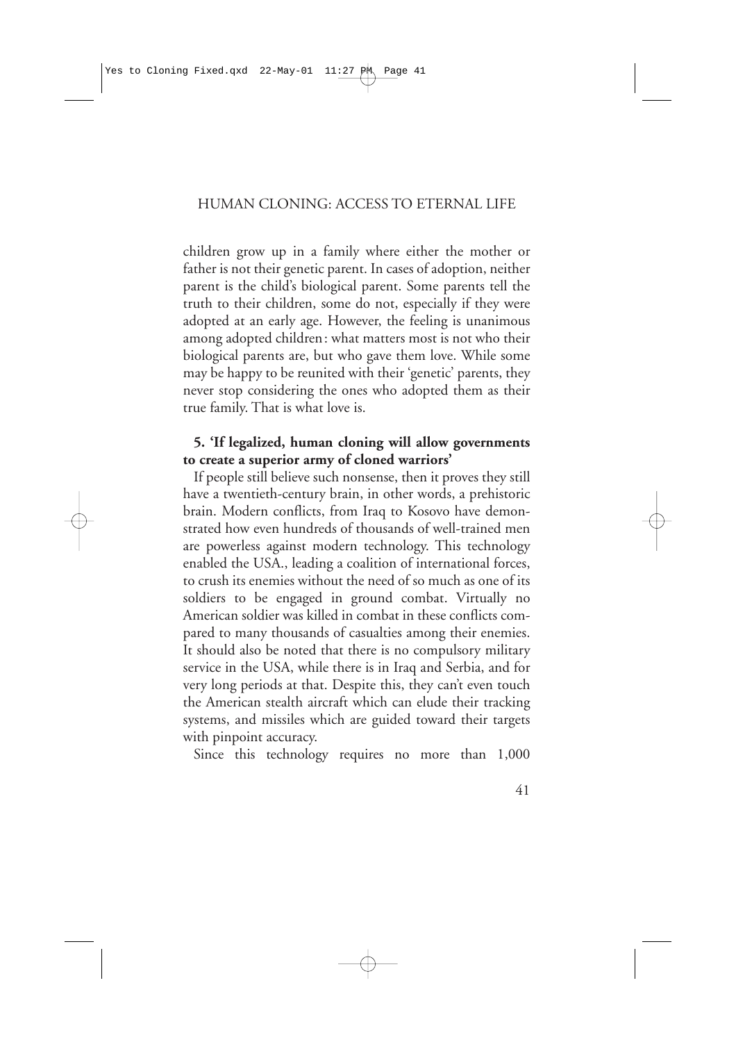children grow up in a family where either the mother or father is not their genetic parent. In cases of adoption, neither parent is the child's biological parent. Some parents tell the truth to their children, some do not, especially if they were adopted at an early age. However, the feeling is unanimous among adopted children: what matters most is not who their biological parents are, but who gave them love. While some may be happy to be reunited with their 'genetic' parents, they never stop considering the ones who adopted them as their true family. That is what love is.

**5. 'If legalized, human cloning will allow governments to create a superior army of cloned warriors'**

If people still believe such nonsense, then it proves they still have a twentieth-century brain, in other words, a prehistoric brain. Modern conflicts, from Iraq to Kosovo have demonstrated how even hundreds of thousands of well-trained men are powerless against modern technology. This technology enabled the USA., leading a coalition of international forces, to crush its enemies without the need of so much as one of its soldiers to be engaged in ground combat. Virtually no American soldier was killed in combat in these conflicts compared to many thousands of casualties among their enemies. It should also be noted that there is no compulsory military service in the USA, while there is in Iraq and Serbia, and for very long periods at that. Despite this, they can't even touch the American stealth aircraft which can elude their tracking systems, and missiles which are guided toward their targets with pinpoint accuracy.

Since this technology requires no more than 1,000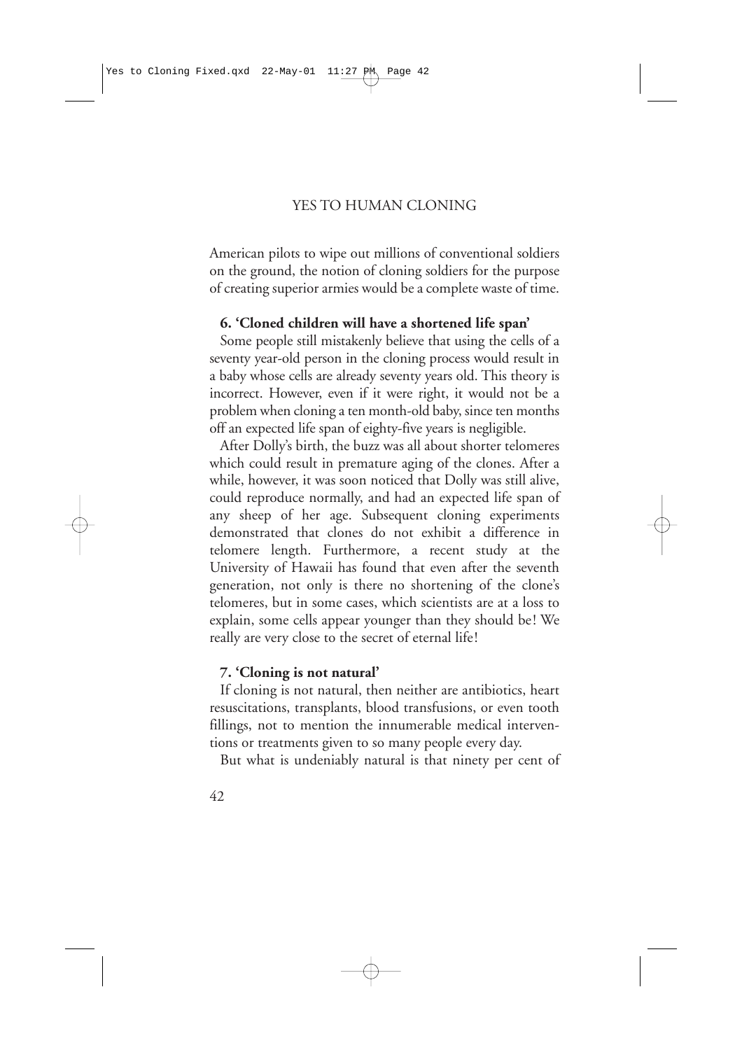American pilots to wipe out millions of conventional soldiers on the ground, the notion of cloning soldiers for the purpose of creating superior armies would be a complete waste of time.

**6. 'Cloned children will have a shortened life span'**

Some people still mistakenly believe that using the cells of a seventy year-old person in the cloning process would result in a baby whose cells are already seventy years old. This theory is incorrect. However, even if it were right, it would not be a problem when cloning a ten month-old baby, since ten months off an expected life span of eighty-five years is negligible.

After Dolly's birth, the buzz was all about shorter telomeres which could result in premature aging of the clones. After a while, however, it was soon noticed that Dolly was still alive, could reproduce normally, and had an expected life span of any sheep of her age. Subsequent cloning experiments demonstrated that clones do not exhibit a difference in telomere length. Furthermore, a recent study at the University of Hawaii has found that even after the seventh generation, not only is there no shortening of the clone's telomeres, but in some cases, which scientists are at a loss to explain, some cells appear younger than they should be! We really are very close to the secret of eternal life!

**7. 'Cloning is not natural'**

If cloning is not natural, then neither are antibiotics, heart resuscitations, transplants, blood transfusions, or even tooth fillings, not to mention the innumerable medical interventions or treatments given to so many people every day.

But what is undeniably natural is that ninety per cent of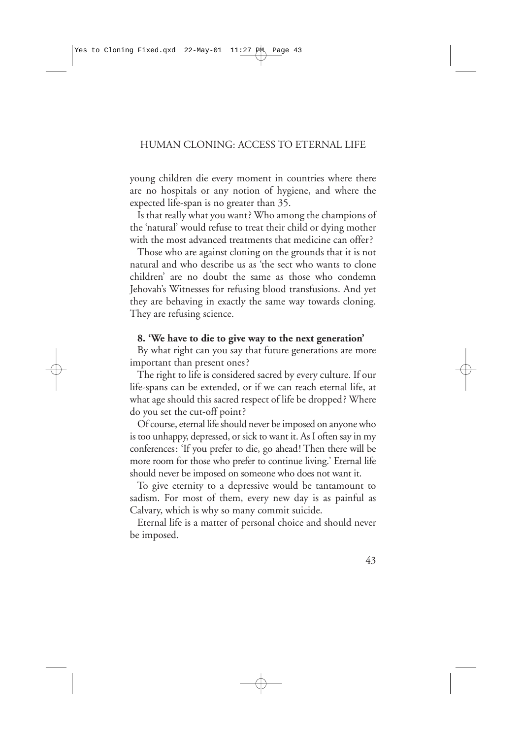young children die every moment in countries where there are no hospitals or any notion of hygiene, and where the expected life-span is no greater than 35.

Is that really what you want? Who among the champions of the 'natural' would refuse to treat their child or dying mother with the most advanced treatments that medicine can offer?

Those who are against cloning on the grounds that it is not natural and who describe us as 'the sect who wants to clone children' are no doubt the same as those who condemn Jehovah's Witnesses for refusing blood transfusions. And yet they are behaving in exactly the same way towards cloning. They are refusing science.

**8. 'We have to die to give way to the next generation'**

By what right can you say that future generations are more important than present ones?

The right to life is considered sacred by every culture. If our life-spans can be extended, or if we can reach eternal life, at what age should this sacred respect of life be dropped? Where do you set the cut-off point?

Of course, eternal life should never be imposed on anyone who is too unhappy, depressed, or sick to want it. As I often say in my conferences: 'If you prefer to die, go ahead! Then there will be more room for those who prefer to continue living.' Eternal life should never be imposed on someone who does not want it.

To give eternity to a depressive would be tantamount to sadism. For most of them, every new day is as painful as Calvary, which is why so many commit suicide.

Eternal life is a matter of personal choice and should never be imposed.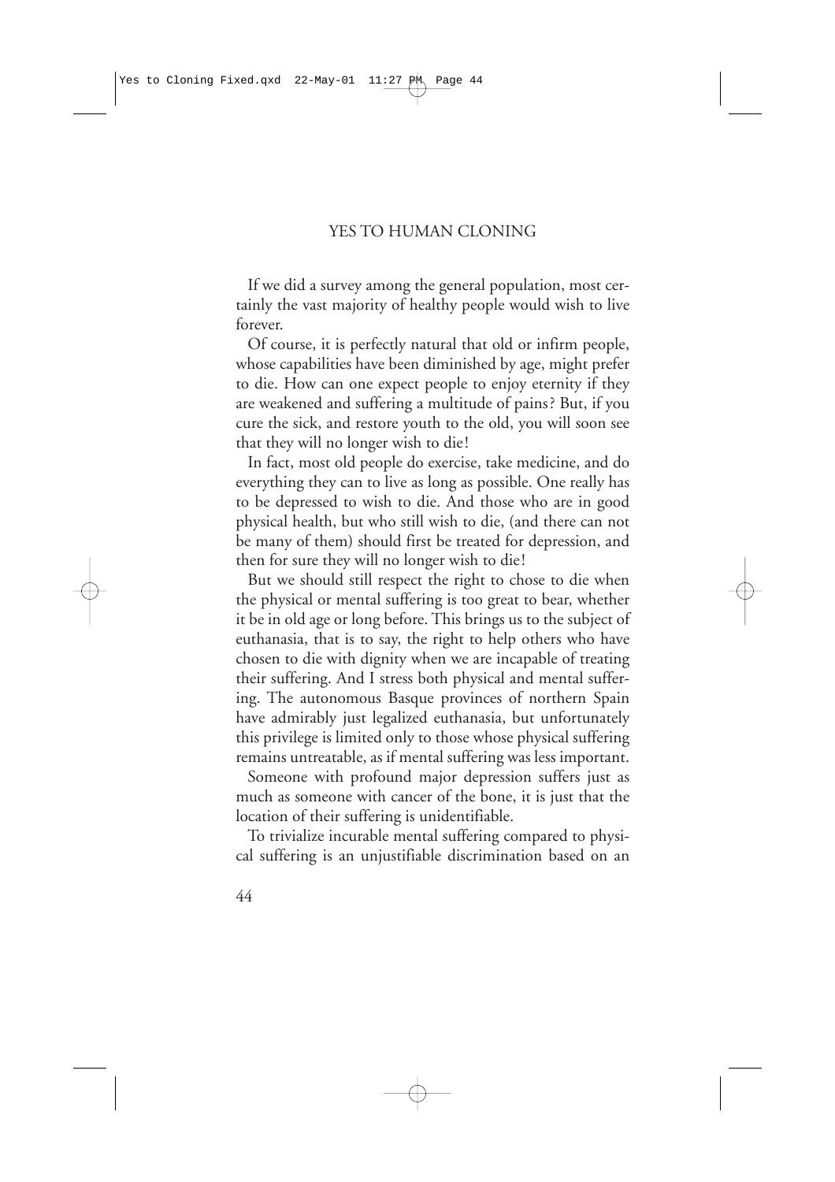If we did a survey among the general population, most certainly the vast majority of healthy people would wish to live forever.

Of course, it is perfectly natural that old or infirm people, whose capabilities have been diminished by age, might prefer to die. How can one expect people to enjoy eternity if they are weakened and suffering a multitude of pains? But, if you cure the sick, and restore youth to the old, you will soon see that they will no longer wish to die!

In fact, most old people do exercise, take medicine, and do everything they can to live as long as possible. One really has to be depressed to wish to die. And those who are in good physical health, but who still wish to die, (and there can not be many of them) should first be treated for depression, and then for sure they will no longer wish to die!

But we should still respect the right to chose to die when the physical or mental suffering is too great to bear, whether it be in old age or long before. This brings us to the subject of euthanasia, that is to say, the right to help others who have chosen to die with dignity when we are incapable of treating their suffering. And I stress both physical and mental suffering. The autonomous Basque provinces of northern Spain have admirably just legalized euthanasia, but unfortunately this privilege is limited only to those whose physical suffering remains untreatable, as if mental suffering was less important.

Someone with profound major depression suffers just as much as someone with cancer of the bone, it is just that the location of their suffering is unidentifiable.

To trivialize incurable mental suffering compared to physical suffering is an unjustifiable discrimination based on an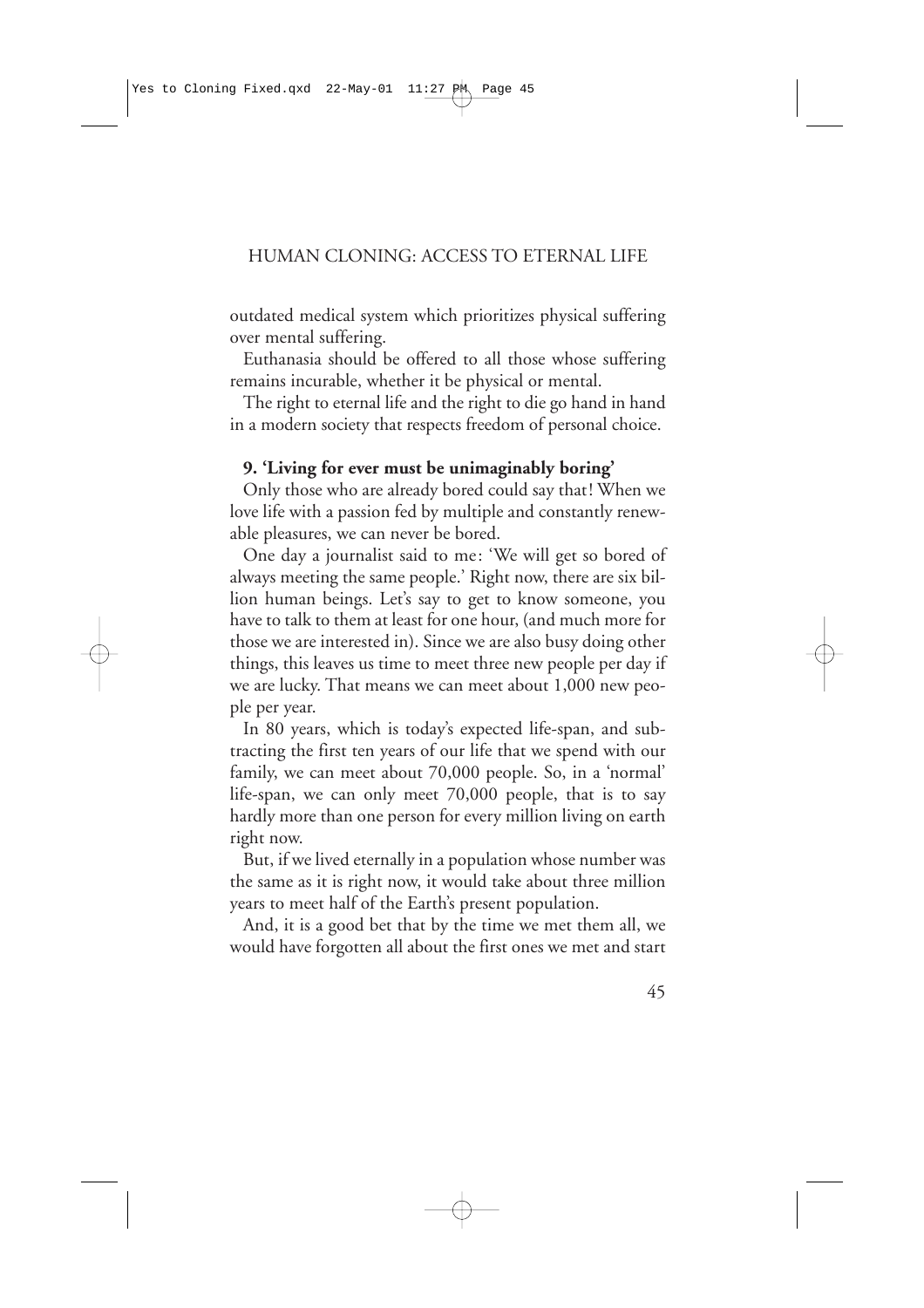outdated medical system which prioritizes physical suffering over mental suffering.

Euthanasia should be offered to all those whose suffering remains incurable, whether it be physical or mental.

The right to eternal life and the right to die go hand in hand in a modern society that respects freedom of personal choice.

### 9. 'Living for ever must be unimaginably boring'

Only those who are already bored could say that! When we love life with a passion fed by multiple and constantly renewable pleasures, we can never be bored.

One day a journalist said to me: 'We will get so bored of always meeting the same people.' Right now, there are six billion human beings. Let's say to get to know someone, you have to talk to them at least for one hour, (and much more for those we are interested in). Since we are also busy doing other things, this leaves us time to meet three new people per day if we are lucky. That means we can meet about 1,000 new people per year.

In 80 years, which is today's expected life-span, and subtracting the first ten years of our life that we spend with our family, we can meet about 70,000 people. So, in a 'normal' life-span, we can only meet 70,000 people, that is to say hardly more than one person for every million living on earth right now.

But, if we lived eternally in a population whose number was the same as it is right now, it would take about three million years to meet half of the Earth's present population.

And, it is a good bet that by the time we met them all, we would have forgotten all about the first ones we met and start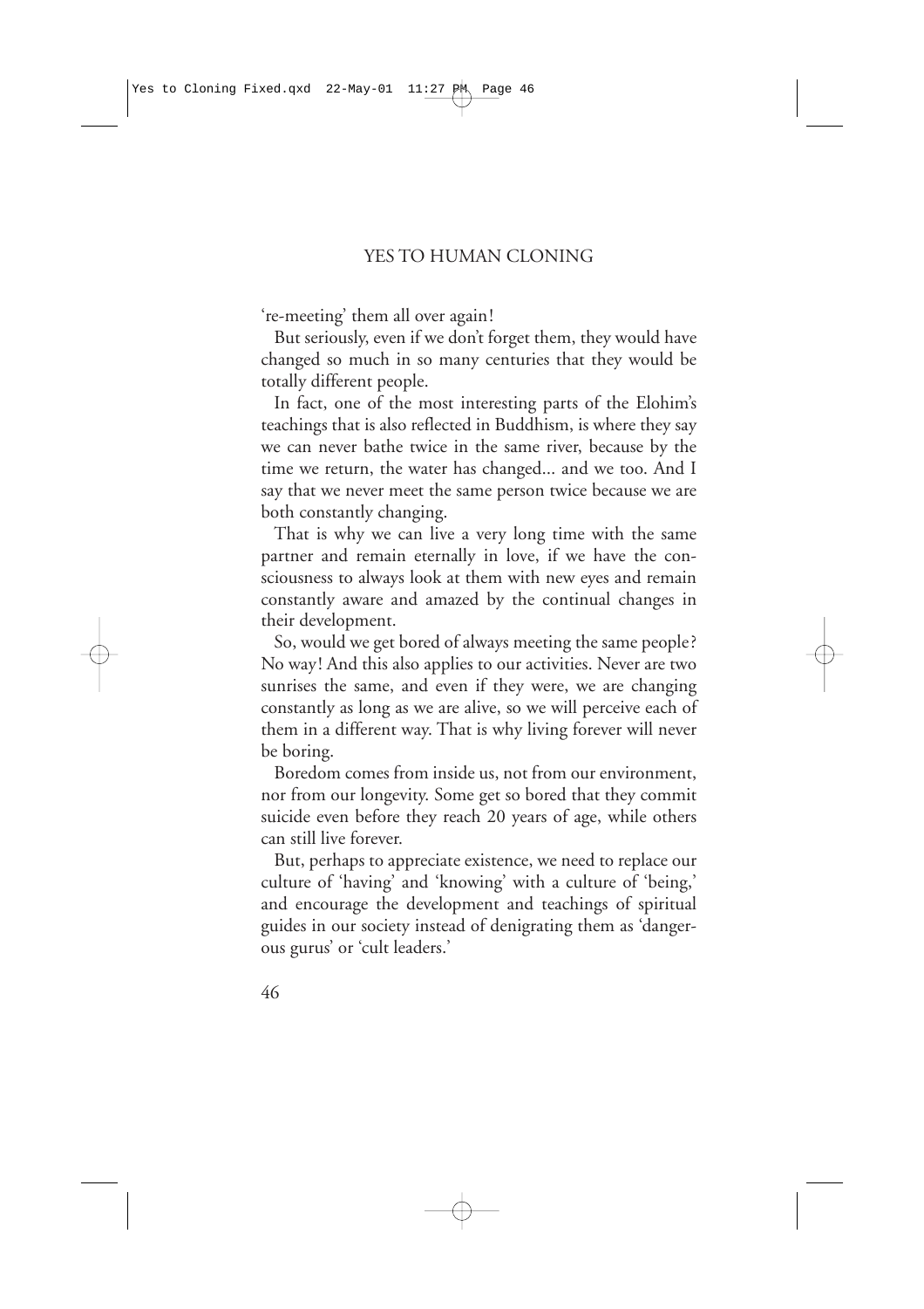're-meeting' them all over again!

But seriously, even if we don't forget them, they would have changed so much in so many centuries that they would be totally different people.

In fact, one of the most interesting parts of the Elohim's teachings that is also reflected in Buddhism, is where they say we can never bathe twice in the same river, because by the time we return, the water has changed... and we too. And I say that we never meet the same person twice because we are both constantly changing.

That is why we can live a very long time with the same partner and remain eternally in love, if we have the consciousness to always look at them with new eyes and remain constantly aware and amazed by the continual changes in their development.

So, would we get bored of always meeting the same people? No way! And this also applies to our activities. Never are two sunrises the same, and even if they were, we are changing constantly as long as we are alive, so we will perceive each of them in a different way. That is why living forever will never be boring.

Boredom comes from inside us, not from our environment, nor from our longevity. Some get so bored that they commit suicide even before they reach 20 years of age, while others can still live forever.

But, perhaps to appreciate existence, we need to replace our culture of 'having' and 'knowing' with a culture of 'being,' and encourage the development and teachings of spiritual guides in our society instead of denigrating them as 'dangerous gurus' or 'cult leaders.'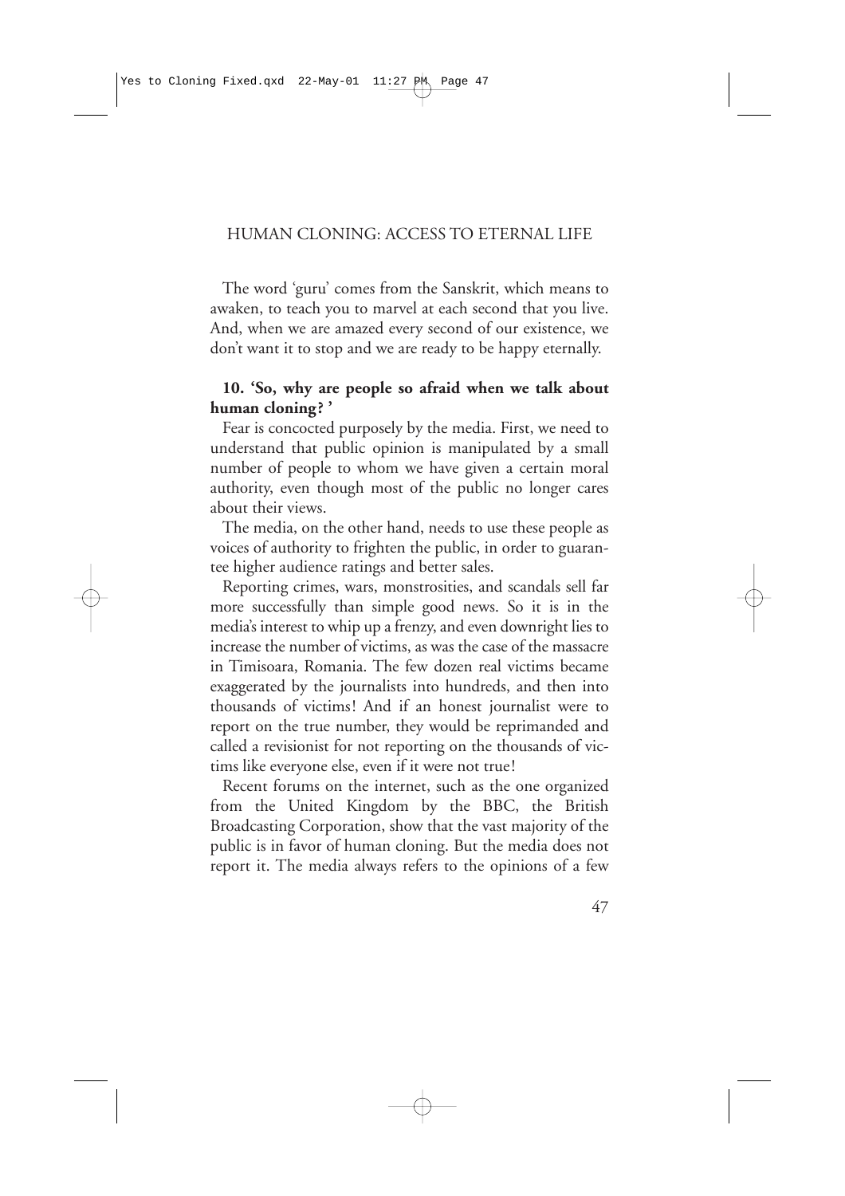The word 'guru' comes from the Sanskrit, which means to awaken, to teach you to marvel at each second that you live. And, when we are amazed every second of our existence, we don't want it to stop and we are ready to be happy eternally.

**10. 'So, why are people so afraid when we talk about human cloning? '**

Fear is concocted purposely by the media. First, we need to understand that public opinion is manipulated by a small number of people to whom we have given a certain moral authority, even though most of the public no longer cares about their views.

The media, on the other hand, needs to use these people as voices of authority to frighten the public, in order to guarantee higher audience ratings and better sales.

Reporting crimes, wars, monstrosities, and scandals sell far more successfully than simple good news. So it is in the media's interest to whip up a frenzy, and even downright lies to increase the number of victims, as was the case of the massacre in Timisoara, Romania. The few dozen real victims became exaggerated by the journalists into hundreds, and then into thousands of victims! And if an honest journalist were to report on the true number, they would be reprimanded and called a revisionist for not reporting on the thousands of victims like everyone else, even if it were not true!

Recent forums on the internet, such as the one organized from the United Kingdom by the BBC, the British Broadcasting Corporation, show that the vast majority of the public is in favor of human cloning. But the media does not report it. The media always refers to the opinions of a few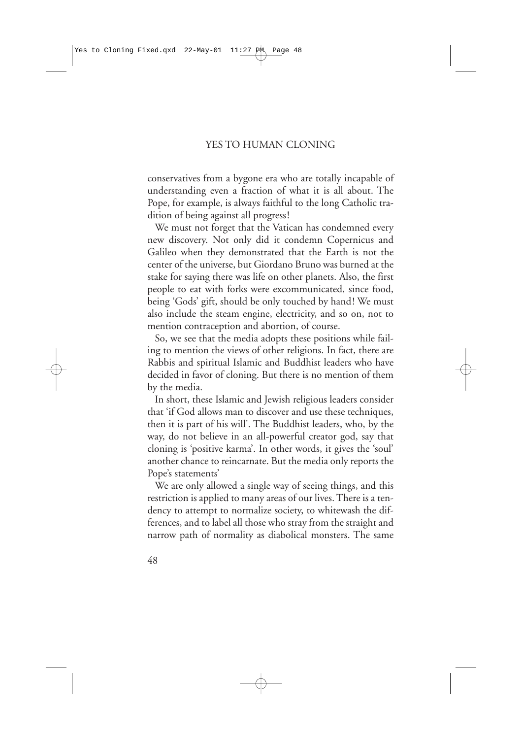conservatives from a bygone era who are totally incapable of understanding even a fraction of what it is all about. The Pope, for example, is always faithful to the long Catholic tradition of being against all progress!

We must not forget that the Vatican has condemned every new discovery. Not only did it condemn Copernicus and Galileo when they demonstrated that the Earth is not the center of the universe, but Giordano Bruno was burned at the stake for saying there was life on other planets. Also, the first people to eat with forks were excommunicated, since food, being 'Gods' gift, should be only touched by hand! We must also include the steam engine, electricity, and so on, not to mention contraception and abortion, of course.

So, we see that the media adopts these positions while failing to mention the views of other religions. In fact, there are Rabbis and spiritual Islamic and Buddhist leaders who have decided in favor of cloning. But there is no mention of them by the media.

In short, these Islamic and Jewish religious leaders consider that 'if God allows man to discover and use these techniques, then it is part of his will'. The Buddhist leaders, who, by the way, do not believe in an all-powerful creator god, say that cloning is 'positive karma'. In other words, it gives the 'soul' another chance to reincarnate. But the media only reports the Pope's statements'

We are only allowed a single way of seeing things, and this restriction is applied to many areas of our lives. There is a tendency to attempt to normalize society, to whitewash the differences, and to label all those who stray from the straight and narrow path of normality as diabolical monsters. The same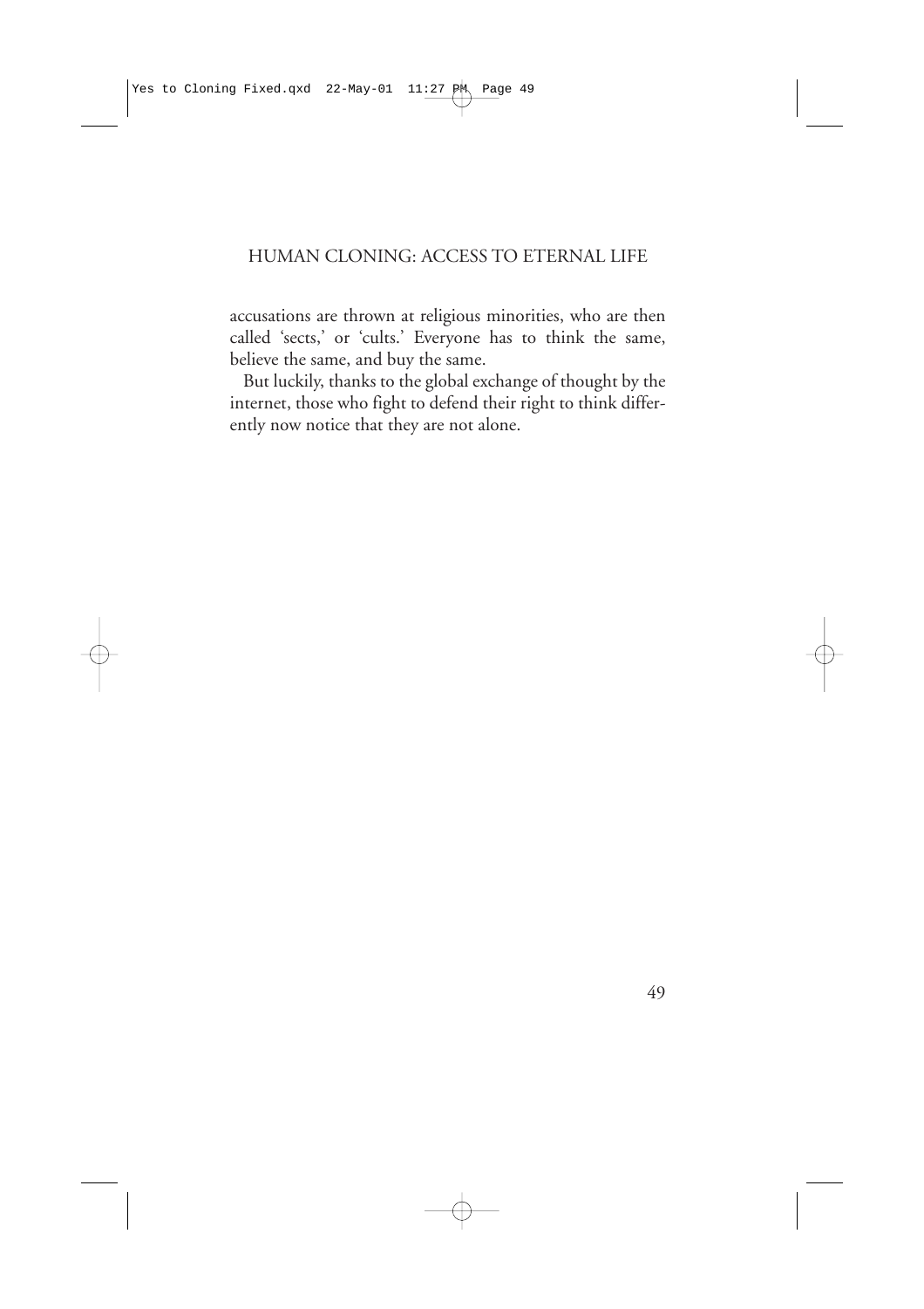accusations are thrown at religious minorities, who are then called 'sects,' or 'cults.' Everyone has to think the same, believe the same, and buy the same.

But luckily, thanks to the global exchange of thought by the internet, those who fight to defend their right to think differently now notice that they are not alone.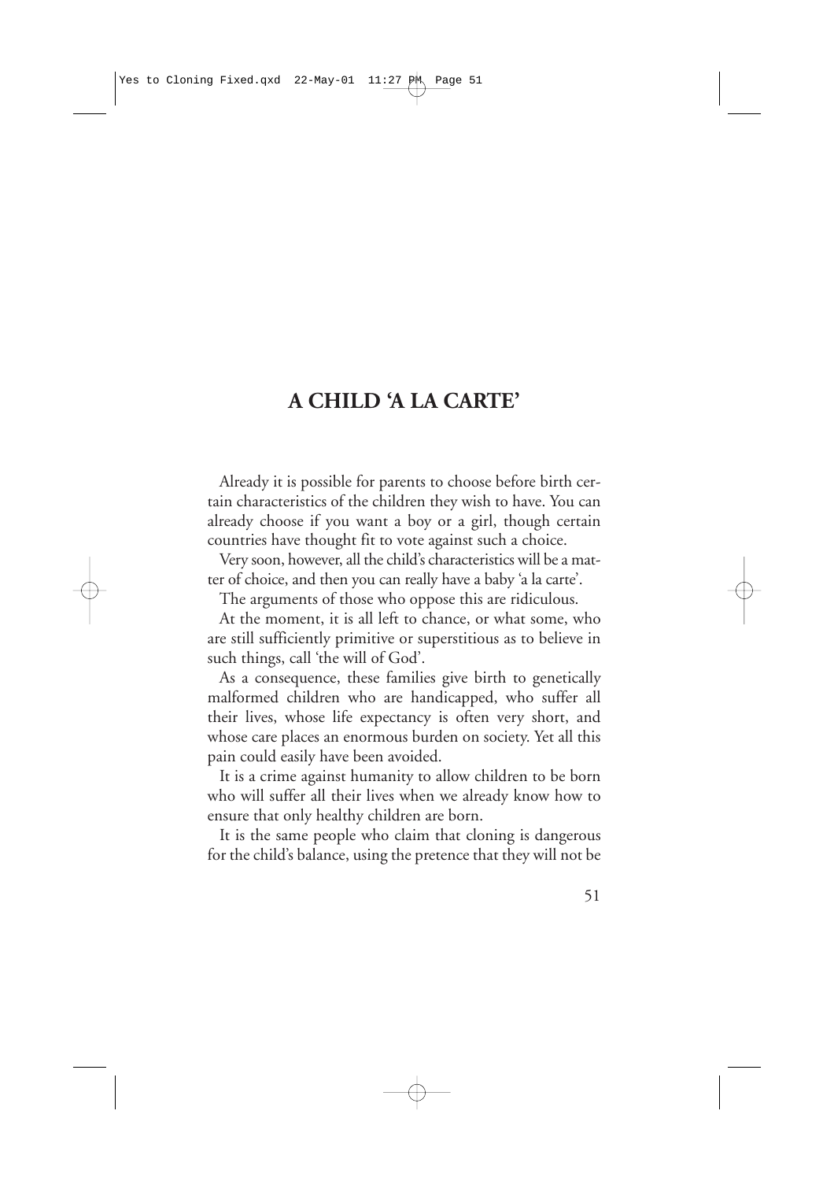# A CHILD 'A LA CARTE'

Already it is possible for parents to choose before birth certain characteristics of the children they wish to have. You can already choose if you want a boy or a girl, though certain countries have thought fit to vote against such a choice.

Very soon, however, all the child's characteristics will be a matter of choice, and then you can really have a baby 'a la carte'.

The arguments of those who oppose this are ridiculous.

At the moment, it is all left to chance, or what some, who are still sufficiently primitive or superstitious as to believe in such things, call 'the will of God'.

As a consequence, these families give birth to genetically malformed children who are handicapped, who suffer all their lives, whose life expectancy is often very short, and whose care places an enormous burden on society. Yet all this pain could easily have been avoided.

It is a crime against humanity to allow children to be born who will suffer all their lives when we already know how to ensure that only healthy children are born.

It is the same people who claim that cloning is dangerous for the child's balance, using the pretence that they will not be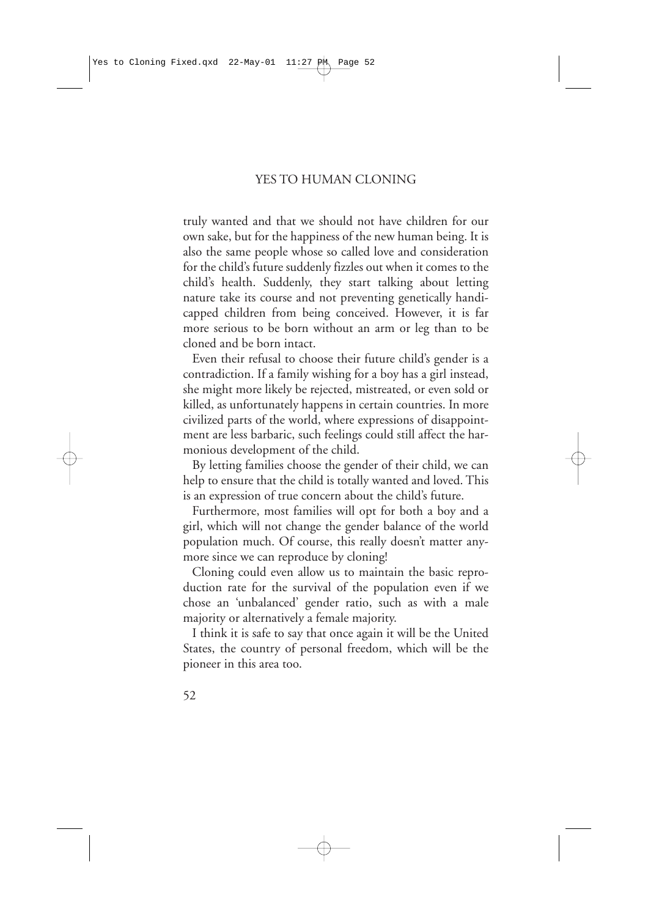truly wanted and that we should not have children for our own sake, but for the happiness of the new human being. It is also the same people whose so called love and consideration for the child's future suddenly fizzles out when it comes to the child's health. Suddenly, they start talking about letting nature take its course and not preventing genetically handicapped children from being conceived. However, it is far more serious to be born without an arm or leg than to be cloned and be born intact.

Even their refusal to choose their future child's gender is a contradiction. If a family wishing for a boy has a girl instead, she might more likely be rejected, mistreated, or even sold or killed, as unfortunately happens in certain countries. In more civilized parts of the world, where expressions of disappointment are less barbaric, such feelings could still affect the harmonious development of the child.

By letting families choose the gender of their child, we can help to ensure that the child is totally wanted and loved. This is an expression of true concern about the child's future.

Furthermore, most families will opt for both a boy and a girl, which will not change the gender balance of the world population much. Of course, this really doesn't matter anymore since we can reproduce by cloning!

Cloning could even allow us to maintain the basic reproduction rate for the survival of the population even if we chose an 'unbalanced' gender ratio, such as with a male majority or alternatively a female majority.

I think it is safe to say that once again it will be the United States, the country of personal freedom, which will be the pioneer in this area too.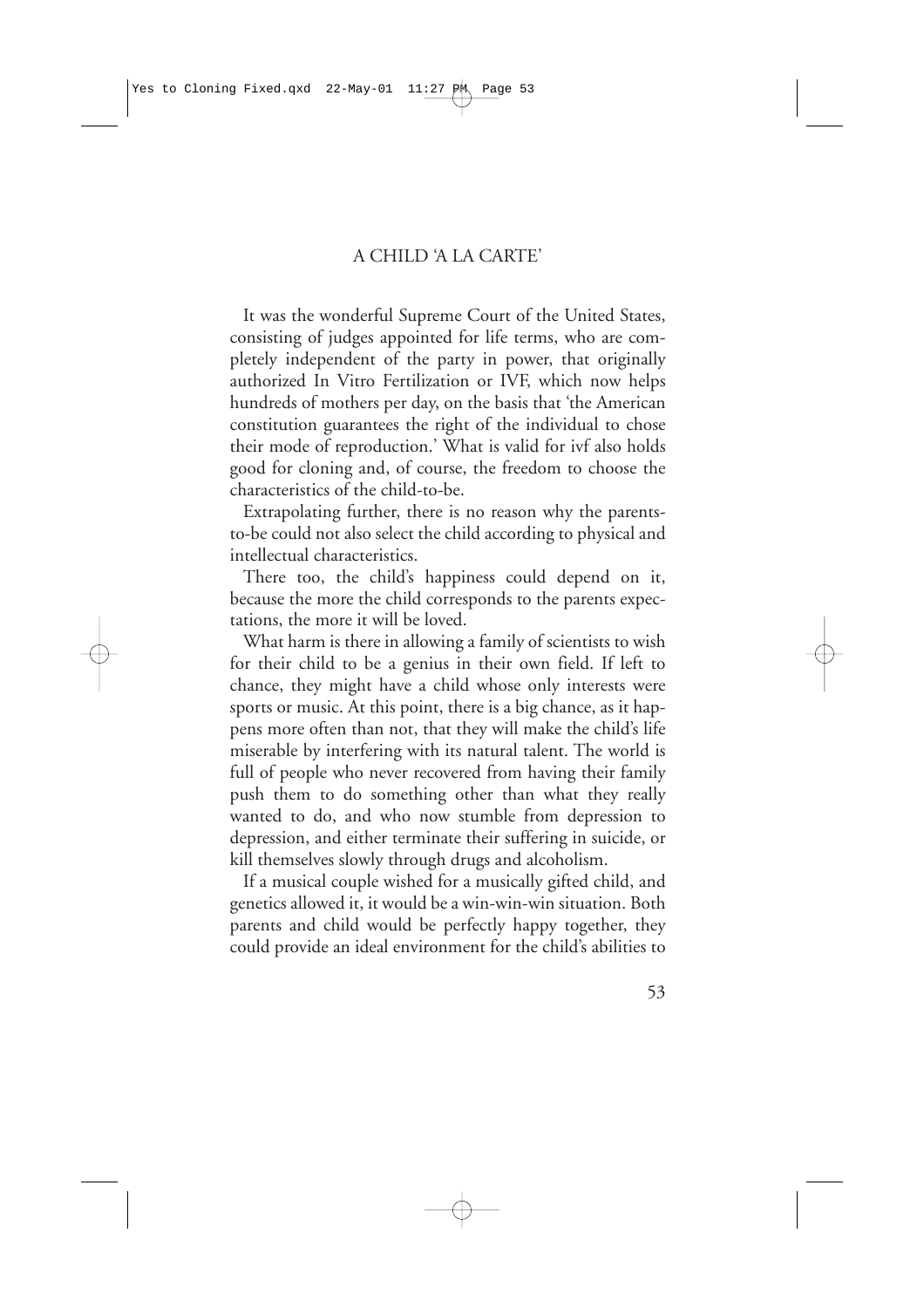## A CHILD 'A LA CARTE'

It was the wonderful Supreme Court of the United States, consisting of judges appointed for life terms, who are completely independent of the party in power, that originally authorized In Vitro Fertilization or IVF, which now helps hundreds of mothers per day, on the basis that 'the American constitution guarantees the right of the individual to chose their mode of reproduction.' What is valid for ivf also holds good for cloning and, of course, the freedom to choose the characteristics of the child-to-be.

Extrapolating further, there is no reason why the parents-to-be could not also select the child according to physical and intellectual characteristics.

There too, the child's happiness could depend on it, because the more the child corresponds to the parents expectations, the more it will be loved.

What harm is there in allowing a family of scientists to wish for their child to be a genius in their own field. If left to chance, they might have a child whose only interests were sports or music. At this point, there is a big chance, as it happens more often than not, that they will make the child's life miserable by interfering with its natural talent. The world is full of people who never recovered from having their family push them to do something other than what they really wanted to do, and who now stumble from depression to depression, and either terminate their suffering in suicide, or kill themselves slowly through drugs and alcoholism.

If a musical couple wished for a musically gifted child, and genetics allowed it, it would be a win-win-win situation. Both parents and child would be perfectly happy together, they could provide an ideal environment for the child's abilities to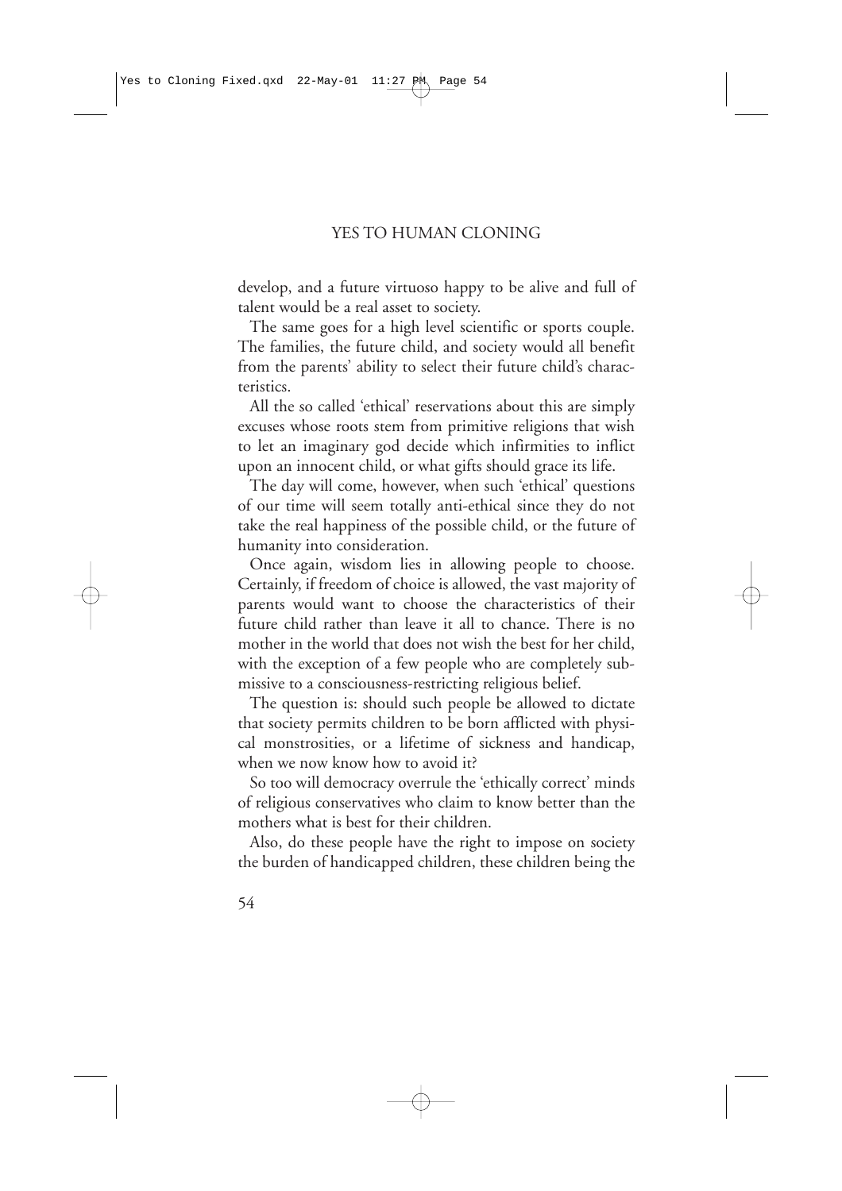develop, and a future virtuoso happy to be alive and full of talent would be a real asset to society.

The same goes for a high level scientific or sports couple. The families, the future child, and society would all benefit from the parents' ability to select their future child's characteristics.

All the so called 'ethical' reservations about this are simply excuses whose roots stem from primitive religions that wish to let an imaginary god decide which infirmities to inflict upon an innocent child, or what gifts should grace its life.

The day will come, however, when such 'ethical' questions of our time will seem totally anti-ethical since they do not take the real happiness of the possible child, or the future of humanity into consideration.

Once again, wisdom lies in allowing people to choose. Certainly, if freedom of choice is allowed, the vast majority of parents would want to choose the characteristics of their future child rather than leave it all to chance. There is no mother in the world that does not wish the best for her child, with the exception of a few people who are completely submissive to a consciousness-restricting religious belief.

The question is: should such people be allowed to dictate that society permits children to be born afflicted with physical monstrosities, or a lifetime of sickness and handicap, when we now know how to avoid it?

So too will democracy overrule the 'ethically correct' minds of religious conservatives who claim to know better than the mothers what is best for their children.

Also, do these people have the right to impose on society the burden of handicapped children, these children being the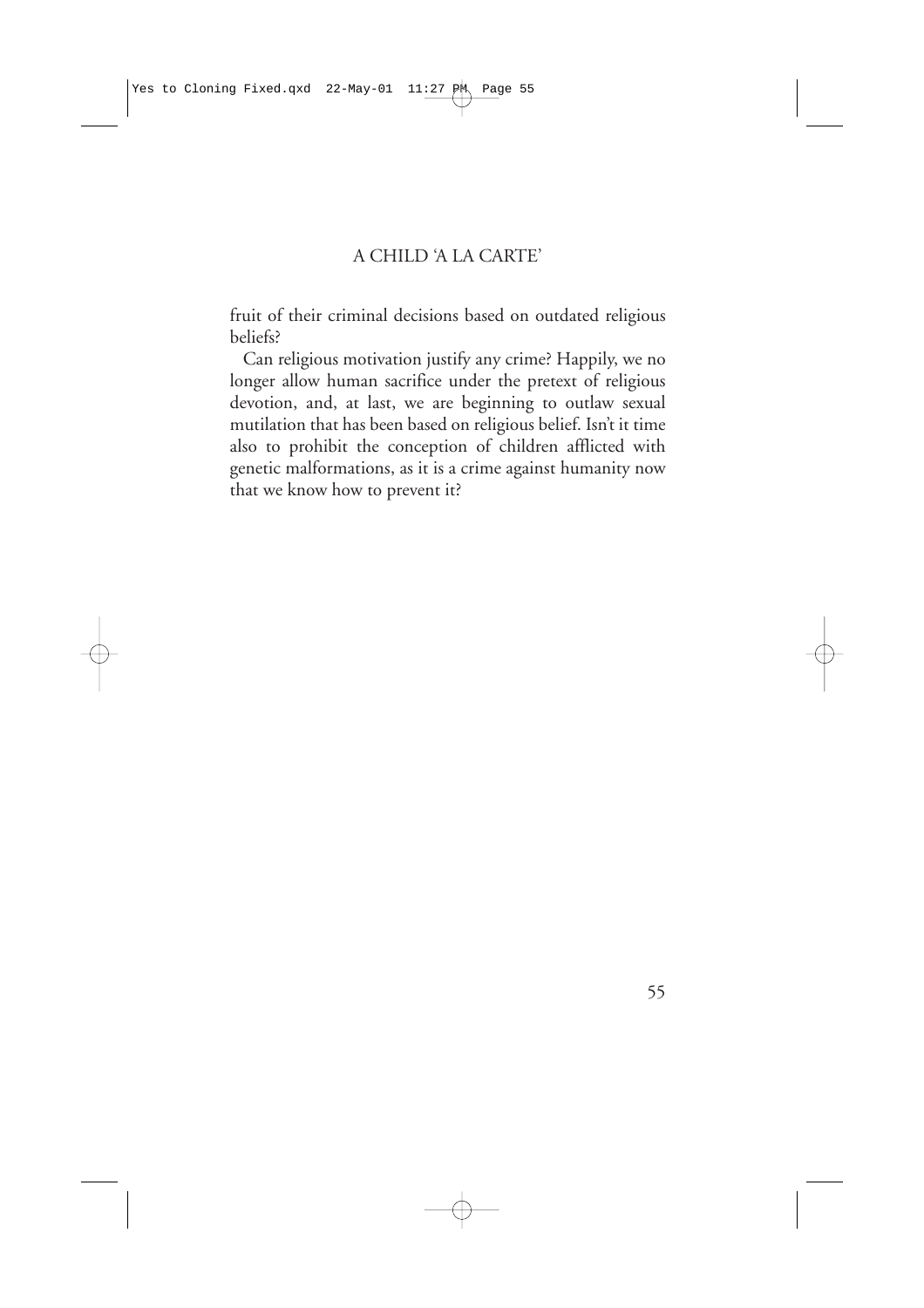fruit of their criminal decisions based on outdated religious beliefs?

Can religious motivation justify any crime? Happily, we no longer allow human sacrifice under the pretext of religious devotion, and, at last, we are beginning to outlaw sexual mutilation that has been based on religious belief. Isn't it time also to prohibit the conception of children afflicted with genetic malformations, as it is a crime against humanity now that we know how to prevent it?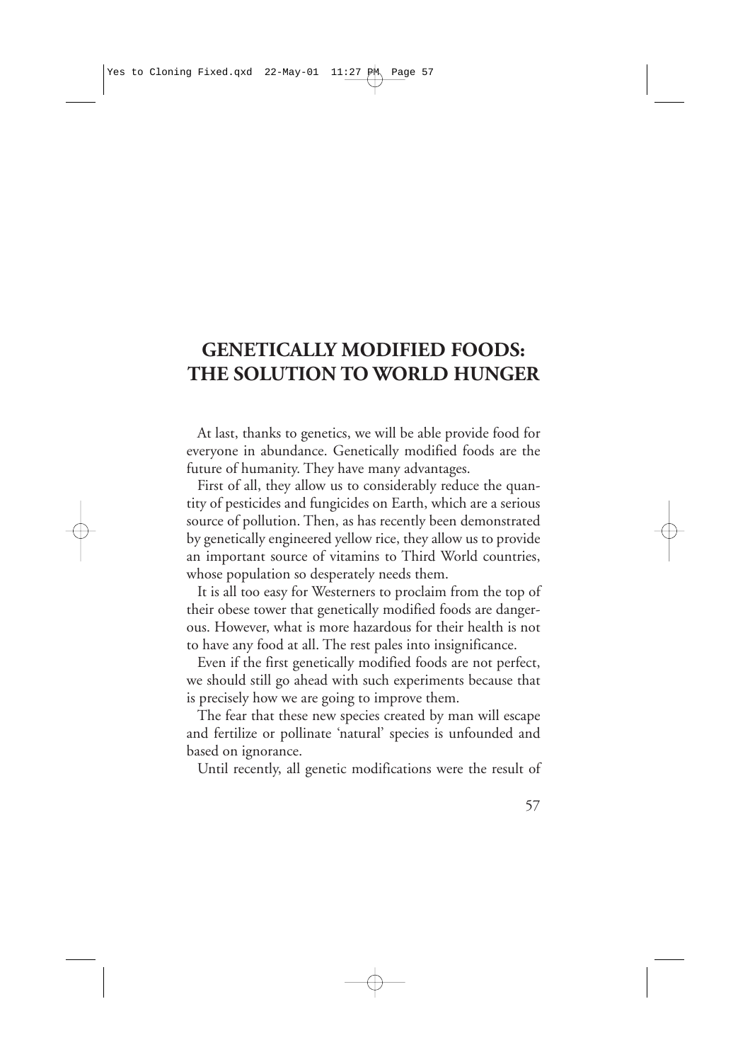# GENETICALLY MODIFIED FOODS: THE SOLUTION TO WORLD HUNGER

At last, thanks to genetics, we will be able provide food for everyone in abundance. Genetically modified foods are the future of humanity. They have many advantages.

First of all, they allow us to considerably reduce the quantity of pesticides and fungicides on Earth, which are a serious source of pollution. Then, as has recently been demonstrated by genetically engineered yellow rice, they allow us to provide an important source of vitamins to Third World countries, whose population so desperately needs them.

It is all too easy for Westerners to proclaim from the top of their obese tower that genetically modified foods are dangerous. However, what is more hazardous for their health is not to have any food at all. The rest pales into insignificance.

Even if the first genetically modified foods are not perfect, we should still go ahead with such experiments because that is precisely how we are going to improve them.

The fear that these new species created by man will escape and fertilize or pollinate 'natural' species is unfounded and based on ignorance.

Until recently, all genetic modifications were the result of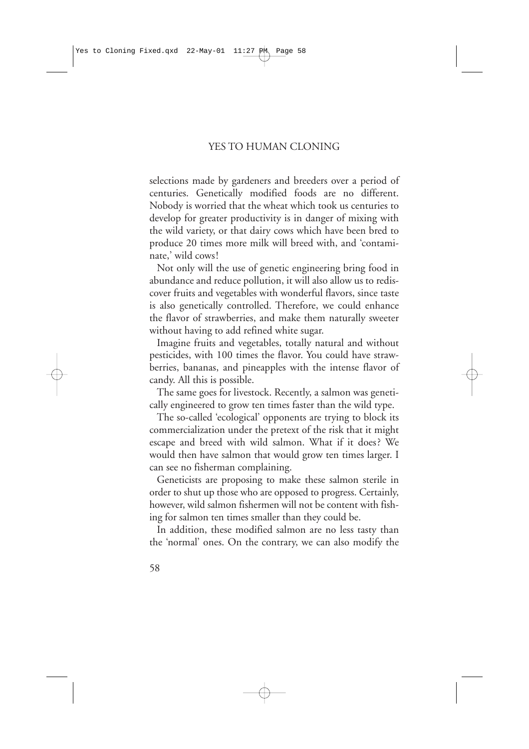selections made by gardeners and breeders over a period of centuries. Genetically modified foods are no different. Nobody is worried that the wheat which took us centuries to develop for greater productivity is in danger of mixing with the wild variety, or that dairy cows which have been bred to produce 20 times more milk will breed with, and 'contaminate,' wild cows!

Not only will the use of genetic engineering bring food in abundance and reduce pollution, it will also allow us to rediscover fruits and vegetables with wonderful flavors, since taste is also genetically controlled. Therefore, we could enhance the flavor of strawberries, and make them naturally sweeter without having to add refined white sugar.

Imagine fruits and vegetables, totally natural and without pesticides, with 100 times the flavor. You could have strawberries, bananas, and pineapples with the intense flavor of candy. All this is possible.

The same goes for livestock. Recently, a salmon was genetically engineered to grow ten times faster than the wild type.

The so-called 'ecological' opponents are trying to block its commercialization under the pretext of the risk that it might escape and breed with wild salmon. What if it does? We would then have salmon that would grow ten times larger. I can see no fisherman complaining.

Geneticists are proposing to make these salmon sterile in order to shut up those who are opposed to progress. Certainly, however, wild salmon fishermen will not be content with fishing for salmon ten times smaller than they could be.

In addition, these modified salmon are no less tasty than the 'normal' ones. On the contrary, we can also modify the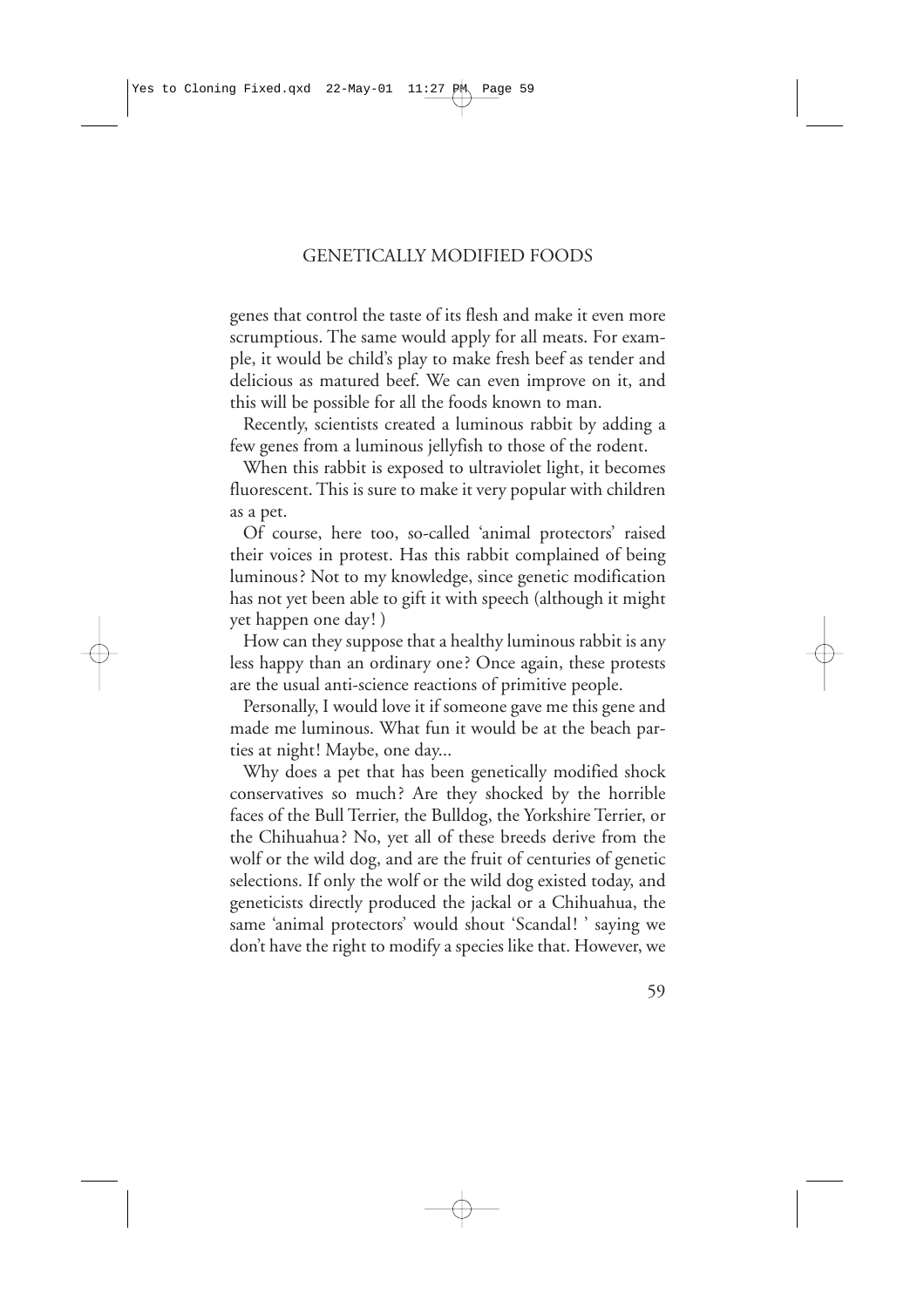genes that control the taste of its flesh and make it even more scrumptious. The same would apply for all meats. For example, it would be child's play to make fresh beef as tender and delicious as matured beef. We can even improve on it, and this will be possible for all the foods known to man.

Recently, scientists created a luminous rabbit by adding a few genes from a luminous jellyfish to those of the rodent.

When this rabbit is exposed to ultraviolet light, it becomes fluorescent. This is sure to make it very popular with children as a pet.

Of course, here too, so-called 'animal protectors' raised their voices in protest. Has this rabbit complained of being luminous? Not to my knowledge, since genetic modification has not yet been able to gift it with speech (although it might yet happen one day! )

How can they suppose that a healthy luminous rabbit is any less happy than an ordinary one? Once again, these protests are the usual anti-science reactions of primitive people.

Personally, I would love it if someone gave me this gene and made me luminous. What fun it would be at the beach parties at night! Maybe, one day...

Why does a pet that has been genetically modified shock conservatives so much? Are they shocked by the horrible faces of the Bull Terrier, the Bulldog, the Yorkshire Terrier, or the Chihuahua? No, yet all of these breeds derive from the wolf or the wild dog, and are the fruit of centuries of genetic selections. If only the wolf or the wild dog existed today, and geneticists directly produced the jackal or a Chihuahua, the same 'animal protectors' would shout 'Scandal! ' saying we don't have the right to modify a species like that. However, we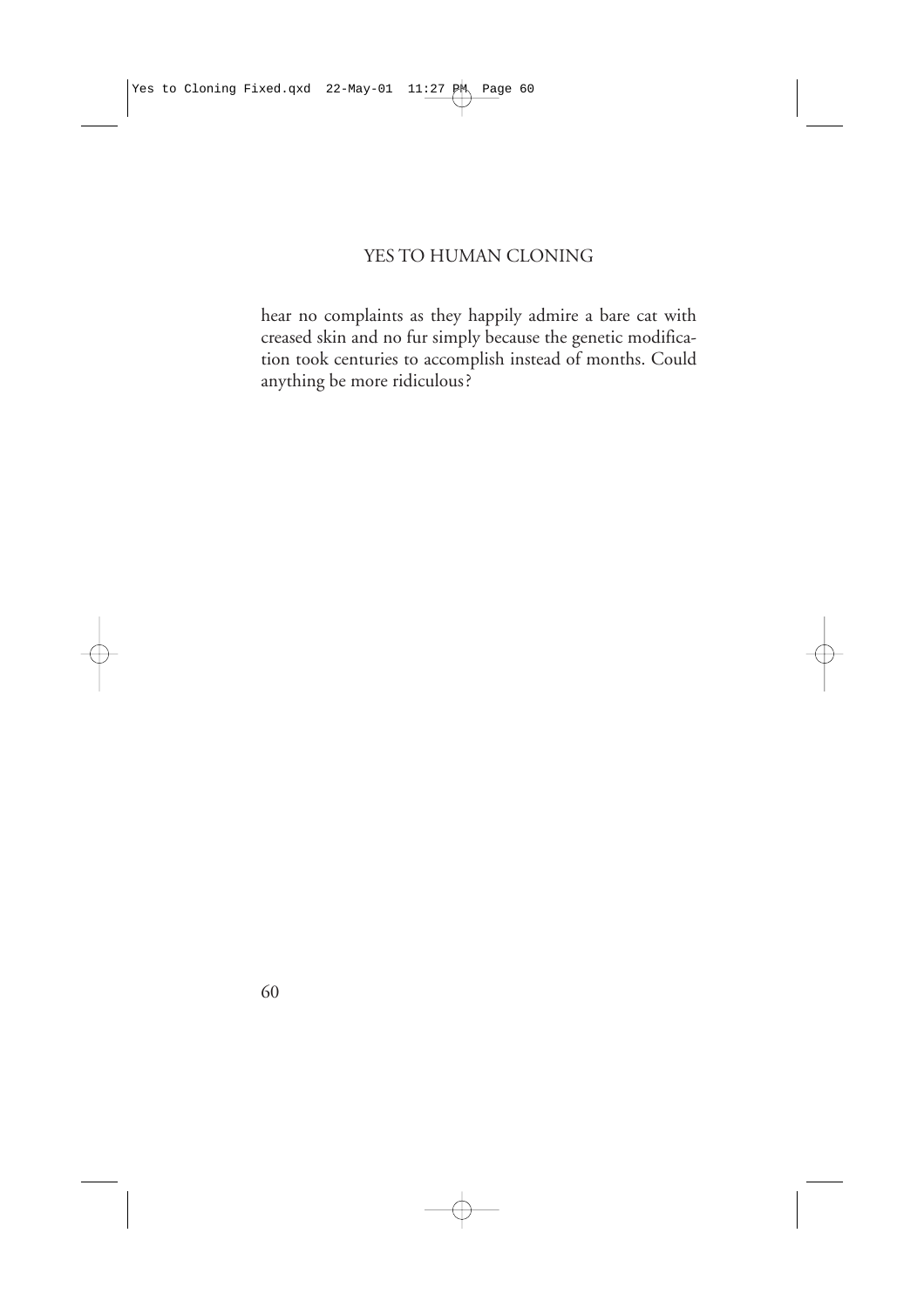hear no complaints as they happily admire a bare cat with creased skin and no fur simply because the genetic modification took centuries to accomplish instead of months. Could anything be more ridiculous?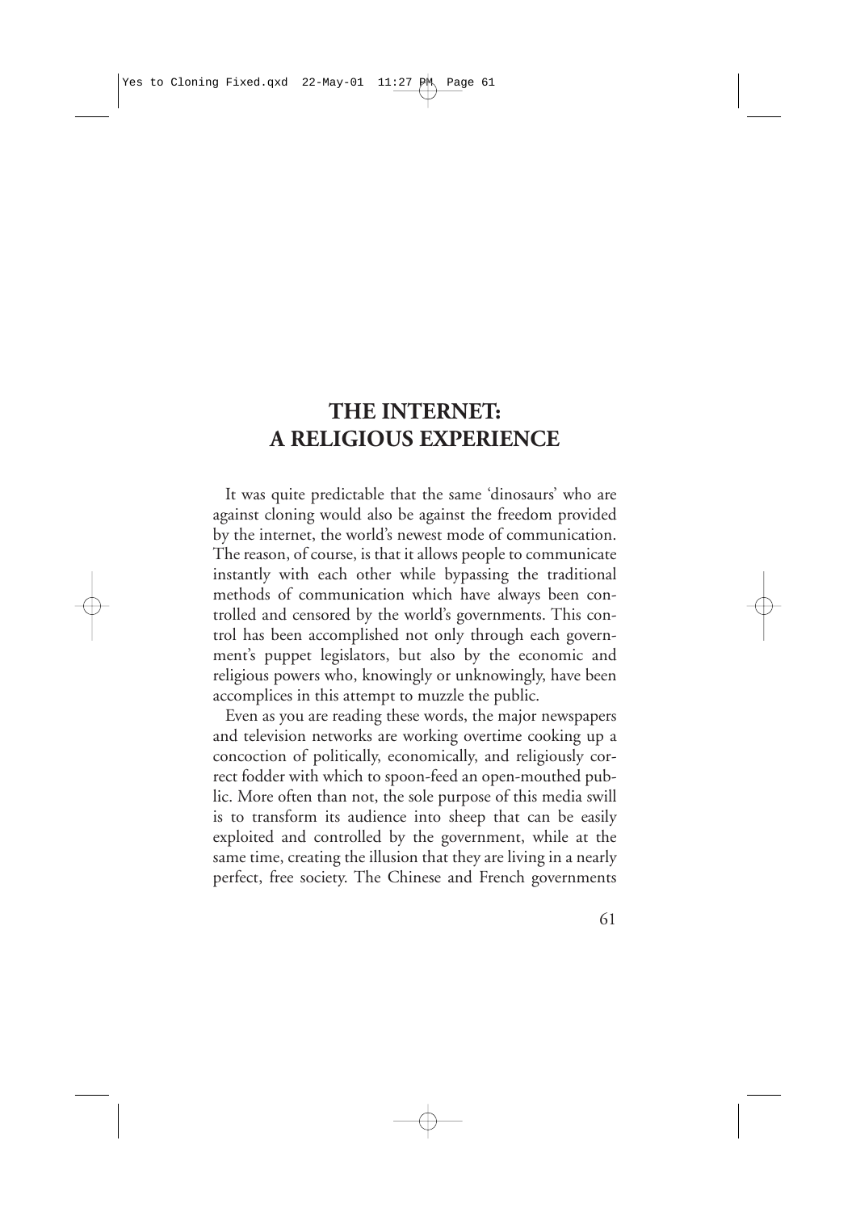## THE INTERNET: A RELIGIOUS EXPERIENCE

It was quite predictable that the same 'dinosaurs' who are against cloning would also be against the freedom provided by the internet, the world's newest mode of communication. The reason, of course, is that it allows people to communicate instantly with each other while bypassing the traditional methods of communication which have always been controlled and censored by the world's governments. This control has been accomplished not only through each government's puppet legislators, but also by the economic and religious powers who, knowingly or unknowingly, have been accomplices in this attempt to muzzle the public.

Even as you are reading these words, the major newspapers and television networks are working overtime cooking up a concoction of politically, economically, and religiously correct fodder with which to spoon-feed an open-mouthed public. More often than not, the sole purpose of this media swill is to transform its audience into sheep that can be easily exploited and controlled by the government, while at the same time, creating the illusion that they are living in a nearly perfect, free society. The Chinese and French governments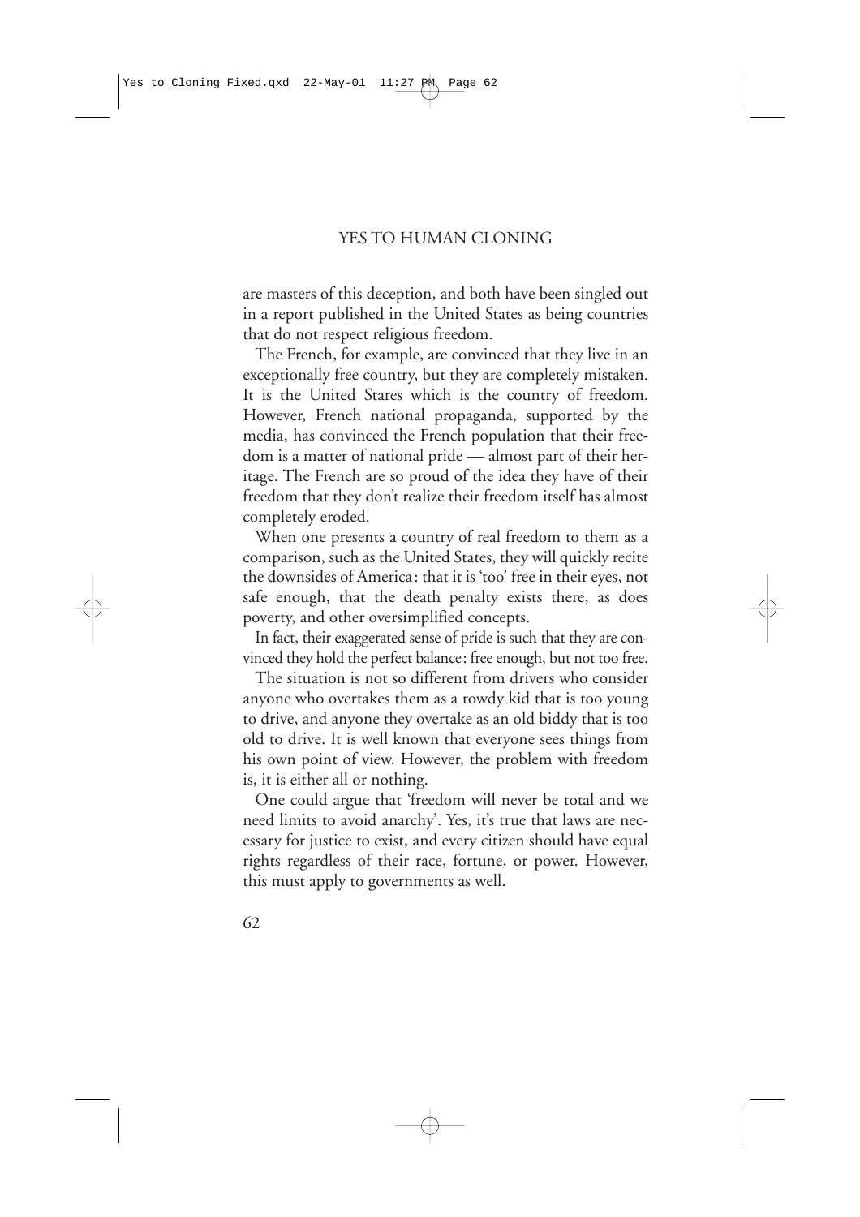are masters of this deception, and both have been singled out in a report published in the United States as being countries that do not respect religious freedom.

The French, for example, are convinced that they live in an exceptionally free country, but they are completely mistaken. It is the United Stares which is the country of freedom. However, French national propaganda, supported by the media, has convinced the French population that their freedom is a matter of national pride — almost part of their heritage. The French are so proud of the idea they have of their freedom that they don't realize their freedom itself has almost completely eroded.

When one presents a country of real freedom to them as a comparison, such as the United States, they will quickly recite the downsides of America: that it is 'too' free in their eyes, not safe enough, that the death penalty exists there, as does poverty, and other oversimplified concepts.

In fact, their exaggerated sense of pride is such that they are convinced they hold the perfect balance: free enough, but not too free.

The situation is not so different from drivers who consider anyone who overtakes them as a rowdy kid that is too young to drive, and anyone they overtake as an old biddy that is too old to drive. It is well known that everyone sees things from his own point of view. However, the problem with freedom is, it is either all or nothing.

One could argue that 'freedom will never be total and we need limits to avoid anarchy'. Yes, it's true that laws are necessary for justice to exist, and every citizen should have equal rights regardless of their race, fortune, or power. However, this must apply to governments as well.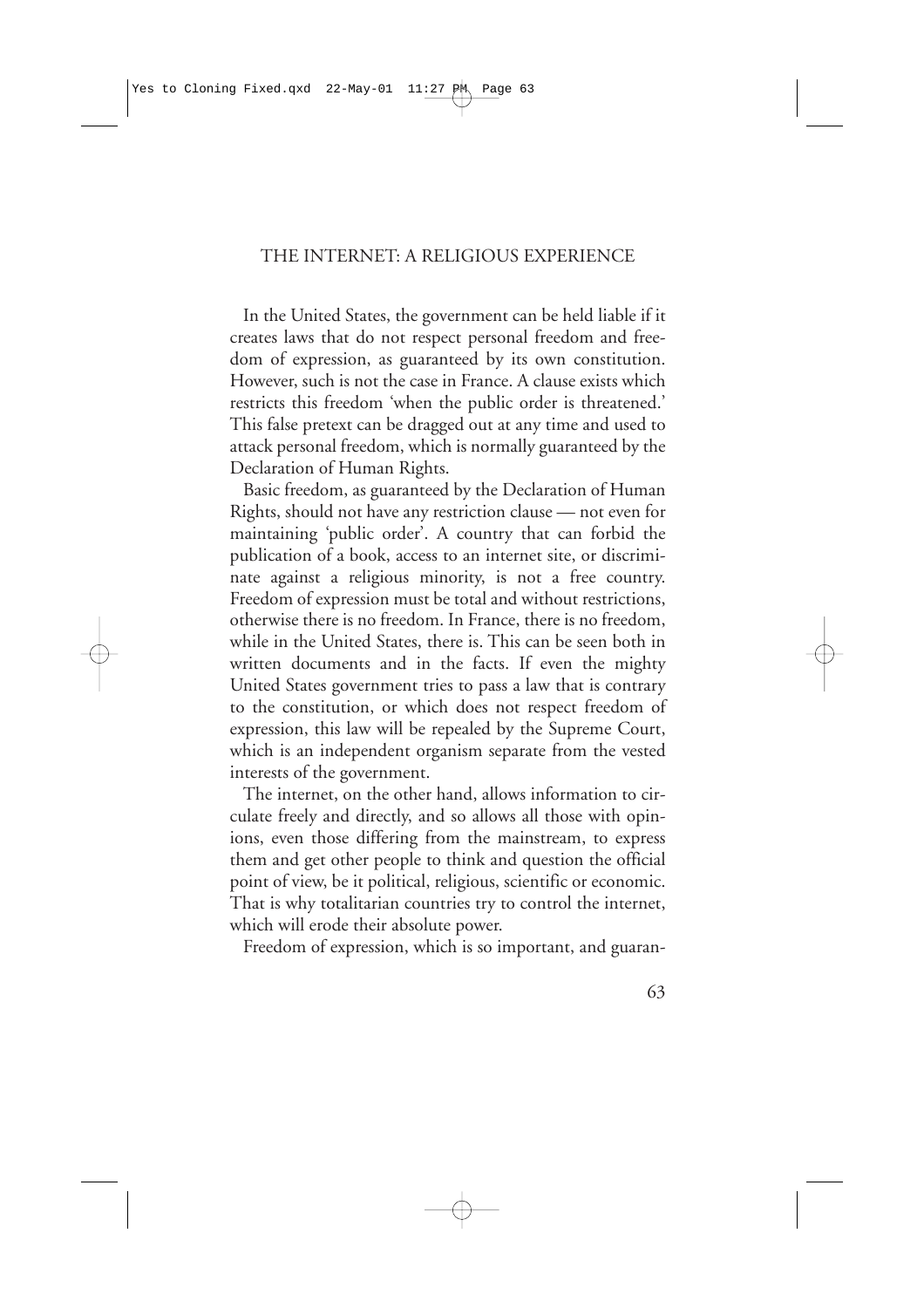## THE INTERNET: A RELIGIOUS EXPERIENCE

In the United States, the government can be held liable if it creates laws that do not respect personal freedom and freedom of expression, as guaranteed by its own constitution. However, such is not the case in France. A clause exists which restricts this freedom 'when the public order is threatened.' This false pretext can be dragged out at any time and used to attack personal freedom, which is normally guaranteed by the Declaration of Human Rights.

Basic freedom, as guaranteed by the Declaration of Human Rights, should not have any restriction clause — not even for maintaining 'public order'. A country that can forbid the publication of a book, access to an internet site, or discriminate against a religious minority, is not a free country. Freedom of expression must be total and without restrictions, otherwise there is no freedom. In France, there is no freedom, while in the United States, there is. This can be seen both in written documents and in the facts. If even the mighty United States government tries to pass a law that is contrary to the constitution, or which does not respect freedom of expression, this law will be repealed by the Supreme Court, which is an independent organism separate from the vested interests of the government.

The internet, on the other hand, allows information to circulate freely and directly, and so allows all those with opinions, even those differing from the mainstream, to express them and get other people to think and question the official point of view, be it political, religious, scientific or economic. That is why totalitarian countries try to control the internet, which will erode their absolute power.

Freedom of expression, which is so important, and guaran-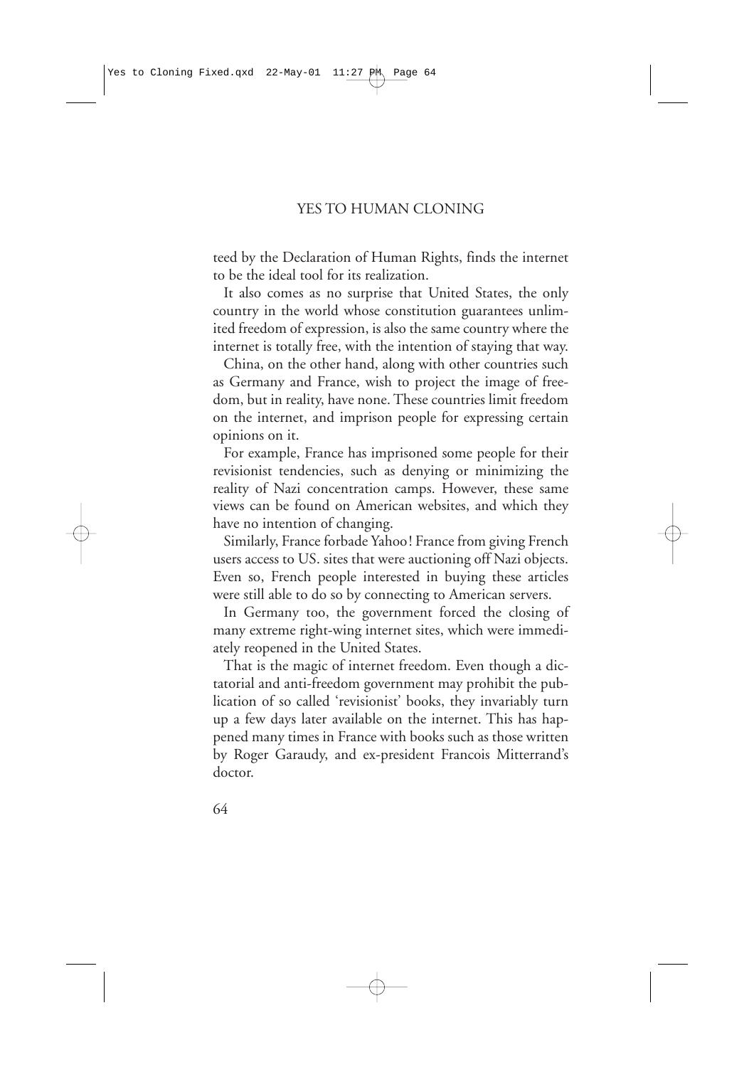teed by the Declaration of Human Rights, finds the internet to be the ideal tool for its realization.

It also comes as no surprise that United States, the only country in the world whose constitution guarantees unlimited freedom of expression, is also the same country where the internet is totally free, with the intention of staying that way.

China, on the other hand, along with other countries such as Germany and France, wish to project the image of freedom, but in reality, have none. These countries limit freedom on the internet, and imprison people for expressing certain opinions on it.

For example, France has imprisoned some people for their revisionist tendencies, such as denying or minimizing the reality of Nazi concentration camps. However, these same views can be found on American websites, and which they have no intention of changing.

Similarly, France forbade Yahoo! France from giving French users access to US. sites that were auctioning off Nazi objects. Even so, French people interested in buying these articles were still able to do so by connecting to American servers.

In Germany too, the government forced the closing of many extreme right-wing internet sites, which were immediately reopened in the United States.

That is the magic of internet freedom. Even though a dictatorial and anti-freedom government may prohibit the publication of so called 'revisionist' books, they invariably turn up a few days later available on the internet. This has happened many times in France with books such as those written by Roger Garaudy, and ex-president Francois Mitterrand's doctor.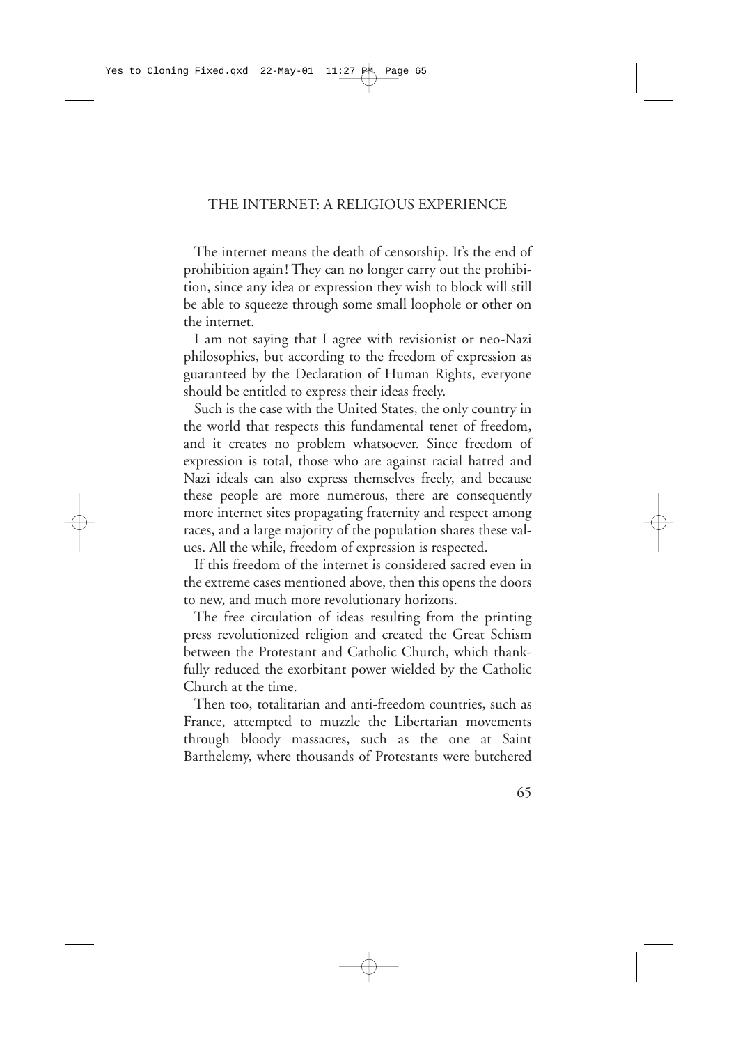# THE INTERNET: A RELIGIOUS EXPERIENCE

The internet means the death of censorship. It's the end of prohibition again! They can no longer carry out the prohibition, since any idea or expression they wish to block will still be able to squeeze through some small loophole or other on the internet.

I am not saying that I agree with revisionist or neo-Nazi philosophies, but according to the freedom of expression as guaranteed by the Declaration of Human Rights, everyone should be entitled to express their ideas freely.

Such is the case with the United States, the only country in the world that respects this fundamental tenet of freedom, and it creates no problem whatsoever. Since freedom of expression is total, those who are against racial hatred and Nazi ideals can also express themselves freely, and because these people are more numerous, there are consequently more internet sites propagating fraternity and respect among races, and a large majority of the population shares these values. All the while, freedom of expression is respected.

If this freedom of the internet is considered sacred even in the extreme cases mentioned above, then this opens the doors to new, and much more revolutionary horizons.

The free circulation of ideas resulting from the printing press revolutionized religion and created the Great Schism between the Protestant and Catholic Church, which thankfully reduced the exorbitant power wielded by the Catholic Church at the time.

Then too, totalitarian and anti-freedom countries, such as France, attempted to muzzle the Libertarian movements through bloody massacres, such as the one at Saint Barthelemy, where thousands of Protestants were butchered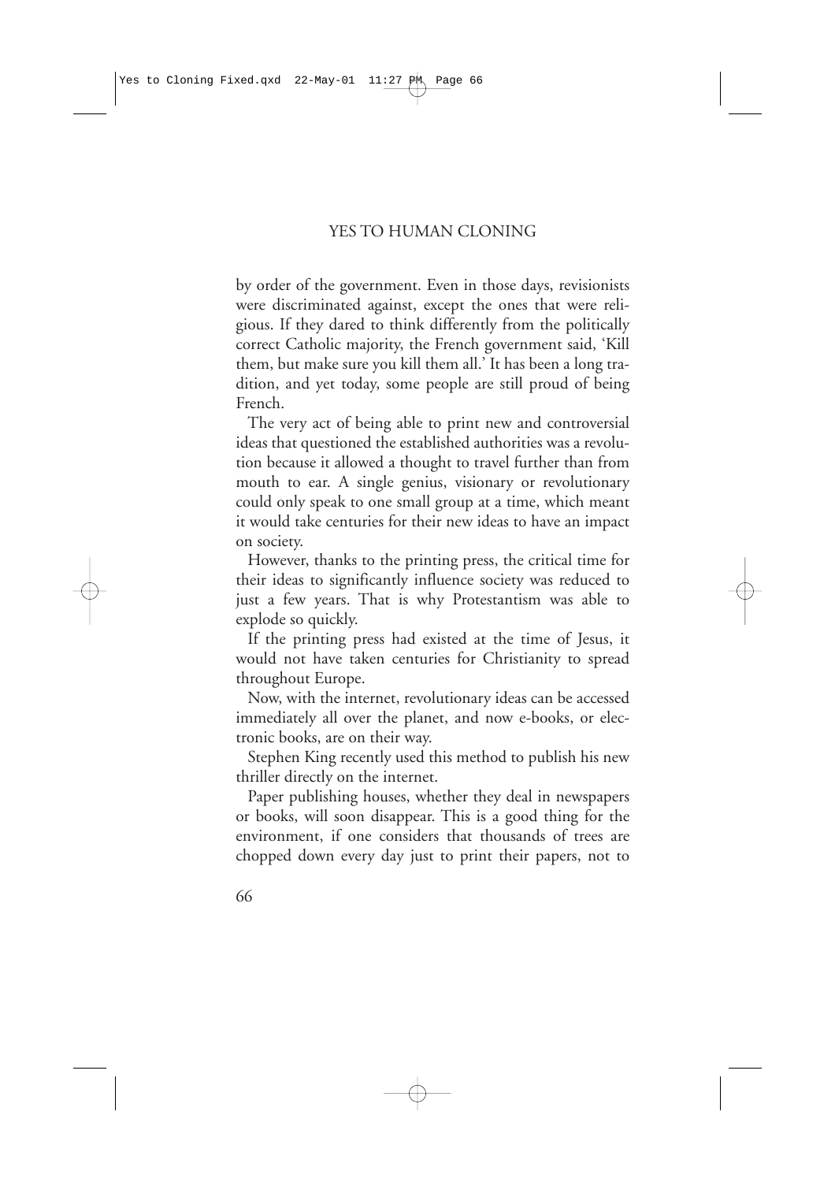by order of the government. Even in those days, revisionists were discriminated against, except the ones that were religious. If they dared to think differently from the politically correct Catholic majority, the French government said, 'Kill them, but make sure you kill them all.' It has been a long tradition, and yet today, some people are still proud of being French.

The very act of being able to print new and controversial ideas that questioned the established authorities was a revolution because it allowed a thought to travel further than from mouth to ear. A single genius, visionary or revolutionary could only speak to one small group at a time, which meant it would take centuries for their new ideas to have an impact on society.

However, thanks to the printing press, the critical time for their ideas to significantly influence society was reduced to just a few years. That is why Protestantism was able to explode so quickly.

If the printing press had existed at the time of Jesus, it would not have taken centuries for Christianity to spread throughout Europe.

Now, with the internet, revolutionary ideas can be accessed immediately all over the planet, and now e-books, or electronic books, are on their way.

Stephen King recently used this method to publish his new thriller directly on the internet.

Paper publishing houses, whether they deal in newspapers or books, will soon disappear. This is a good thing for the environment, if one considers that thousands of trees are chopped down every day just to print their papers, not to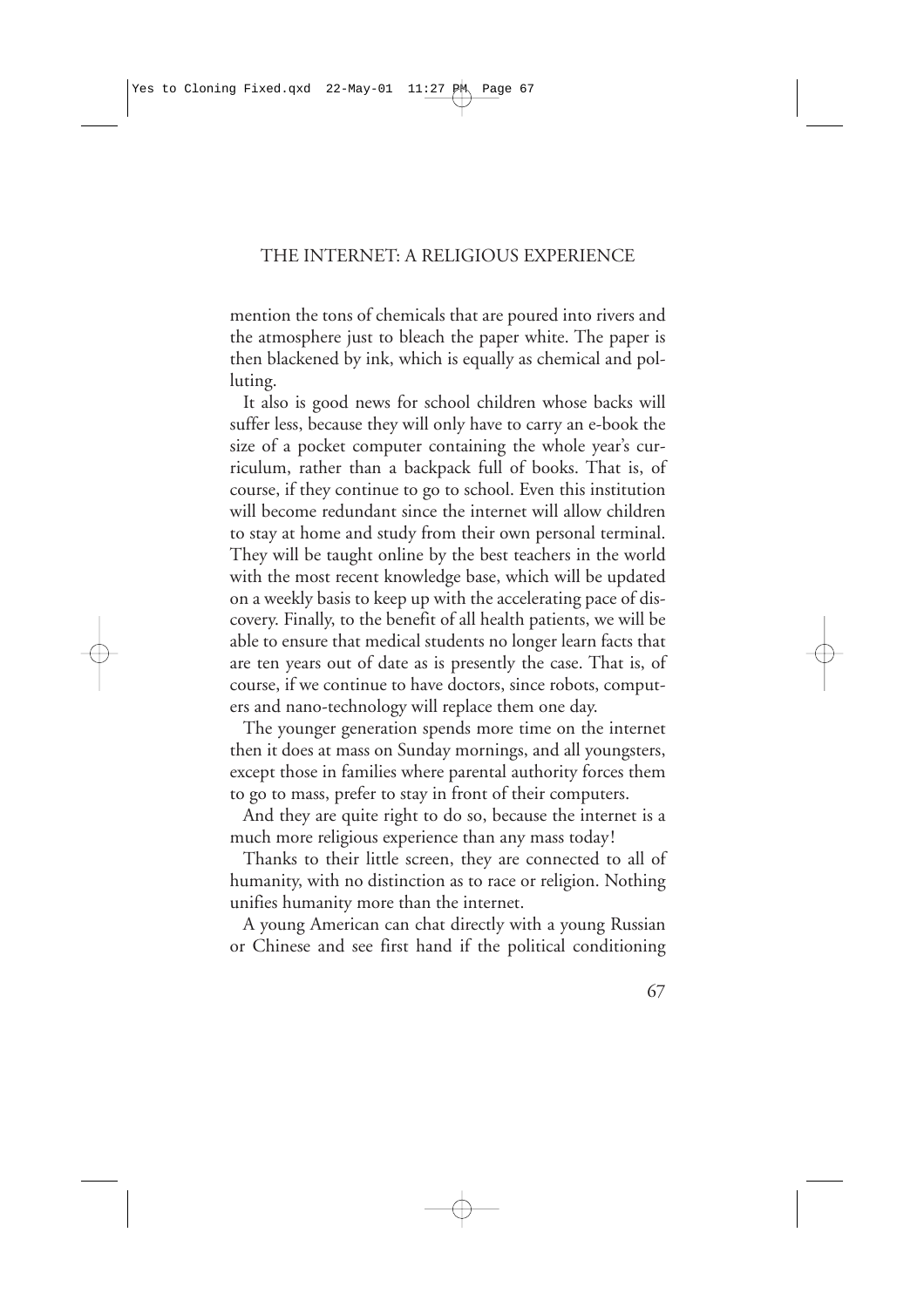mention the tons of chemicals that are poured into rivers and the atmosphere just to bleach the paper white. The paper is then blackened by ink, which is equally as chemical and polluting.

It also is good news for school children whose backs will suffer less, because they will only have to carry an e-book the size of a pocket computer containing the whole year's curriculum, rather than a backpack full of books. That is, of course, if they continue to go to school. Even this institution will become redundant since the internet will allow children to stay at home and study from their own personal terminal. They will be taught online by the best teachers in the world with the most recent knowledge base, which will be updated on a weekly basis to keep up with the accelerating pace of discovery. Finally, to the benefit of all health patients, we will be able to ensure that medical students no longer learn facts that are ten years out of date as is presently the case. That is, of course, if we continue to have doctors, since robots, computers and nano-technology will replace them one day.

The younger generation spends more time on the internet then it does at mass on Sunday mornings, and all youngsters, except those in families where parental authority forces them to go to mass, prefer to stay in front of their computers.

And they are quite right to do so, because the internet is a much more religious experience than any mass today!

Thanks to their little screen, they are connected to all of humanity, with no distinction as to race or religion. Nothing unifies humanity more than the internet.

A young American can chat directly with a young Russian or Chinese and see first hand if the political conditioning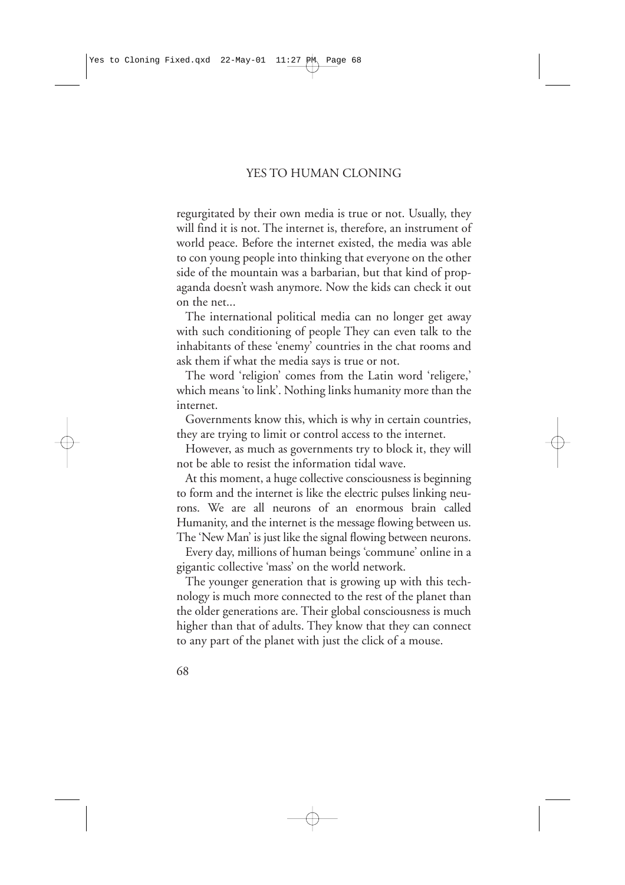regurgitated by their own media is true or not. Usually, they will find it is not. The internet is, therefore, an instrument of world peace. Before the internet existed, the media was able to con young people into thinking that everyone on the other side of the mountain was a barbarian, but that kind of propaganda doesn't wash anymore. Now the kids can check it out on the net...

The international political media can no longer get away with such conditioning of people They can even talk to the inhabitants of these 'enemy' countries in the chat rooms and ask them if what the media says is true or not.

The word 'religion' comes from the Latin word 'religere,' which means 'to link'. Nothing links humanity more than the internet.

Governments know this, which is why in certain countries, they are trying to limit or control access to the internet.

However, as much as governments try to block it, they will not be able to resist the information tidal wave.

At this moment, a huge collective consciousness is beginning to form and the internet is like the electric pulses linking neurons. We are all neurons of an enormous brain called Humanity, and the internet is the message flowing between us. The 'New Man' is just like the signal flowing between neurons.

Every day, millions of human beings 'commune' online in a gigantic collective 'mass' on the world network.

The younger generation that is growing up with this technology is much more connected to the rest of the planet than the older generations are. Their global consciousness is much higher than that of adults. They know that they can connect to any part of the planet with just the click of a mouse.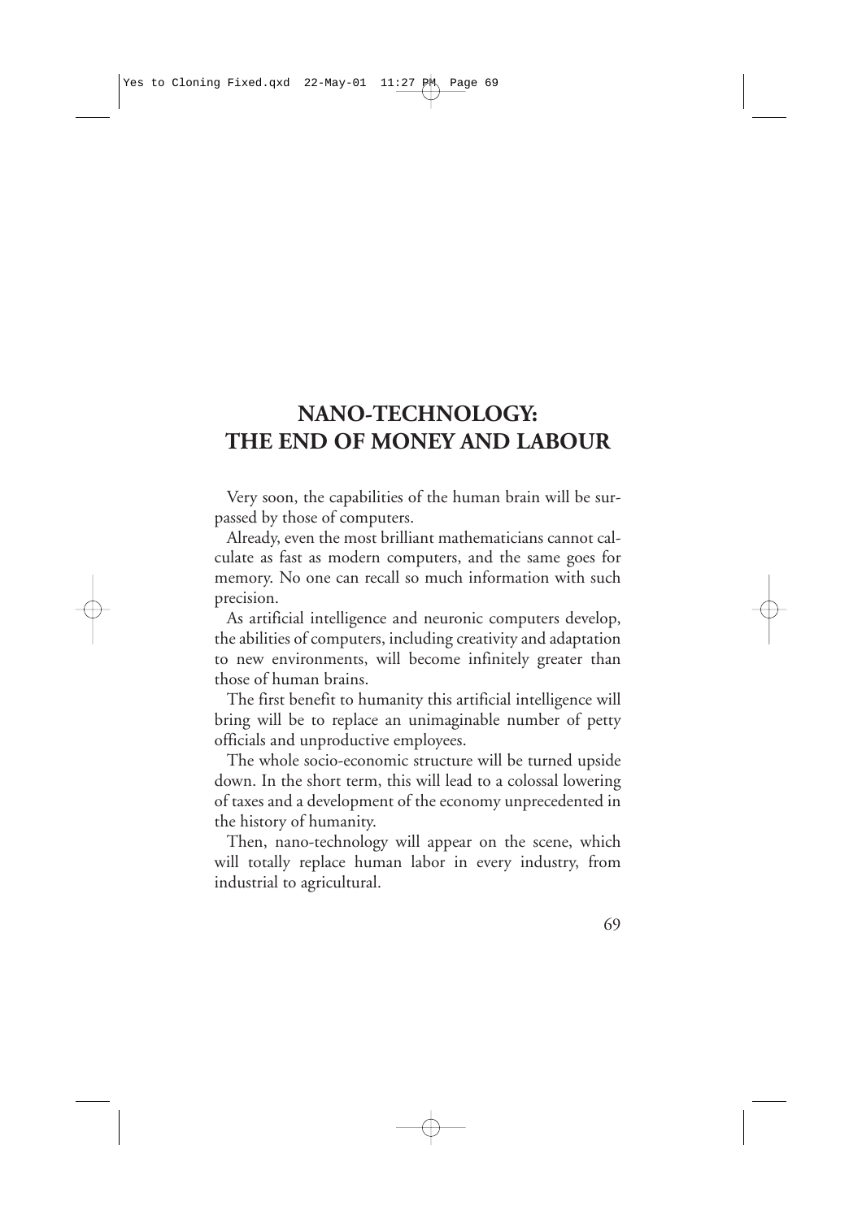# NANO-TECHNOLOGY: THE END OF MONEY AND LABOUR

Very soon, the capabilities of the human brain will be surpassed by those of computers.

Already, even the most brilliant mathematicians cannot calculate as fast as modern computers, and the same goes for memory. No one can recall so much information with such precision.

As artificial intelligence and neuronic computers develop, the abilities of computers, including creativity and adaptation to new environments, will become infinitely greater than those of human brains.

The first benefit to humanity this artificial intelligence will bring will be to replace an unimaginable number of petty officials and unproductive employees.

The whole socio-economic structure will be turned upside down. In the short term, this will lead to a colossal lowering of taxes and a development of the economy unprecedented in the history of humanity.

Then, nano-technology will appear on the scene, which will totally replace human labor in every industry, from industrial to agricultural.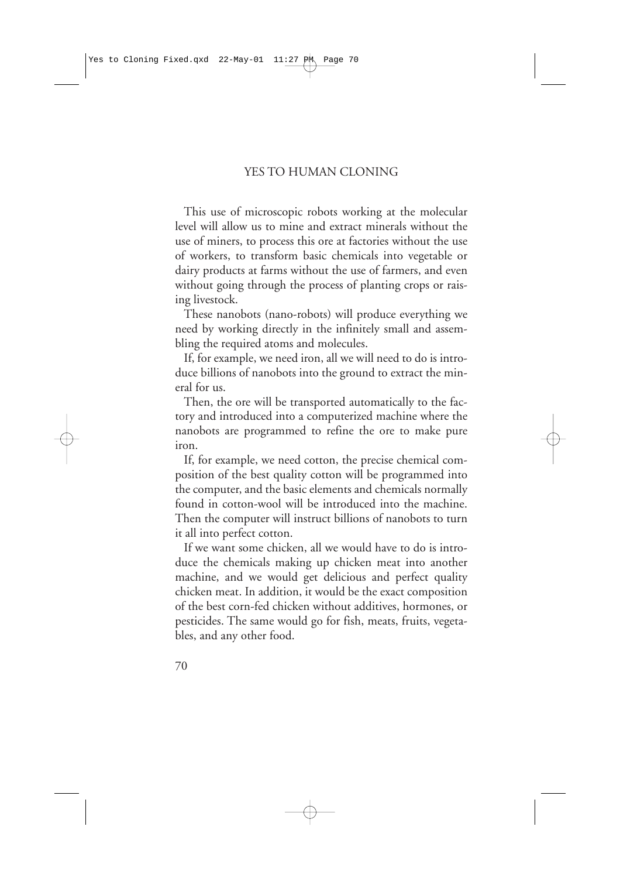This use of microscopic robots working at the molecular level will allow us to mine and extract minerals without the use of miners, to process this ore at factories without the use of workers, to transform basic chemicals into vegetable or dairy products at farms without the use of farmers, and even without going through the process of planting crops or raising livestock.

These nanobots (nano-robots) will produce everything we need by working directly in the infinitely small and assembling the required atoms and molecules.

If, for example, we need iron, all we will need to do is introduce billions of nanobots into the ground to extract the mineral for us.

Then, the ore will be transported automatically to the factory and introduced into a computerized machine where the nanobots are programmed to refine the ore to make pure iron.

If, for example, we need cotton, the precise chemical composition of the best quality cotton will be programmed into the computer, and the basic elements and chemicals normally found in cotton-wool will be introduced into the machine. Then the computer will instruct billions of nanobots to turn it all into perfect cotton.

If we want some chicken, all we would have to do is introduce the chemicals making up chicken meat into another machine, and we would get delicious and perfect quality chicken meat. In addition, it would be the exact composition of the best corn-fed chicken without additives, hormones, or pesticides. The same would go for fish, meats, fruits, vegetables, and any other food.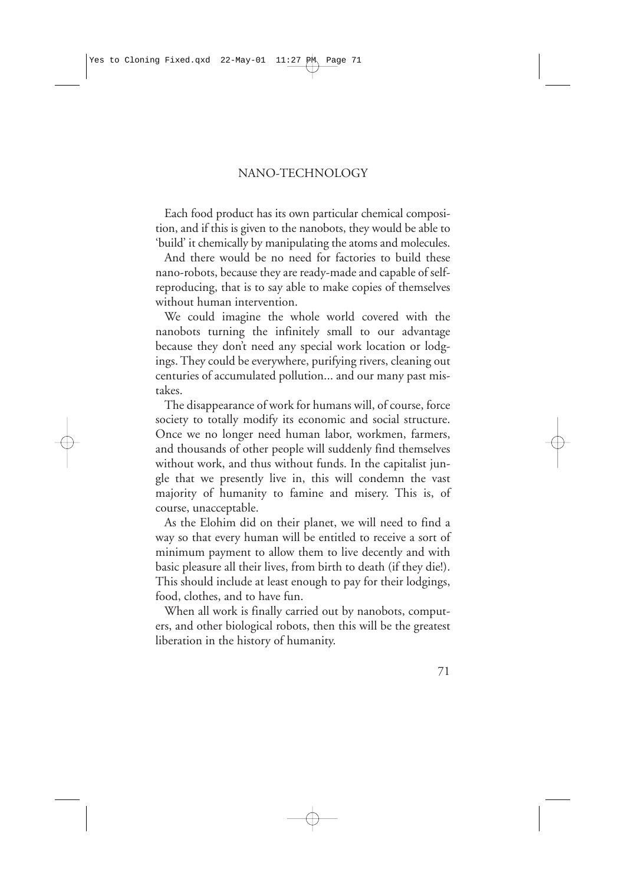Each food product has its own particular chemical composition, and if this is given to the nanobots, they would be able to 'build' it chemically by manipulating the atoms and molecules.

And there would be no need for factories to build these nano-robots, because they are ready-made and capable of self-reproducing, that is to say able to make copies of themselves without human intervention.

We could imagine the whole world covered with the nanobots turning the infinitely small to our advantage because they don't need any special work location or lodgings. They could be everywhere, purifying rivers, cleaning out centuries of accumulated pollution... and our many past mistakes.

The disappearance of work for humans will, of course, force society to totally modify its economic and social structure. Once we no longer need human labor, workmen, farmers, and thousands of other people will suddenly find themselves without work, and thus without funds. In the capitalist jungle that we presently live in, this will condemn the vast majority of humanity to famine and misery. This is, of course, unacceptable.

As the Elohim did on their planet, we will need to find a way so that every human will be entitled to receive a sort of minimum payment to allow them to live decently and with basic pleasure all their lives, from birth to death (if they die!). This should include at least enough to pay for their lodgings, food, clothes, and to have fun.

When all work is finally carried out by nanobots, computers, and other biological robots, then this will be the greatest liberation in the history of humanity.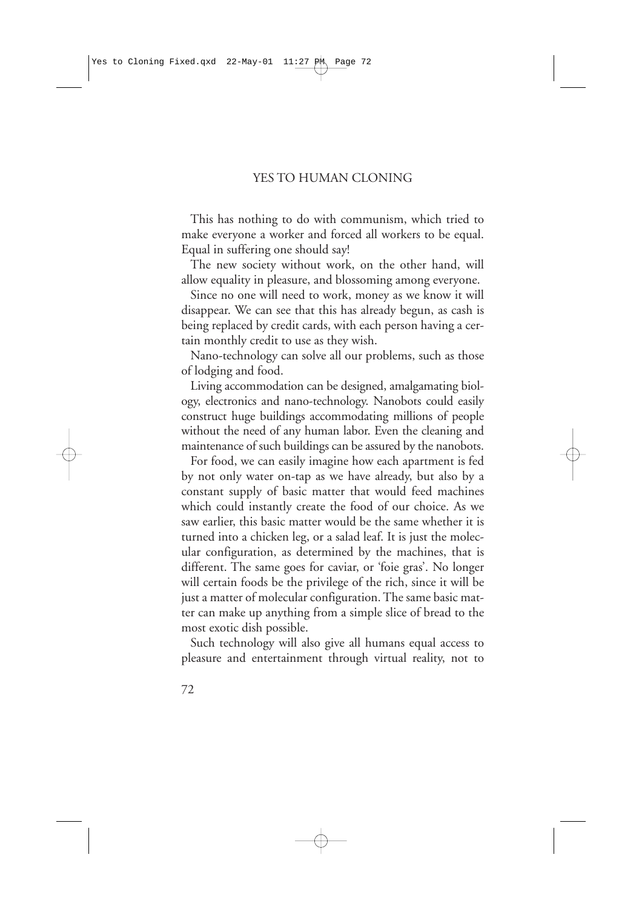This has nothing to do with communism, which tried to make everyone a worker and forced all workers to be equal. Equal in suffering one should say!

The new society without work, on the other hand, will allow equality in pleasure, and blossoming among everyone.

Since no one will need to work, money as we know it will disappear. We can see that this has already begun, as cash is being replaced by credit cards, with each person having a certain monthly credit to use as they wish.

Nano-technology can solve all our problems, such as those of lodging and food.

Living accommodation can be designed, amalgamating biology, electronics and nano-technology. Nanobots could easily construct huge buildings accommodating millions of people without the need of any human labor. Even the cleaning and maintenance of such buildings can be assured by the nanobots.

For food, we can easily imagine how each apartment is fed by not only water on-tap as we have already, but also by a constant supply of basic matter that would feed machines which could instantly create the food of our choice. As we saw earlier, this basic matter would be the same whether it is turned into a chicken leg, or a salad leaf. It is just the molecular configuration, as determined by the machines, that is different. The same goes for caviar, or 'foie gras'. No longer will certain foods be the privilege of the rich, since it will be just a matter of molecular configuration. The same basic matter can make up anything from a simple slice of bread to the most exotic dish possible.

Such technology will also give all humans equal access to pleasure and entertainment through virtual reality, not to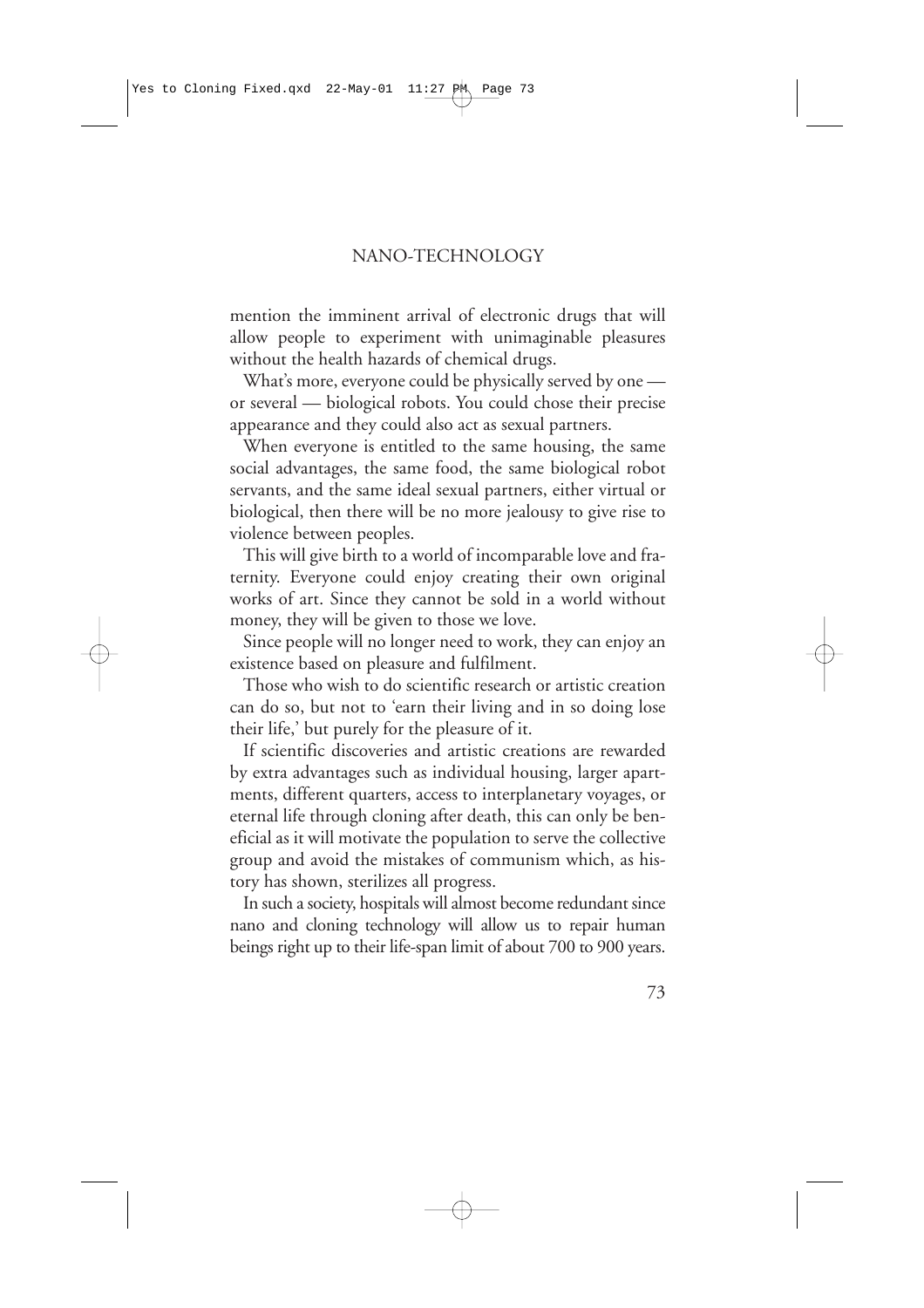mention the imminent arrival of electronic drugs that will allow people to experiment with unimaginable pleasures without the health hazards of chemical drugs.

What's more, everyone could be physically served by one — or several — biological robots. You could chose their precise appearance and they could also act as sexual partners.

When everyone is entitled to the same housing, the same social advantages, the same food, the same biological robot servants, and the same ideal sexual partners, either virtual or biological, then there will be no more jealousy to give rise to violence between peoples.

This will give birth to a world of incomparable love and fraternity. Everyone could enjoy creating their own original works of art. Since they cannot be sold in a world without money, they will be given to those we love.

Since people will no longer need to work, they can enjoy an existence based on pleasure and fulfilment.

Those who wish to do scientific research or artistic creation can do so, but not to 'earn their living and in so doing lose their life,' but purely for the pleasure of it.

If scientific discoveries and artistic creations are rewarded by extra advantages such as individual housing, larger apartments, different quarters, access to interplanetary voyages, or eternal life through cloning after death, this can only be beneficial as it will motivate the population to serve the collective group and avoid the mistakes of communism which, as history has shown, sterilizes all progress.

In such a society, hospitals will almost become redundant since nano and cloning technology will allow us to repair human beings right up to their life-span limit of about 700 to 900 years.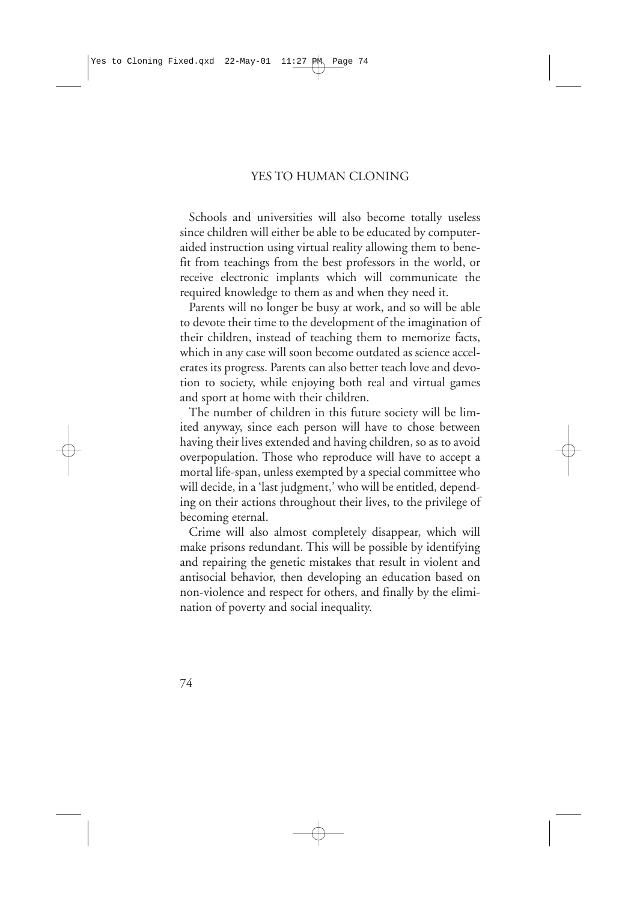Schools and universities will also become totally useless since children will either be able to be educated by computer-aided instruction using virtual reality allowing them to benefit from teachings from the best professors in the world, or receive electronic implants which will communicate the required knowledge to them as and when they need it.

Parents will no longer be busy at work, and so will be able to devote their time to the development of the imagination of their children, instead of teaching them to memorize facts, which in any case will soon become outdated as science accelerates its progress. Parents can also better teach love and devotion to society, while enjoying both real and virtual games and sport at home with their children.

The number of children in this future society will be limited anyway, since each person will have to chose between having their lives extended and having children, so as to avoid overpopulation. Those who reproduce will have to accept a mortal life-span, unless exempted by a special committee who will decide, in a 'last judgment,' who will be entitled, depending on their actions throughout their lives, to the privilege of becoming eternal.

Crime will also almost completely disappear, which will make prisons redundant. This will be possible by identifying and repairing the genetic mistakes that result in violent and antisocial behavior, then developing an education based on non-violence and respect for others, and finally by the elimination of poverty and social inequality.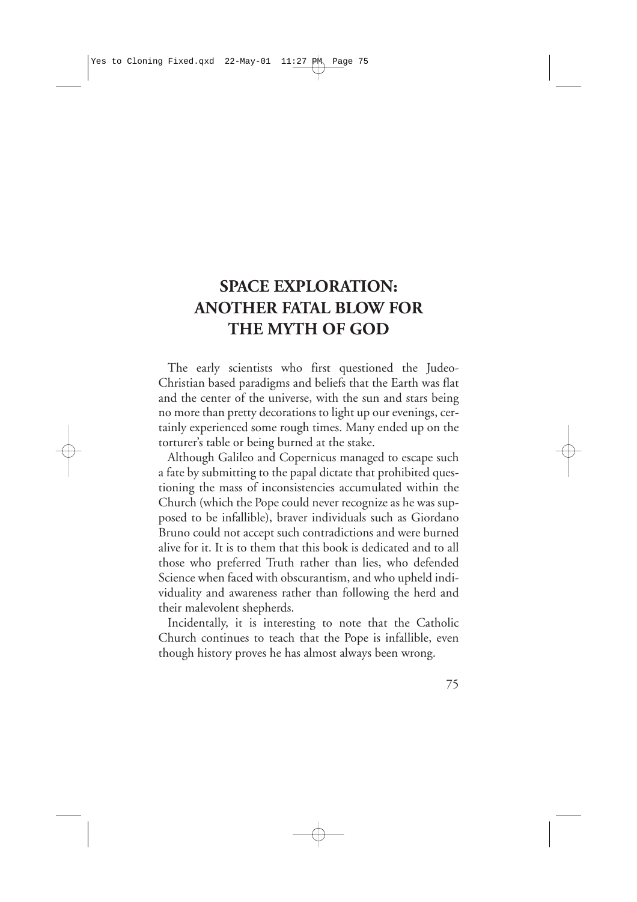# SPACE EXPLORATION: ANOTHER FATAL BLOW FOR THE MYTH OF GOD

The early scientists who first questioned the Judeo-Christian based paradigms and beliefs that the Earth was flat and the center of the universe, with the sun and stars being no more than pretty decorations to light up our evenings, certainly experienced some rough times. Many ended up on the torturer's table or being burned at the stake.

Although Galileo and Copernicus managed to escape such a fate by submitting to the papal dictate that prohibited questioning the mass of inconsistencies accumulated within the Church (which the Pope could never recognize as he was supposed to be infallible), braver individuals such as Giordano Bruno could not accept such contradictions and were burned alive for it. It is to them that this book is dedicated and to all those who preferred Truth rather than lies, who defended Science when faced with obscurantism, and who upheld individuality and awareness rather than following the herd and their malevolent shepherds.

Incidentally, it is interesting to note that the Catholic Church continues to teach that the Pope is infallible, even though history proves he has almost always been wrong.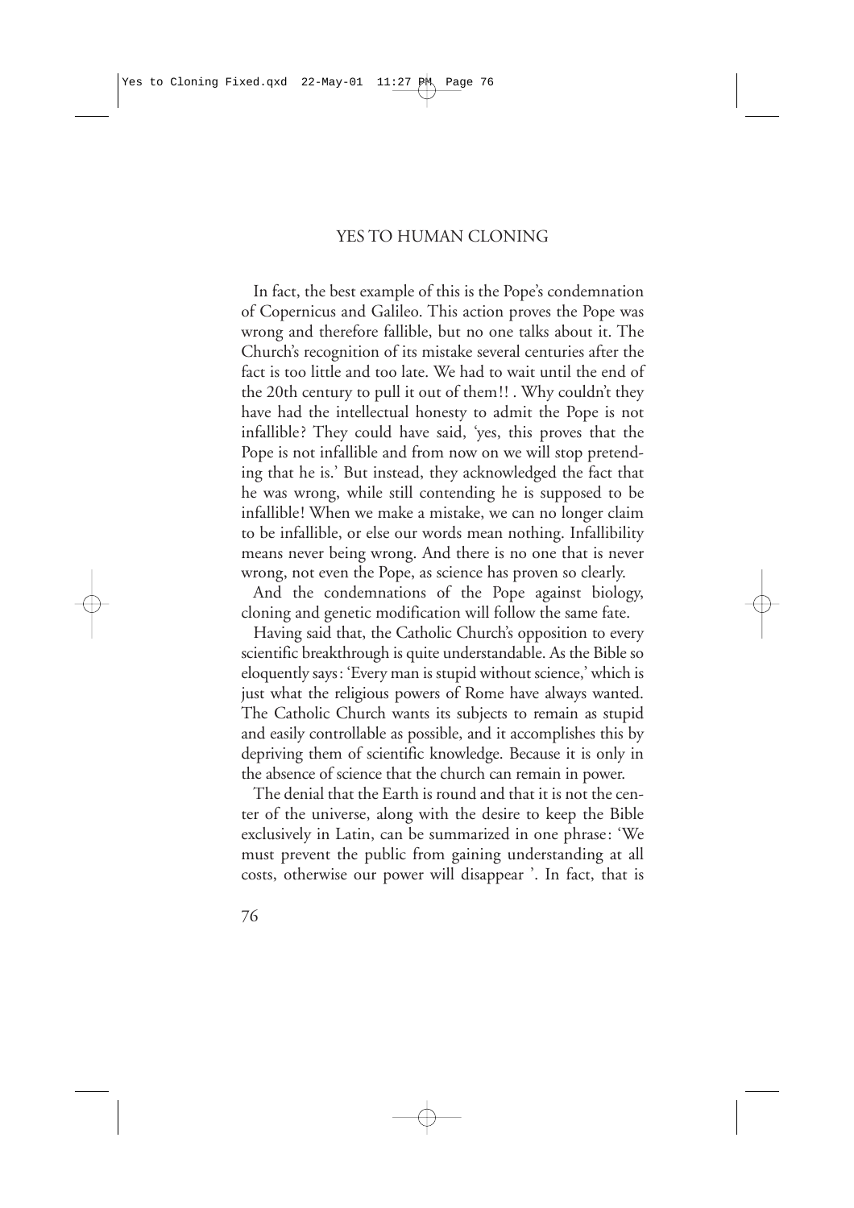In fact, the best example of this is the Pope's condemnation of Copernicus and Galileo. This action proves the Pope was wrong and therefore fallible, but no one talks about it. The Church's recognition of its mistake several centuries after the fact is too little and too late. We had to wait until the end of the 20th century to pull it out of them!! . Why couldn't they have had the intellectual honesty to admit the Pope is not infallible? They could have said, 'yes, this proves that the Pope is not infallible and from now on we will stop pretending that he is.' But instead, they acknowledged the fact that he was wrong, while still contending he is supposed to be infallible! When we make a mistake, we can no longer claim to be infallible, or else our words mean nothing. Infallibility means never being wrong. And there is no one that is never wrong, not even the Pope, as science has proven so clearly.

And the condemnations of the Pope against biology, cloning and genetic modification will follow the same fate.

Having said that, the Catholic Church's opposition to every scientific breakthrough is quite understandable. As the Bible so eloquently says: 'Every man is stupid without science,' which is just what the religious powers of Rome have always wanted. The Catholic Church wants its subjects to remain as stupid and easily controllable as possible, and it accomplishes this by depriving them of scientific knowledge. Because it is only in the absence of science that the church can remain in power.

The denial that the Earth is round and that it is not the center of the universe, along with the desire to keep the Bible exclusively in Latin, can be summarized in one phrase: 'We must prevent the public from gaining understanding at all costs, otherwise our power will disappear '. In fact, that is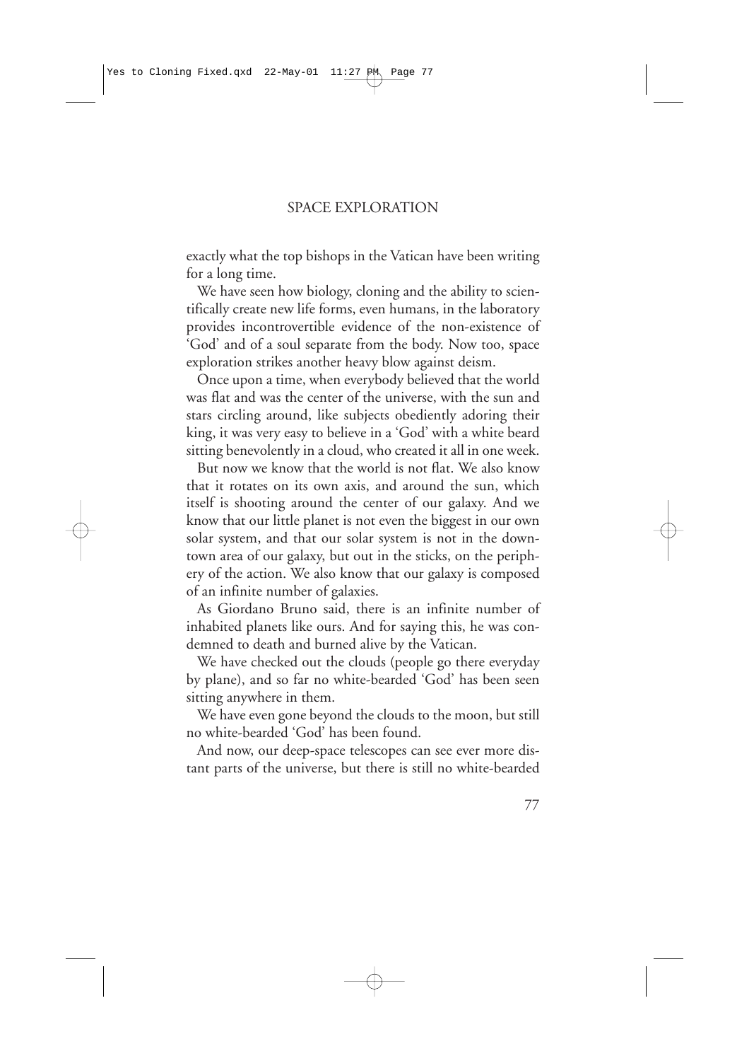exactly what the top bishops in the Vatican have been writing for a long time.

We have seen how biology, cloning and the ability to scientifically create new life forms, even humans, in the laboratory provides incontrovertible evidence of the non-existence of 'God' and of a soul separate from the body. Now too, space exploration strikes another heavy blow against deism.

Once upon a time, when everybody believed that the world was flat and was the center of the universe, with the sun and stars circling around, like subjects obediently adoring their king, it was very easy to believe in a 'God' with a white beard sitting benevolently in a cloud, who created it all in one week.

But now we know that the world is not flat. We also know that it rotates on its own axis, and around the sun, which itself is shooting around the center of our galaxy. And we know that our little planet is not even the biggest in our own solar system, and that our solar system is not in the downtown area of our galaxy, but out in the sticks, on the periphery of the action. We also know that our galaxy is composed of an infinite number of galaxies.

As Giordano Bruno said, there is an infinite number of inhabited planets like ours. And for saying this, he was condemned to death and burned alive by the Vatican.

We have checked out the clouds (people go there everyday by plane), and so far no white-bearded 'God' has been seen sitting anywhere in them.

We have even gone beyond the clouds to the moon, but still no white-bearded 'God' has been found.

And now, our deep-space telescopes can see ever more distant parts of the universe, but there is still no white-bearded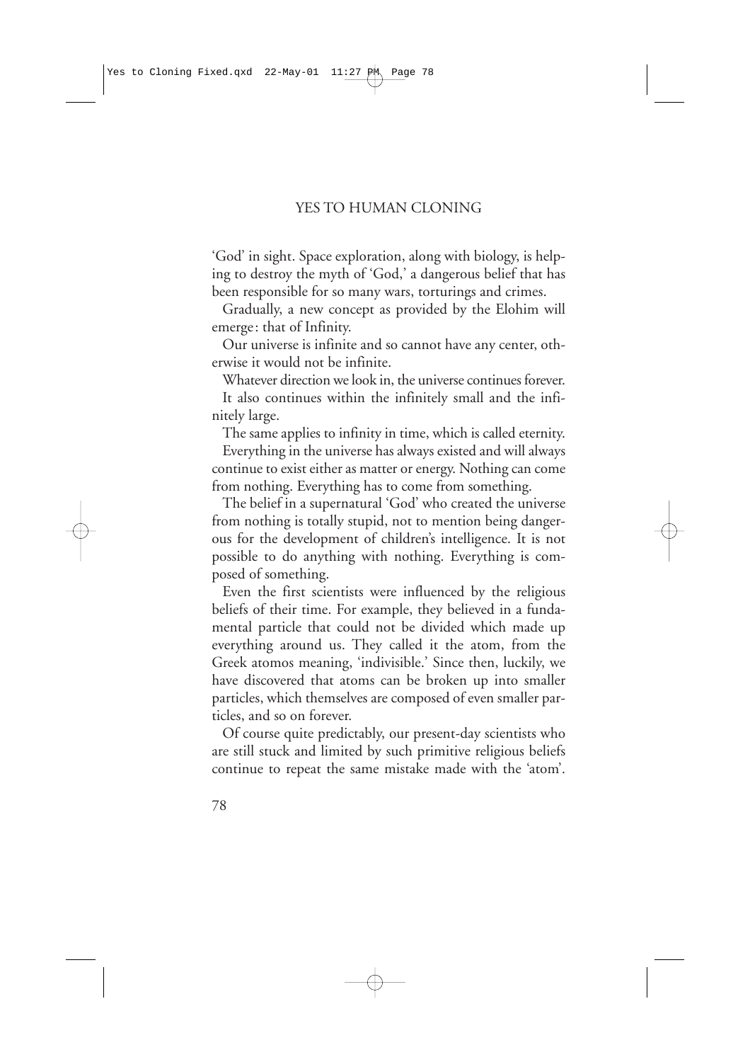'God' in sight. Space exploration, along with biology, is helping to destroy the myth of 'God,' a dangerous belief that has been responsible for so many wars, torturings and crimes.

Gradually, a new concept as provided by the Elohim will emerge: that of Infinity.

Our universe is infinite and so cannot have any center, otherwise it would not be infinite.

Whatever direction we look in, the universe continues forever.

It also continues within the infinitely small and the infinitely large.

The same applies to infinity in time, which is called eternity.

Everything in the universe has always existed and will always continue to exist either as matter or energy. Nothing can come from nothing. Everything has to come from something.

The belief in a supernatural 'God' who created the universe from nothing is totally stupid, not to mention being dangerous for the development of children's intelligence. It is not possible to do anything with nothing. Everything is composed of something.

Even the first scientists were influenced by the religious beliefs of their time. For example, they believed in a fundamental particle that could not be divided which made up everything around us. They called it the atom, from the Greek atomos meaning, 'indivisible.' Since then, luckily, we have discovered that atoms can be broken up into smaller particles, which themselves are composed of even smaller particles, and so on forever.

Of course quite predictably, our present-day scientists who are still stuck and limited by such primitive religious beliefs continue to repeat the same mistake made with the 'atom'.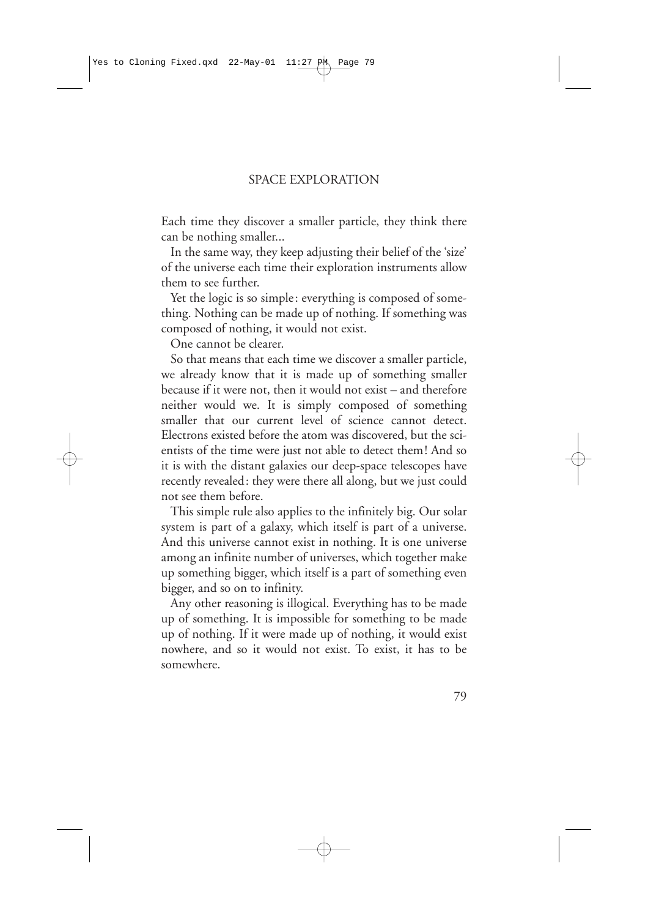Each time they discover a smaller particle, they think there can be nothing smaller...

In the same way, they keep adjusting their belief of the 'size' of the universe each time their exploration instruments allow them to see further.

Yet the logic is so simple: everything is composed of something. Nothing can be made up of nothing. If something was composed of nothing, it would not exist.

One cannot be clearer.

So that means that each time we discover a smaller particle, we already know that it is made up of something smaller because if it were not, then it would not exist – and therefore neither would we. It is simply composed of something smaller that our current level of science cannot detect. Electrons existed before the atom was discovered, but the scientists of the time were just not able to detect them! And so it is with the distant galaxies our deep-space telescopes have recently revealed: they were there all along, but we just could not see them before.

This simple rule also applies to the infinitely big. Our solar system is part of a galaxy, which itself is part of a universe. And this universe cannot exist in nothing. It is one universe among an infinite number of universes, which together make up something bigger, which itself is a part of something even bigger, and so on to infinity.

Any other reasoning is illogical. Everything has to be made up of something. It is impossible for something to be made up of nothing. If it were made up of nothing, it would exist nowhere, and so it would not exist. To exist, it has to be somewhere.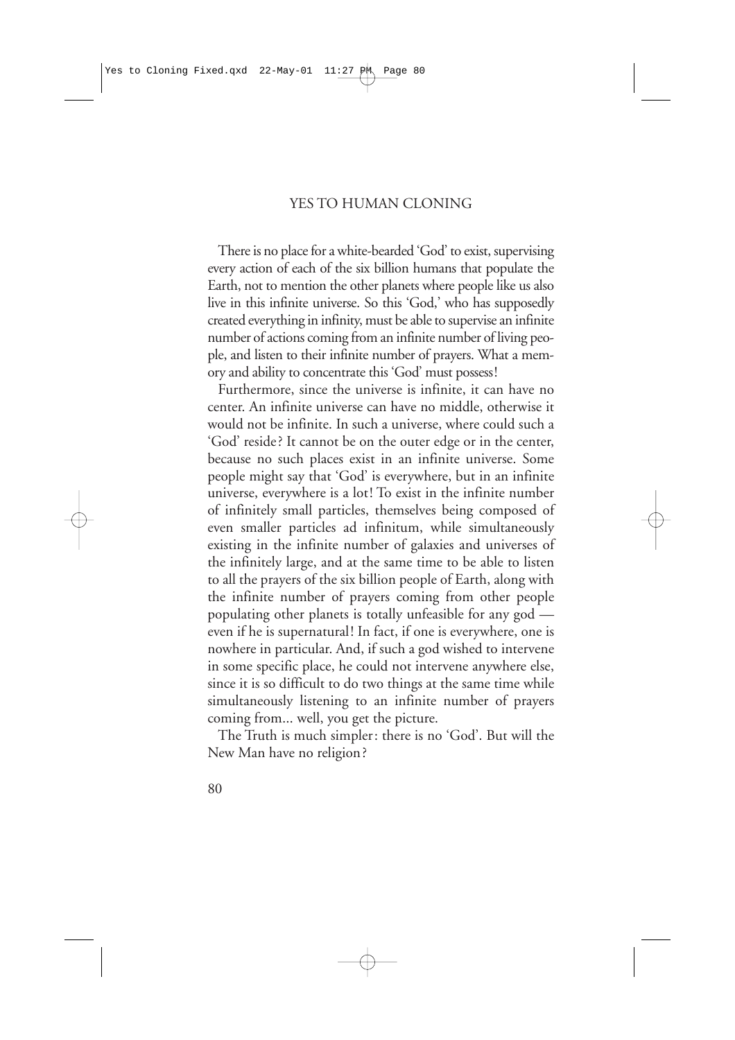There is no place for a white-bearded 'God' to exist, supervising every action of each of the six billion humans that populate the Earth, not to mention the other planets where people like us also live in this infinite universe. So this 'God,' who has supposedly created everything in infinity, must be able to supervise an infinite number of actions coming from an infinite number of living people, and listen to their infinite number of prayers. What a memory and ability to concentrate this 'God' must possess!

Furthermore, since the universe is infinite, it can have no center. An infinite universe can have no middle, otherwise it would not be infinite. In such a universe, where could such a 'God' reside? It cannot be on the outer edge or in the center, because no such places exist in an infinite universe. Some people might say that 'God' is everywhere, but in an infinite universe, everywhere is a lot! To exist in the infinite number of infinitely small particles, themselves being composed of even smaller particles ad infinitum, while simultaneously existing in the infinite number of galaxies and universes of the infinitely large, and at the same time to be able to listen to all the prayers of the six billion people of Earth, along with the infinite number of prayers coming from other people populating other planets is totally unfeasible for any god — even if he is supernatural! In fact, if one is everywhere, one is nowhere in particular. And, if such a god wished to intervene in some specific place, he could not intervene anywhere else, since it is so difficult to do two things at the same time while simultaneously listening to an infinite number of prayers coming from... well, you get the picture.

The Truth is much simpler: there is no 'God'. But will the New Man have no religion?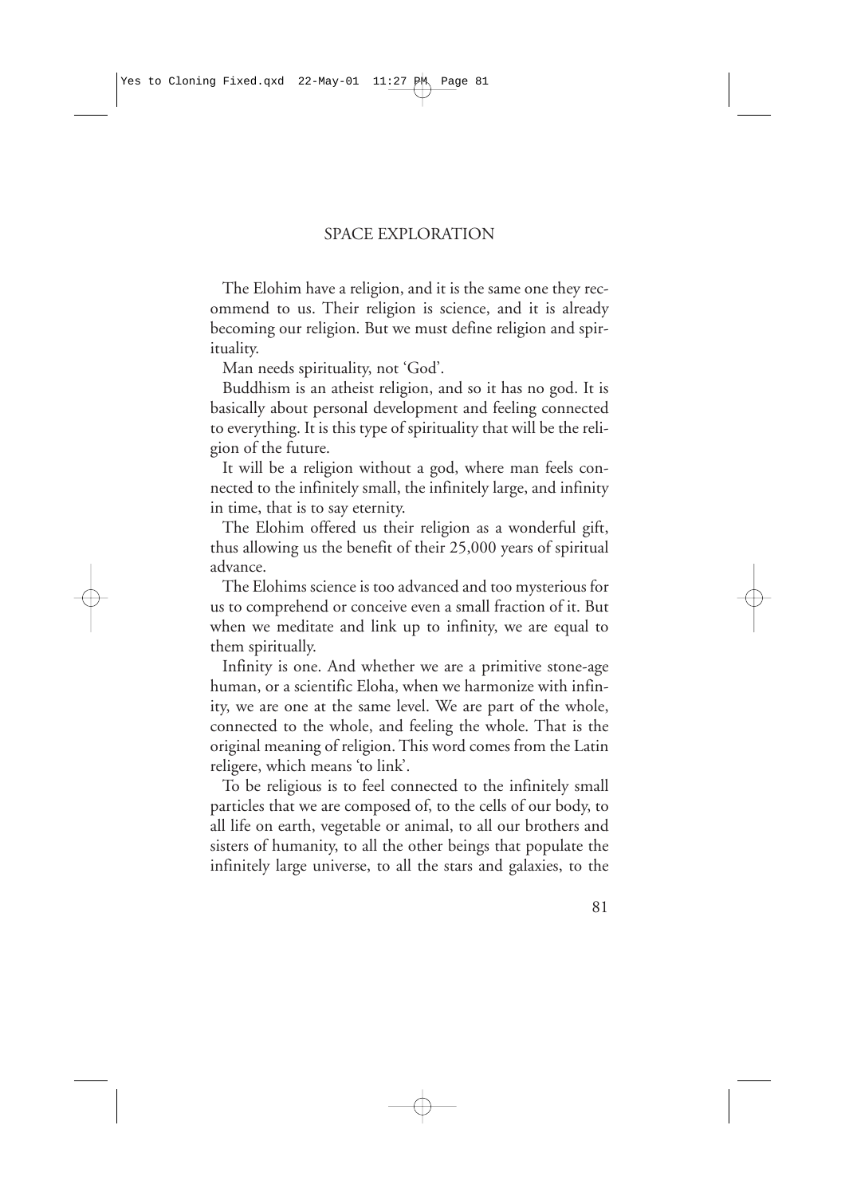The Elohim have a religion, and it is the same one they recommend to us. Their religion is science, and it is already becoming our religion. But we must define religion and spirituality.

Man needs spirituality, not 'God'.

Buddhism is an atheist religion, and so it has no god. It is basically about personal development and feeling connected to everything. It is this type of spirituality that will be the religion of the future.

It will be a religion without a god, where man feels connected to the infinitely small, the infinitely large, and infinity in time, that is to say eternity.

The Elohim offered us their religion as a wonderful gift, thus allowing us the benefit of their 25,000 years of spiritual advance.

The Elohims science is too advanced and too mysterious for us to comprehend or conceive even a small fraction of it. But when we meditate and link up to infinity, we are equal to them spiritually.

Infinity is one. And whether we are a primitive stone-age human, or a scientific Eloha, when we harmonize with infinity, we are one at the same level. We are part of the whole, connected to the whole, and feeling the whole. That is the original meaning of religion. This word comes from the Latin religere, which means 'to link'.

To be religious is to feel connected to the infinitely small particles that we are composed of, to the cells of our body, to all life on earth, vegetable or animal, to all our brothers and sisters of humanity, to all the other beings that populate the infinitely large universe, to all the stars and galaxies, to the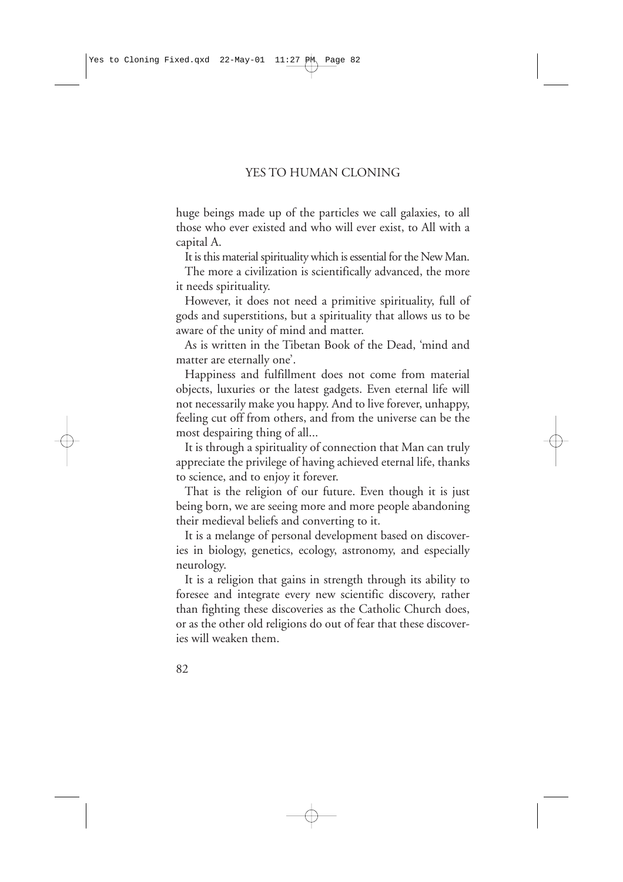huge beings made up of the particles we call galaxies, to all those who ever existed and who will ever exist, to All with a capital A.

It is this material spirituality which is essential for the New Man.

The more a civilization is scientifically advanced, the more it needs spirituality.

However, it does not need a primitive spirituality, full of gods and superstitions, but a spirituality that allows us to be aware of the unity of mind and matter.

As is written in the Tibetan Book of the Dead, 'mind and matter are eternally one'.

Happiness and fulfillment does not come from material objects, luxuries or the latest gadgets. Even eternal life will not necessarily make you happy. And to live forever, unhappy, feeling cut off from others, and from the universe can be the most despairing thing of all...

It is through a spirituality of connection that Man can truly appreciate the privilege of having achieved eternal life, thanks to science, and to enjoy it forever.

That is the religion of our future. Even though it is just being born, we are seeing more and more people abandoning their medieval beliefs and converting to it.

It is a melange of personal development based on discoveries in biology, genetics, ecology, astronomy, and especially neurology.

It is a religion that gains in strength through its ability to foresee and integrate every new scientific discovery, rather than fighting these discoveries as the Catholic Church does, or as the other old religions do out of fear that these discoveries will weaken them.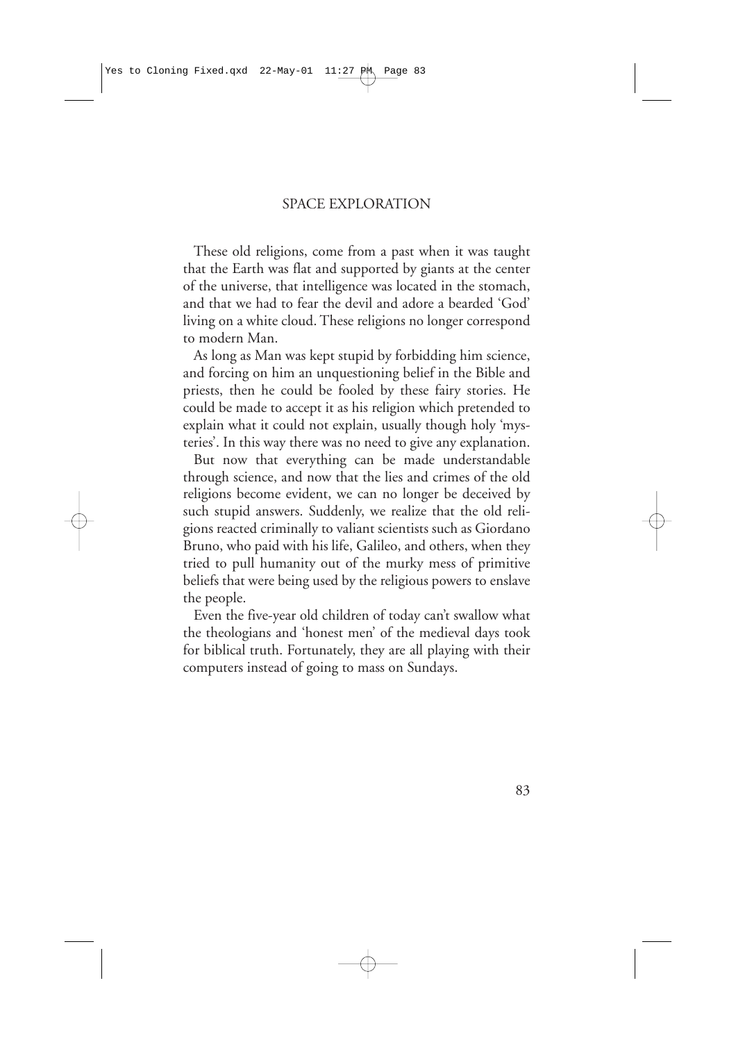These old religions, come from a past when it was taught that the Earth was flat and supported by giants at the center of the universe, that intelligence was located in the stomach, and that we had to fear the devil and adore a bearded 'God' living on a white cloud. These religions no longer correspond to modern Man.

As long as Man was kept stupid by forbidding him science, and forcing on him an unquestioning belief in the Bible and priests, then he could be fooled by these fairy stories. He could be made to accept it as his religion which pretended to explain what it could not explain, usually though holy 'mysteries'. In this way there was no need to give any explanation.

But now that everything can be made understandable through science, and now that the lies and crimes of the old religions become evident, we can no longer be deceived by such stupid answers. Suddenly, we realize that the old religions reacted criminally to valiant scientists such as Giordano Bruno, who paid with his life, Galileo, and others, when they tried to pull humanity out of the murky mess of primitive beliefs that were being used by the religious powers to enslave the people.

Even the five-year old children of today can't swallow what the theologians and 'honest men' of the medieval days took for biblical truth. Fortunately, they are all playing with their computers instead of going to mass on Sundays.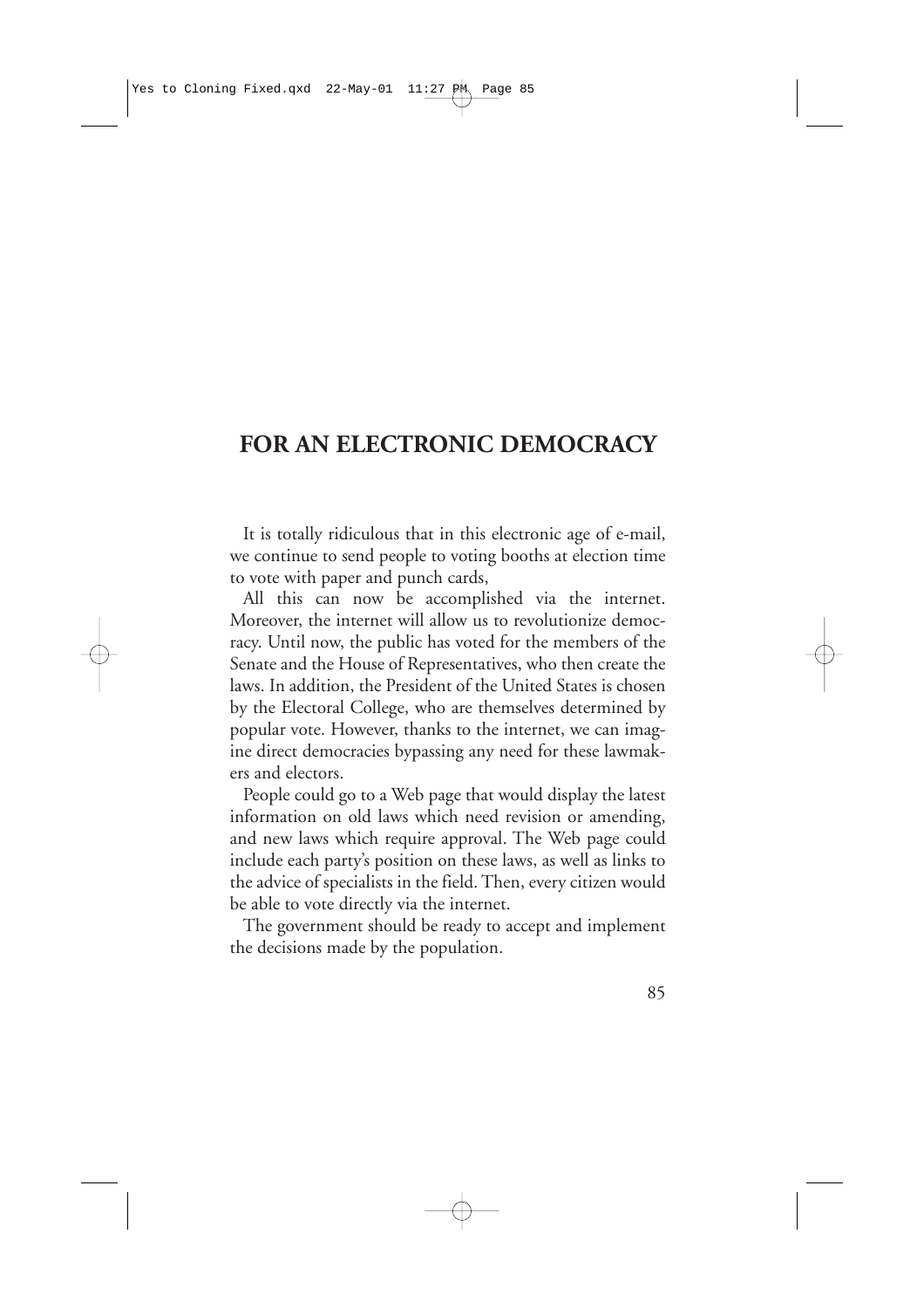# FOR AN ELECTRONIC DEMOCRACY

It is totally ridiculous that in this electronic age of e-mail, we continue to send people to voting booths at election time to vote with paper and punch cards,

All this can now be accomplished via the internet. Moreover, the internet will allow us to revolutionize democracy. Until now, the public has voted for the members of the Senate and the House of Representatives, who then create the laws. In addition, the President of the United States is chosen by the Electoral College, who are themselves determined by popular vote. However, thanks to the internet, we can imagine direct democracies bypassing any need for these lawmakers and electors.

People could go to a Web page that would display the latest information on old laws which need revision or amending, and new laws which require approval. The Web page could include each party's position on these laws, as well as links to the advice of specialists in the field. Then, every citizen would be able to vote directly via the internet.

The government should be ready to accept and implement the decisions made by the population.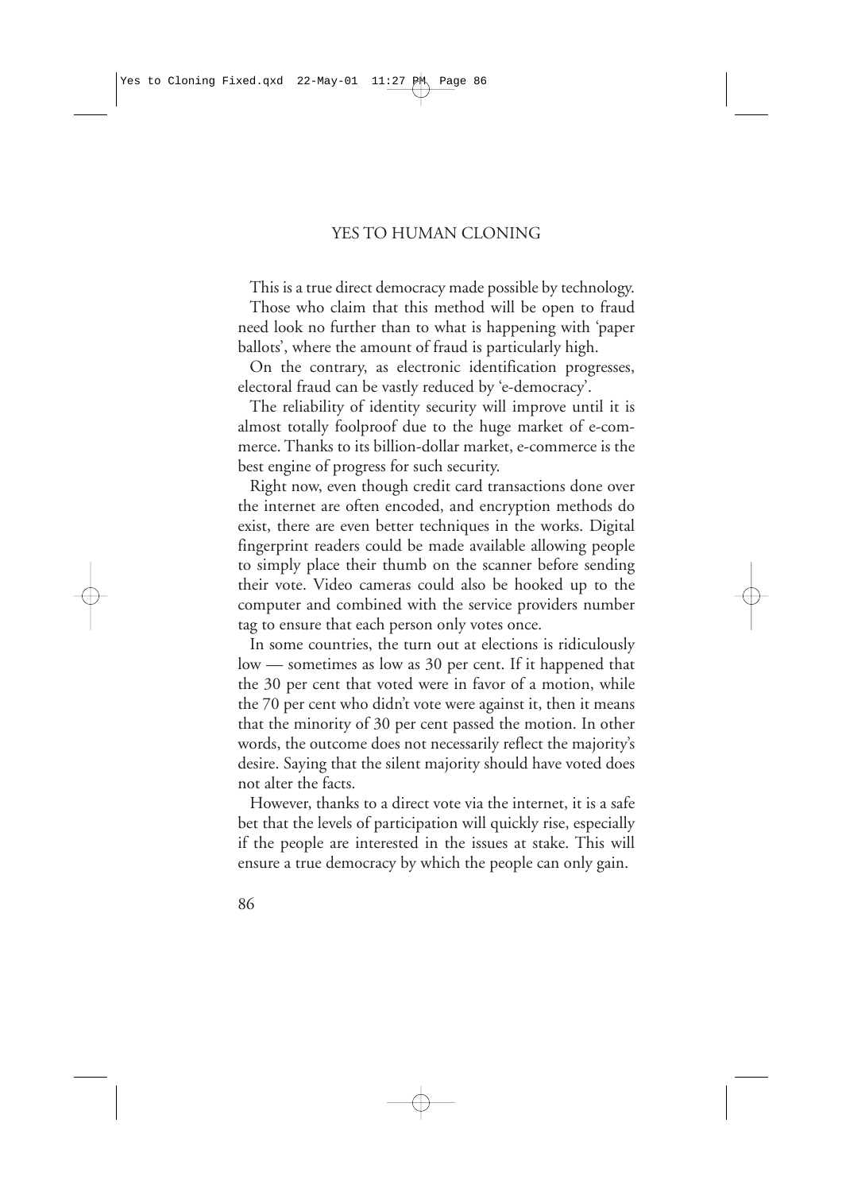This is a true direct democracy made possible by technology.

Those who claim that this method will be open to fraud need look no further than to what is happening with 'paper ballots', where the amount of fraud is particularly high.

On the contrary, as electronic identification progresses, electoral fraud can be vastly reduced by 'e-democracy'.

The reliability of identity security will improve until it is almost totally foolproof due to the huge market of e-commerce. Thanks to its billion-dollar market, e-commerce is the best engine of progress for such security.

Right now, even though credit card transactions done over the internet are often encoded, and encryption methods do exist, there are even better techniques in the works. Digital fingerprint readers could be made available allowing people to simply place their thumb on the scanner before sending their vote. Video cameras could also be hooked up to the computer and combined with the service providers number tag to ensure that each person only votes once.

In some countries, the turn out at elections is ridiculously low — sometimes as low as 30 per cent. If it happened that the 30 per cent that voted were in favor of a motion, while the 70 per cent who didn't vote were against it, then it means that the minority of 30 per cent passed the motion. In other words, the outcome does not necessarily reflect the majority's desire. Saying that the silent majority should have voted does not alter the facts.

However, thanks to a direct vote via the internet, it is a safe bet that the levels of participation will quickly rise, especially if the people are interested in the issues at stake. This will ensure a true democracy by which the people can only gain.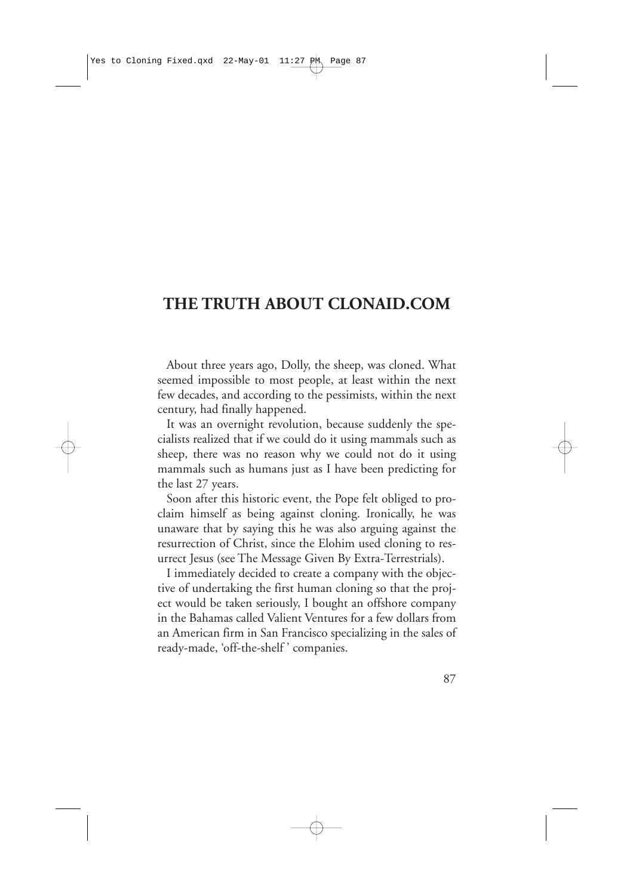# THE TRUTH ABOUT CLONAID.COM

About three years ago, Dolly, the sheep, was cloned. What seemed impossible to most people, at least within the next few decades, and according to the pessimists, within the next century, had finally happened.

It was an overnight revolution, because suddenly the specialists realized that if we could do it using mammals such as sheep, there was no reason why we could not do it using mammals such as humans just as I have been predicting for the last 27 years.

Soon after this historic event, the Pope felt obliged to proclaim himself as being against cloning. Ironically, he was unaware that by saying this he was also arguing against the resurrection of Christ, since the Elohim used cloning to resurrect Jesus (see The Message Given By Extra-Terrestrials).

I immediately decided to create a company with the objective of undertaking the first human cloning so that the project would be taken seriously, I bought an offshore company in the Bahamas called Valient Ventures for a few dollars from an American firm in San Francisco specializing in the sales of ready-made, 'off-the-shelf' companies.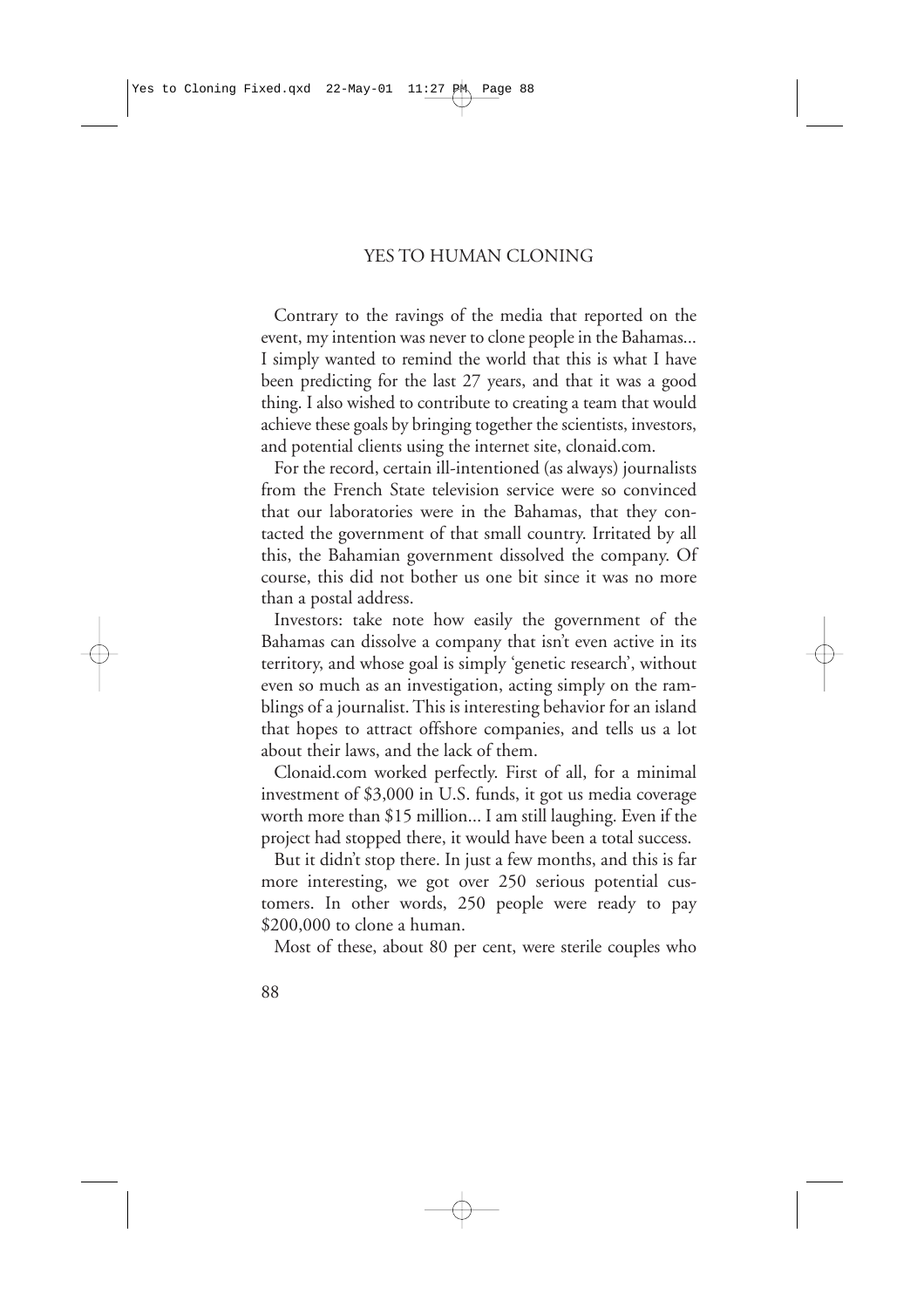Contrary to the ravings of the media that reported on the event, my intention was never to clone people in the Bahamas... I simply wanted to remind the world that this is what I have been predicting for the last 27 years, and that it was a good thing. I also wished to contribute to creating a team that would achieve these goals by bringing together the scientists, investors, and potential clients using the internet site, clonaid.com.

For the record, certain ill-intentioned (as always) journalists from the French State television service were so convinced that our laboratories were in the Bahamas, that they contacted the government of that small country. Irritated by all this, the Bahamian government dissolved the company. Of course, this did not bother us one bit since it was no more than a postal address.

Investors: take note how easily the government of the Bahamas can dissolve a company that isn't even active in its territory, and whose goal is simply 'genetic research', without even so much as an investigation, acting simply on the ramblings of a journalist. This is interesting behavior for an island that hopes to attract offshore companies, and tells us a lot about their laws, and the lack of them.

Clonaid.com worked perfectly. First of all, for a minimal investment of $3,000 in U.S. funds, it got us media coverage worth more than $15 million... I am still laughing. Even if the project had stopped there, it would have been a total success.

But it didn't stop there. In just a few months, and this is far more interesting, we got over 250 serious potential customers. In other words, 250 people were ready to pay $200,000 to clone a human.

Most of these, about 80 per cent, were sterile couples who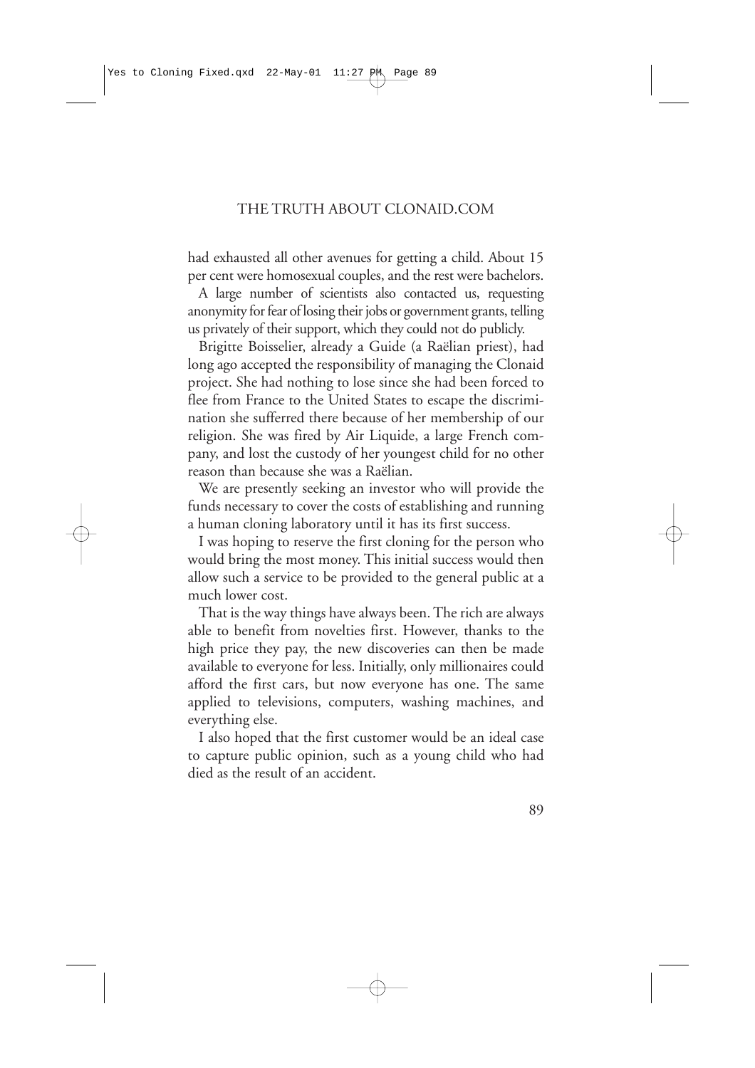had exhausted all other avenues for getting a child. About 15 per cent were homosexual couples, and the rest were bachelors.

A large number of scientists also contacted us, requesting anonymity for fear of losing their jobs or government grants, telling us privately of their support, which they could not do publicly.

Brigitte Boisselier, already a Guide (a Raëlian priest), had long ago accepted the responsibility of managing the Clonaid project. She had nothing to lose since she had been forced to flee from France to the United States to escape the discrimination she sufferred there because of her membership of our religion. She was fired by Air Liquide, a large French company, and lost the custody of her youngest child for no other reason than because she was a Raëlian.

We are presently seeking an investor who will provide the funds necessary to cover the costs of establishing and running a human cloning laboratory until it has its first success.

I was hoping to reserve the first cloning for the person who would bring the most money. This initial success would then allow such a service to be provided to the general public at a much lower cost.

That is the way things have always been. The rich are always able to benefit from novelties first. However, thanks to the high price they pay, the new discoveries can then be made available to everyone for less. Initially, only millionaires could afford the first cars, but now everyone has one. The same applied to televisions, computers, washing machines, and everything else.

I also hoped that the first customer would be an ideal case to capture public opinion, such as a young child who had died as the result of an accident.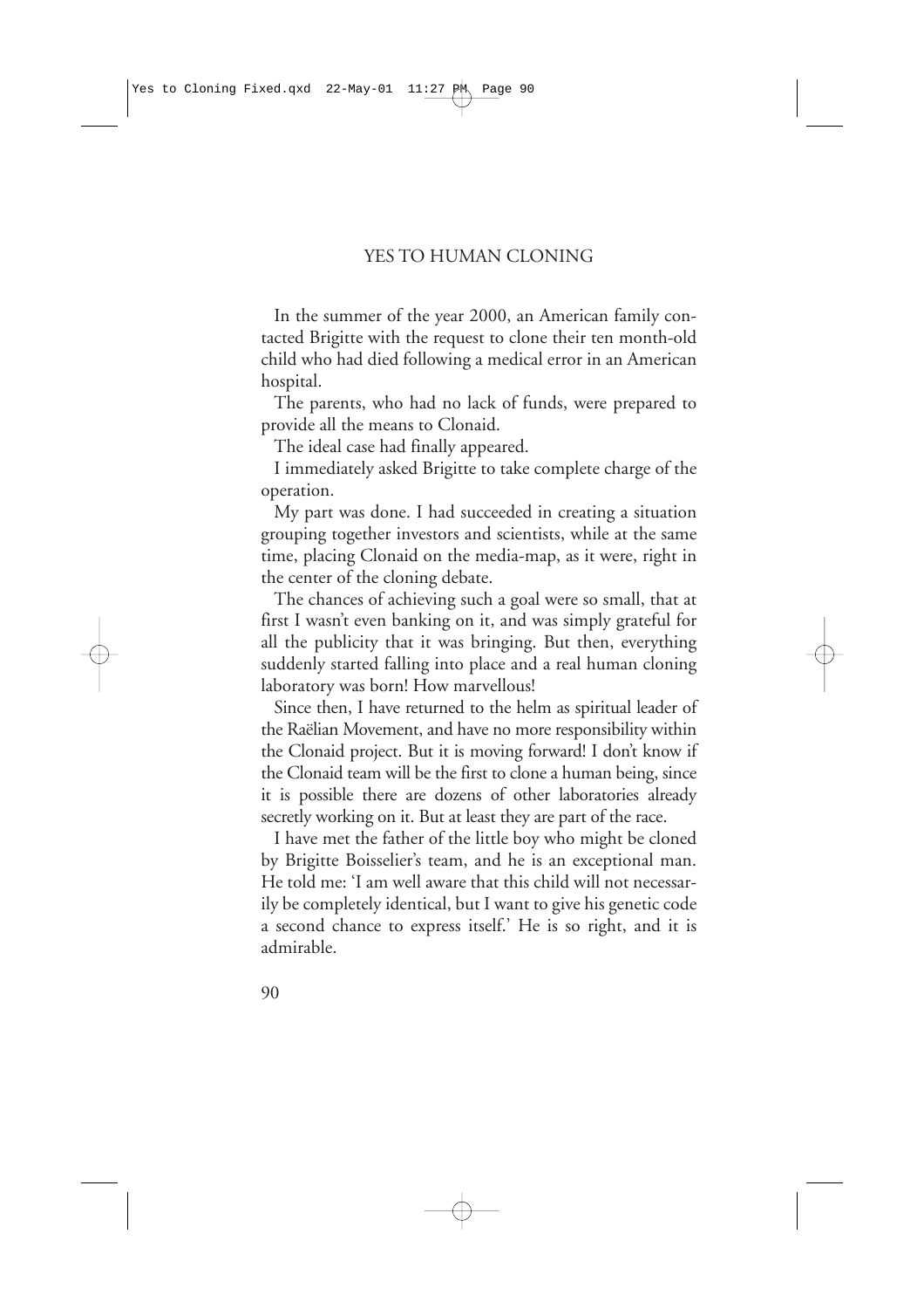In the summer of the year 2000, an American family contacted Brigitte with the request to clone their ten month-old child who had died following a medical error in an American hospital.

The parents, who had no lack of funds, were prepared to provide all the means to Clonaid.

The ideal case had finally appeared.

I immediately asked Brigitte to take complete charge of the operation.

My part was done. I had succeeded in creating a situation grouping together investors and scientists, while at the same time, placing Clonaid on the media-map, as it were, right in the center of the cloning debate.

The chances of achieving such a goal were so small, that at first I wasn't even banking on it, and was simply grateful for all the publicity that it was bringing. But then, everything suddenly started falling into place and a real human cloning laboratory was born! How marvellous!

Since then, I have returned to the helm as spiritual leader of the Raëlian Movement, and have no more responsibility within the Clonaid project. But it is moving forward! I don't know if the Clonaid team will be the first to clone a human being, since it is possible there are dozens of other laboratories already secretly working on it. But at least they are part of the race.

I have met the father of the little boy who might be cloned by Brigitte Boisselier's team, and he is an exceptional man. He told me: 'I am well aware that this child will not necessarily be completely identical, but I want to give his genetic code a second chance to express itself.' He is so right, and it is admirable.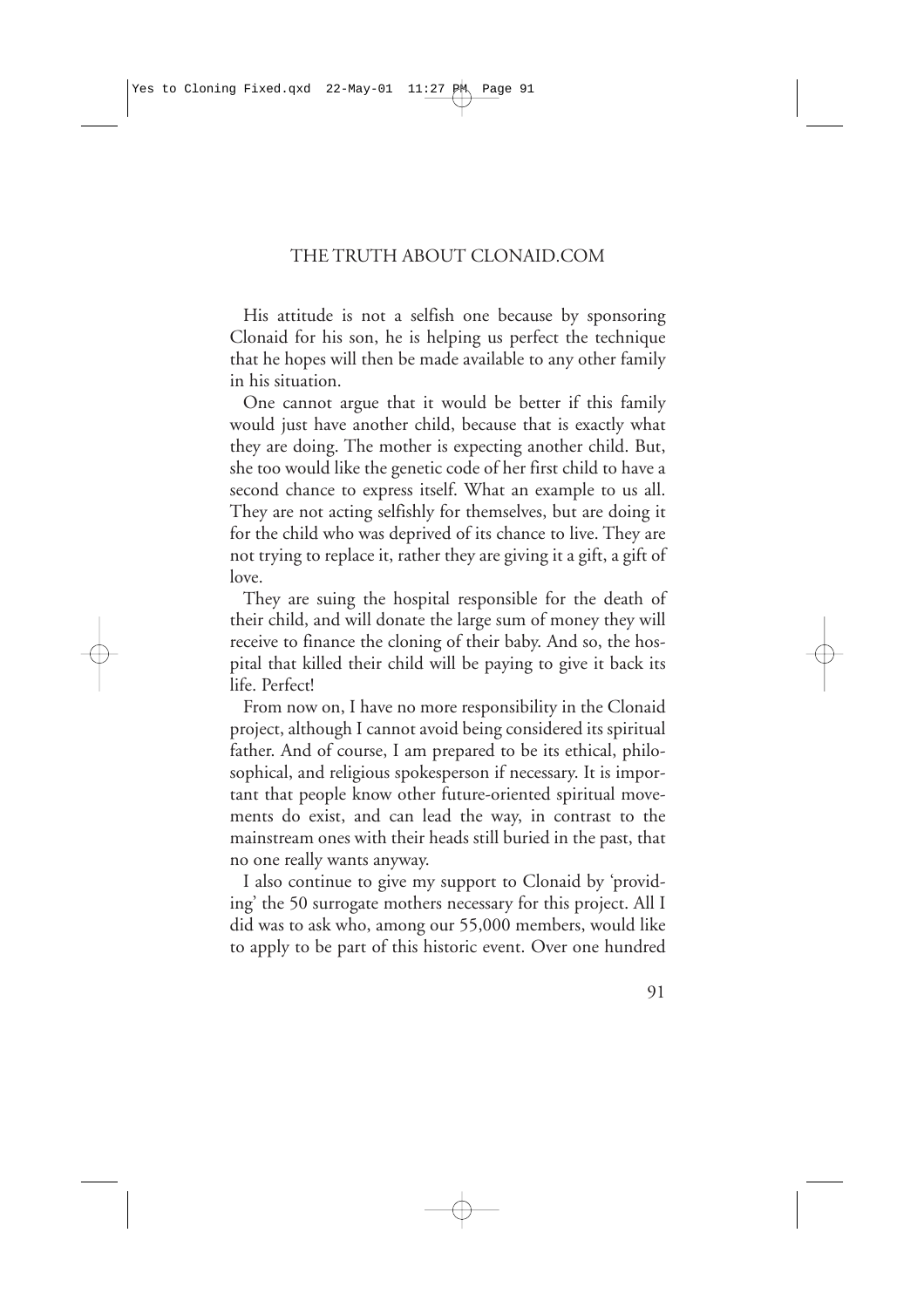His attitude is not a selfish one because by sponsoring Clonaid for his son, he is helping us perfect the technique that he hopes will then be made available to any other family in his situation.

One cannot argue that it would be better if this family would just have another child, because that is exactly what they are doing. The mother is expecting another child. But, she too would like the genetic code of her first child to have a second chance to express itself. What an example to us all. They are not acting selfishly for themselves, but are doing it for the child who was deprived of its chance to live. They are not trying to replace it, rather they are giving it a gift, a gift of love.

They are suing the hospital responsible for the death of their child, and will donate the large sum of money they will receive to finance the cloning of their baby. And so, the hospital that killed their child will be paying to give it back its life. Perfect!

From now on, I have no more responsibility in the Clonaid project, although I cannot avoid being considered its spiritual father. And of course, I am prepared to be its ethical, philosophical, and religious spokesperson if necessary. It is important that people know other future-oriented spiritual movements do exist, and can lead the way, in contrast to the mainstream ones with their heads still buried in the past, that no one really wants anyway.

I also continue to give my support to Clonaid by 'providing' the 50 surrogate mothers necessary for this project. All I did was to ask who, among our 55,000 members, would like to apply to be part of this historic event. Over one hundred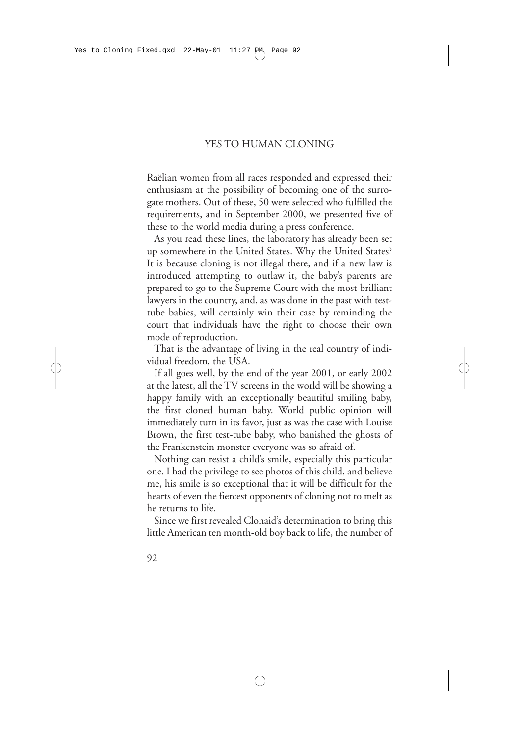Raëlian women from all races responded and expressed their enthusiasm at the possibility of becoming one of the surrogate mothers. Out of these, 50 were selected who fulfilled the requirements, and in September 2000, we presented five of these to the world media during a press conference.

As you read these lines, the laboratory has already been set up somewhere in the United States. Why the United States? It is because cloning is not illegal there, and if a new law is introduced attempting to outlaw it, the baby's parents are prepared to go to the Supreme Court with the most brilliant lawyers in the country, and, as was done in the past with test-tube babies, will certainly win their case by reminding the court that individuals have the right to choose their own mode of reproduction.

That is the advantage of living in the real country of individual freedom, the USA.

If all goes well, by the end of the year 2001, or early 2002 at the latest, all the TV screens in the world will be showing a happy family with an exceptionally beautiful smiling baby, the first cloned human baby. World public opinion will immediately turn in its favor, just as was the case with Louise Brown, the first test-tube baby, who banished the ghosts of the Frankenstein monster everyone was so afraid of.

Nothing can resist a child's smile, especially this particular one. I had the privilege to see photos of this child, and believe me, his smile is so exceptional that it will be difficult for the hearts of even the fiercest opponents of cloning not to melt as he returns to life.

Since we first revealed Clonaid's determination to bring this little American ten month-old boy back to life, the number of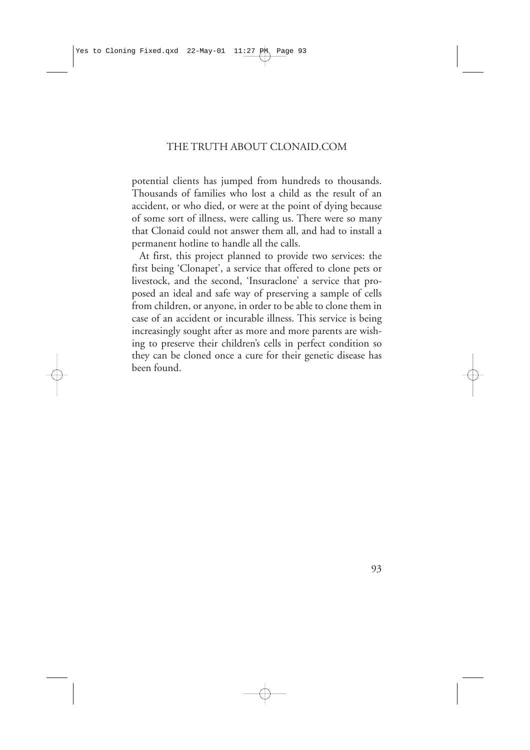potential clients has jumped from hundreds to thousands. Thousands of families who lost a child as the result of an accident, or who died, or were at the point of dying because of some sort of illness, were calling us. There were so many that Clonaid could not answer them all, and had to install a permanent hotline to handle all the calls.

At first, this project planned to provide two services: the first being 'Clonapet', a service that offered to clone pets or livestock, and the second, 'Insuraclone' a service that proposed an ideal and safe way of preserving a sample of cells from children, or anyone, in order to be able to clone them in case of an accident or incurable illness. This service is being increasingly sought after as more and more parents are wishing to preserve their children's cells in perfect condition so they can be cloned once a cure for their genetic disease has been found.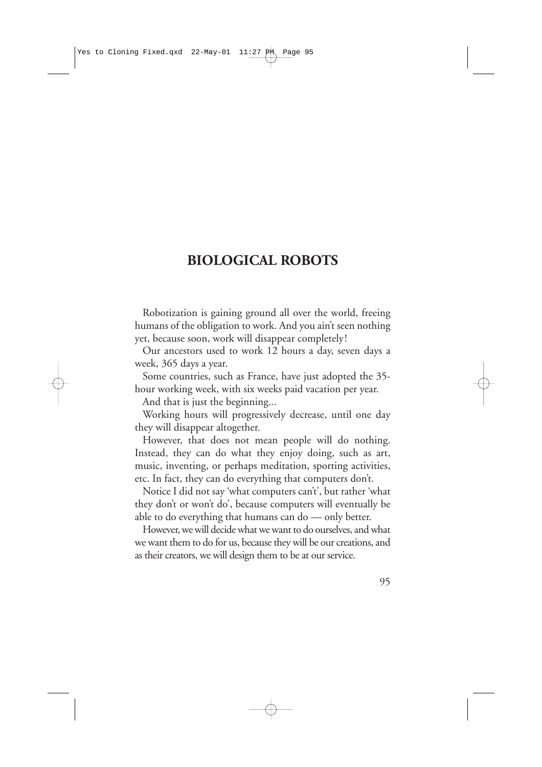# BIOLOGICAL ROBOTS

Robotization is gaining ground all over the world, freeing humans of the obligation to work. And you ain't seen nothing yet, because soon, work will disappear completely!

Our ancestors used to work 12 hours a day, seven days a week, 365 days a year.

Some countries, such as France, have just adopted the 35-hour working week, with six weeks paid vacation per year.

And that is just the beginning...

Working hours will progressively decrease, until one day they will disappear altogether.

However, that does not mean people will do nothing. Instead, they can do what they enjoy doing, such as art, music, inventing, or perhaps meditation, sporting activities, etc. In fact, they can do everything that computers don't.

Notice I did not say 'what computers can't', but rather 'what they don't or won't do', because computers will eventually be able to do everything that humans can do — only better.

However, we will decide what we want to do ourselves, and what we want them to do for us, because they will be our creations, and as their creators, we will design them to be at our service.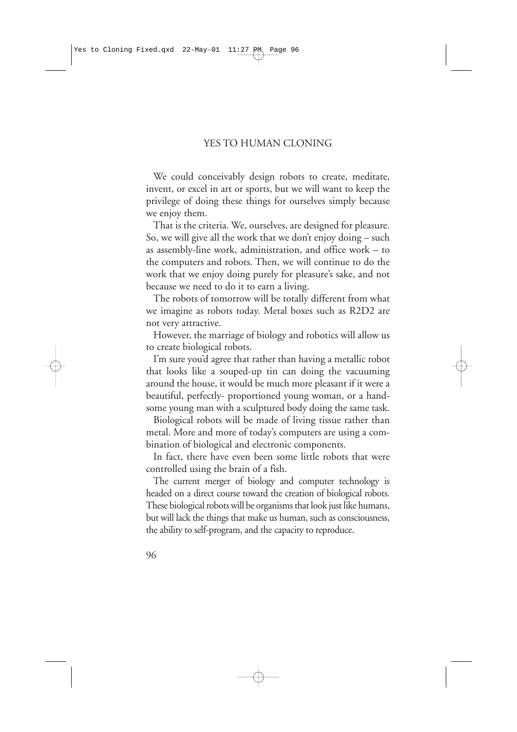We could conceivably design robots to create, meditate, invent, or excel in art or sports, but we will want to keep the privilege of doing these things for ourselves simply because we enjoy them.

That is the criteria. We, ourselves, are designed for pleasure. So, we will give all the work that we don't enjoy doing – such as assembly-line work, administration, and office work – to the computers and robots. Then, we will continue to do the work that we enjoy doing purely for pleasure's sake, and not because we need to do it to earn a living.

The robots of tomorrow will be totally different from what we imagine as robots today. Metal boxes such as R2D2 are not very attractive.

However, the marriage of biology and robotics will allow us to create biological robots.

I'm sure you'd agree that rather than having a metallic robot that looks like a souped-up tin can doing the vacuuming around the house, it would be much more pleasant if it were a beautiful, perfectly- proportioned young woman, or a handsome young man with a sculptured body doing the same task.

Biological robots will be made of living tissue rather than metal. More and more of today's computers are using a combination of biological and electronic components.

In fact, there have even been some little robots that were controlled using the brain of a fish.

The current merger of biology and computer technology is headed on a direct course toward the creation of biological robots. These biological robots will be organisms that look just like humans, but will lack the things that make us human, such as consciousness, the ability to self-program, and the capacity to reproduce.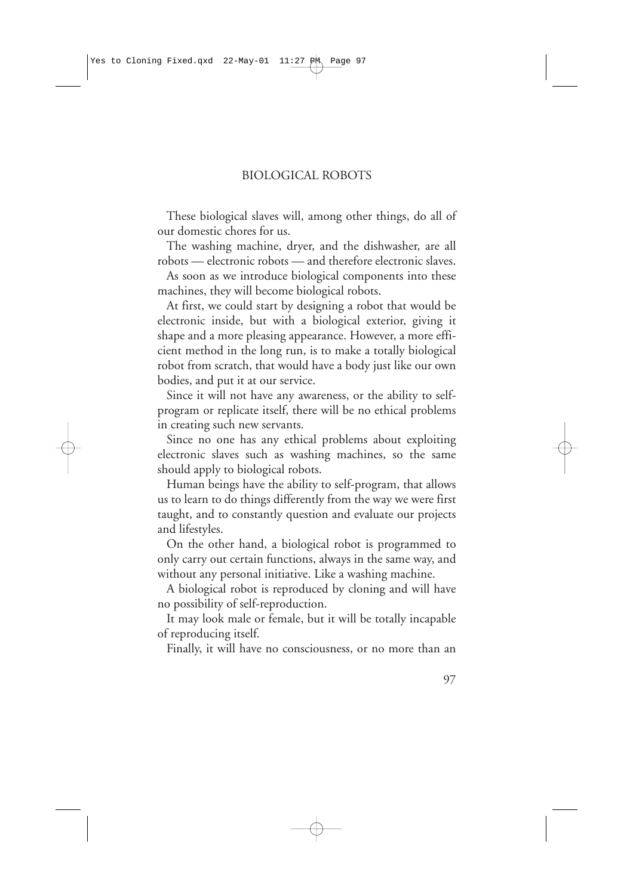These biological slaves will, among other things, do all of our domestic chores for us.

The washing machine, dryer, and the dishwasher, are all robots — electronic robots — and therefore electronic slaves.

As soon as we introduce biological components into these machines, they will become biological robots.

At first, we could start by designing a robot that would be electronic inside, but with a biological exterior, giving it shape and a more pleasing appearance. However, a more efficient method in the long run, is to make a totally biological robot from scratch, that would have a body just like our own bodies, and put it at our service.

Since it will not have any awareness, or the ability to self-program or replicate itself, there will be no ethical problems in creating such new servants.

Since no one has any ethical problems about exploiting electronic slaves such as washing machines, so the same should apply to biological robots.

Human beings have the ability to self-program, that allows us to learn to do things differently from the way we were first taught, and to constantly question and evaluate our projects and lifestyles.

On the other hand, a biological robot is programmed to only carry out certain functions, always in the same way, and without any personal initiative. Like a washing machine.

A biological robot is reproduced by cloning and will have no possibility of self-reproduction.

It may look male or female, but it will be totally incapable of reproducing itself.

Finally, it will have no consciousness, or no more than an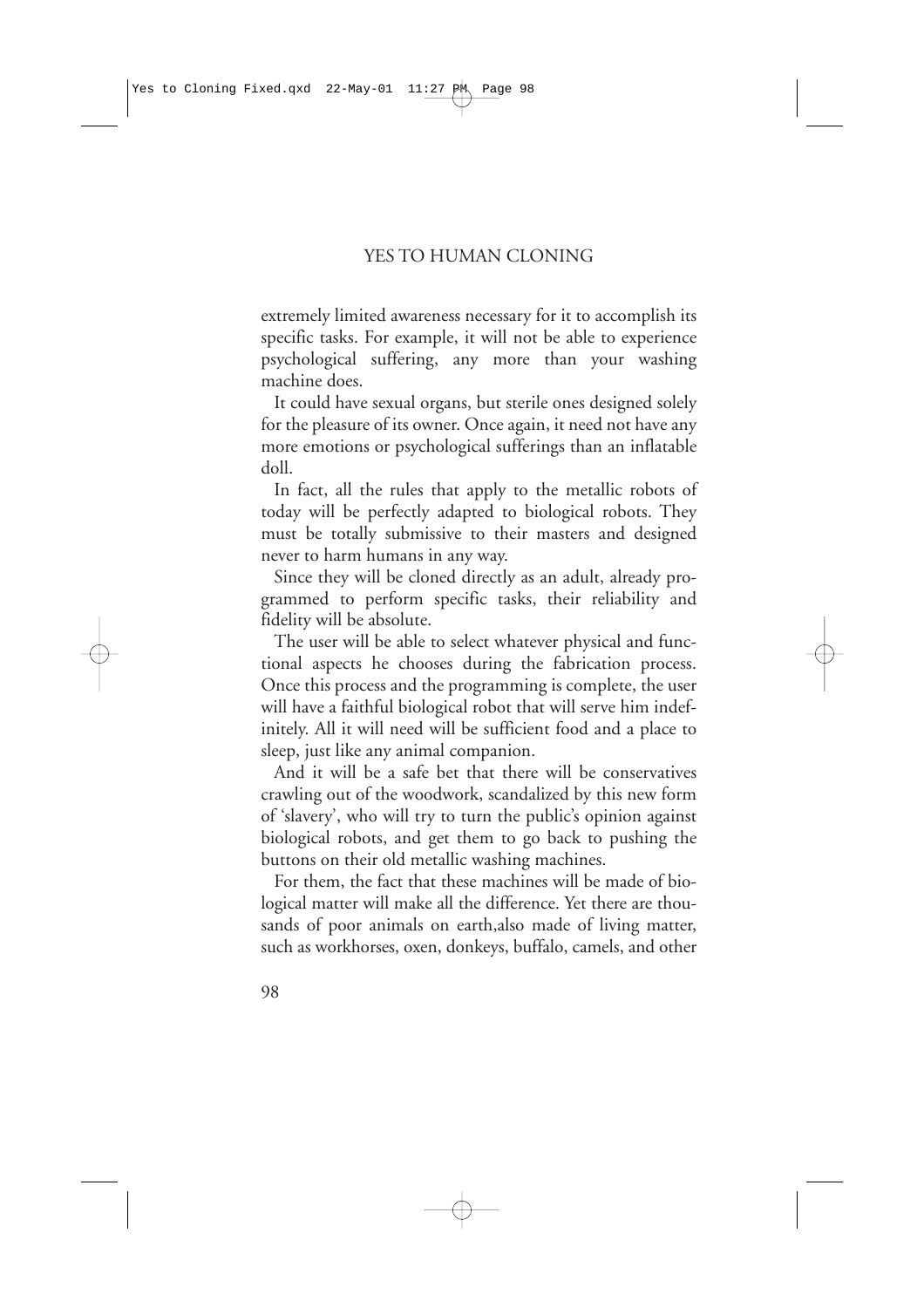extremely limited awareness necessary for it to accomplish its specific tasks. For example, it will not be able to experience psychological suffering, any more than your washing machine does.

It could have sexual organs, but sterile ones designed solely for the pleasure of its owner. Once again, it need not have any more emotions or psychological sufferings than an inflatable doll.

In fact, all the rules that apply to the metallic robots of today will be perfectly adapted to biological robots. They must be totally submissive to their masters and designed never to harm humans in any way.

Since they will be cloned directly as an adult, already programmed to perform specific tasks, their reliability and fidelity will be absolute.

The user will be able to select whatever physical and functional aspects he chooses during the fabrication process. Once this process and the programming is complete, the user will have a faithful biological robot that will serve him indefinitely. All it will need will be sufficient food and a place to sleep, just like any animal companion.

And it will be a safe bet that there will be conservatives crawling out of the woodwork, scandalized by this new form of 'slavery', who will try to turn the public's opinion against biological robots, and get them to go back to pushing the buttons on their old metallic washing machines.

For them, the fact that these machines will be made of biological matter will make all the difference. Yet there are thousands of poor animals on earth,also made of living matter, such as workhorses, oxen, donkeys, buffalo, camels, and other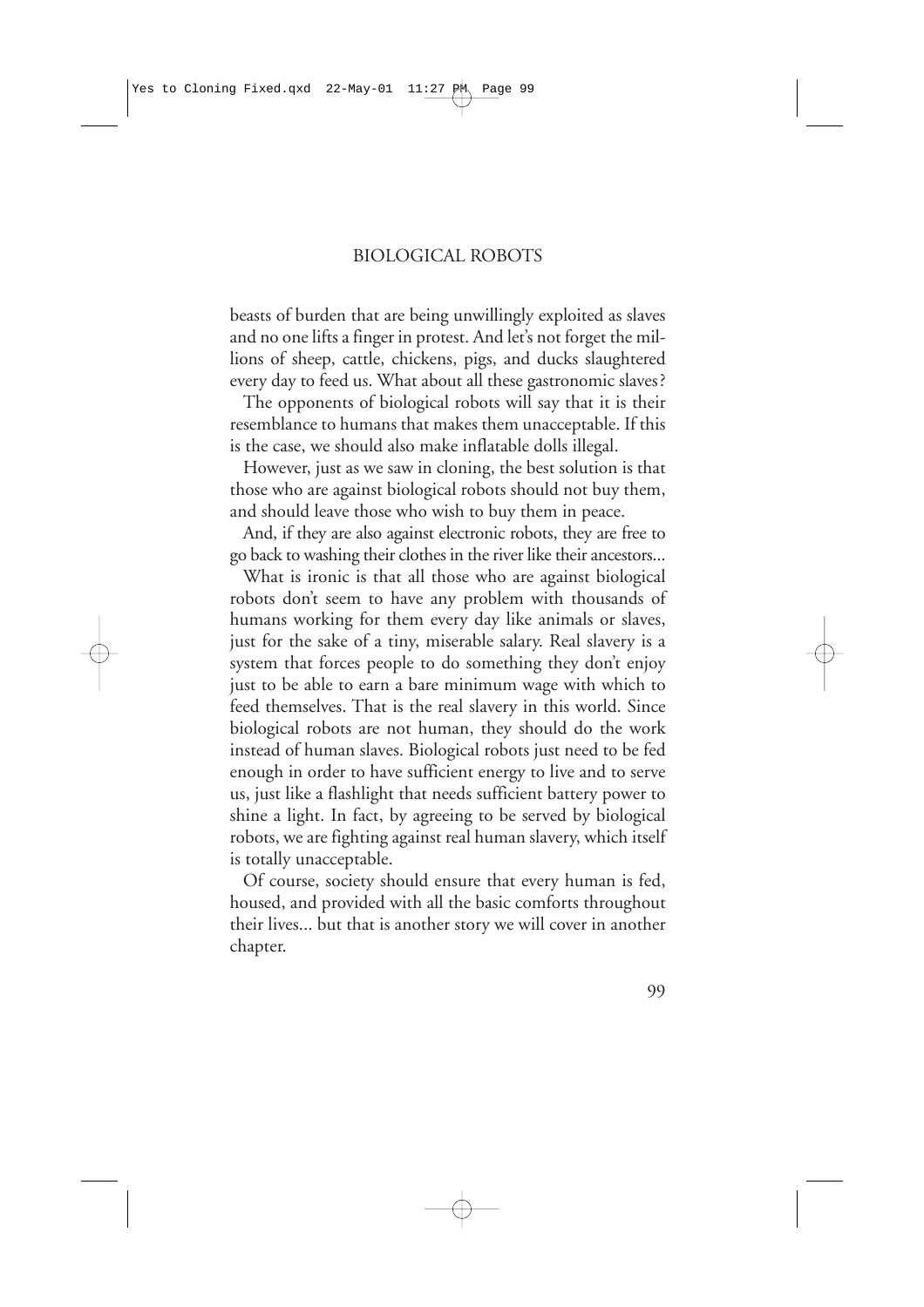beasts of burden that are being unwillingly exploited as slaves and no one lifts a finger in protest. And let's not forget the millions of sheep, cattle, chickens, pigs, and ducks slaughtered every day to feed us. What about all these gastronomic slaves?

The opponents of biological robots will say that it is their resemblance to humans that makes them unacceptable. If this is the case, we should also make inflatable dolls illegal.

However, just as we saw in cloning, the best solution is that those who are against biological robots should not buy them, and should leave those who wish to buy them in peace.

And, if they are also against electronic robots, they are free to go back to washing their clothes in the river like their ancestors...

What is ironic is that all those who are against biological robots don't seem to have any problem with thousands of humans working for them every day like animals or slaves, just for the sake of a tiny, miserable salary. Real slavery is a system that forces people to do something they don't enjoy just to be able to earn a bare minimum wage with which to feed themselves. That is the real slavery in this world. Since biological robots are not human, they should do the work instead of human slaves. Biological robots just need to be fed enough in order to have sufficient energy to live and to serve us, just like a flashlight that needs sufficient battery power to shine a light. In fact, by agreeing to be served by biological robots, we are fighting against real human slavery, which itself is totally unacceptable.

Of course, society should ensure that every human is fed, housed, and provided with all the basic comforts throughout their lives... but that is another story we will cover in another chapter.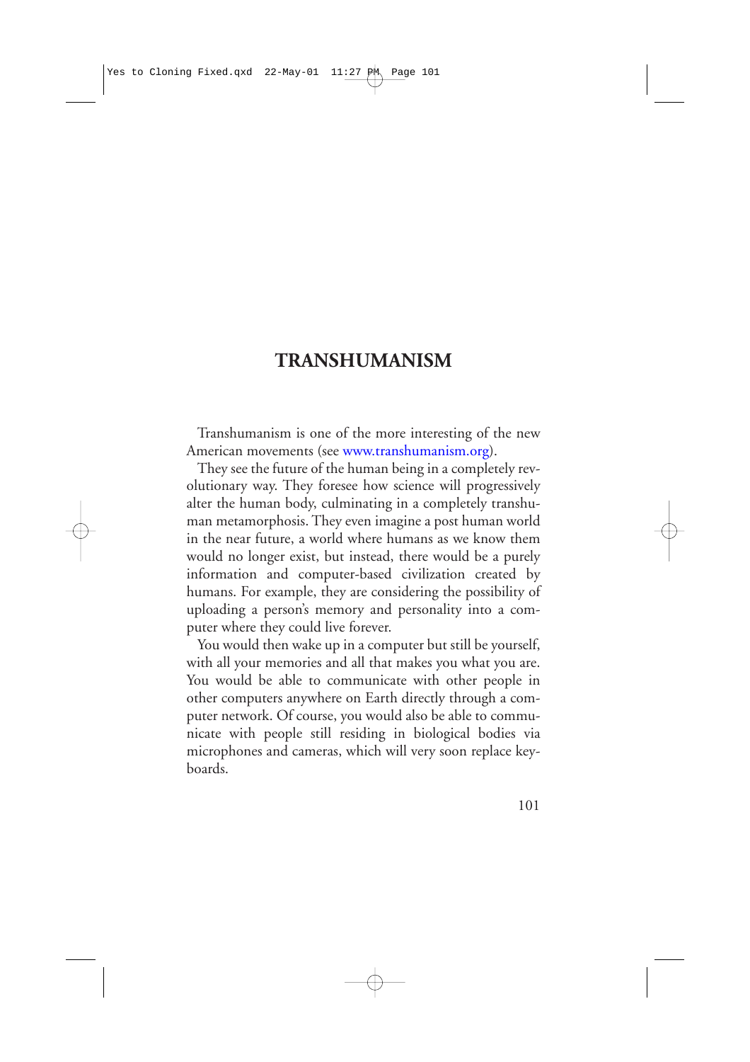# TRANSHUMANISM

Transhumanism is one of the more interesting of the new American movements (see www.transhumanism.org).

They see the future of the human being in a completely revolutionary way. They foresee how science will progressively alter the human body, culminating in a completely transhuman metamorphosis. They even imagine a post human world in the near future, a world where humans as we know them would no longer exist, but instead, there would be a purely information and computer-based civilization created by humans. For example, they are considering the possibility of uploading a person's memory and personality into a computer where they could live forever.

You would then wake up in a computer but still be yourself, with all your memories and all that makes you what you are. You would be able to communicate with other people in other computers anywhere on Earth directly through a computer network. Of course, you would also be able to communicate with people still residing in biological bodies via microphones and cameras, which will very soon replace keyboards.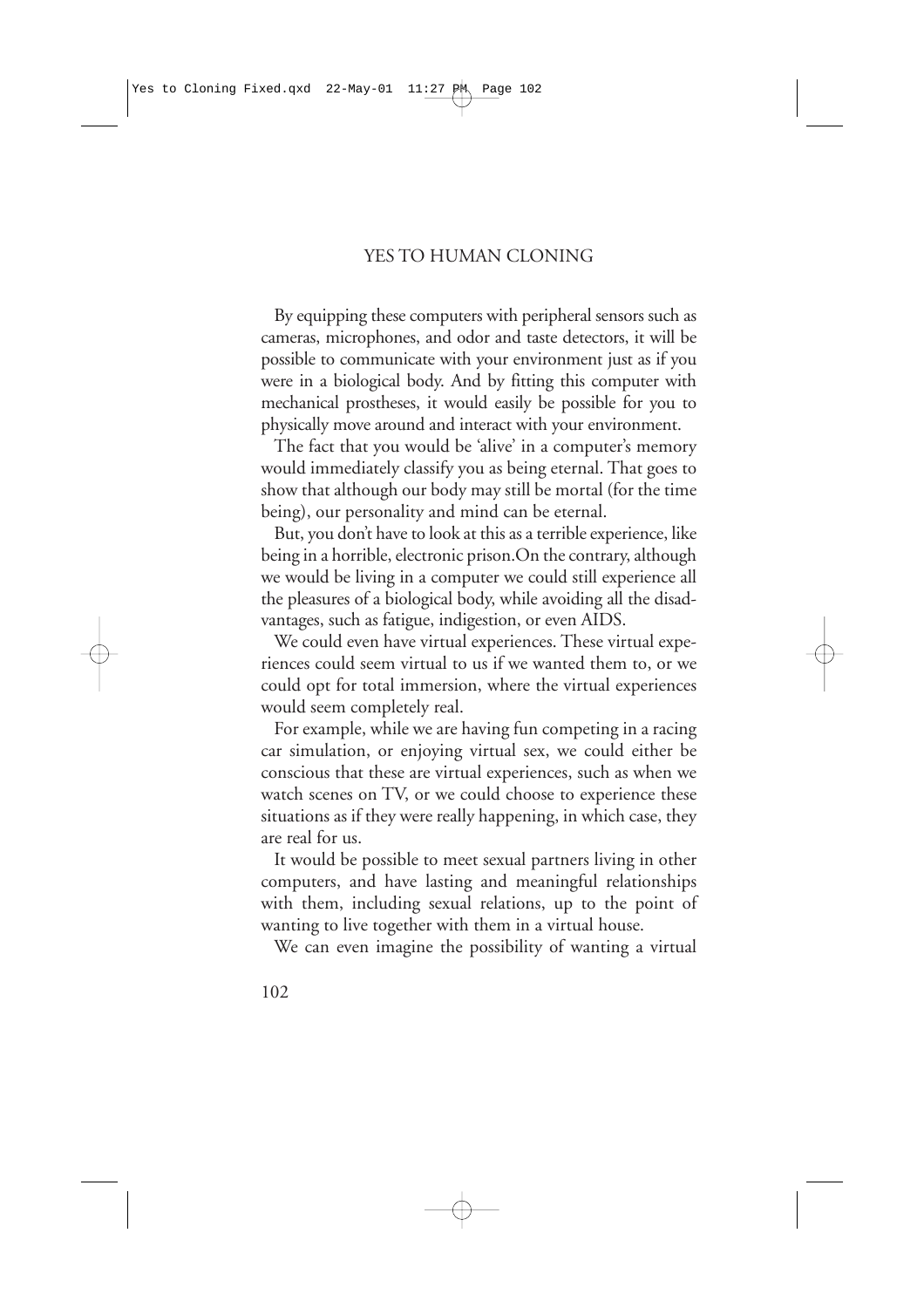By equipping these computers with peripheral sensors such as cameras, microphones, and odor and taste detectors, it will be possible to communicate with your environment just as if you were in a biological body. And by fitting this computer with mechanical prostheses, it would easily be possible for you to physically move around and interact with your environment.

The fact that you would be 'alive' in a computer's memory would immediately classify you as being eternal. That goes to show that although our body may still be mortal (for the time being), our personality and mind can be eternal.

But, you don't have to look at this as a terrible experience, like being in a horrible, electronic prison.On the contrary, although we would be living in a computer we could still experience all the pleasures of a biological body, while avoiding all the disadvantages, such as fatigue, indigestion, or even AIDS.

We could even have virtual experiences. These virtual experiences could seem virtual to us if we wanted them to, or we could opt for total immersion, where the virtual experiences would seem completely real.

For example, while we are having fun competing in a racing car simulation, or enjoying virtual sex, we could either be conscious that these are virtual experiences, such as when we watch scenes on TV, or we could choose to experience these situations as if they were really happening, in which case, they are real for us.

It would be possible to meet sexual partners living in other computers, and have lasting and meaningful relationships with them, including sexual relations, up to the point of wanting to live together with them in a virtual house.

We can even imagine the possibility of wanting a virtual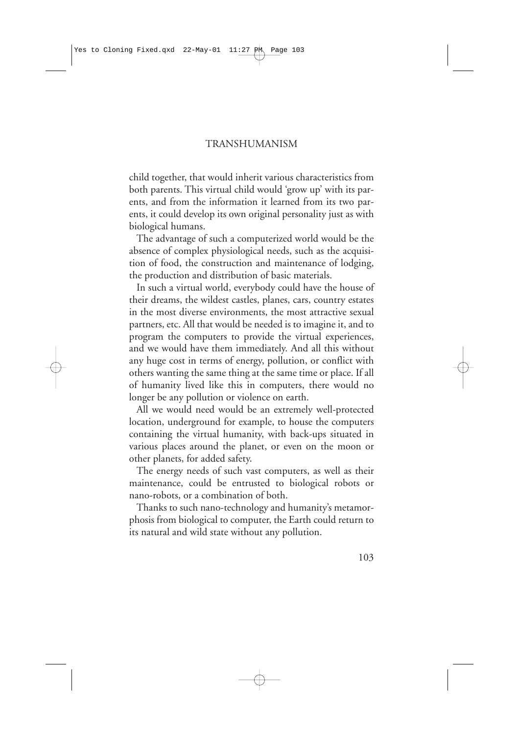child together, that would inherit various characteristics from both parents. This virtual child would 'grow up' with its parents, and from the information it learned from its two parents, it could develop its own original personality just as with biological humans.

The advantage of such a computerized world would be the absence of complex physiological needs, such as the acquisition of food, the construction and maintenance of lodging, the production and distribution of basic materials.

In such a virtual world, everybody could have the house of their dreams, the wildest castles, planes, cars, country estates in the most diverse environments, the most attractive sexual partners, etc. All that would be needed is to imagine it, and to program the computers to provide the virtual experiences, and we would have them immediately. And all this without any huge cost in terms of energy, pollution, or conflict with others wanting the same thing at the same time or place. If all of humanity lived like this in computers, there would no longer be any pollution or violence on earth.

All we would need would be an extremely well-protected location, underground for example, to house the computers containing the virtual humanity, with back-ups situated in various places around the planet, or even on the moon or other planets, for added safety.

The energy needs of such vast computers, as well as their maintenance, could be entrusted to biological robots or nano-robots, or a combination of both.

Thanks to such nano-technology and humanity's metamorphosis from biological to computer, the Earth could return to its natural and wild state without any pollution.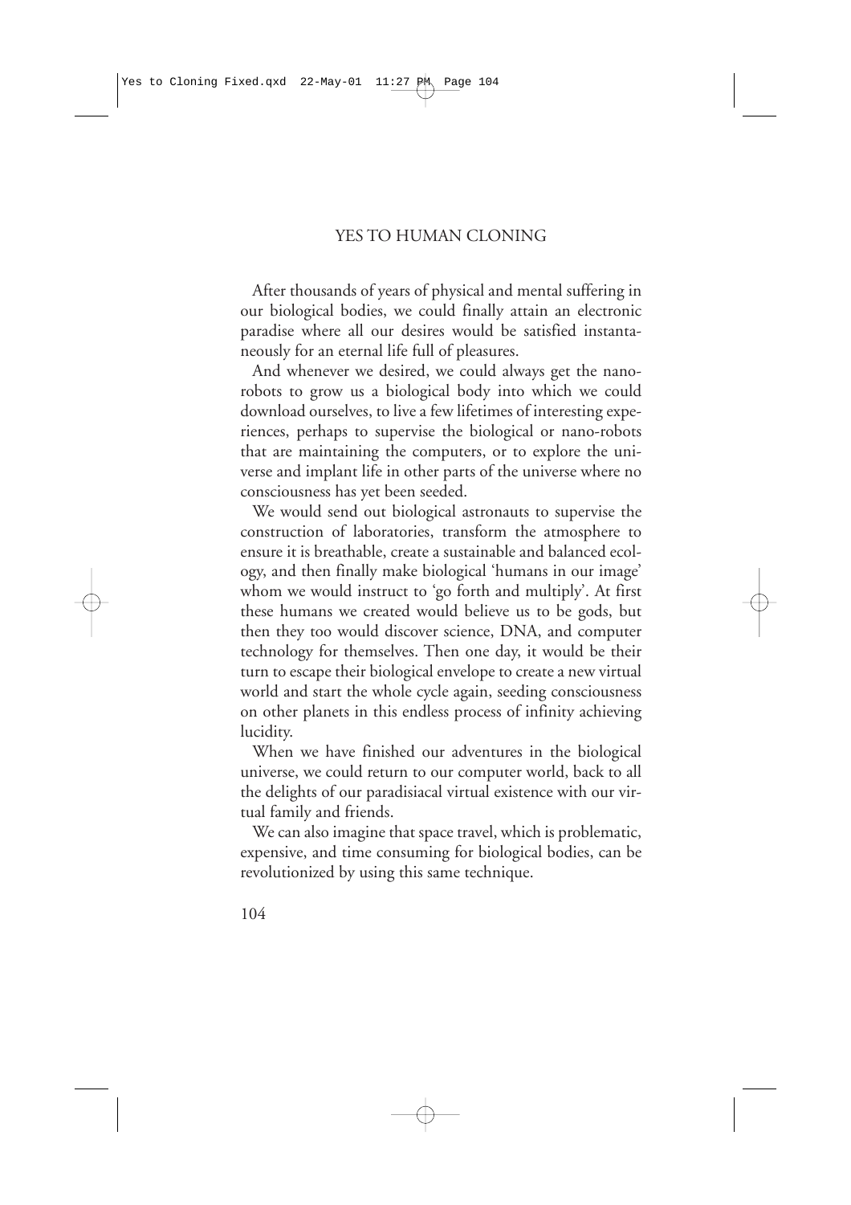After thousands of years of physical and mental suffering in our biological bodies, we could finally attain an electronic paradise where all our desires would be satisfied instantaneously for an eternal life full of pleasures.

And whenever we desired, we could always get the nanorobots to grow us a biological body into which we could download ourselves, to live a few lifetimes of interesting experiences, perhaps to supervise the biological or nano-robots that are maintaining the computers, or to explore the universe and implant life in other parts of the universe where no consciousness has yet been seeded.

We would send out biological astronauts to supervise the construction of laboratories, transform the atmosphere to ensure it is breathable, create a sustainable and balanced ecology, and then finally make biological 'humans in our image' whom we would instruct to 'go forth and multiply'. At first these humans we created would believe us to be gods, but then they too would discover science, DNA, and computer technology for themselves. Then one day, it would be their turn to escape their biological envelope to create a new virtual world and start the whole cycle again, seeding consciousness on other planets in this endless process of infinity achieving lucidity.

When we have finished our adventures in the biological universe, we could return to our computer world, back to all the delights of our paradisiacal virtual existence with our virtual family and friends.

We can also imagine that space travel, which is problematic, expensive, and time consuming for biological bodies, can be revolutionized by using this same technique.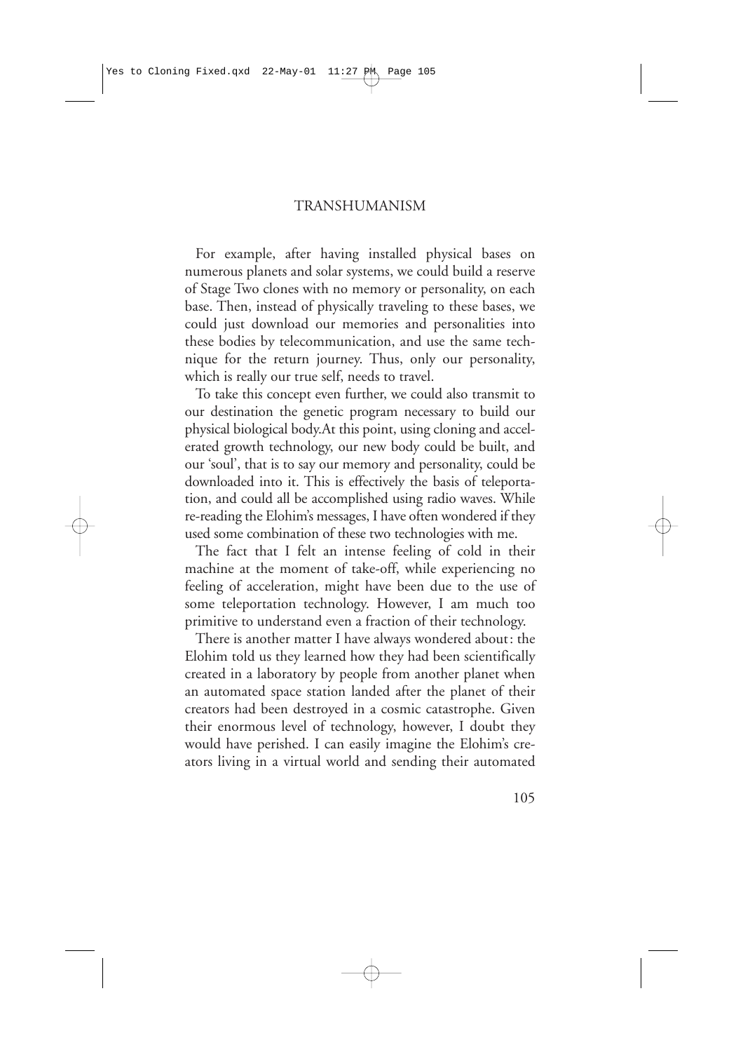For example, after having installed physical bases on numerous planets and solar systems, we could build a reserve of Stage Two clones with no memory or personality, on each base. Then, instead of physically traveling to these bases, we could just download our memories and personalities into these bodies by telecommunication, and use the same technique for the return journey. Thus, only our personality, which is really our true self, needs to travel.

To take this concept even further, we could also transmit to our destination the genetic program necessary to build our physical biological body.At this point, using cloning and accelerated growth technology, our new body could be built, and our 'soul', that is to say our memory and personality, could be downloaded into it. This is effectively the basis of teleportation, and could all be accomplished using radio waves. While re-reading the Elohim's messages, I have often wondered if they used some combination of these two technologies with me.

The fact that I felt an intense feeling of cold in their machine at the moment of take-off, while experiencing no feeling of acceleration, might have been due to the use of some teleportation technology. However, I am much too primitive to understand even a fraction of their technology.

There is another matter I have always wondered about: the Elohim told us they learned how they had been scientifically created in a laboratory by people from another planet when an automated space station landed after the planet of their creators had been destroyed in a cosmic catastrophe. Given their enormous level of technology, however, I doubt they would have perished. I can easily imagine the Elohim's creators living in a virtual world and sending their automated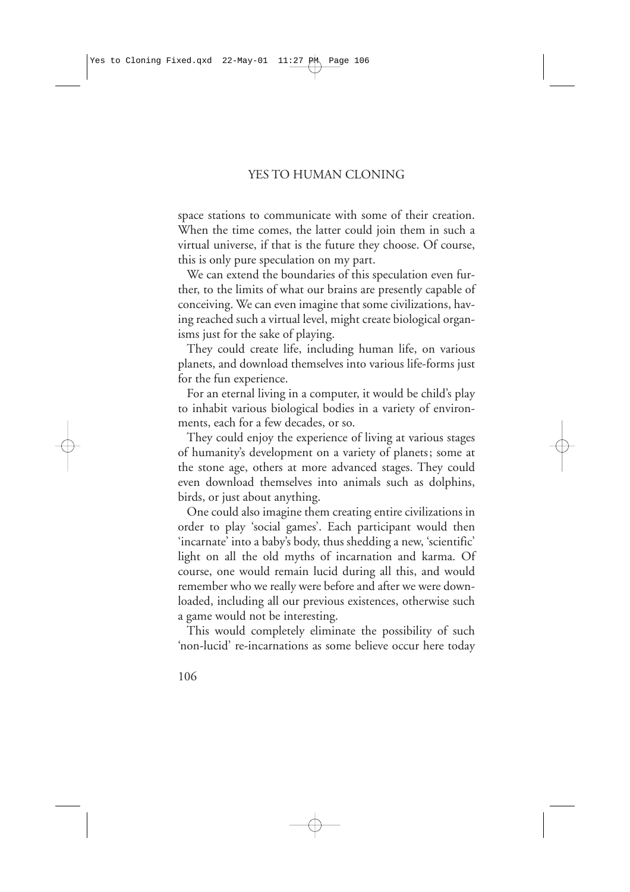space stations to communicate with some of their creation. When the time comes, the latter could join them in such a virtual universe, if that is the future they choose. Of course, this is only pure speculation on my part.

We can extend the boundaries of this speculation even further, to the limits of what our brains are presently capable of conceiving. We can even imagine that some civilizations, having reached such a virtual level, might create biological organisms just for the sake of playing.

They could create life, including human life, on various planets, and download themselves into various life-forms just for the fun experience.

For an eternal living in a computer, it would be child's play to inhabit various biological bodies in a variety of environments, each for a few decades, or so.

They could enjoy the experience of living at various stages of humanity's development on a variety of planets; some at the stone age, others at more advanced stages. They could even download themselves into animals such as dolphins, birds, or just about anything.

One could also imagine them creating entire civilizations in order to play 'social games'. Each participant would then 'incarnate' into a baby's body, thus shedding a new, 'scientific' light on all the old myths of incarnation and karma. Of course, one would remain lucid during all this, and would remember who we really were before and after we were downloaded, including all our previous existences, otherwise such a game would not be interesting.

This would completely eliminate the possibility of such 'non-lucid' re-incarnations as some believe occur here today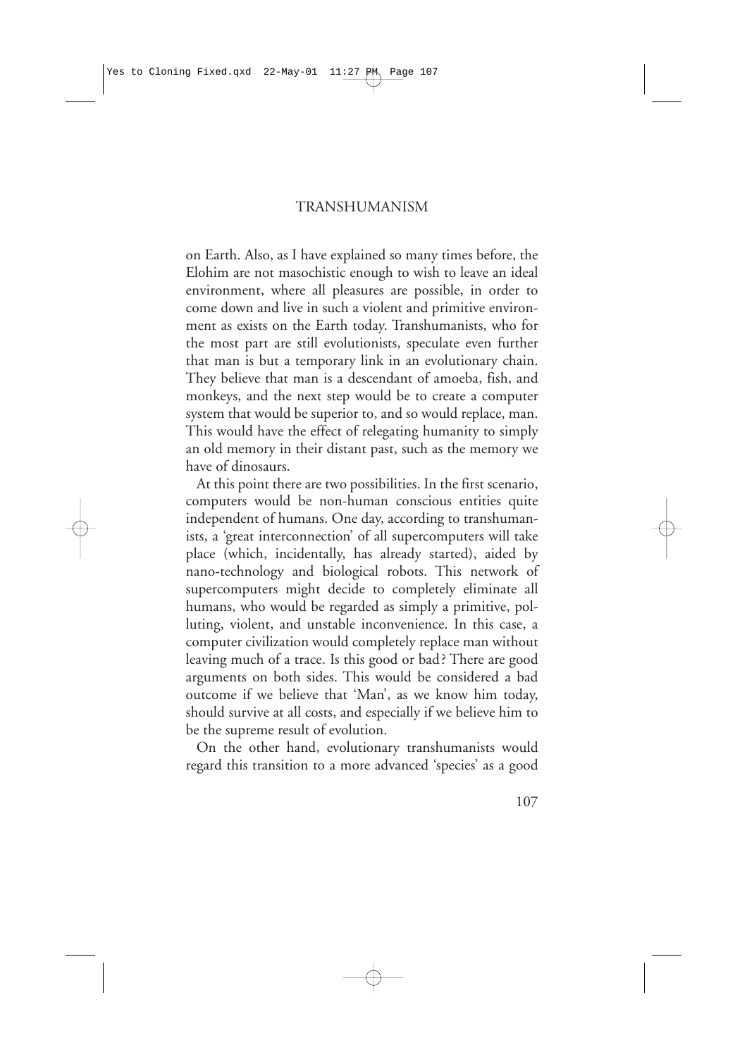on Earth. Also, as I have explained so many times before, the Elohim are not masochistic enough to wish to leave an ideal environment, where all pleasures are possible, in order to come down and live in such a violent and primitive environment as exists on the Earth today. Transhumanists, who for the most part are still evolutionists, speculate even further that man is but a temporary link in an evolutionary chain. They believe that man is a descendant of amoeba, fish, and monkeys, and the next step would be to create a computer system that would be superior to, and so would replace, man. This would have the effect of relegating humanity to simply an old memory in their distant past, such as the memory we have of dinosaurs.

At this point there are two possibilities. In the first scenario, computers would be non-human conscious entities quite independent of humans. One day, according to transhumanists, a 'great interconnection' of all supercomputers will take place (which, incidentally, has already started), aided by nano-technology and biological robots. This network of supercomputers might decide to completely eliminate all humans, who would be regarded as simply a primitive, polluting, violent, and unstable inconvenience. In this case, a computer civilization would completely replace man without leaving much of a trace. Is this good or bad? There are good arguments on both sides. This would be considered a bad outcome if we believe that 'Man', as we know him today, should survive at all costs, and especially if we believe him to be the supreme result of evolution.

On the other hand, evolutionary transhumanists would regard this transition to a more advanced 'species' as a good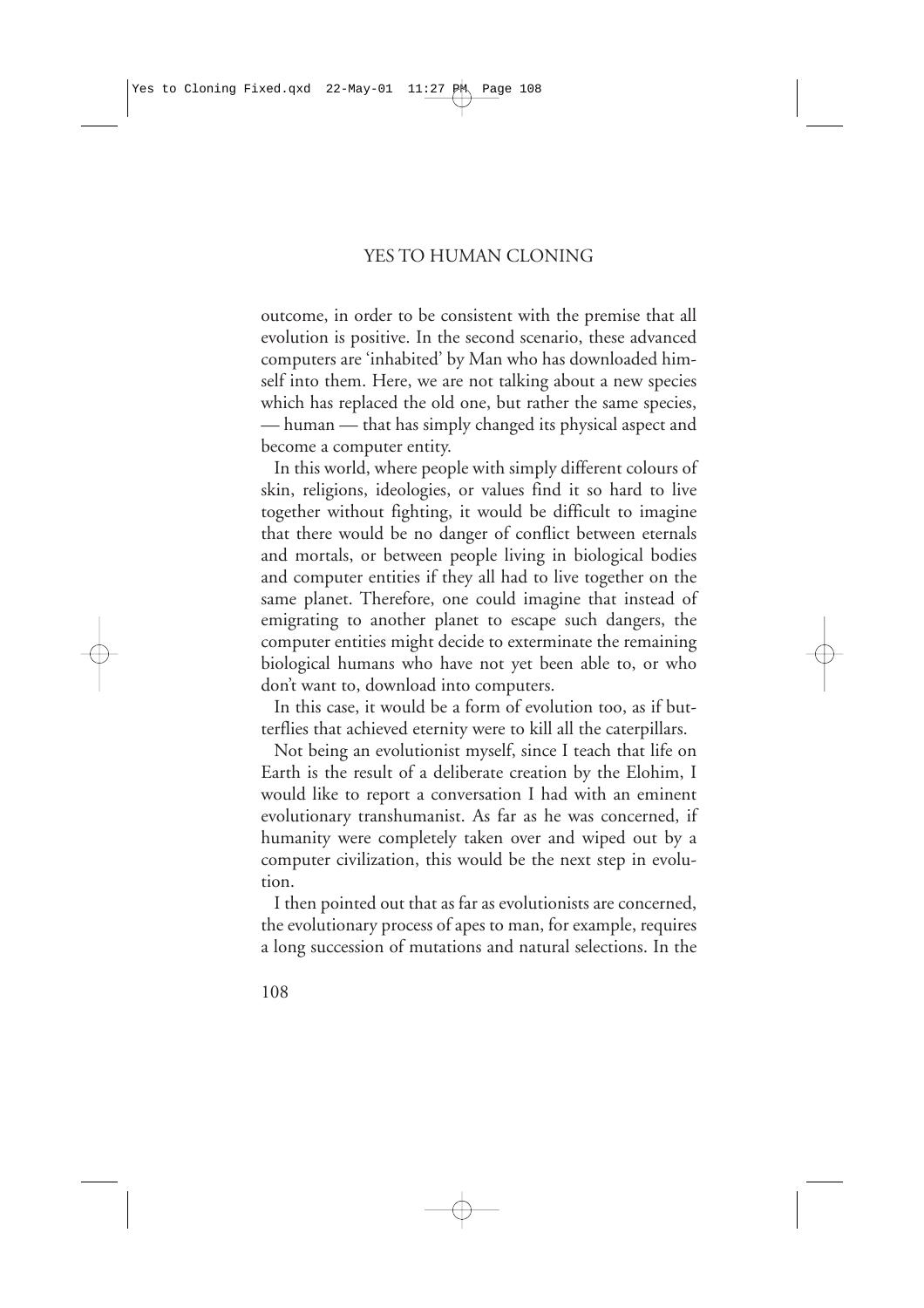outcome, in order to be consistent with the premise that all evolution is positive. In the second scenario, these advanced computers are 'inhabited' by Man who has downloaded himself into them. Here, we are not talking about a new species which has replaced the old one, but rather the same species, — human — that has simply changed its physical aspect and become a computer entity.

In this world, where people with simply different colours of skin, religions, ideologies, or values find it so hard to live together without fighting, it would be difficult to imagine that there would be no danger of conflict between eternals and mortals, or between people living in biological bodies and computer entities if they all had to live together on the same planet. Therefore, one could imagine that instead of emigrating to another planet to escape such dangers, the computer entities might decide to exterminate the remaining biological humans who have not yet been able to, or who don't want to, download into computers.

In this case, it would be a form of evolution too, as if butterflies that achieved eternity were to kill all the caterpillars.

Not being an evolutionist myself, since I teach that life on Earth is the result of a deliberate creation by the Elohim, I would like to report a conversation I had with an eminent evolutionary transhumanist. As far as he was concerned, if humanity were completely taken over and wiped out by a computer civilization, this would be the next step in evolution.

I then pointed out that as far as evolutionists are concerned, the evolutionary process of apes to man, for example, requires a long succession of mutations and natural selections. In the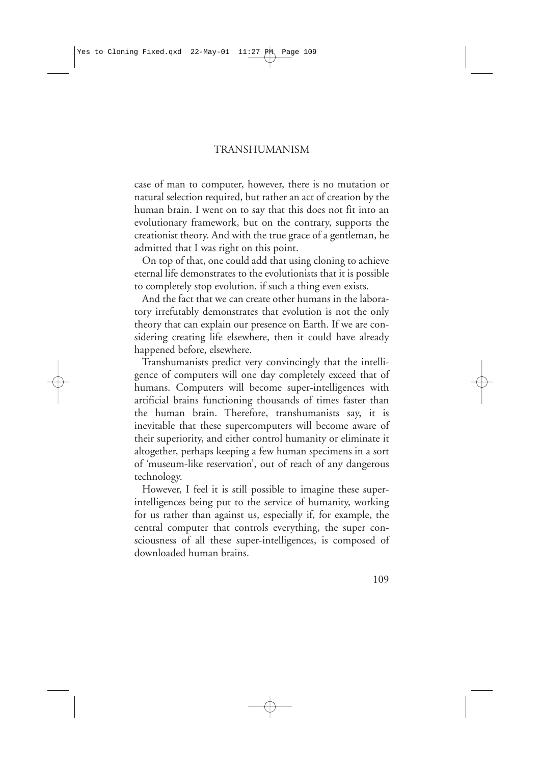case of man to computer, however, there is no mutation or natural selection required, but rather an act of creation by the human brain. I went on to say that this does not fit into an evolutionary framework, but on the contrary, supports the creationist theory. And with the true grace of a gentleman, he admitted that I was right on this point.

On top of that, one could add that using cloning to achieve eternal life demonstrates to the evolutionists that it is possible to completely stop evolution, if such a thing even exists.

And the fact that we can create other humans in the laboratory irrefutably demonstrates that evolution is not the only theory that can explain our presence on Earth. If we are considering creating life elsewhere, then it could have already happened before, elsewhere.

Transhumanists predict very convincingly that the intelligence of computers will one day completely exceed that of humans. Computers will become super-intelligences with artificial brains functioning thousands of times faster than the human brain. Therefore, transhumanists say, it is inevitable that these supercomputers will become aware of their superiority, and either control humanity or eliminate it altogether, perhaps keeping a few human specimens in a sort of 'museum-like reservation', out of reach of any dangerous technology.

However, I feel it is still possible to imagine these super-intelligences being put to the service of humanity, working for us rather than against us, especially if, for example, the central computer that controls everything, the super consciousness of all these super-intelligences, is composed of downloaded human brains.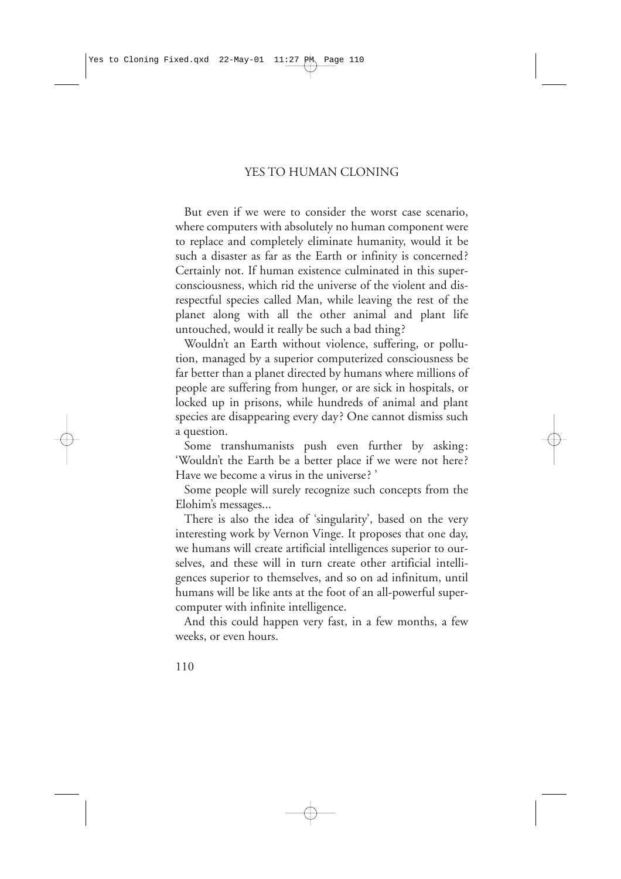But even if we were to consider the worst case scenario, where computers with absolutely no human component were to replace and completely eliminate humanity, would it be such a disaster as far as the Earth or infinity is concerned? Certainly not. If human existence culminated in this super-consciousness, which rid the universe of the violent and disrespectful species called Man, while leaving the rest of the planet along with all the other animal and plant life untouched, would it really be such a bad thing?

Wouldn't an Earth without violence, suffering, or pollution, managed by a superior computerized consciousness be far better than a planet directed by humans where millions of people are suffering from hunger, or are sick in hospitals, or locked up in prisons, while hundreds of animal and plant species are disappearing every day? One cannot dismiss such a question.

Some transhumanists push even further by asking: 'Wouldn't the Earth be a better place if we were not here? Have we become a virus in the universe? '

Some people will surely recognize such concepts from the Elohim's messages...

There is also the idea of 'singularity', based on the very interesting work by Vernon Vinge. It proposes that one day, we humans will create artificial intelligences superior to ourselves, and these will in turn create other artificial intelligences superior to themselves, and so on ad infinitum, until humans will be like ants at the foot of an all-powerful supercomputer with infinite intelligence.

And this could happen very fast, in a few months, a few weeks, or even hours.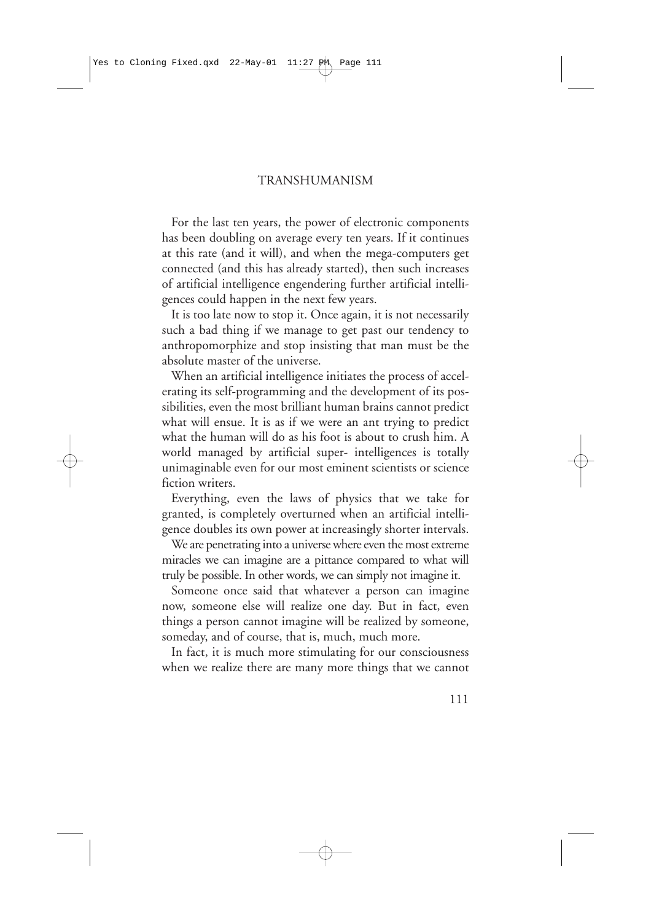## TRANSHUMANISM

For the last ten years, the power of electronic components has been doubling on average every ten years. If it continues at this rate (and it will), and when the mega-computers get connected (and this has already started), then such increases of artificial intelligence engendering further artificial intelligences could happen in the next few years.

It is too late now to stop it. Once again, it is not necessarily such a bad thing if we manage to get past our tendency to anthropomorphize and stop insisting that man must be the absolute master of the universe.

When an artificial intelligence initiates the process of accelerating its self-programming and the development of its possibilities, even the most brilliant human brains cannot predict what will ensue. It is as if we were an ant trying to predict what the human will do as his foot is about to crush him. A world managed by artificial super- intelligences is totally unimaginable even for our most eminent scientists or science fiction writers.

Everything, even the laws of physics that we take for granted, is completely overturned when an artificial intelligence doubles its own power at increasingly shorter intervals.

We are penetrating into a universe where even the most extreme miracles we can imagine are a pittance compared to what will truly be possible. In other words, we can simply not imagine it.

Someone once said that whatever a person can imagine now, someone else will realize one day. But in fact, even things a person cannot imagine will be realized by someone, someday, and of course, that is, much, much more.

In fact, it is much more stimulating for our consciousness when we realize there are many more things that we cannot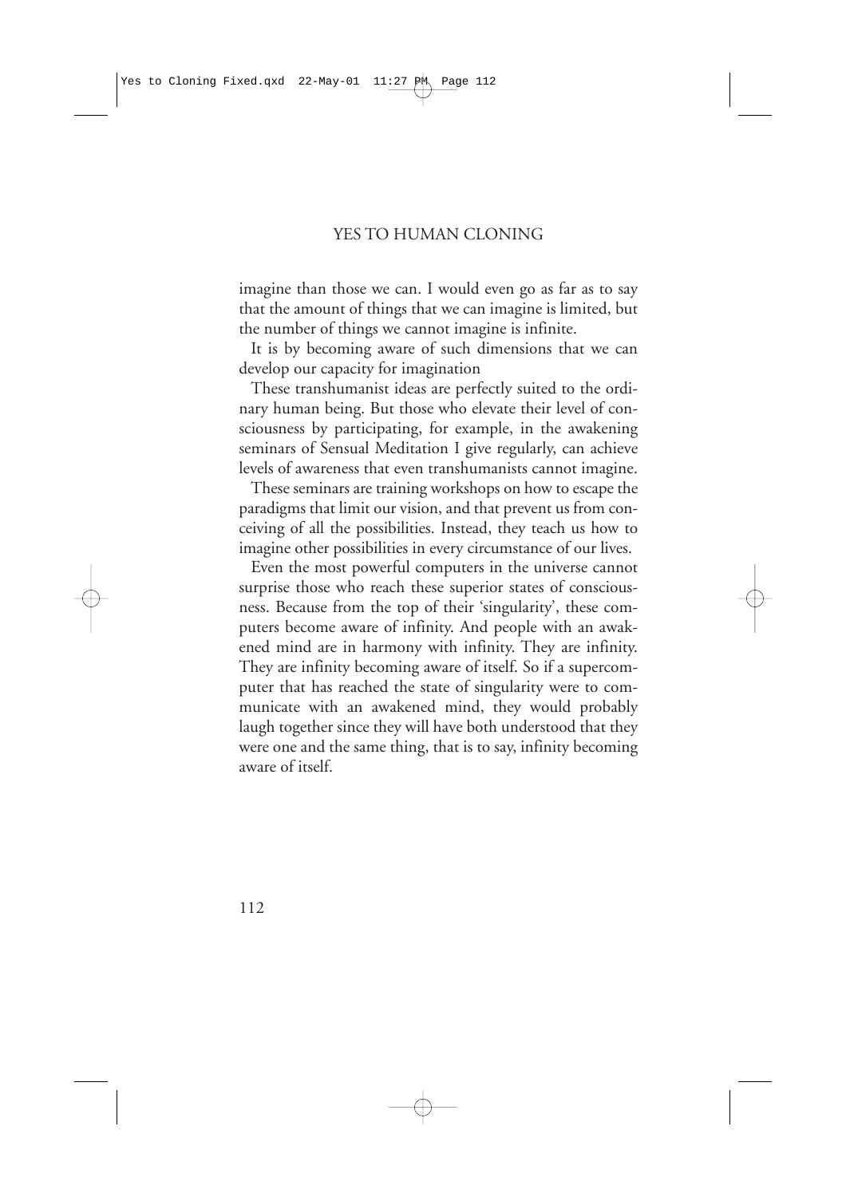imagine than those we can. I would even go as far as to say that the amount of things that we can imagine is limited, but the number of things we cannot imagine is infinite.

It is by becoming aware of such dimensions that we can develop our capacity for imagination

These transhumanist ideas are perfectly suited to the ordinary human being. But those who elevate their level of consciousness by participating, for example, in the awakening seminars of Sensual Meditation I give regularly, can achieve levels of awareness that even transhumanists cannot imagine.

These seminars are training workshops on how to escape the paradigms that limit our vision, and that prevent us from conceiving of all the possibilities. Instead, they teach us how to imagine other possibilities in every circumstance of our lives.

Even the most powerful computers in the universe cannot surprise those who reach these superior states of consciousness. Because from the top of their 'singularity', these computers become aware of infinity. And people with an awakened mind are in harmony with infinity. They are infinity. They are infinity becoming aware of itself. So if a supercomputer that has reached the state of singularity were to communicate with an awakened mind, they would probably laugh together since they will have both understood that they were one and the same thing, that is to say, infinity becoming aware of itself.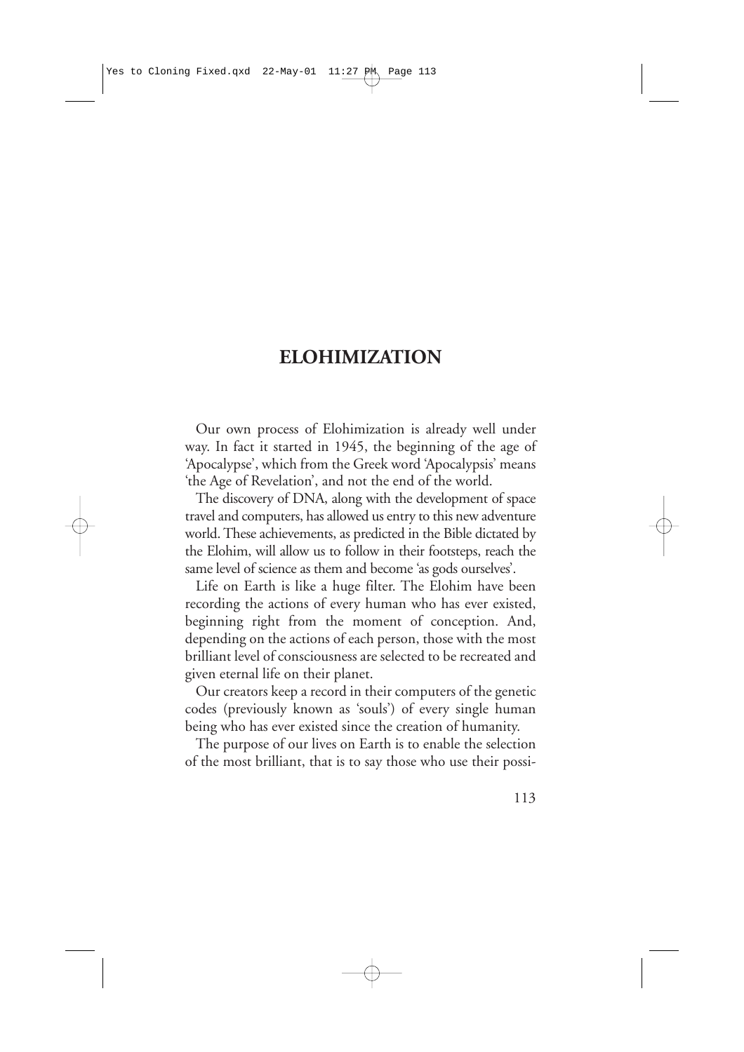# ELOHIMIZATION

Our own process of Elohimization is already well under way. In fact it started in 1945, the beginning of the age of 'Apocalypse', which from the Greek word 'Apocalypsis' means 'the Age of Revelation', and not the end of the world.

The discovery of DNA, along with the development of space travel and computers, has allowed us entry to this new adventure world. These achievements, as predicted in the Bible dictated by the Elohim, will allow us to follow in their footsteps, reach the same level of science as them and become 'as gods ourselves'.

Life on Earth is like a huge filter. The Elohim have been recording the actions of every human who has ever existed, beginning right from the moment of conception. And, depending on the actions of each person, those with the most brilliant level of consciousness are selected to be recreated and given eternal life on their planet.

Our creators keep a record in their computers of the genetic codes (previously known as 'souls') of every single human being who has ever existed since the creation of humanity.

The purpose of our lives on Earth is to enable the selection of the most brilliant, that is to say those who use their possi-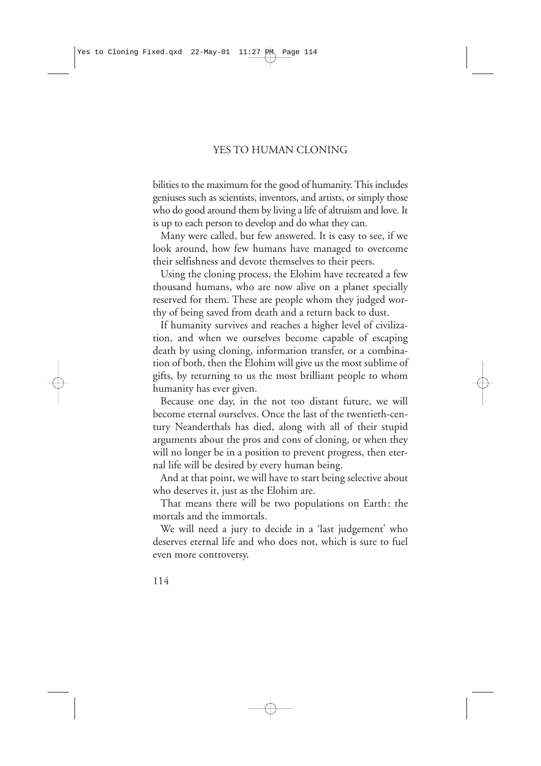bilities to the maximum for the good of humanity. This includes geniuses such as scientists, inventors, and artists, or simply those who do good around them by living a life of altruism and love. It is up to each person to develop and do what they can.

Many were called, but few answered. It is easy to see, if we look around, how few humans have managed to overcome their selfishness and devote themselves to their peers.

Using the cloning process, the Elohim have recreated a few thousand humans, who are now alive on a planet specially reserved for them. These are people whom they judged worthy of being saved from death and a return back to dust.

If humanity survives and reaches a higher level of civilization, and when we ourselves become capable of escaping death by using cloning, information transfer, or a combination of both, then the Elohim will give us the most sublime of gifts, by returning to us the most brilliant people to whom humanity has ever given.

Because one day, in the not too distant future, we will become eternal ourselves. Once the last of the twentieth-century Neanderthals has died, along with all of their stupid arguments about the pros and cons of cloning, or when they will no longer be in a position to prevent progress, then eternal life will be desired by every human being.

And at that point, we will have to start being selective about who deserves it, just as the Elohim are.

That means there will be two populations on Earth: the mortals and the immortals.

We will need a jury to decide in a 'last judgement' who deserves eternal life and who does not, which is sure to fuel even more controversy.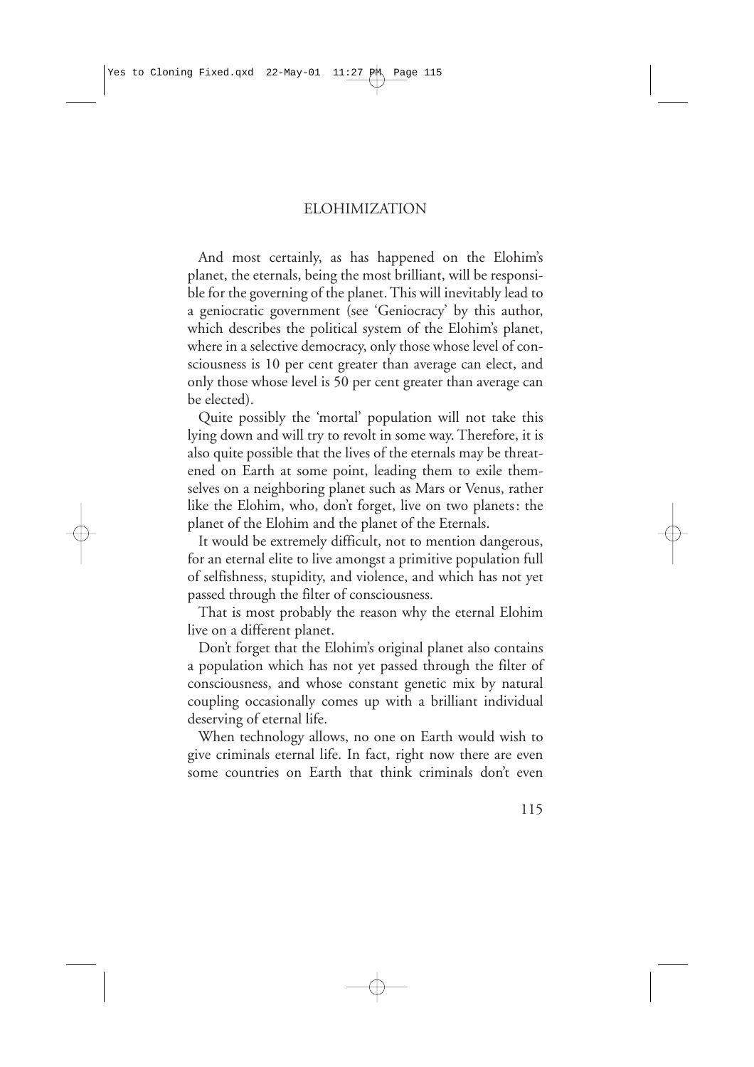And most certainly, as has happened on the Elohim's planet, the eternals, being the most brilliant, will be responsible for the governing of the planet. This will inevitably lead to a geniocratic government (see 'Geniocracy' by this author, which describes the political system of the Elohim's planet, where in a selective democracy, only those whose level of consciousness is 10 per cent greater than average can elect, and only those whose level is 50 per cent greater than average can be elected).

Quite possibly the 'mortal' population will not take this lying down and will try to revolt in some way. Therefore, it is also quite possible that the lives of the eternals may be threatened on Earth at some point, leading them to exile themselves on a neighboring planet such as Mars or Venus, rather like the Elohim, who, don't forget, live on two planets: the planet of the Elohim and the planet of the Eternals.

It would be extremely difficult, not to mention dangerous, for an eternal elite to live amongst a primitive population full of selfishness, stupidity, and violence, and which has not yet passed through the filter of consciousness.

That is most probably the reason why the eternal Elohim live on a different planet.

Don't forget that the Elohim's original planet also contains a population which has not yet passed through the filter of consciousness, and whose constant genetic mix by natural coupling occasionally comes up with a brilliant individual deserving of eternal life.

When technology allows, no one on Earth would wish to give criminals eternal life. In fact, right now there are even some countries on Earth that think criminals don't even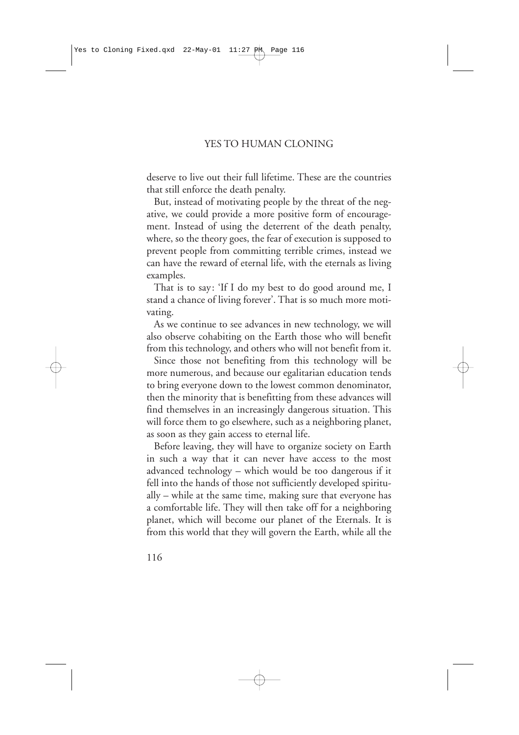deserve to live out their full lifetime. These are the countries that still enforce the death penalty.

But, instead of motivating people by the threat of the negative, we could provide a more positive form of encouragement. Instead of using the deterrent of the death penalty, where, so the theory goes, the fear of execution is supposed to prevent people from committing terrible crimes, instead we can have the reward of eternal life, with the eternals as living examples.

That is to say: 'If I do my best to do good around me, I stand a chance of living forever'. That is so much more motivating.

As we continue to see advances in new technology, we will also observe cohabiting on the Earth those who will benefit from this technology, and others who will not benefit from it.

Since those not benefiting from this technology will be more numerous, and because our egalitarian education tends to bring everyone down to the lowest common denominator, then the minority that is benefitting from these advances will find themselves in an increasingly dangerous situation. This will force them to go elsewhere, such as a neighboring planet, as soon as they gain access to eternal life.

Before leaving, they will have to organize society on Earth in such a way that it can never have access to the most advanced technology – which would be too dangerous if it fell into the hands of those not sufficiently developed spiritually – while at the same time, making sure that everyone has a comfortable life. They will then take off for a neighboring planet, which will become our planet of the Eternals. It is from this world that they will govern the Earth, while all the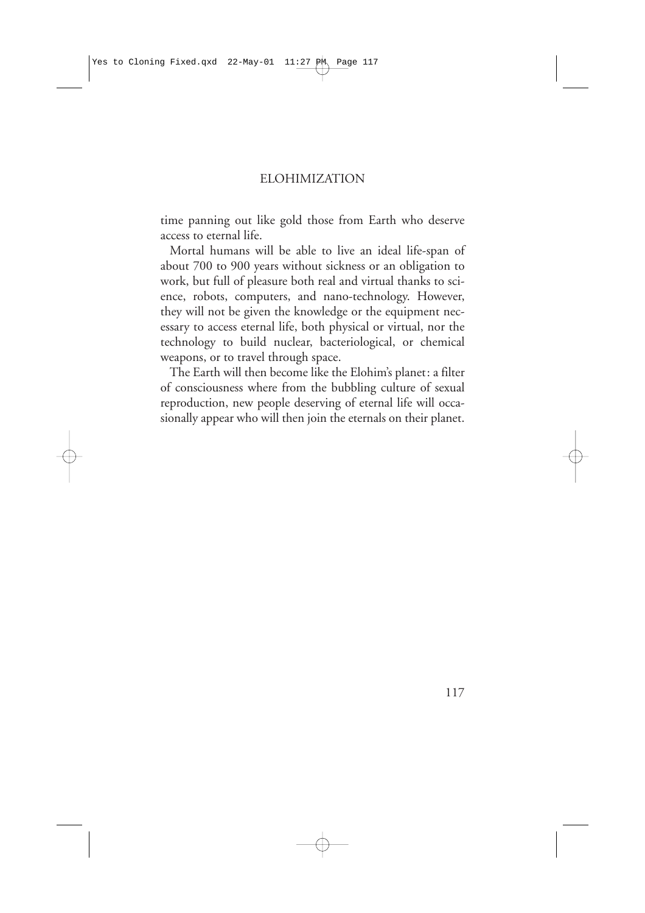time panning out like gold those from Earth who deserve access to eternal life.

Mortal humans will be able to live an ideal life-span of about 700 to 900 years without sickness or an obligation to work, but full of pleasure both real and virtual thanks to science, robots, computers, and nano-technology. However, they will not be given the knowledge or the equipment necessary to access eternal life, both physical or virtual, nor the technology to build nuclear, bacteriological, or chemical weapons, or to travel through space.

The Earth will then become like the Elohim's planet: a filter of consciousness where from the bubbling culture of sexual reproduction, new people deserving of eternal life will occasionally appear who will then join the eternals on their planet.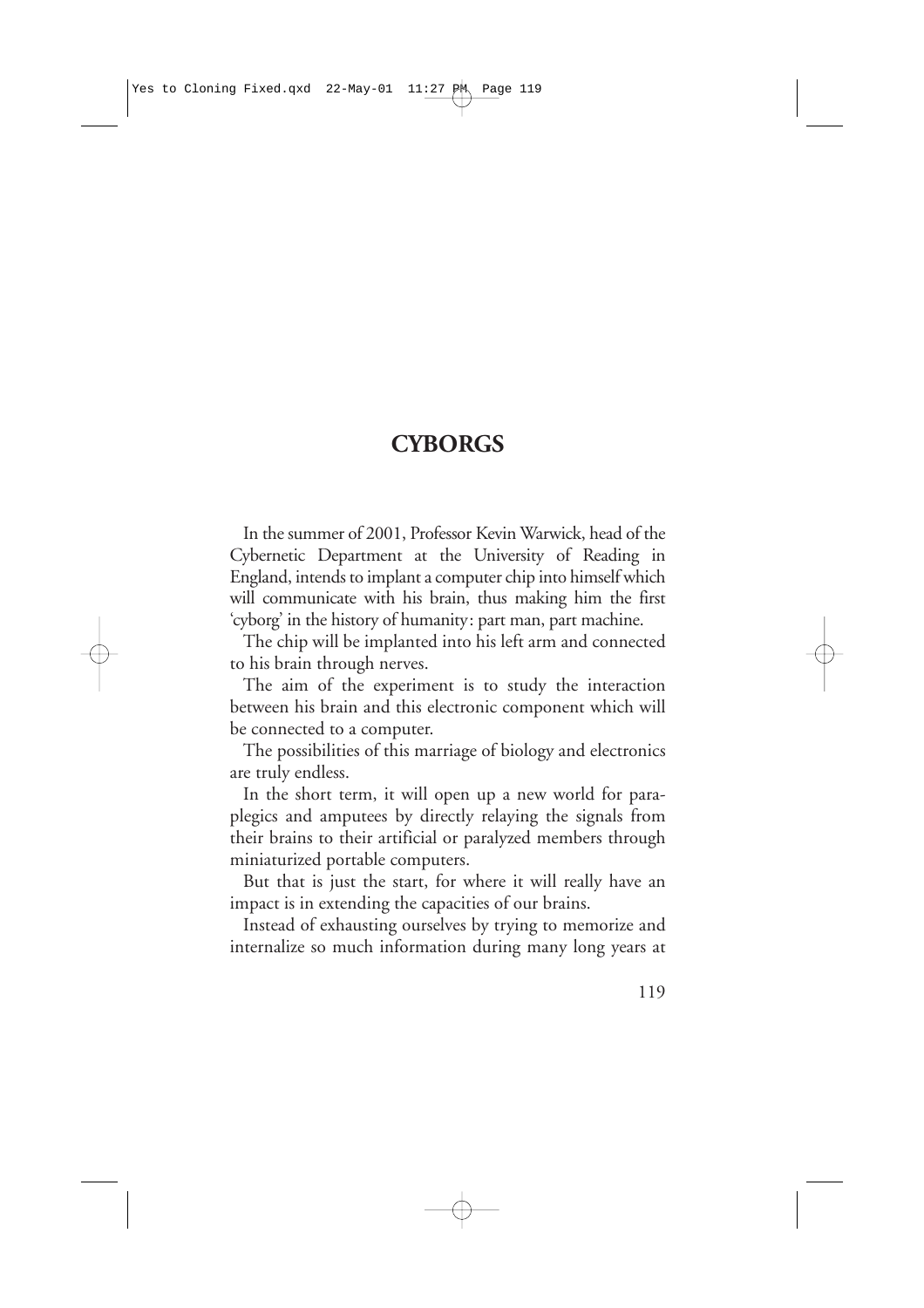# CYBORGS

In the summer of 2001, Professor Kevin Warwick, head of the Cybernetic Department at the University of Reading in England, intends to implant a computer chip into himself which will communicate with his brain, thus making him the first 'cyborg' in the history of humanity: part man, part machine.

The chip will be implanted into his left arm and connected to his brain through nerves.

The aim of the experiment is to study the interaction between his brain and this electronic component which will be connected to a computer.

The possibilities of this marriage of biology and electronics are truly endless.

In the short term, it will open up a new world for paraplegics and amputees by directly relaying the signals from their brains to their artificial or paralyzed members through miniaturized portable computers.

But that is just the start, for where it will really have an impact is in extending the capacities of our brains.

Instead of exhausting ourselves by trying to memorize and internalize so much information during many long years at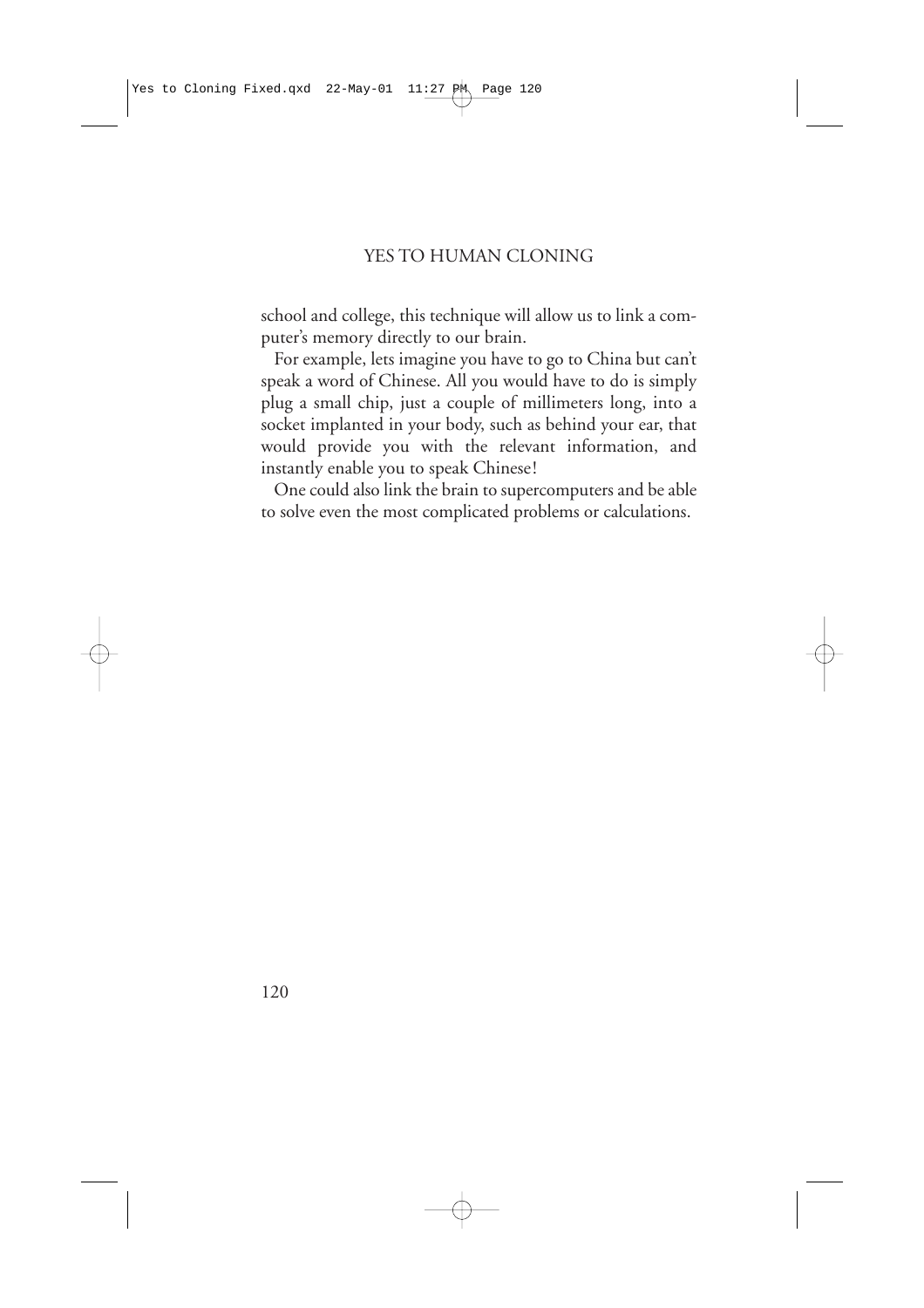school and college, this technique will allow us to link a computer's memory directly to our brain.

For example, lets imagine you have to go to China but can't speak a word of Chinese. All you would have to do is simply plug a small chip, just a couple of millimeters long, into a socket implanted in your body, such as behind your ear, that would provide you with the relevant information, and instantly enable you to speak Chinese!

One could also link the brain to supercomputers and be able to solve even the most complicated problems or calculations.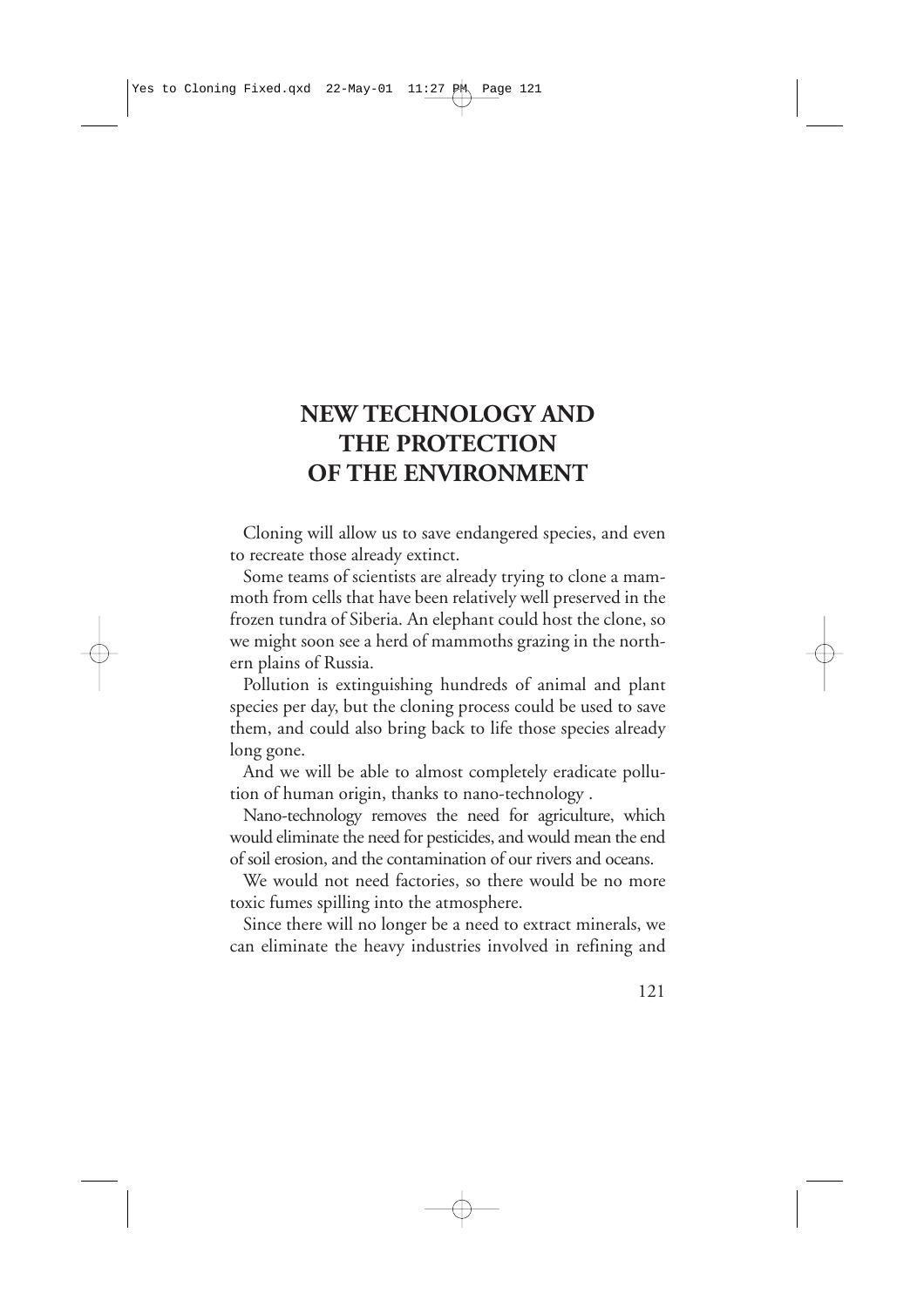# NEW TECHNOLOGY AND THE PROTECTION OF THE ENVIRONMENT

Cloning will allow us to save endangered species, and even to recreate those already extinct.

Some teams of scientists are already trying to clone a mammoth from cells that have been relatively well preserved in the frozen tundra of Siberia. An elephant could host the clone, so we might soon see a herd of mammoths grazing in the northern plains of Russia.

Pollution is extinguishing hundreds of animal and plant species per day, but the cloning process could be used to save them, and could also bring back to life those species already long gone.

And we will be able to almost completely eradicate pollution of human origin, thanks to nano-technology .

Nano-technology removes the need for agriculture, which would eliminate the need for pesticides, and would mean the end of soil erosion, and the contamination of our rivers and oceans.

We would not need factories, so there would be no more toxic fumes spilling into the atmosphere.

Since there will no longer be a need to extract minerals, we can eliminate the heavy industries involved in refining and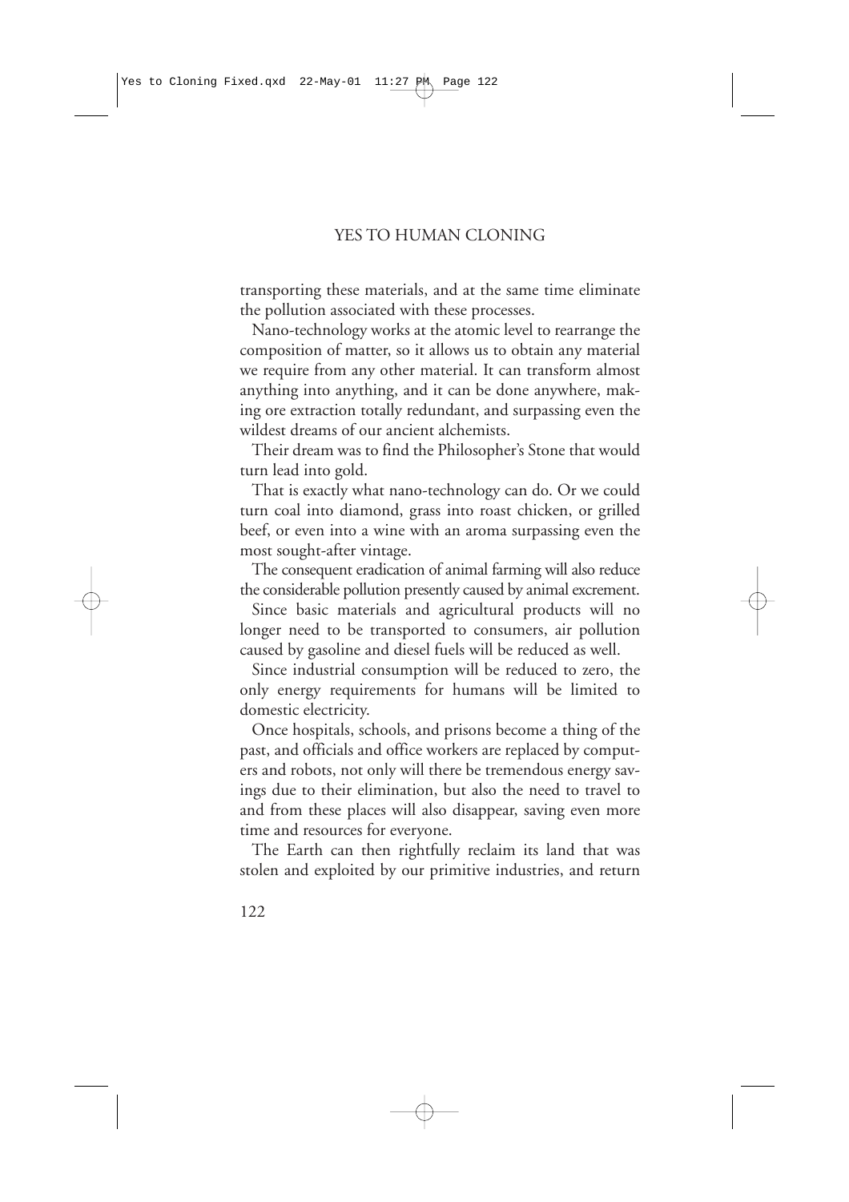transporting these materials, and at the same time eliminate the pollution associated with these processes.

Nano-technology works at the atomic level to rearrange the composition of matter, so it allows us to obtain any material we require from any other material. It can transform almost anything into anything, and it can be done anywhere, making ore extraction totally redundant, and surpassing even the wildest dreams of our ancient alchemists.

Their dream was to find the Philosopher's Stone that would turn lead into gold.

That is exactly what nano-technology can do. Or we could turn coal into diamond, grass into roast chicken, or grilled beef, or even into a wine with an aroma surpassing even the most sought-after vintage.

The consequent eradication of animal farming will also reduce the considerable pollution presently caused by animal excrement.

Since basic materials and agricultural products will no longer need to be transported to consumers, air pollution caused by gasoline and diesel fuels will be reduced as well.

Since industrial consumption will be reduced to zero, the only energy requirements for humans will be limited to domestic electricity.

Once hospitals, schools, and prisons become a thing of the past, and officials and office workers are replaced by computers and robots, not only will there be tremendous energy savings due to their elimination, but also the need to travel to and from these places will also disappear, saving even more time and resources for everyone.

The Earth can then rightfully reclaim its land that was stolen and exploited by our primitive industries, and return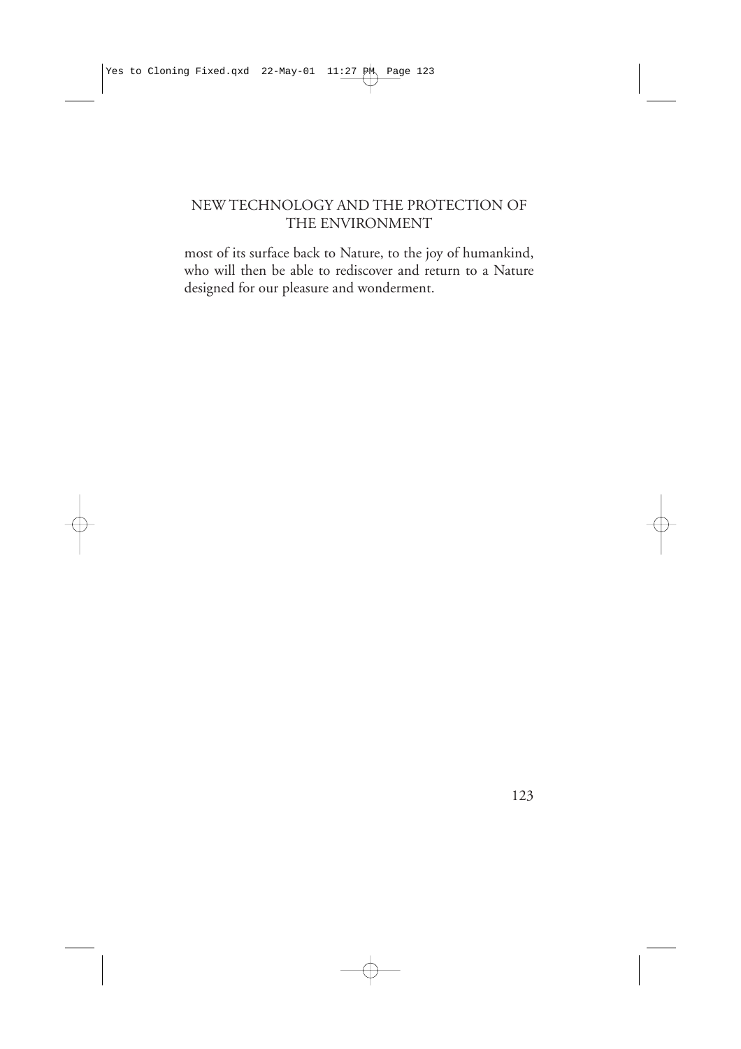most of its surface back to Nature, to the joy of humankind, who will then be able to rediscover and return to a Nature designed for our pleasure and wonderment.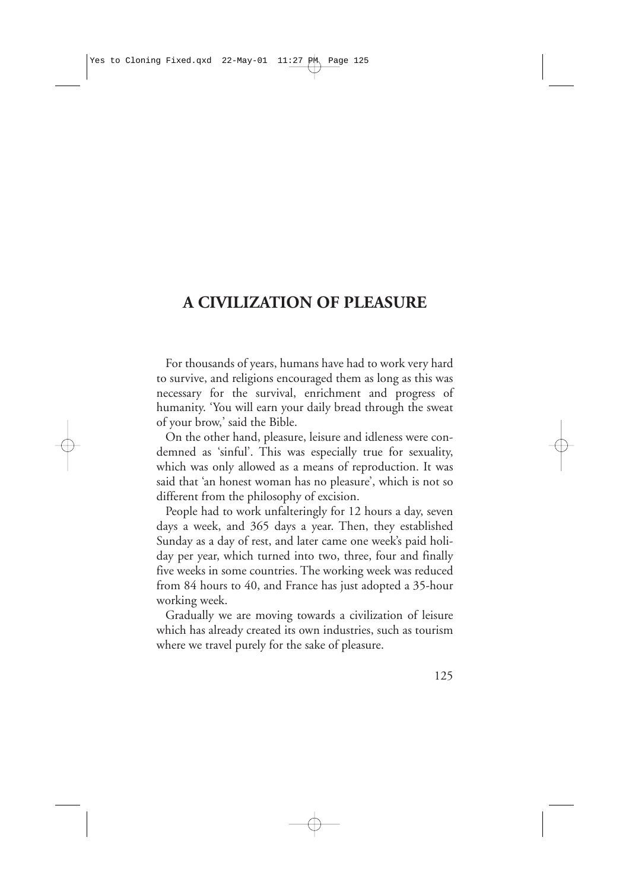# A CIVILIZATION OF PLEASURE

For thousands of years, humans have had to work very hard to survive, and religions encouraged them as long as this was necessary for the survival, enrichment and progress of humanity. 'You will earn your daily bread through the sweat of your brow,' said the Bible.

On the other hand, pleasure, leisure and idleness were condemned as 'sinful'. This was especially true for sexuality, which was only allowed as a means of reproduction. It was said that 'an honest woman has no pleasure', which is not so different from the philosophy of excision.

People had to work unfalteringly for 12 hours a day, seven days a week, and 365 days a year. Then, they established Sunday as a day of rest, and later came one week's paid holiday per year, which turned into two, three, four and finally five weeks in some countries. The working week was reduced from 84 hours to 40, and France has just adopted a 35-hour working week.

Gradually we are moving towards a civilization of leisure which has already created its own industries, such as tourism where we travel purely for the sake of pleasure.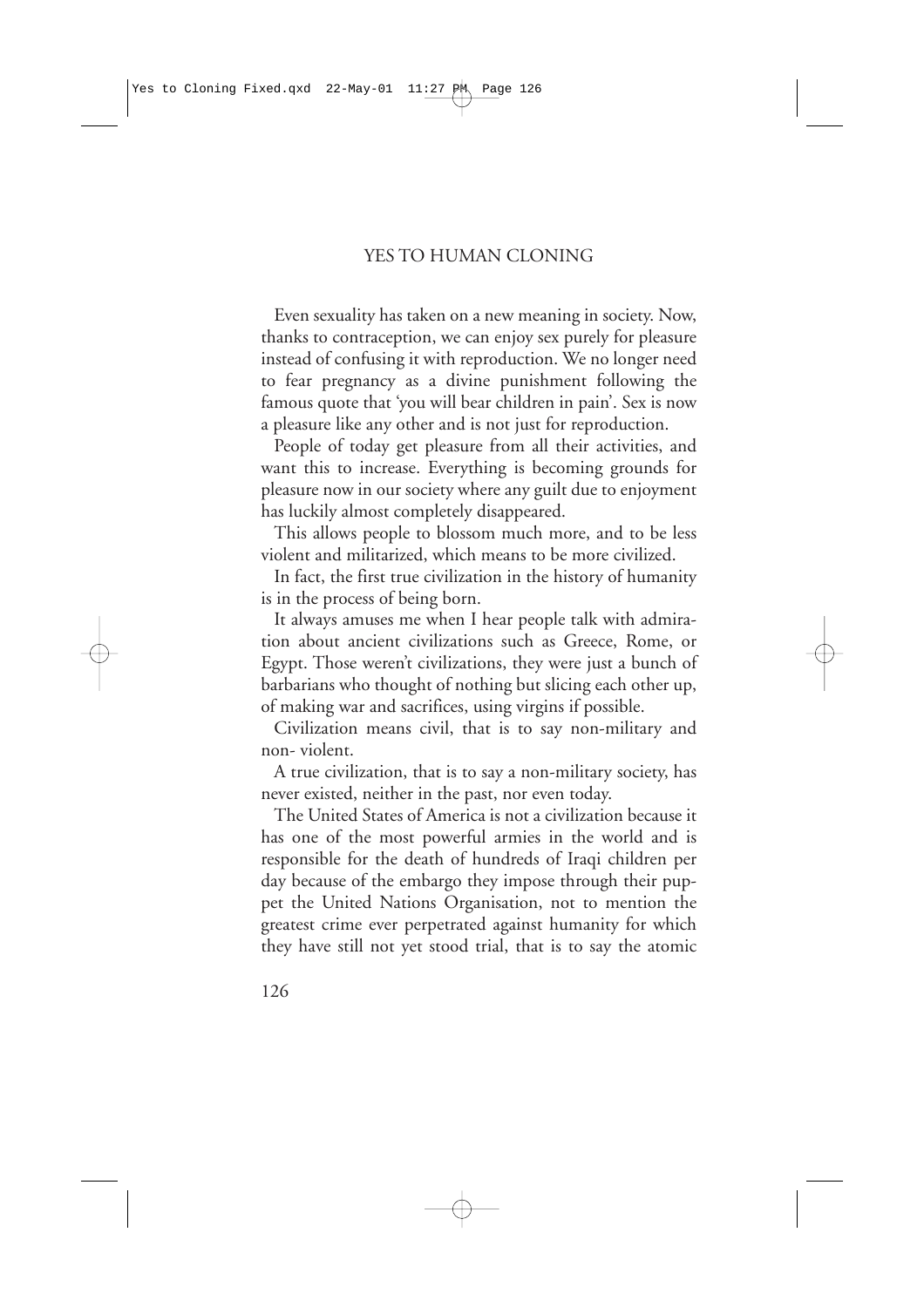Even sexuality has taken on a new meaning in society. Now, thanks to contraception, we can enjoy sex purely for pleasure instead of confusing it with reproduction. We no longer need to fear pregnancy as a divine punishment following the famous quote that 'you will bear children in pain'. Sex is now a pleasure like any other and is not just for reproduction.

People of today get pleasure from all their activities, and want this to increase. Everything is becoming grounds for pleasure now in our society where any guilt due to enjoyment has luckily almost completely disappeared.

This allows people to blossom much more, and to be less violent and militarized, which means to be more civilized.

In fact, the first true civilization in the history of humanity is in the process of being born.

It always amuses me when I hear people talk with admiration about ancient civilizations such as Greece, Rome, or Egypt. Those weren't civilizations, they were just a bunch of barbarians who thought of nothing but slicing each other up, of making war and sacrifices, using virgins if possible.

Civilization means civil, that is to say non-military and non- violent.

A true civilization, that is to say a non-military society, has never existed, neither in the past, nor even today.

The United States of America is not a civilization because it has one of the most powerful armies in the world and is responsible for the death of hundreds of Iraqi children per day because of the embargo they impose through their puppet the United Nations Organisation, not to mention the greatest crime ever perpetrated against humanity for which they have still not yet stood trial, that is to say the atomic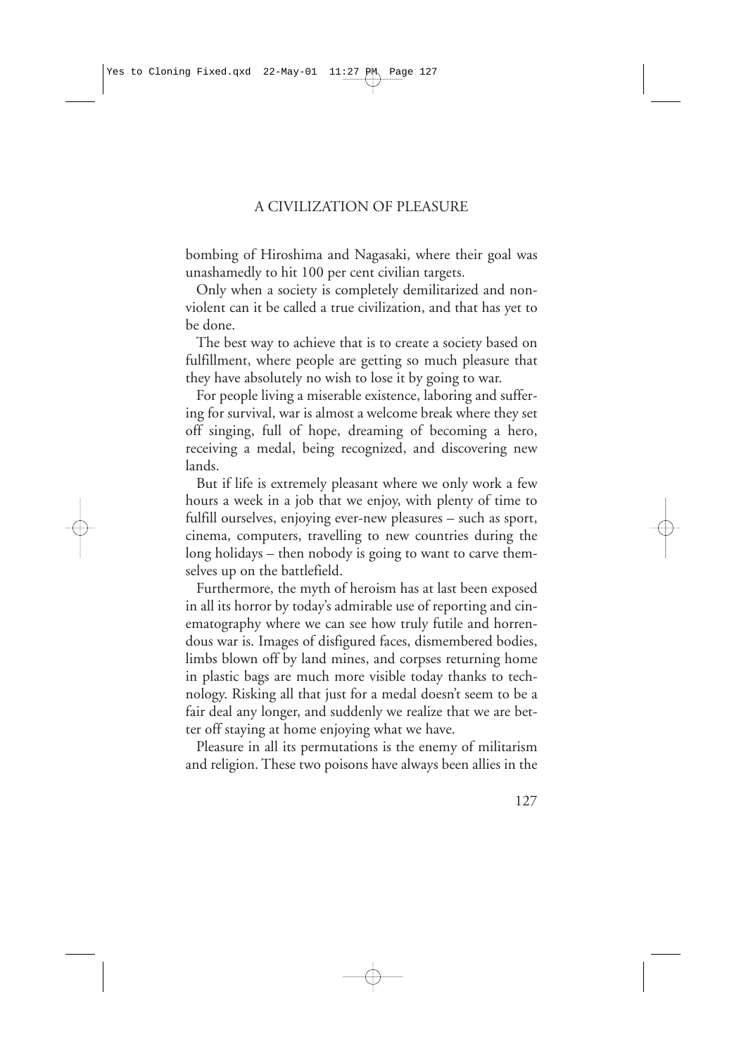bombing of Hiroshima and Nagasaki, where their goal was unashamedly to hit 100 per cent civilian targets.

Only when a society is completely demilitarized and non-violent can it be called a true civilization, and that has yet to be done.

The best way to achieve that is to create a society based on fulfillment, where people are getting so much pleasure that they have absolutely no wish to lose it by going to war.

For people living a miserable existence, laboring and suffering for survival, war is almost a welcome break where they set off singing, full of hope, dreaming of becoming a hero, receiving a medal, being recognized, and discovering new lands.

But if life is extremely pleasant where we only work a few hours a week in a job that we enjoy, with plenty of time to fulfill ourselves, enjoying ever-new pleasures – such as sport, cinema, computers, travelling to new countries during the long holidays – then nobody is going to want to carve themselves up on the battlefield.

Furthermore, the myth of heroism has at last been exposed in all its horror by today's admirable use of reporting and cinematography where we can see how truly futile and horrendous war is. Images of disfigured faces, dismembered bodies, limbs blown off by land mines, and corpses returning home in plastic bags are much more visible today thanks to technology. Risking all that just for a medal doesn't seem to be a fair deal any longer, and suddenly we realize that we are better off staying at home enjoying what we have.

Pleasure in all its permutations is the enemy of militarism and religion. These two poisons have always been allies in the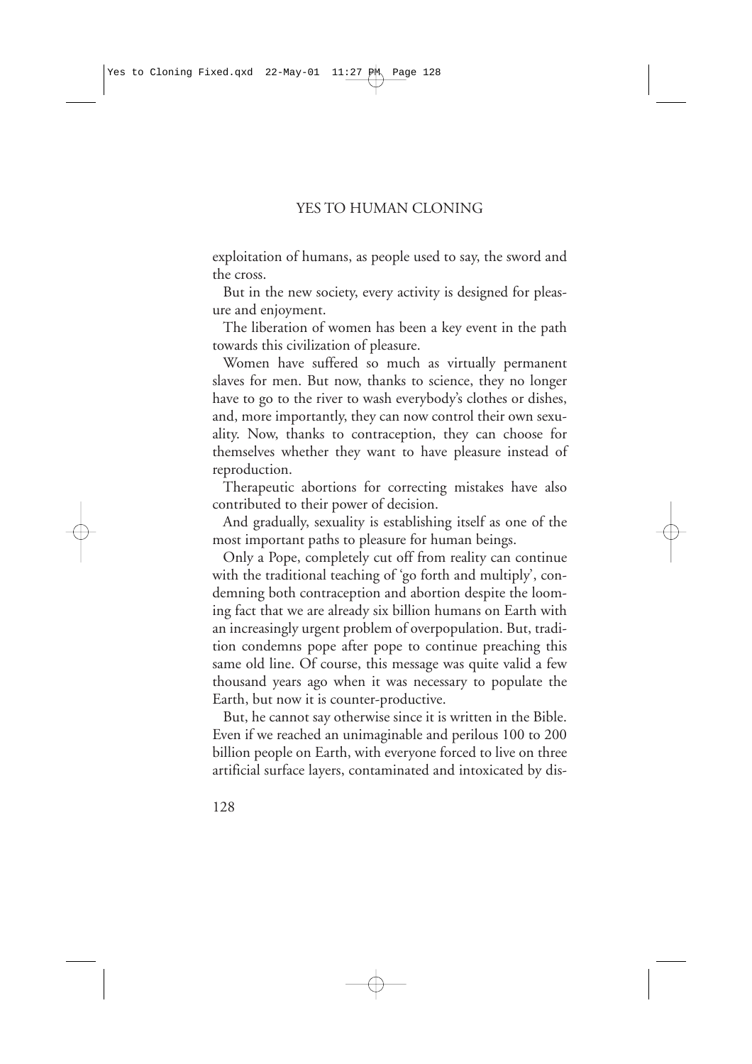exploitation of humans, as people used to say, the sword and the cross.

But in the new society, every activity is designed for pleasure and enjoyment.

The liberation of women has been a key event in the path towards this civilization of pleasure.

Women have suffered so much as virtually permanent slaves for men. But now, thanks to science, they no longer have to go to the river to wash everybody's clothes or dishes, and, more importantly, they can now control their own sexuality. Now, thanks to contraception, they can choose for themselves whether they want to have pleasure instead of reproduction.

Therapeutic abortions for correcting mistakes have also contributed to their power of decision.

And gradually, sexuality is establishing itself as one of the most important paths to pleasure for human beings.

Only a Pope, completely cut off from reality can continue with the traditional teaching of 'go forth and multiply', condemning both contraception and abortion despite the looming fact that we are already six billion humans on Earth with an increasingly urgent problem of overpopulation. But, tradition condemns pope after pope to continue preaching this same old line. Of course, this message was quite valid a few thousand years ago when it was necessary to populate the Earth, but now it is counter-productive.

But, he cannot say otherwise since it is written in the Bible. Even if we reached an unimaginable and perilous 100 to 200 billion people on Earth, with everyone forced to live on three artificial surface layers, contaminated and intoxicated by dis-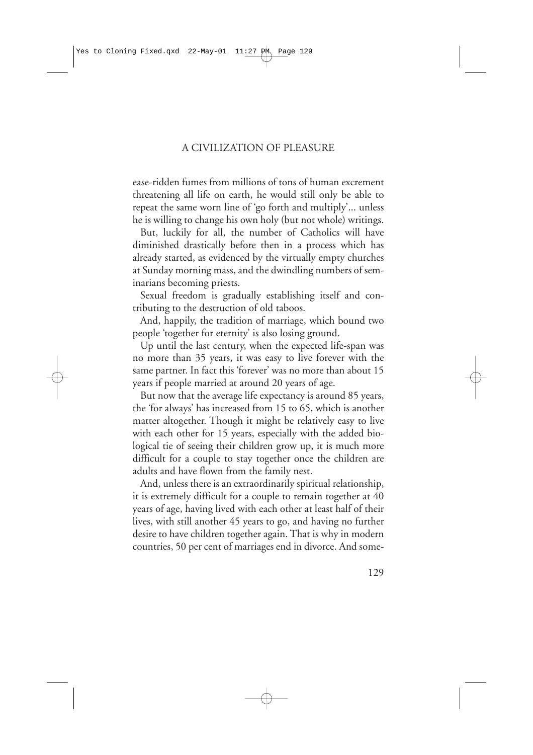ease-ridden fumes from millions of tons of human excrement threatening all life on earth, he would still only be able to repeat the same worn line of 'go forth and multiply'... unless he is willing to change his own holy (but not whole) writings.

But, luckily for all, the number of Catholics will have diminished drastically before then in a process which has already started, as evidenced by the virtually empty churches at Sunday morning mass, and the dwindling numbers of seminarians becoming priests.

Sexual freedom is gradually establishing itself and contributing to the destruction of old taboos.

And, happily, the tradition of marriage, which bound two people 'together for eternity' is also losing ground.

Up until the last century, when the expected life-span was no more than 35 years, it was easy to live forever with the same partner. In fact this 'forever' was no more than about 15 years if people married at around 20 years of age.

But now that the average life expectancy is around 85 years, the 'for always' has increased from 15 to 65, which is another matter altogether. Though it might be relatively easy to live with each other for 15 years, especially with the added biological tie of seeing their children grow up, it is much more difficult for a couple to stay together once the children are adults and have flown from the family nest.

And, unless there is an extraordinarily spiritual relationship, it is extremely difficult for a couple to remain together at 40 years of age, having lived with each other at least half of their lives, with still another 45 years to go, and having no further desire to have children together again. That is why in modern countries, 50 per cent of marriages end in divorce. And some-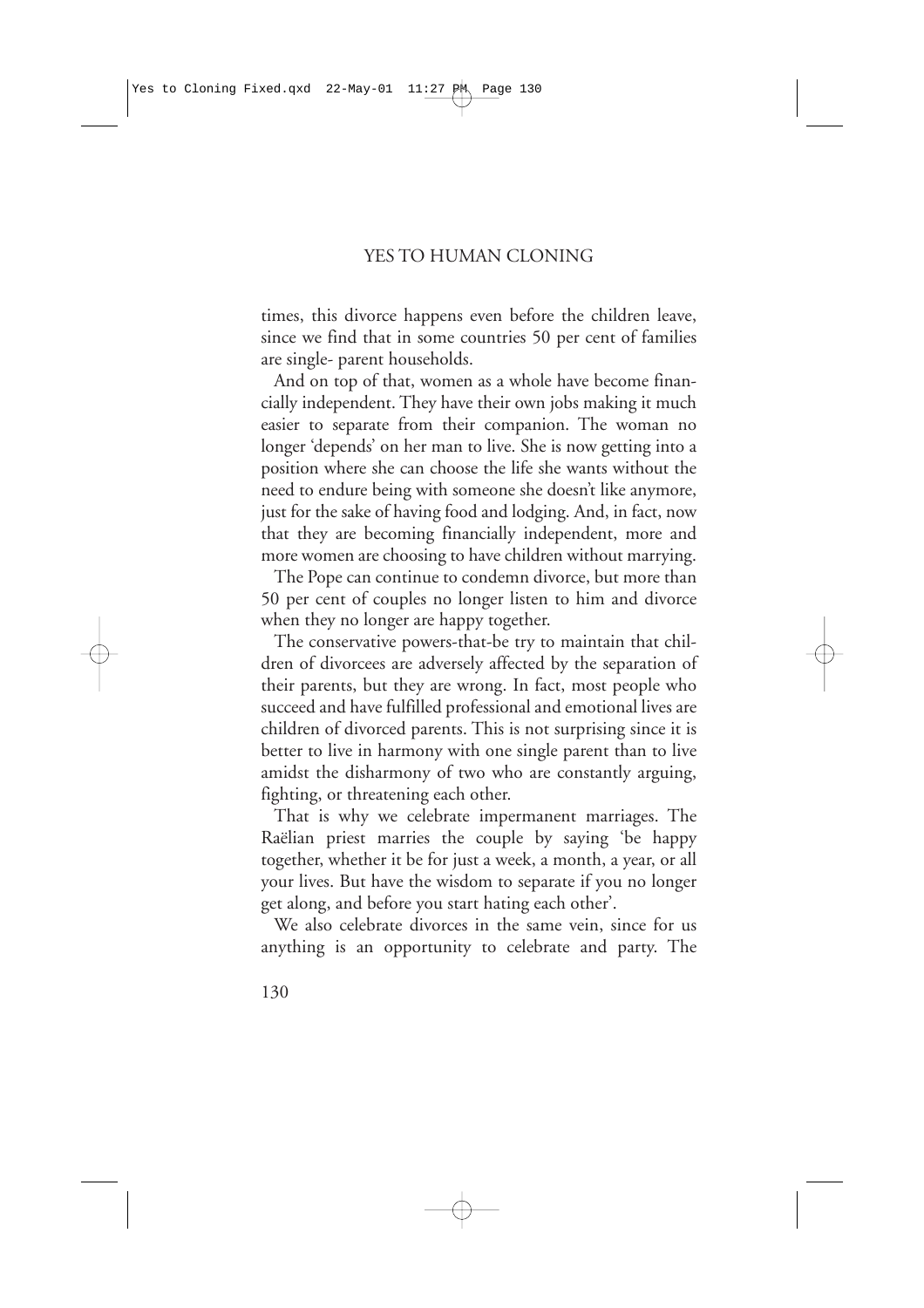times, this divorce happens even before the children leave, since we find that in some countries 50 per cent of families are single- parent households.

And on top of that, women as a whole have become financially independent. They have their own jobs making it much easier to separate from their companion. The woman no longer 'depends' on her man to live. She is now getting into a position where she can choose the life she wants without the need to endure being with someone she doesn't like anymore, just for the sake of having food and lodging. And, in fact, now that they are becoming financially independent, more and more women are choosing to have children without marrying.

The Pope can continue to condemn divorce, but more than 50 per cent of couples no longer listen to him and divorce when they no longer are happy together.

The conservative powers-that-be try to maintain that children of divorcees are adversely affected by the separation of their parents, but they are wrong. In fact, most people who succeed and have fulfilled professional and emotional lives are children of divorced parents. This is not surprising since it is better to live in harmony with one single parent than to live amidst the disharmony of two who are constantly arguing, fighting, or threatening each other.

That is why we celebrate impermanent marriages. The Raëlian priest marries the couple by saying 'be happy together, whether it be for just a week, a month, a year, or all your lives. But have the wisdom to separate if you no longer get along, and before you start hating each other'.

We also celebrate divorces in the same vein, since for us anything is an opportunity to celebrate and party. The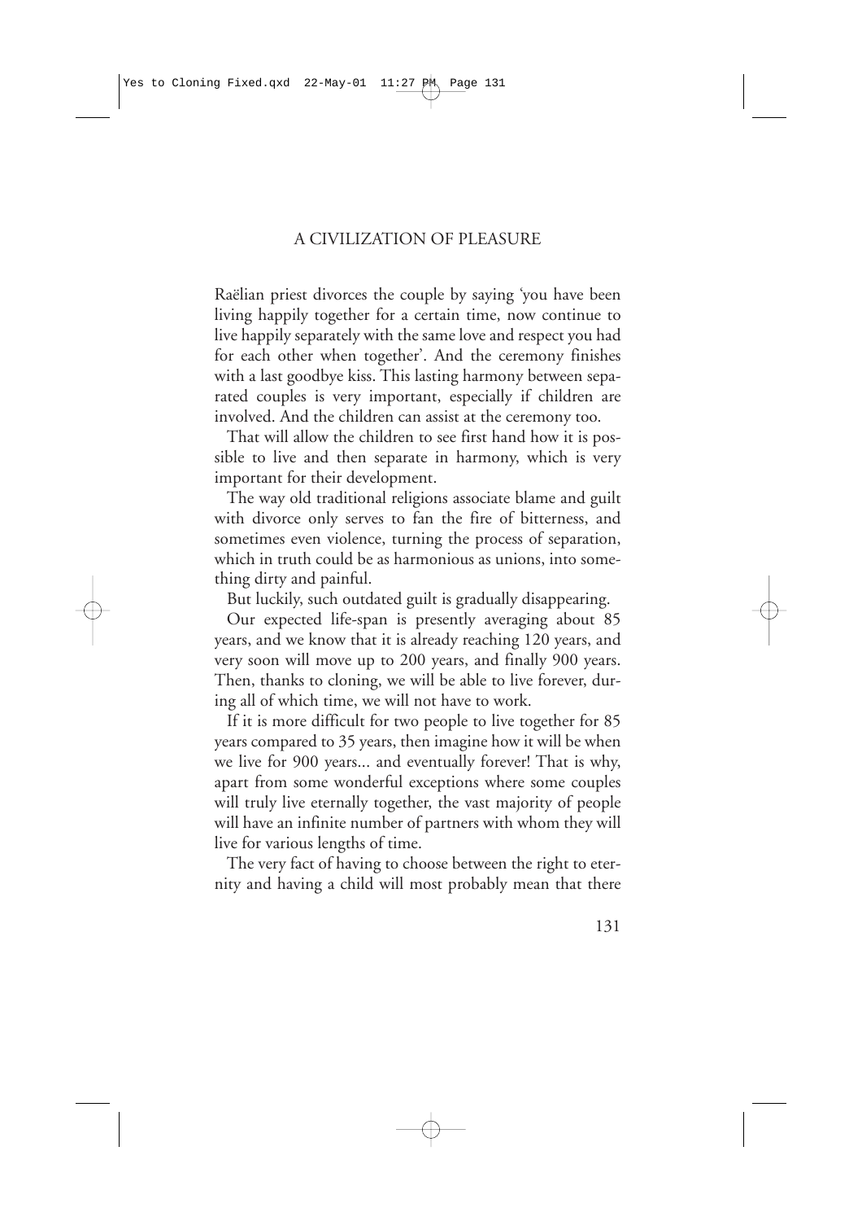Raëlian priest divorces the couple by saying 'you have been living happily together for a certain time, now continue to live happily separately with the same love and respect you had for each other when together'. And the ceremony finishes with a last goodbye kiss. This lasting harmony between separated couples is very important, especially if children are involved. And the children can assist at the ceremony too.

That will allow the children to see first hand how it is possible to live and then separate in harmony, which is very important for their development.

The way old traditional religions associate blame and guilt with divorce only serves to fan the fire of bitterness, and sometimes even violence, turning the process of separation, which in truth could be as harmonious as unions, into something dirty and painful.

But luckily, such outdated guilt is gradually disappearing.

Our expected life-span is presently averaging about 85 years, and we know that it is already reaching 120 years, and very soon will move up to 200 years, and finally 900 years. Then, thanks to cloning, we will be able to live forever, during all of which time, we will not have to work.

If it is more difficult for two people to live together for 85 years compared to 35 years, then imagine how it will be when we live for 900 years... and eventually forever! That is why, apart from some wonderful exceptions where some couples will truly live eternally together, the vast majority of people will have an infinite number of partners with whom they will live for various lengths of time.

The very fact of having to choose between the right to eternity and having a child will most probably mean that there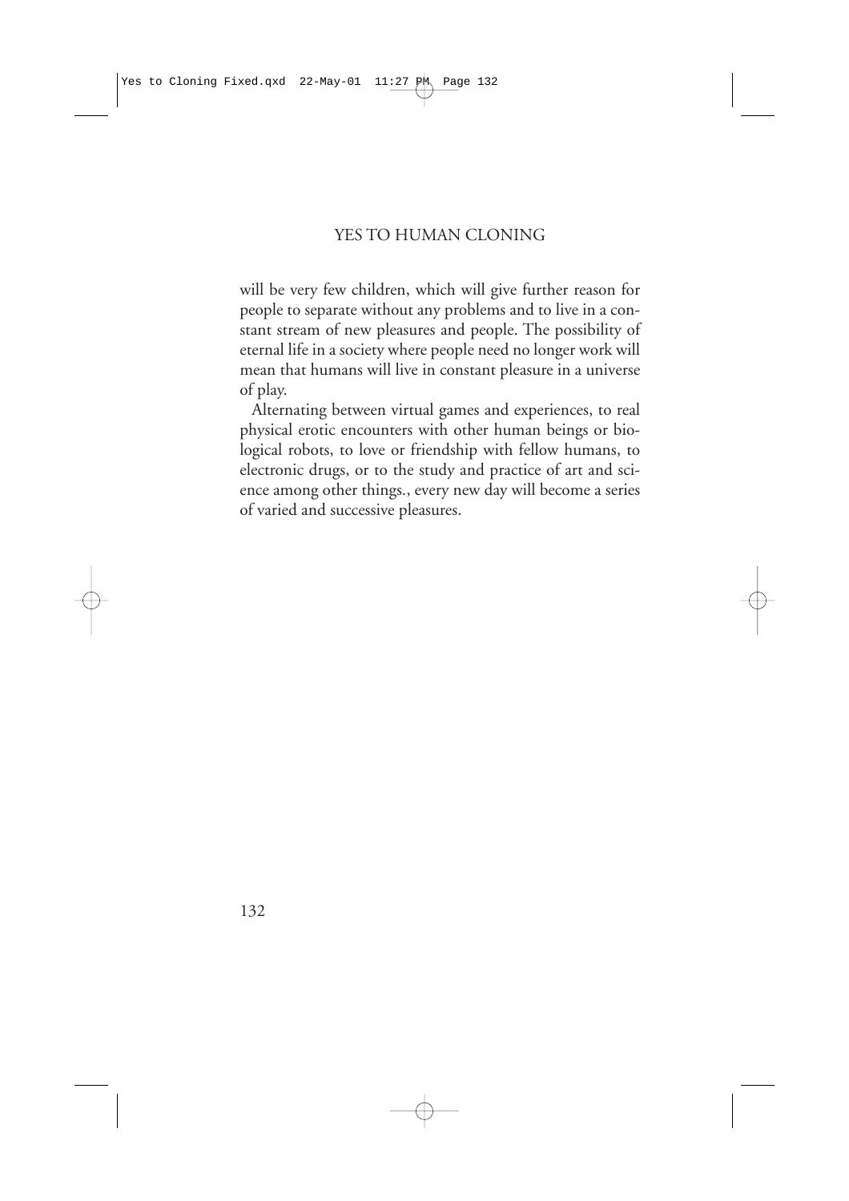will be very few children, which will give further reason for people to separate without any problems and to live in a constant stream of new pleasures and people. The possibility of eternal life in a society where people need no longer work will mean that humans will live in constant pleasure in a universe of play.

Alternating between virtual games and experiences, to real physical erotic encounters with other human beings or biological robots, to love or friendship with fellow humans, to electronic drugs, or to the study and practice of art and science among other things., every new day will become a series of varied and successive pleasures.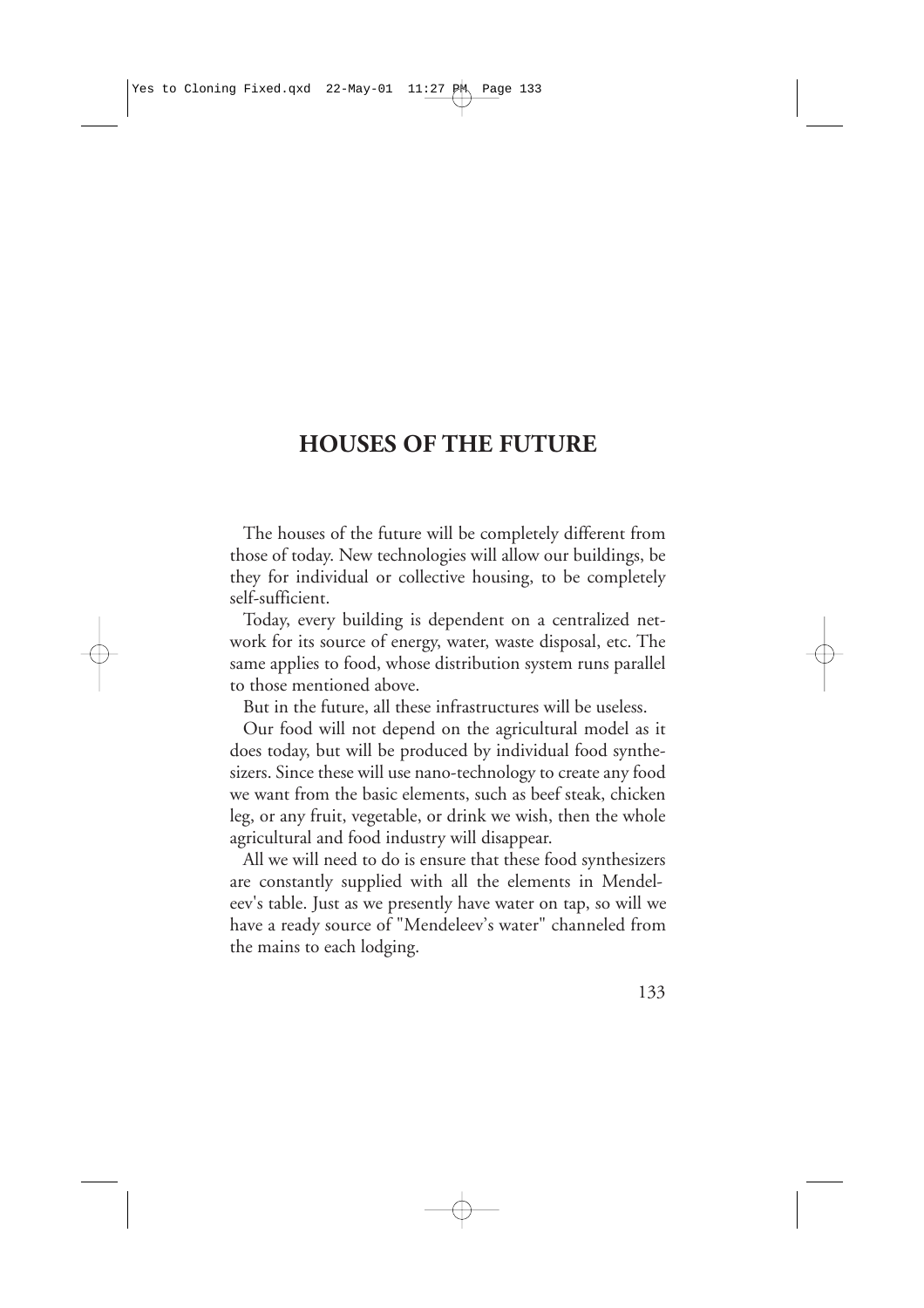# HOUSES OF THE FUTURE

The houses of the future will be completely different from those of today. New technologies will allow our buildings, be they for individual or collective housing, to be completely self-sufficient.

Today, every building is dependent on a centralized network for its source of energy, water, waste disposal, etc. The same applies to food, whose distribution system runs parallel to those mentioned above.

But in the future, all these infrastructures will be useless.

Our food will not depend on the agricultural model as it does today, but will be produced by individual food synthesizers. Since these will use nano-technology to create any food we want from the basic elements, such as beef steak, chicken leg, or any fruit, vegetable, or drink we wish, then the whole agricultural and food industry will disappear.

All we will need to do is ensure that these food synthesizers are constantly supplied with all the elements in Mendeleev's table. Just as we presently have water on tap, so will we have a ready source of "Mendeleev's water" channeled from the mains to each lodging.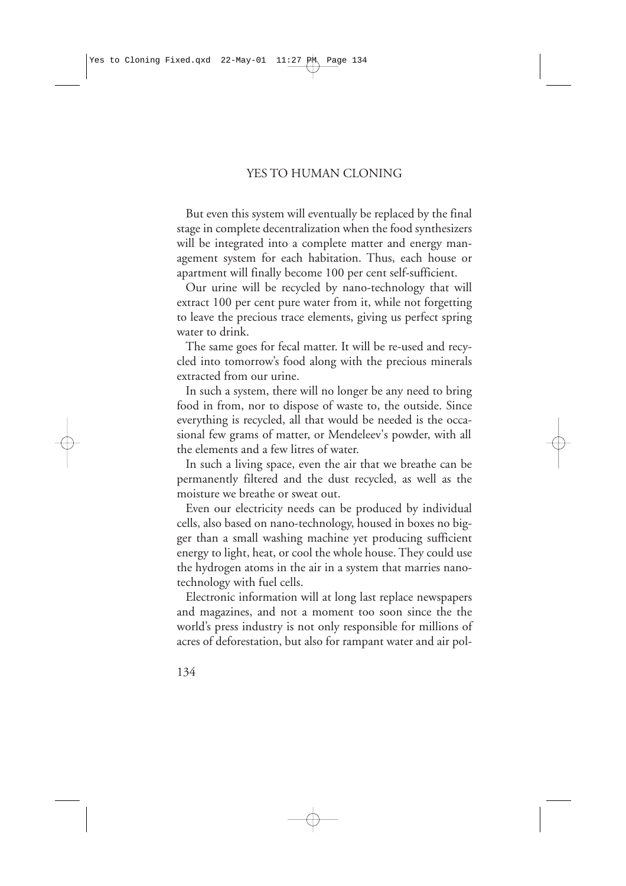But even this system will eventually be replaced by the final stage in complete decentralization when the food synthesizers will be integrated into a complete matter and energy management system for each habitation. Thus, each house or apartment will finally become 100 per cent self-sufficient.

Our urine will be recycled by nano-technology that will extract 100 per cent pure water from it, while not forgetting to leave the precious trace elements, giving us perfect spring water to drink.

The same goes for fecal matter. It will be re-used and recycled into tomorrow's food along with the precious minerals extracted from our urine.

In such a system, there will no longer be any need to bring food in from, nor to dispose of waste to, the outside. Since everything is recycled, all that would be needed is the occasional few grams of matter, or Mendeleev's powder, with all the elements and a few litres of water.

In such a living space, even the air that we breathe can be permanently filtered and the dust recycled, as well as the moisture we breathe or sweat out.

Even our electricity needs can be produced by individual cells, also based on nano-technology, housed in boxes no bigger than a small washing machine yet producing sufficient energy to light, heat, or cool the whole house. They could use the hydrogen atoms in the air in a system that marries nano-technology with fuel cells.

Electronic information will at long last replace newspapers and magazines, and not a moment too soon since the the world's press industry is not only responsible for millions of acres of deforestation, but also for rampant water and air pol-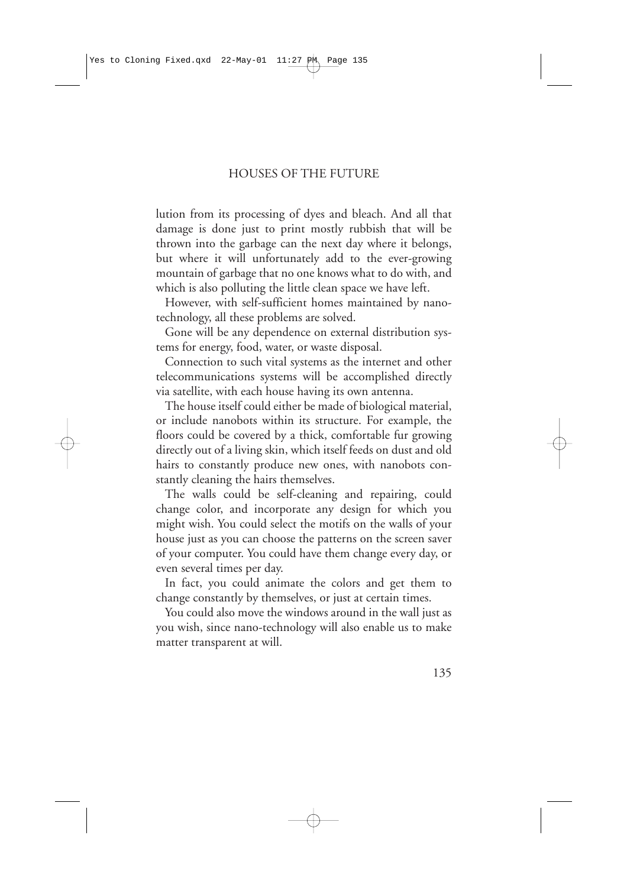lution from its processing of dyes and bleach. And all that damage is done just to print mostly rubbish that will be thrown into the garbage can the next day where it belongs, but where it will unfortunately add to the ever-growing mountain of garbage that no one knows what to do with, and which is also polluting the little clean space we have left.

However, with self-sufficient homes maintained by nanotechnology, all these problems are solved.

Gone will be any dependence on external distribution systems for energy, food, water, or waste disposal.

Connection to such vital systems as the internet and other telecommunications systems will be accomplished directly via satellite, with each house having its own antenna.

The house itself could either be made of biological material, or include nanobots within its structure. For example, the floors could be covered by a thick, comfortable fur growing directly out of a living skin, which itself feeds on dust and old hairs to constantly produce new ones, with nanobots constantly cleaning the hairs themselves.

The walls could be self-cleaning and repairing, could change color, and incorporate any design for which you might wish. You could select the motifs on the walls of your house just as you can choose the patterns on the screen saver of your computer. You could have them change every day, or even several times per day.

In fact, you could animate the colors and get them to change constantly by themselves, or just at certain times.

You could also move the windows around in the wall just as you wish, since nano-technology will also enable us to make matter transparent at will.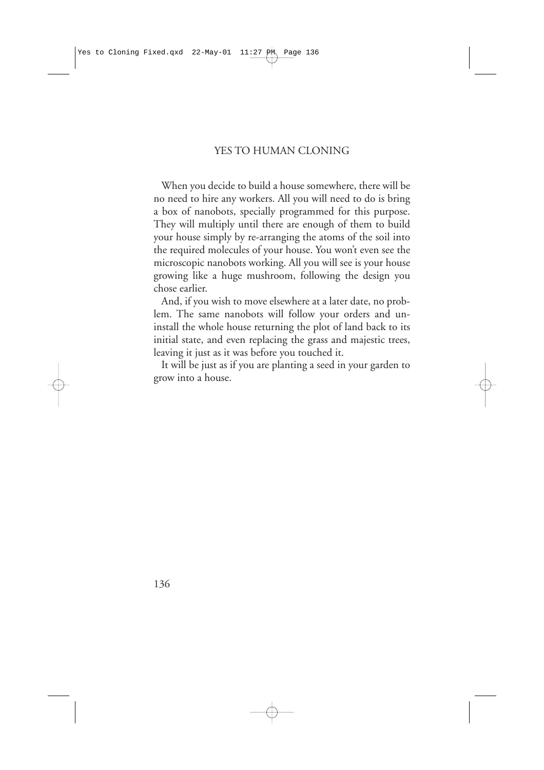When you decide to build a house somewhere, there will be no need to hire any workers. All you will need to do is bring a box of nanobots, specially programmed for this purpose. They will multiply until there are enough of them to build your house simply by re-arranging the atoms of the soil into the required molecules of your house. You won't even see the microscopic nanobots working. All you will see is your house growing like a huge mushroom, following the design you chose earlier.

And, if you wish to move elsewhere at a later date, no problem. The same nanobots will follow your orders and uninstall the whole house returning the plot of land back to its initial state, and even replacing the grass and majestic trees, leaving it just as it was before you touched it.

It will be just as if you are planting a seed in your garden to grow into a house.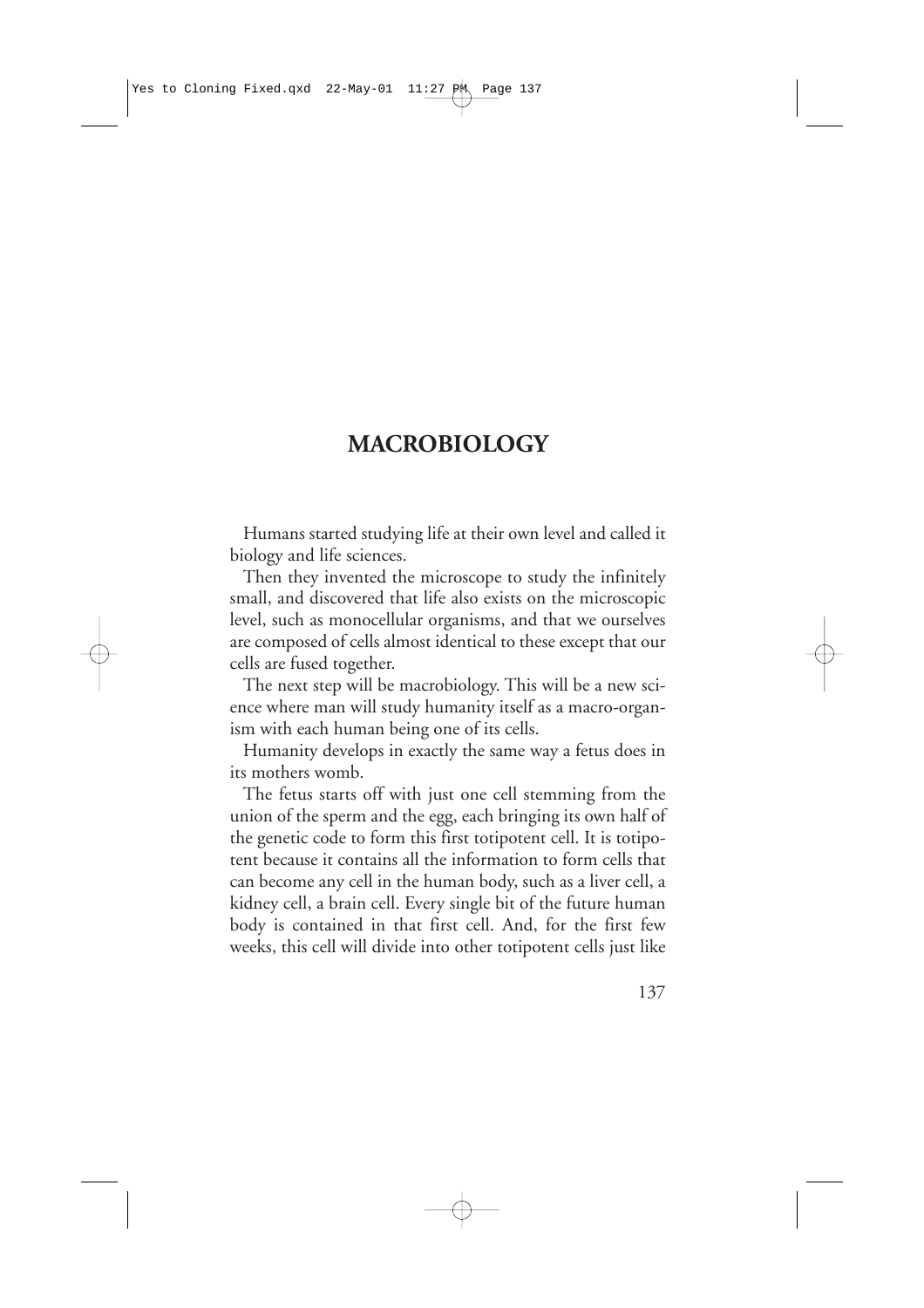# MACROBIOLOGY

Humans started studying life at their own level and called it biology and life sciences.

Then they invented the microscope to study the infinitely small, and discovered that life also exists on the microscopic level, such as monocellular organisms, and that we ourselves are composed of cells almost identical to these except that our cells are fused together.

The next step will be macrobiology. This will be a new science where man will study humanity itself as a macro-organism with each human being one of its cells.

Humanity develops in exactly the same way a fetus does in its mothers womb.

The fetus starts off with just one cell stemming from the union of the sperm and the egg, each bringing its own half of the genetic code to form this first totipotent cell. It is totipotent because it contains all the information to form cells that can become any cell in the human body, such as a liver cell, a kidney cell, a brain cell. Every single bit of the future human body is contained in that first cell. And, for the first few weeks, this cell will divide into other totipotent cells just like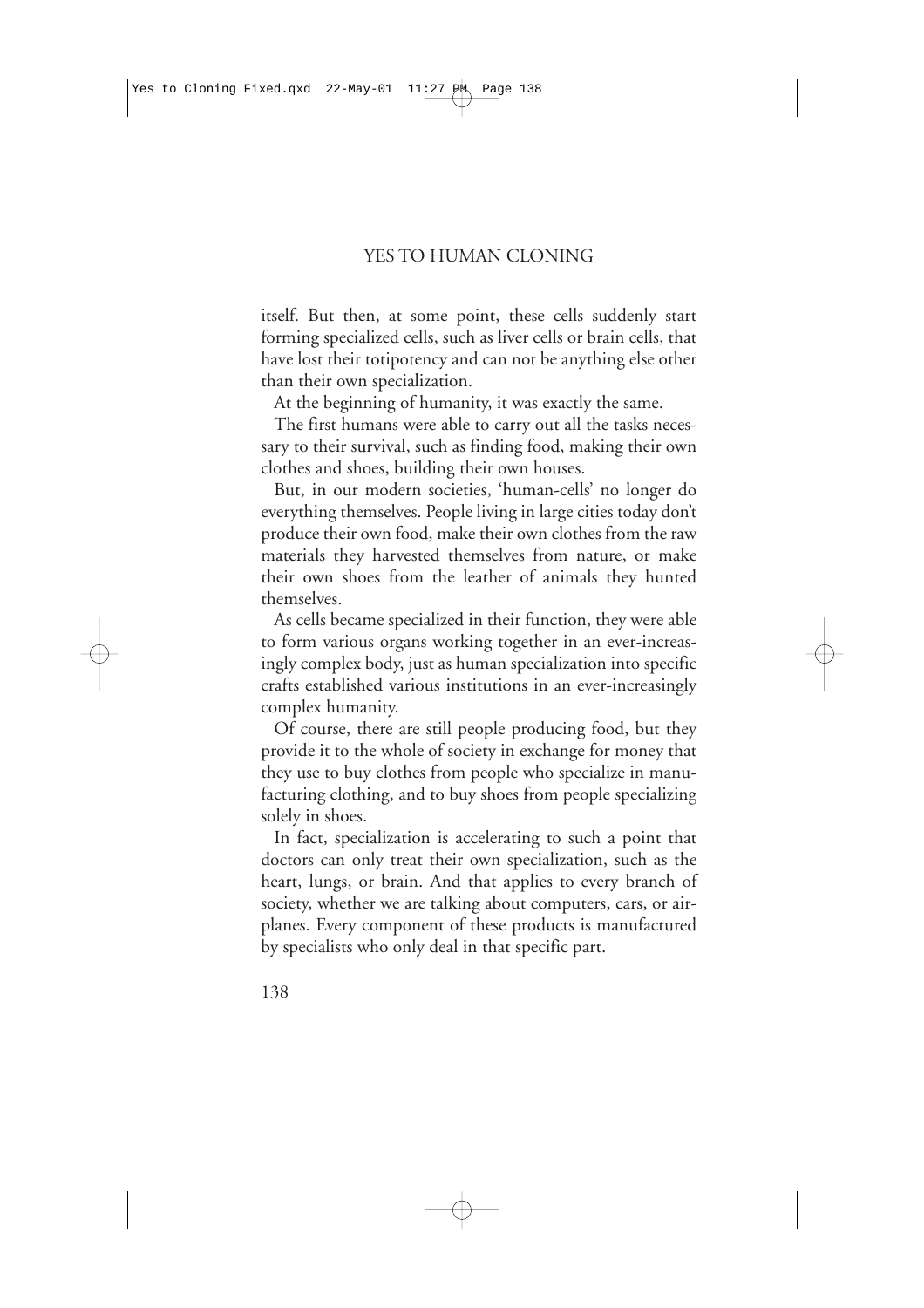itself. But then, at some point, these cells suddenly start forming specialized cells, such as liver cells or brain cells, that have lost their totipotency and can not be anything else other than their own specialization.

At the beginning of humanity, it was exactly the same.

The first humans were able to carry out all the tasks necessary to their survival, such as finding food, making their own clothes and shoes, building their own houses.

But, in our modern societies, 'human-cells' no longer do everything themselves. People living in large cities today don't produce their own food, make their own clothes from the raw materials they harvested themselves from nature, or make their own shoes from the leather of animals they hunted themselves.

As cells became specialized in their function, they were able to form various organs working together in an ever-increasingly complex body, just as human specialization into specific crafts established various institutions in an ever-increasingly complex humanity.

Of course, there are still people producing food, but they provide it to the whole of society in exchange for money that they use to buy clothes from people who specialize in manufacturing clothing, and to buy shoes from people specializing solely in shoes.

In fact, specialization is accelerating to such a point that doctors can only treat their own specialization, such as the heart, lungs, or brain. And that applies to every branch of society, whether we are talking about computers, cars, or airplanes. Every component of these products is manufactured by specialists who only deal in that specific part.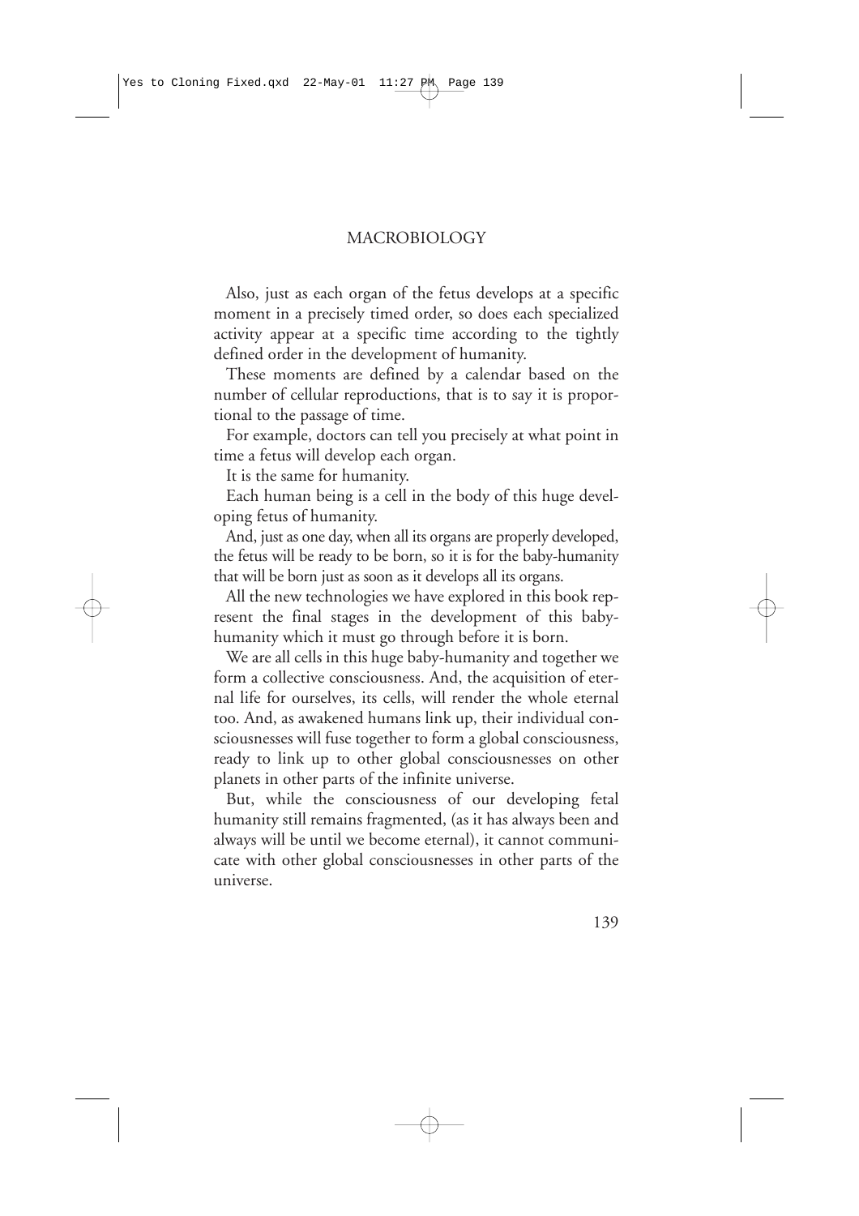Also, just as each organ of the fetus develops at a specific moment in a precisely timed order, so does each specialized activity appear at a specific time according to the tightly defined order in the development of humanity.

These moments are defined by a calendar based on the number of cellular reproductions, that is to say it is proportional to the passage of time.

For example, doctors can tell you precisely at what point in time a fetus will develop each organ.

It is the same for humanity.

Each human being is a cell in the body of this huge developing fetus of humanity.

And, just as one day, when all its organs are properly developed, the fetus will be ready to be born, so it is for the baby-humanity that will be born just as soon as it develops all its organs.

All the new technologies we have explored in this book represent the final stages in the development of this baby-humanity which it must go through before it is born.

We are all cells in this huge baby-humanity and together we form a collective consciousness. And, the acquisition of eternal life for ourselves, its cells, will render the whole eternal too. And, as awakened humans link up, their individual consciousnesses will fuse together to form a global consciousness, ready to link up to other global consciousnesses on other planets in other parts of the infinite universe.

But, while the consciousness of our developing fetal humanity still remains fragmented, (as it has always been and always will be until we become eternal), it cannot communicate with other global consciousnesses in other parts of the universe.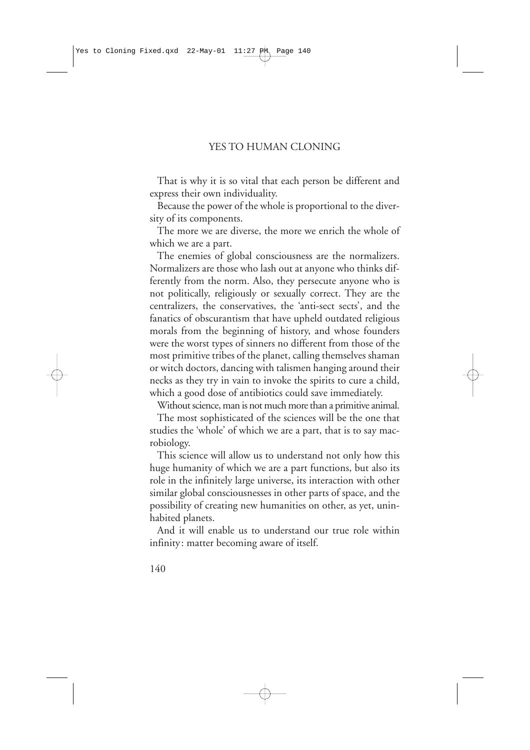That is why it is so vital that each person be different and express their own individuality.

Because the power of the whole is proportional to the diversity of its components.

The more we are diverse, the more we enrich the whole of which we are a part.

The enemies of global consciousness are the normalizers. Normalizers are those who lash out at anyone who thinks differently from the norm. Also, they persecute anyone who is not politically, religiously or sexually correct. They are the centralizers, the conservatives, the 'anti-sect sects', and the fanatics of obscurantism that have upheld outdated religious morals from the beginning of history, and whose founders were the worst types of sinners no different from those of the most primitive tribes of the planet, calling themselves shaman or witch doctors, dancing with talismen hanging around their necks as they try in vain to invoke the spirits to cure a child, which a good dose of antibiotics could save immediately.

Without science, man is not much more than a primitive animal.

The most sophisticated of the sciences will be the one that studies the 'whole' of which we are a part, that is to say macrobiology.

This science will allow us to understand not only how this huge humanity of which we are a part functions, but also its role in the infinitely large universe, its interaction with other similar global consciousnesses in other parts of space, and the possibility of creating new humanities on other, as yet, uninhabited planets.

And it will enable us to understand our true role within infinity: matter becoming aware of itself.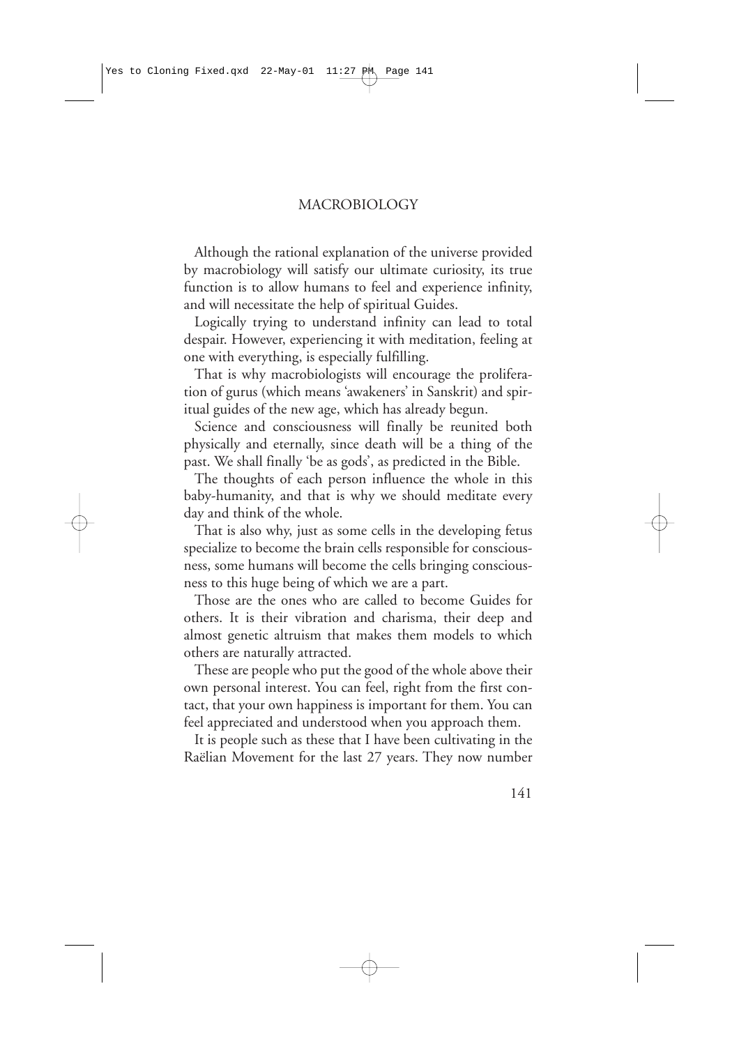Although the rational explanation of the universe provided by macrobiology will satisfy our ultimate curiosity, its true function is to allow humans to feel and experience infinity, and will necessitate the help of spiritual Guides.

Logically trying to understand infinity can lead to total despair. However, experiencing it with meditation, feeling at one with everything, is especially fulfilling.

That is why macrobiologists will encourage the proliferation of gurus (which means 'awakeners' in Sanskrit) and spiritual guides of the new age, which has already begun.

Science and consciousness will finally be reunited both physically and eternally, since death will be a thing of the past. We shall finally 'be as gods', as predicted in the Bible.

The thoughts of each person influence the whole in this baby-humanity, and that is why we should meditate every day and think of the whole.

That is also why, just as some cells in the developing fetus specialize to become the brain cells responsible for consciousness, some humans will become the cells bringing consciousness to this huge being of which we are a part.

Those are the ones who are called to become Guides for others. It is their vibration and charisma, their deep and almost genetic altruism that makes them models to which others are naturally attracted.

These are people who put the good of the whole above their own personal interest. You can feel, right from the first contact, that your own happiness is important for them. You can feel appreciated and understood when you approach them.

It is people such as these that I have been cultivating in the Raëlian Movement for the last 27 years. They now number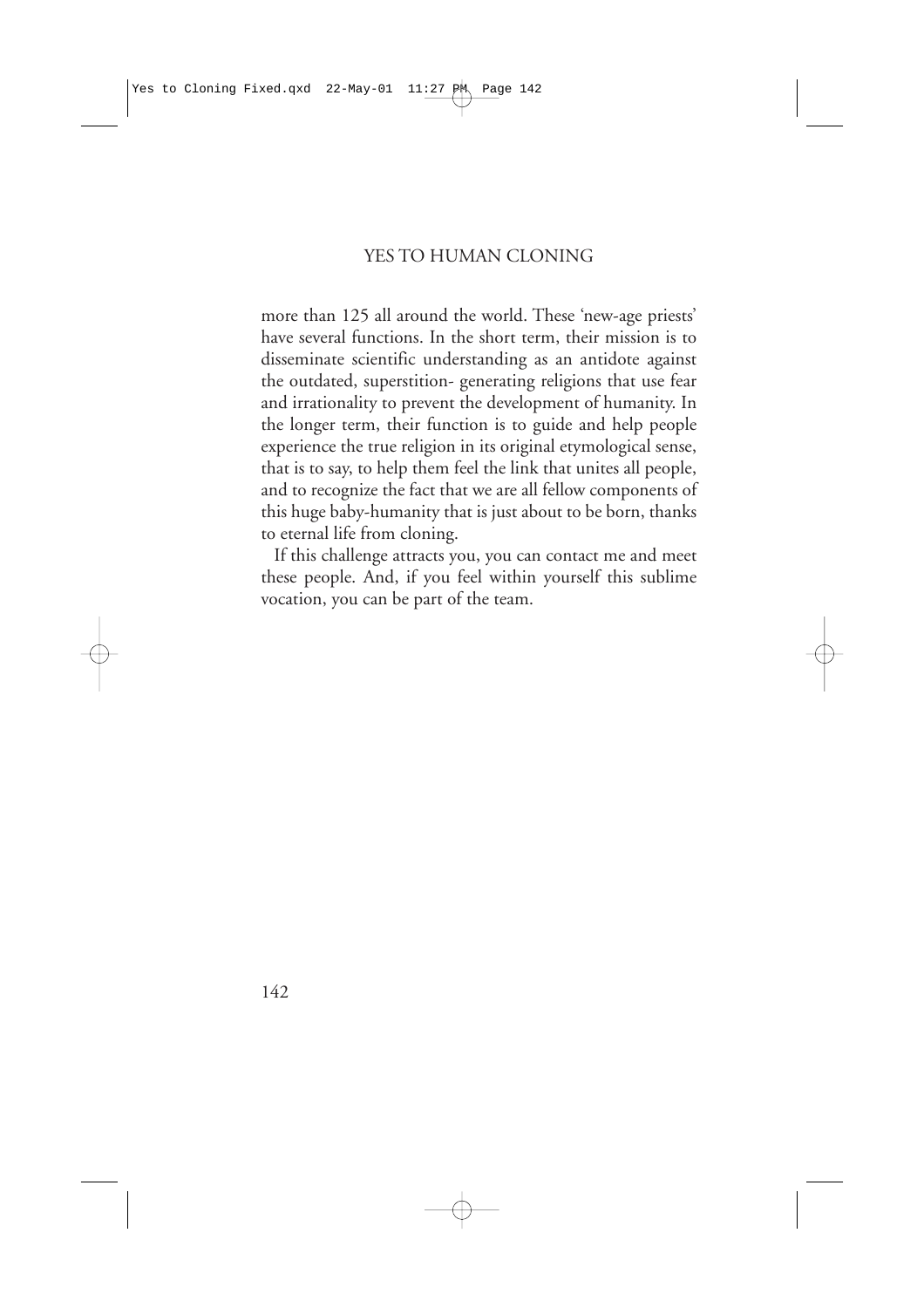more than 125 all around the world. These 'new-age priests' have several functions. In the short term, their mission is to disseminate scientific understanding as an antidote against the outdated, superstition- generating religions that use fear and irrationality to prevent the development of humanity. In the longer term, their function is to guide and help people experience the true religion in its original etymological sense, that is to say, to help them feel the link that unites all people, and to recognize the fact that we are all fellow components of this huge baby-humanity that is just about to be born, thanks to eternal life from cloning.

If this challenge attracts you, you can contact me and meet these people. And, if you feel within yourself this sublime vocation, you can be part of the team.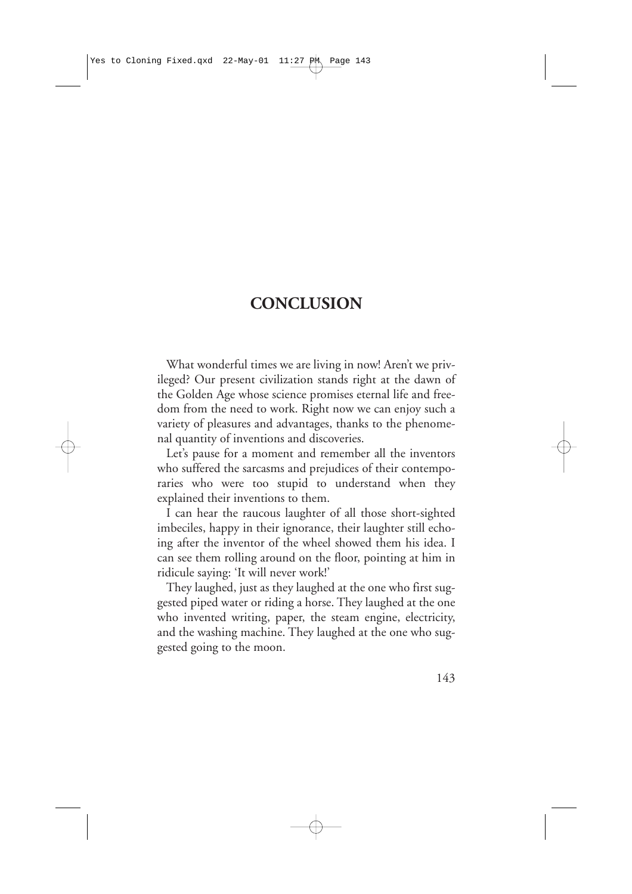# CONCLUSION

What wonderful times we are living in now! Aren't we privileged? Our present civilization stands right at the dawn of the Golden Age whose science promises eternal life and freedom from the need to work. Right now we can enjoy such a variety of pleasures and advantages, thanks to the phenomenal quantity of inventions and discoveries.

Let's pause for a moment and remember all the inventors who suffered the sarcasms and prejudices of their contemporaries who were too stupid to understand when they explained their inventions to them.

I can hear the raucous laughter of all those short-sighted imbeciles, happy in their ignorance, their laughter still echoing after the inventor of the wheel showed them his idea. I can see them rolling around on the floor, pointing at him in ridicule saying: 'It will never work!'

They laughed, just as they laughed at the one who first suggested piped water or riding a horse. They laughed at the one who invented writing, paper, the steam engine, electricity, and the washing machine. They laughed at the one who suggested going to the moon.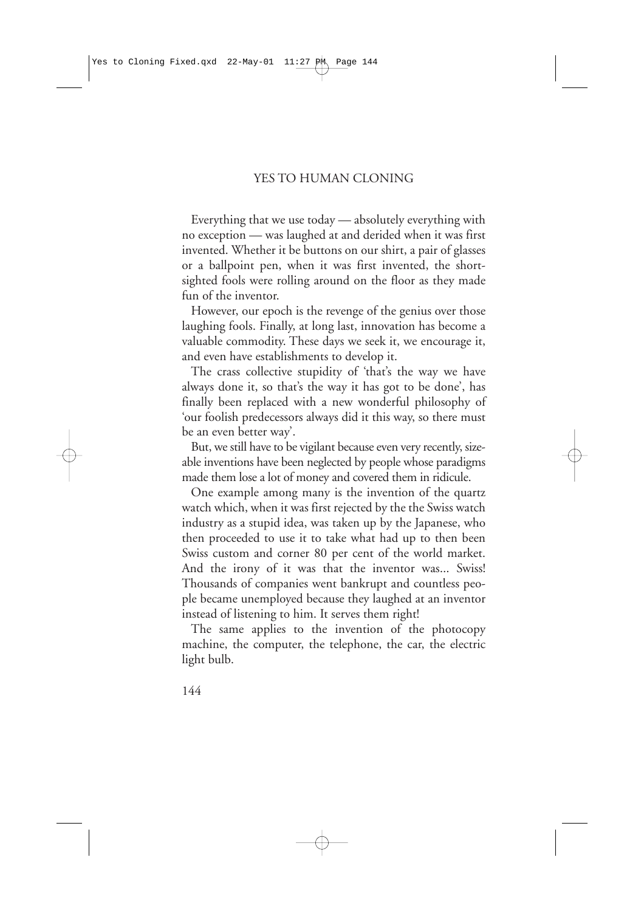Everything that we use today — absolutely everything with no exception — was laughed at and derided when it was first invented. Whether it be buttons on our shirt, a pair of glasses or a ballpoint pen, when it was first invented, the short-sighted fools were rolling around on the floor as they made fun of the inventor.

However, our epoch is the revenge of the genius over those laughing fools. Finally, at long last, innovation has become a valuable commodity. These days we seek it, we encourage it, and even have establishments to develop it.

The crass collective stupidity of 'that's the way we have always done it, so that's the way it has got to be done', has finally been replaced with a new wonderful philosophy of 'our foolish predecessors always did it this way, so there must be an even better way'.

But, we still have to be vigilant because even very recently, sizeable inventions have been neglected by people whose paradigms made them lose a lot of money and covered them in ridicule.

One example among many is the invention of the quartz watch which, when it was first rejected by the the Swiss watch industry as a stupid idea, was taken up by the Japanese, who then proceeded to use it to take what had up to then been Swiss custom and corner 80 per cent of the world market. And the irony of it was that the inventor was... Swiss! Thousands of companies went bankrupt and countless people became unemployed because they laughed at an inventor instead of listening to him. It serves them right!

The same applies to the invention of the photocopy machine, the computer, the telephone, the car, the electric light bulb.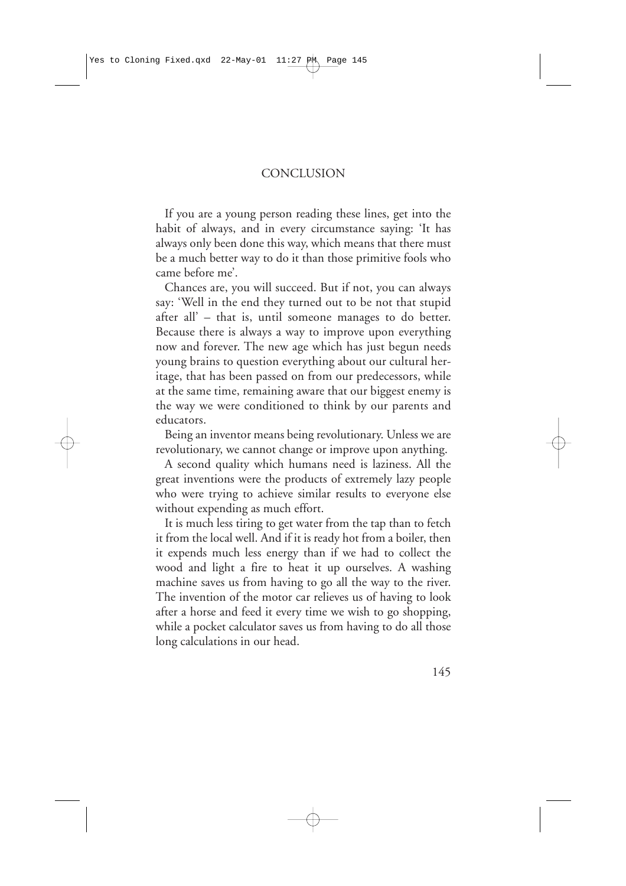# CONCLUSION

If you are a young person reading these lines, get into the habit of always, and in every circumstance saying: 'It has always only been done this way, which means that there must be a much better way to do it than those primitive fools who came before me'.

Chances are, you will succeed. But if not, you can always say: 'Well in the end they turned out to be not that stupid after all' – that is, until someone manages to do better. Because there is always a way to improve upon everything now and forever. The new age which has just begun needs young brains to question everything about our cultural heritage, that has been passed on from our predecessors, while at the same time, remaining aware that our biggest enemy is the way we were conditioned to think by our parents and educators.

Being an inventor means being revolutionary. Unless we are revolutionary, we cannot change or improve upon anything.

A second quality which humans need is laziness. All the great inventions were the products of extremely lazy people who were trying to achieve similar results to everyone else without expending as much effort.

It is much less tiring to get water from the tap than to fetch it from the local well. And if it is ready hot from a boiler, then it expends much less energy than if we had to collect the wood and light a fire to heat it up ourselves. A washing machine saves us from having to go all the way to the river. The invention of the motor car relieves us of having to look after a horse and feed it every time we wish to go shopping, while a pocket calculator saves us from having to do all those long calculations in our head.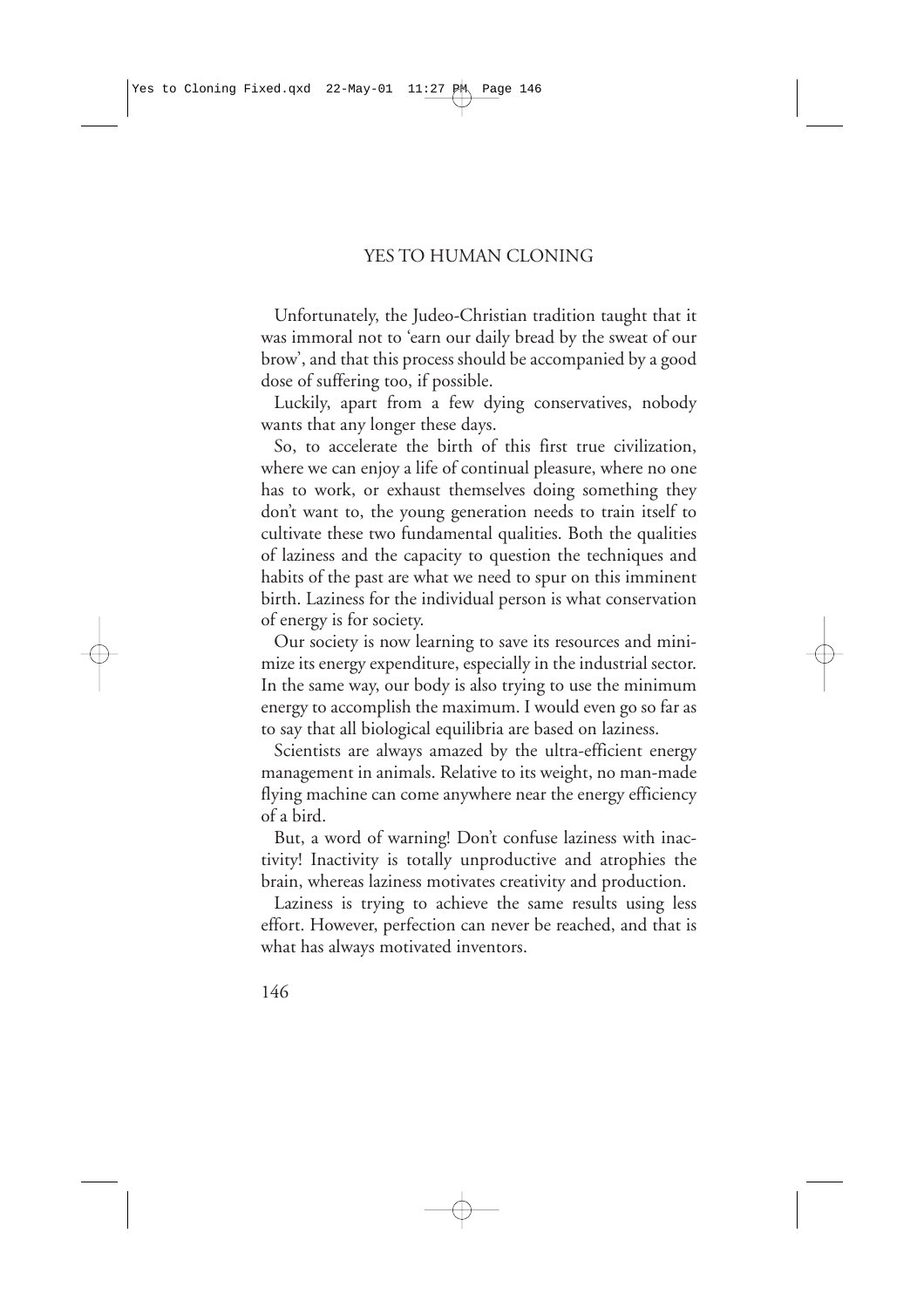Unfortunately, the Judeo-Christian tradition taught that it was immoral not to 'earn our daily bread by the sweat of our brow', and that this process should be accompanied by a good dose of suffering too, if possible.

Luckily, apart from a few dying conservatives, nobody wants that any longer these days.

So, to accelerate the birth of this first true civilization, where we can enjoy a life of continual pleasure, where no one has to work, or exhaust themselves doing something they don't want to, the young generation needs to train itself to cultivate these two fundamental qualities. Both the qualities of laziness and the capacity to question the techniques and habits of the past are what we need to spur on this imminent birth. Laziness for the individual person is what conservation of energy is for society.

Our society is now learning to save its resources and minimize its energy expenditure, especially in the industrial sector. In the same way, our body is also trying to use the minimum energy to accomplish the maximum. I would even go so far as to say that all biological equilibria are based on laziness.

Scientists are always amazed by the ultra-efficient energy management in animals. Relative to its weight, no man-made flying machine can come anywhere near the energy efficiency of a bird.

But, a word of warning! Don't confuse laziness with inactivity! Inactivity is totally unproductive and atrophies the brain, whereas laziness motivates creativity and production.

Laziness is trying to achieve the same results using less effort. However, perfection can never be reached, and that is what has always motivated inventors.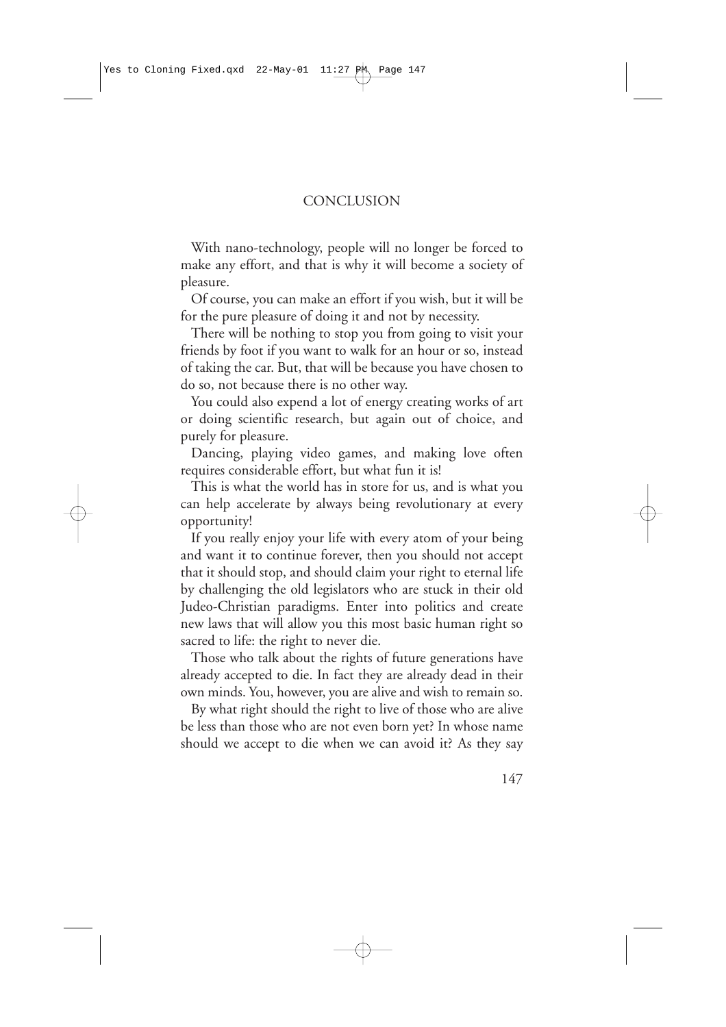With nano-technology, people will no longer be forced to make any effort, and that is why it will become a society of pleasure.

Of course, you can make an effort if you wish, but it will be for the pure pleasure of doing it and not by necessity.

There will be nothing to stop you from going to visit your friends by foot if you want to walk for an hour or so, instead of taking the car. But, that will be because you have chosen to do so, not because there is no other way.

You could also expend a lot of energy creating works of art or doing scientific research, but again out of choice, and purely for pleasure.

Dancing, playing video games, and making love often requires considerable effort, but what fun it is!

This is what the world has in store for us, and is what you can help accelerate by always being revolutionary at every opportunity!

If you really enjoy your life with every atom of your being and want it to continue forever, then you should not accept that it should stop, and should claim your right to eternal life by challenging the old legislators who are stuck in their old Judeo-Christian paradigms. Enter into politics and create new laws that will allow you this most basic human right so sacred to life: the right to never die.

Those who talk about the rights of future generations have already accepted to die. In fact they are already dead in their own minds. You, however, you are alive and wish to remain so.

By what right should the right to live of those who are alive be less than those who are not even born yet? In whose name should we accept to die when we can avoid it? As they say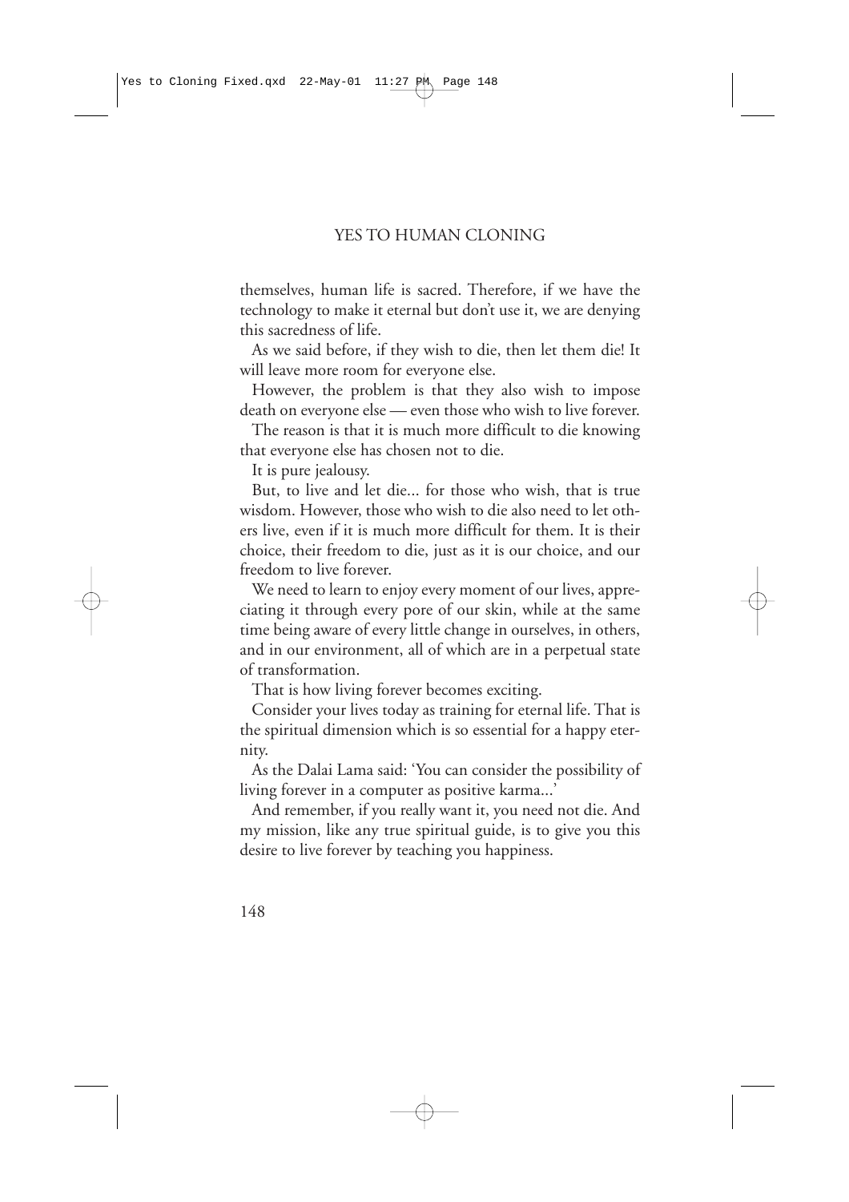themselves, human life is sacred. Therefore, if we have the technology to make it eternal but don't use it, we are denying this sacredness of life.

As we said before, if they wish to die, then let them die! It will leave more room for everyone else.

However, the problem is that they also wish to impose death on everyone else — even those who wish to live forever.

The reason is that it is much more difficult to die knowing that everyone else has chosen not to die.

It is pure jealousy.

But, to live and let die... for those who wish, that is true wisdom. However, those who wish to die also need to let others live, even if it is much more difficult for them. It is their choice, their freedom to die, just as it is our choice, and our freedom to live forever.

We need to learn to enjoy every moment of our lives, appreciating it through every pore of our skin, while at the same time being aware of every little change in ourselves, in others, and in our environment, all of which are in a perpetual state of transformation.

That is how living forever becomes exciting.

Consider your lives today as training for eternal life. That is the spiritual dimension which is so essential for a happy eternity.

As the Dalai Lama said: 'You can consider the possibility of living forever in a computer as positive karma...'

And remember, if you really want it, you need not die. And my mission, like any true spiritual guide, is to give you this desire to live forever by teaching you happiness.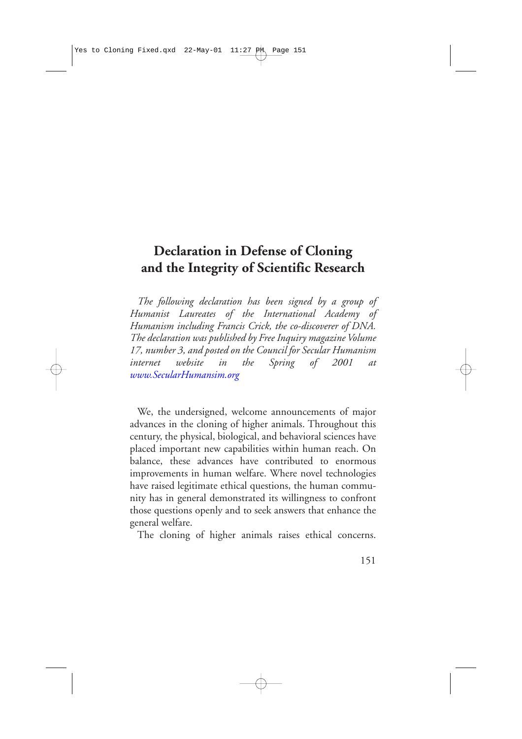# Declaration in Defense of Cloning and the Integrity of Scientific Research

*The following declaration has been signed by a group of Humanist Laureates of the International Academy of Humanism including Francis Crick, the co-discoverer of DNA. The declaration was published by Free Inquiry magazine Volume 17, number 3, and posted on the Council for Secular Humanism internet website in the Spring of 2001 at www.SecularHumansim.org*

We, the undersigned, welcome announcements of major advances in the cloning of higher animals. Throughout this century, the physical, biological, and behavioral sciences have placed important new capabilities within human reach. On balance, these advances have contributed to enormous improvements in human welfare. Where novel technologies have raised legitimate ethical questions, the human community has in general demonstrated its willingness to confront those questions openly and to seek answers that enhance the general welfare.

The cloning of higher animals raises ethical concerns.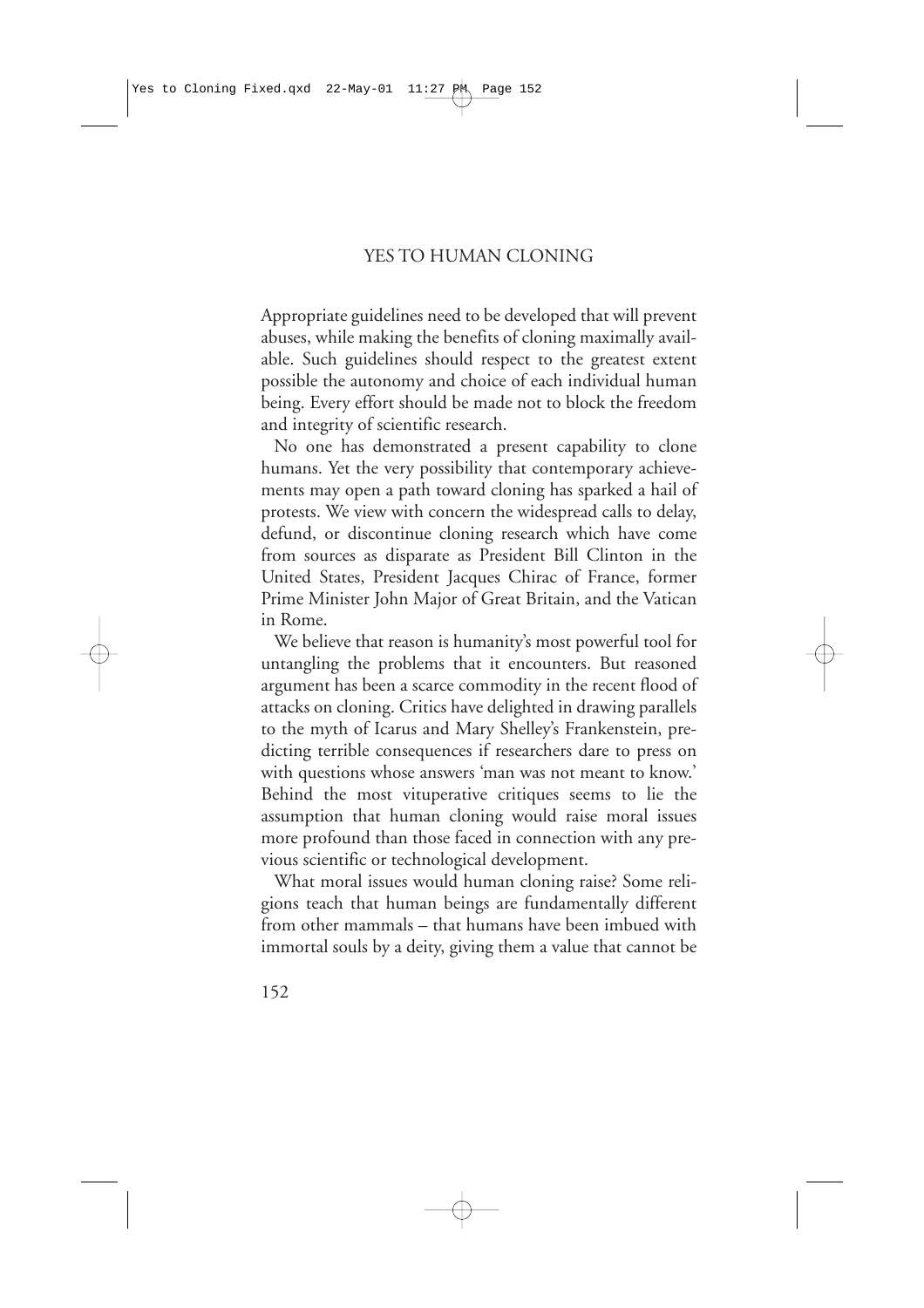Appropriate guidelines need to be developed that will prevent abuses, while making the benefits of cloning maximally available. Such guidelines should respect to the greatest extent possible the autonomy and choice of each individual human being. Every effort should be made not to block the freedom and integrity of scientific research.

No one has demonstrated a present capability to clone humans. Yet the very possibility that contemporary achievements may open a path toward cloning has sparked a hail of protests. We view with concern the widespread calls to delay, defund, or discontinue cloning research which have come from sources as disparate as President Bill Clinton in the United States, President Jacques Chirac of France, former Prime Minister John Major of Great Britain, and the Vatican in Rome.

We believe that reason is humanity's most powerful tool for untangling the problems that it encounters. But reasoned argument has been a scarce commodity in the recent flood of attacks on cloning. Critics have delighted in drawing parallels to the myth of Icarus and Mary Shelley's Frankenstein, predicting terrible consequences if researchers dare to press on with questions whose answers 'man was not meant to know.' Behind the most vituperative critiques seems to lie the assumption that human cloning would raise moral issues more profound than those faced in connection with any previous scientific or technological development.

What moral issues would human cloning raise? Some religions teach that human beings are fundamentally different from other mammals – that humans have been imbued with immortal souls by a deity, giving them a value that cannot be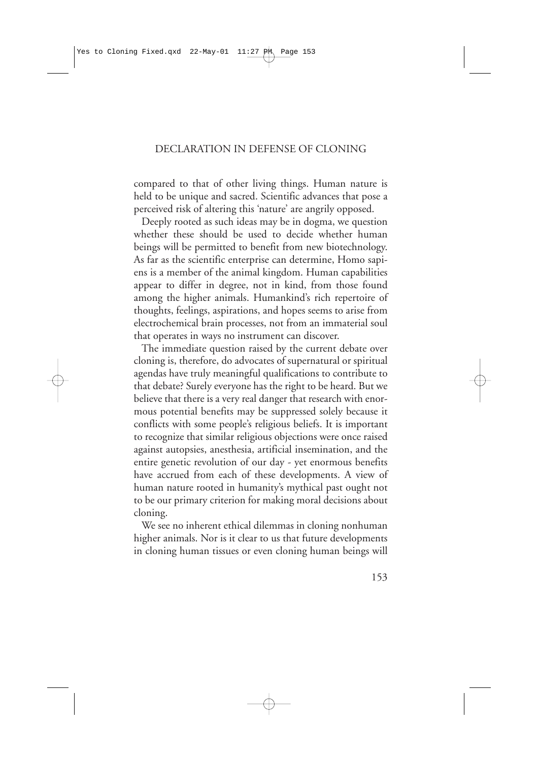compared to that of other living things. Human nature is held to be unique and sacred. Scientific advances that pose a perceived risk of altering this 'nature' are angrily opposed.

Deeply rooted as such ideas may be in dogma, we question whether these should be used to decide whether human beings will be permitted to benefit from new biotechnology. As far as the scientific enterprise can determine, Homo sapiens is a member of the animal kingdom. Human capabilities appear to differ in degree, not in kind, from those found among the higher animals. Humankind's rich repertoire of thoughts, feelings, aspirations, and hopes seems to arise from electrochemical brain processes, not from an immaterial soul that operates in ways no instrument can discover.

The immediate question raised by the current debate over cloning is, therefore, do advocates of supernatural or spiritual agendas have truly meaningful qualifications to contribute to that debate? Surely everyone has the right to be heard. But we believe that there is a very real danger that research with enormous potential benefits may be suppressed solely because it conflicts with some people's religious beliefs. It is important to recognize that similar religious objections were once raised against autopsies, anesthesia, artificial insemination, and the entire genetic revolution of our day - yet enormous benefits have accrued from each of these developments. A view of human nature rooted in humanity's mythical past ought not to be our primary criterion for making moral decisions about cloning.

We see no inherent ethical dilemmas in cloning nonhuman higher animals. Nor is it clear to us that future developments in cloning human tissues or even cloning human beings will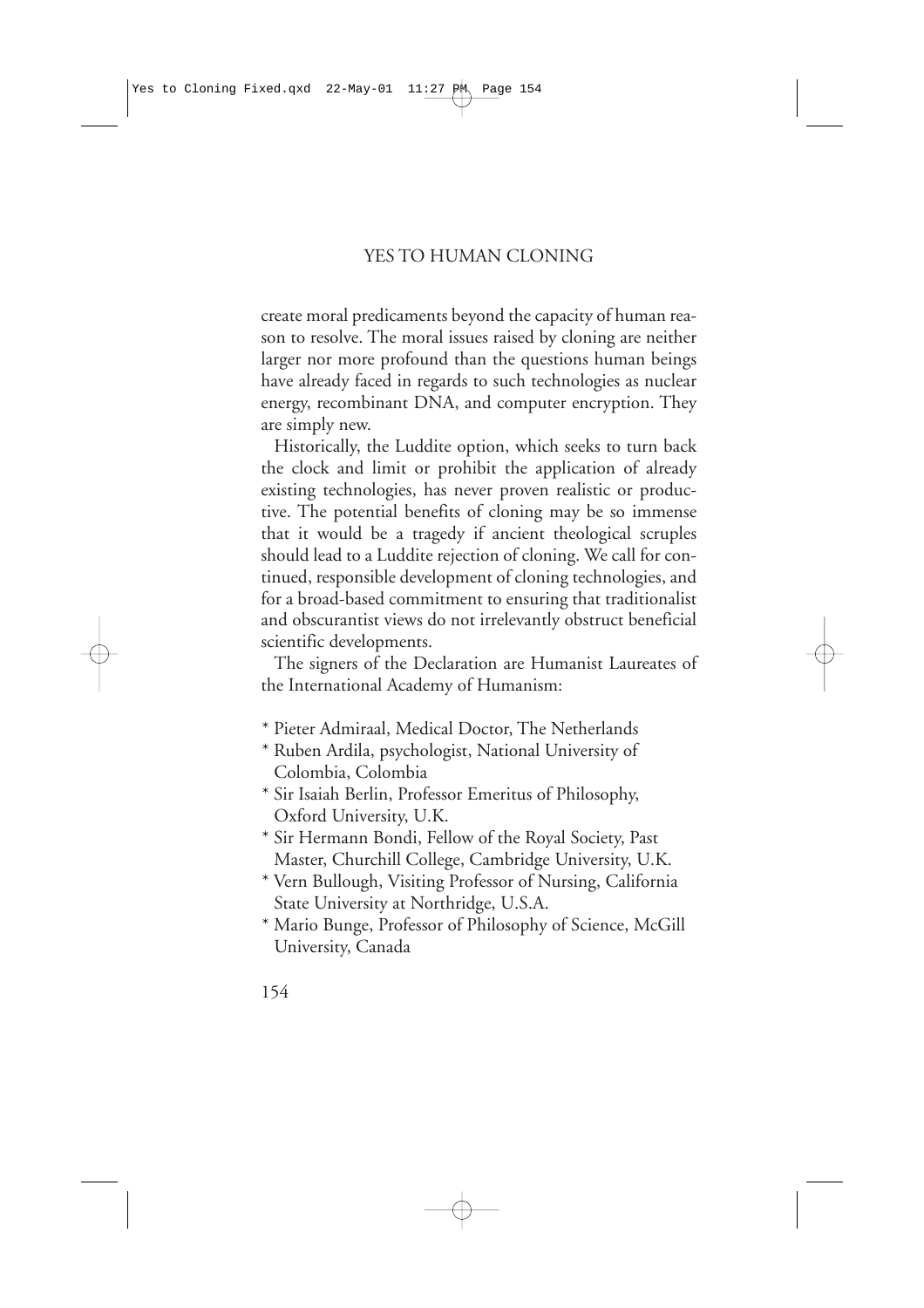create moral predicaments beyond the capacity of human reason to resolve. The moral issues raised by cloning are neither larger nor more profound than the questions human beings have already faced in regards to such technologies as nuclear energy, recombinant DNA, and computer encryption. They are simply new.

Historically, the Luddite option, which seeks to turn back the clock and limit or prohibit the application of already existing technologies, has never proven realistic or productive. The potential benefits of cloning may be so immense that it would be a tragedy if ancient theological scruples should lead to a Luddite rejection of cloning. We call for continued, responsible development of cloning technologies, and for a broad-based commitment to ensuring that traditionalist and obscurantist views do not irrelevantly obstruct beneficial scientific developments.

The signers of the Declaration are Humanist Laureates of the International Academy of Humanism:

* Pieter Admiraal, Medical Doctor, The Netherlands
* Ruben Ardila, psychologist, National University of Colombia, Colombia
* Sir Isaiah Berlin, Professor Emeritus of Philosophy, Oxford University, U.K.
* Sir Hermann Bondi, Fellow of the Royal Society, Past Master, Churchill College, Cambridge University, U.K.
* Vern Bullough, Visiting Professor of Nursing, California State University at Northridge, U.S.A.
* Mario Bunge, Professor of Philosophy of Science, McGill University, Canada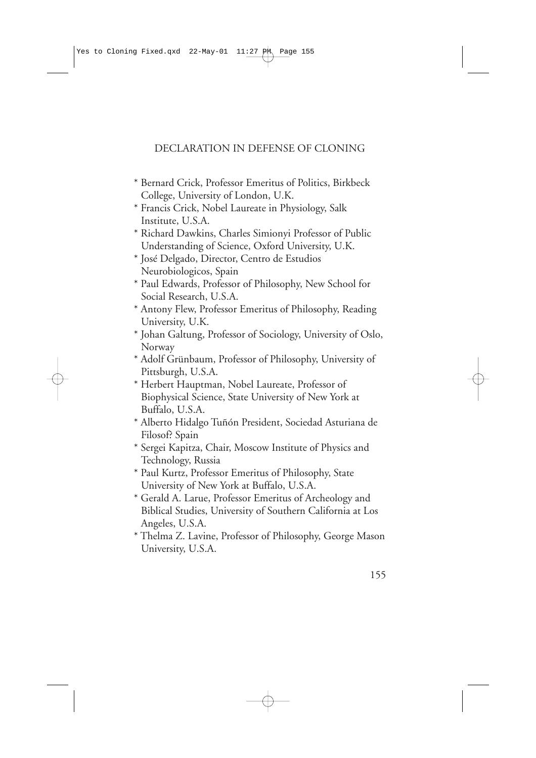DECLARATION IN DEFENSE OF CLONING

* Bernard Crick, Professor Emeritus of Politics, Birkbeck College, University of London, U.K.
* Francis Crick, Nobel Laureate in Physiology, Salk Institute, U.S.A.
* Richard Dawkins, Charles Simionyi Professor of Public Understanding of Science, Oxford University, U.K.
* José Delgado, Director, Centro de Estudios Neurobiologicos, Spain
* Paul Edwards, Professor of Philosophy, New School for Social Research, U.S.A.
* Antony Flew, Professor Emeritus of Philosophy, Reading University, U.K.
* Johan Galtung, Professor of Sociology, University of Oslo, Norway
* Adolf Grünbaum, Professor of Philosophy, University of Pittsburgh, U.S.A.
* Herbert Hauptman, Nobel Laureate, Professor of Biophysical Science, State University of New York at Buffalo, U.S.A.
* Alberto Hidalgo Tuñón President, Sociedad Asturiana de Filosof? Spain
* Sergei Kapitza, Chair, Moscow Institute of Physics and Technology, Russia
* Paul Kurtz, Professor Emeritus of Philosophy, State University of New York at Buffalo, U.S.A.
* Gerald A. Larue, Professor Emeritus of Archeology and Biblical Studies, University of Southern California at Los Angeles, U.S.A.
* Thelma Z. Lavine, Professor of Philosophy, George Mason University, U.S.A.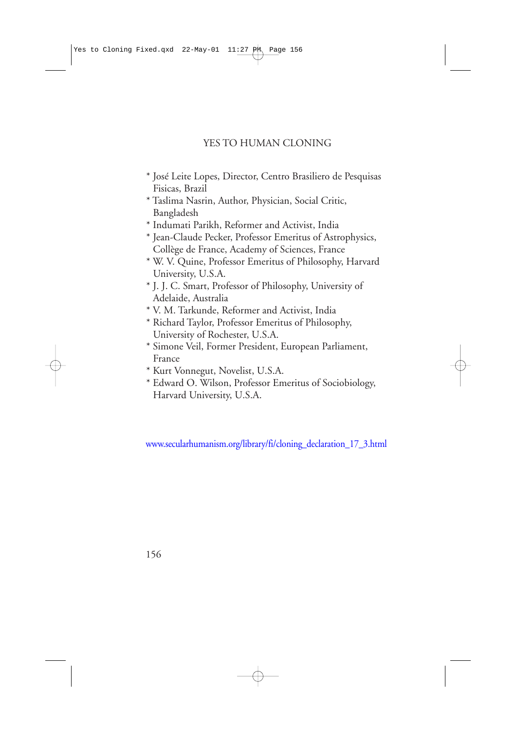* José Leite Lopes, Director, Centro Brasiliero de Pesquisas Fisicas, Brazil
* Taslima Nasrin, Author, Physician, Social Critic, Bangladesh
* Indumati Parikh, Reformer and Activist, India
* Jean-Claude Pecker, Professor Emeritus of Astrophysics, Collège de France, Academy of Sciences, France
* W. V. Quine, Professor Emeritus of Philosophy, Harvard University, U.S.A.
* J. J. C. Smart, Professor of Philosophy, University of Adelaide, Australia
* V. M. Tarkunde, Reformer and Activist, India
* Richard Taylor, Professor Emeritus of Philosophy, University of Rochester, U.S.A.
* Simone Veil, Former President, European Parliament, France
* Kurt Vonnegut, Novelist, U.S.A.
* Edward O. Wilson, Professor Emeritus of Sociobiology, Harvard University, U.S.A.

www.secularhumanism.org/library/fi/cloning_declaration_17_3.html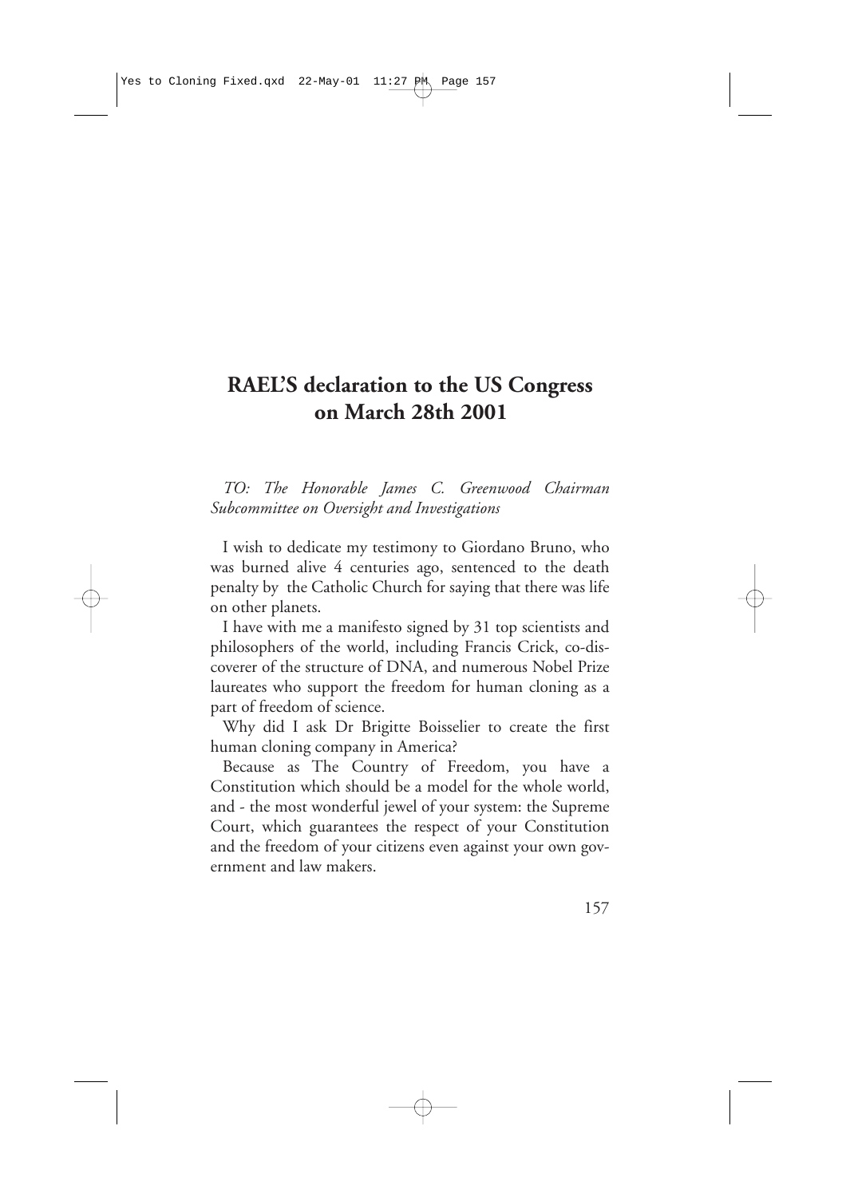# RAEL'S declaration to the US Congress on March 28th 2001

*TO: The Honorable James C. Greenwood Chairman Subcommittee on Oversight and Investigations*

I wish to dedicate my testimony to Giordano Bruno, who was burned alive 4 centuries ago, sentenced to the death penalty by the Catholic Church for saying that there was life on other planets.

I have with me a manifesto signed by 31 top scientists and philosophers of the world, including Francis Crick, co-discoverer of the structure of DNA, and numerous Nobel Prize laureates who support the freedom for human cloning as a part of freedom of science.

Why did I ask Dr Brigitte Boisselier to create the first human cloning company in America?

Because as The Country of Freedom, you have a Constitution which should be a model for the whole world, and - the most wonderful jewel of your system: the Supreme Court, which guarantees the respect of your Constitution and the freedom of your citizens even against your own government and law makers.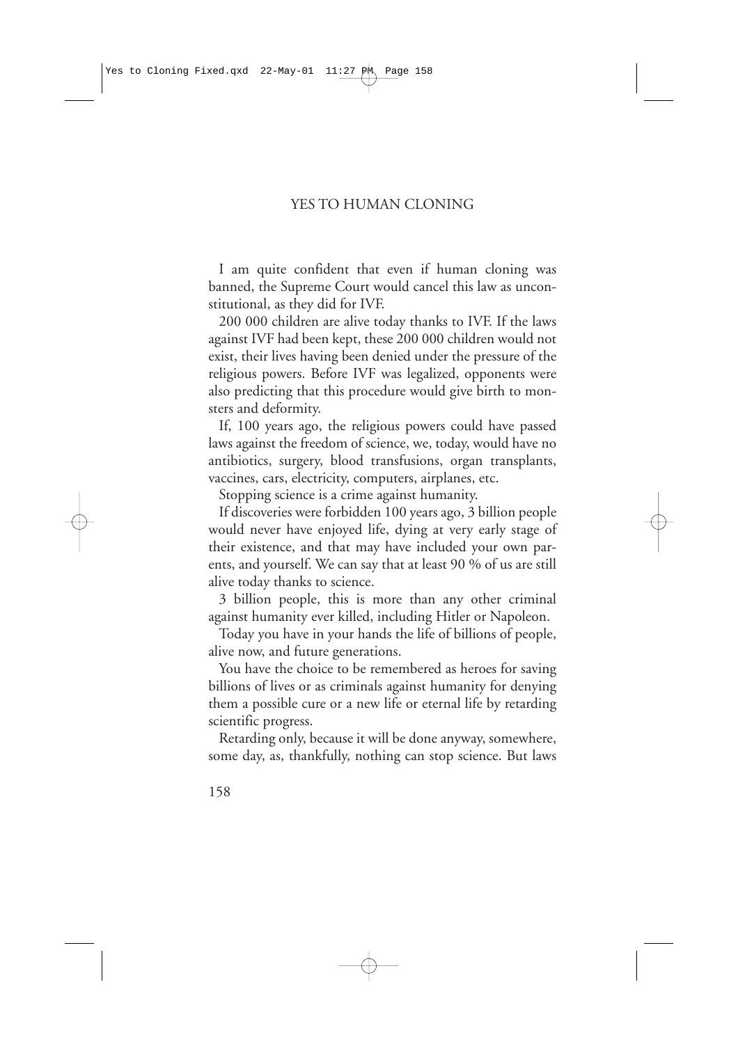I am quite confident that even if human cloning was banned, the Supreme Court would cancel this law as unconstitutional, as they did for IVF.

200 000 children are alive today thanks to IVF. If the laws against IVF had been kept, these 200 000 children would not exist, their lives having been denied under the pressure of the religious powers. Before IVF was legalized, opponents were also predicting that this procedure would give birth to monsters and deformity.

If, 100 years ago, the religious powers could have passed laws against the freedom of science, we, today, would have no antibiotics, surgery, blood transfusions, organ transplants, vaccines, cars, electricity, computers, airplanes, etc.

Stopping science is a crime against humanity.

If discoveries were forbidden 100 years ago, 3 billion people would never have enjoyed life, dying at very early stage of their existence, and that may have included your own parents, and yourself. We can say that at least 90 % of us are still alive today thanks to science.

3 billion people, this is more than any other criminal against humanity ever killed, including Hitler or Napoleon.

Today you have in your hands the life of billions of people, alive now, and future generations.

You have the choice to be remembered as heroes for saving billions of lives or as criminals against humanity for denying them a possible cure or a new life or eternal life by retarding scientific progress.

Retarding only, because it will be done anyway, somewhere, some day, as, thankfully, nothing can stop science. But laws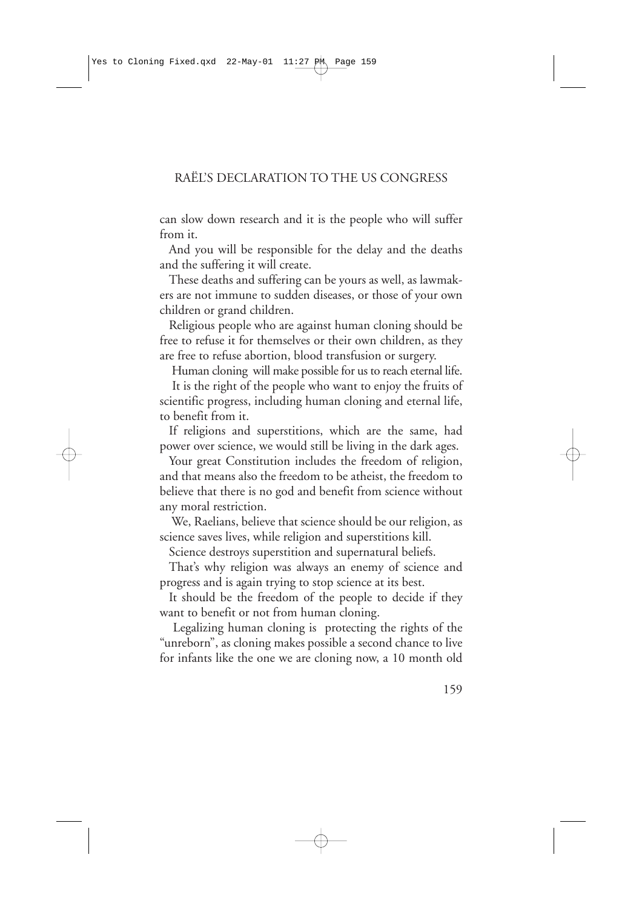can slow down research and it is the people who will suffer from it.

And you will be responsible for the delay and the deaths and the suffering it will create.

These deaths and suffering can be yours as well, as lawmakers are not immune to sudden diseases, or those of your own children or grand children.

Religious people who are against human cloning should be free to refuse it for themselves or their own children, as they are free to refuse abortion, blood transfusion or surgery.

Human cloning will make possible for us to reach eternal life.

It is the right of the people who want to enjoy the fruits of scientific progress, including human cloning and eternal life, to benefit from it.

If religions and superstitions, which are the same, had power over science, we would still be living in the dark ages.

Your great Constitution includes the freedom of religion, and that means also the freedom to be atheist, the freedom to believe that there is no god and benefit from science without any moral restriction.

We, Raelians, believe that science should be our religion, as science saves lives, while religion and superstitions kill.

Science destroys superstition and supernatural beliefs.

That's why religion was always an enemy of science and progress and is again trying to stop science at its best.

It should be the freedom of the people to decide if they want to benefit or not from human cloning.

Legalizing human cloning is protecting the rights of the "unreborn", as cloning makes possible a second chance to live for infants like the one we are cloning now, a 10 month old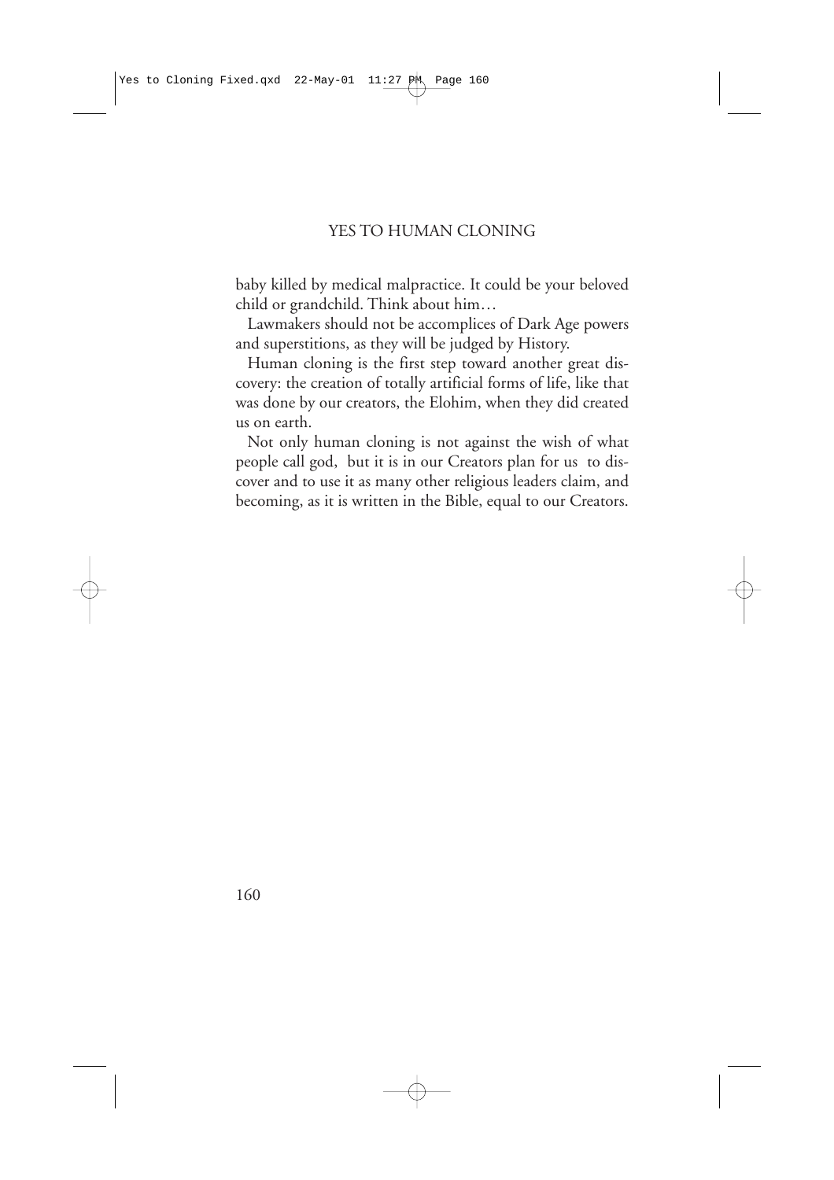baby killed by medical malpractice. It could be your beloved child or grandchild. Think about him…

Lawmakers should not be accomplices of Dark Age powers and superstitions, as they will be judged by History.

Human cloning is the first step toward another great discovery: the creation of totally artificial forms of life, like that was done by our creators, the Elohim, when they did created us on earth.

Not only human cloning is not against the wish of what people call god, but it is in our Creators plan for us to discover and to use it as many other religious leaders claim, and becoming, as it is written in the Bible, equal to our Creators.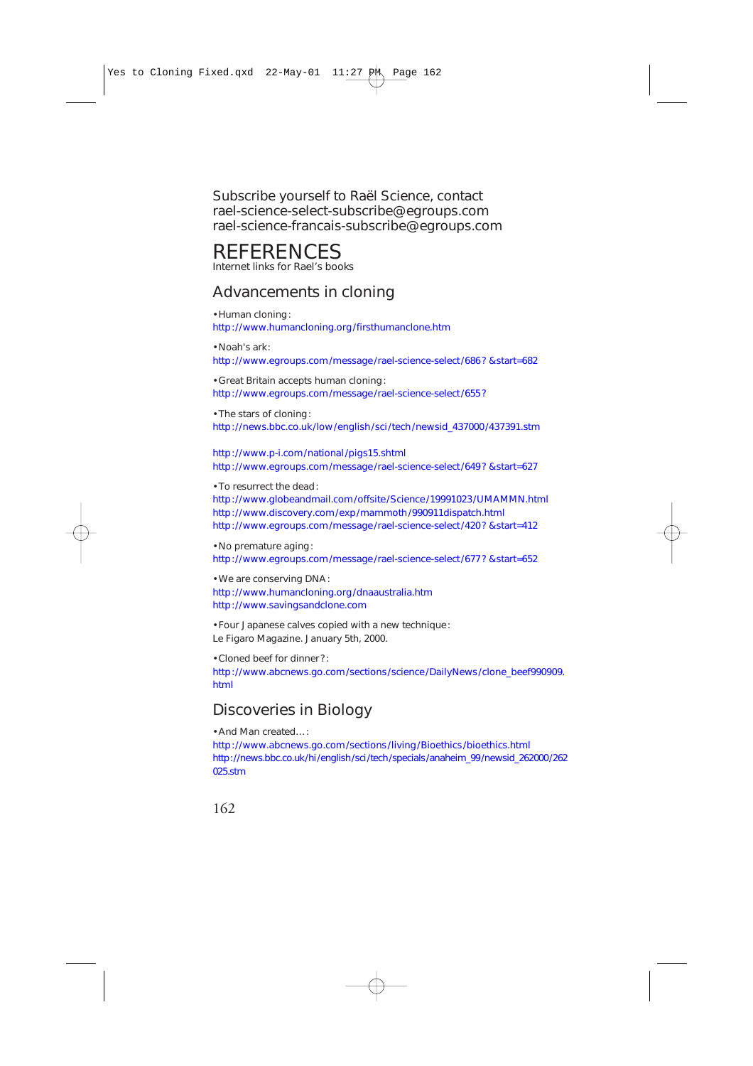Subscribe yourself to Raël Science, contact
rael-science-select-subscribe@egroups.com
rael-science-francais-subscribe@egroups.com

# REFERENCES

Internet links for Rael's books

## Advancements in cloning

• Human cloning:
http://www.humancloning.org/firsthumanclone.htm

• Noah's ark:
http://www.egroups.com/message/rael-science-select/686?&start=682

• Great Britain accepts human cloning:
http://www.egroups.com/message/rael-science-select/655?

• The stars of cloning:
http://news.bbc.co.uk/low/english/sci/tech/newsid_437000/437391.stm

http://www.p-i.com/national/pigs15.shtml
http://www.egroups.com/message/rael-science-select/649?&start=627

• To resurrect the dead:
http://www.globeandmail.com/offsite/Science/19991023/UMAMMN.html
http://www.discovery.com/exp/mammoth/990911dispatch.html
http://www.egroups.com/message/rael-science-select/420?&start=412

• No premature aging:
http://www.egroups.com/message/rael-science-select/677?&start=652

• We are conserving DNA:
http://www.humancloning.org/dnaaustralia.htm
http://www.savingsandclone.com

• Four Japanese calves copied with a new technique:
Le Figaro Magazine. January 5th, 2000.

• Cloned beef for dinner?:
http://www.abcnews.go.com/sections/science/DailyNews/clone_beef990909.html

## Discoveries in Biology

• And Man created...:
http://www.abcnews.go.com/sections/living/Bioethics/bioethics.html
http://news.bbc.co.uk/hi/english/sci/tech/specials/anaheim_99/newsid_262000/262025.stm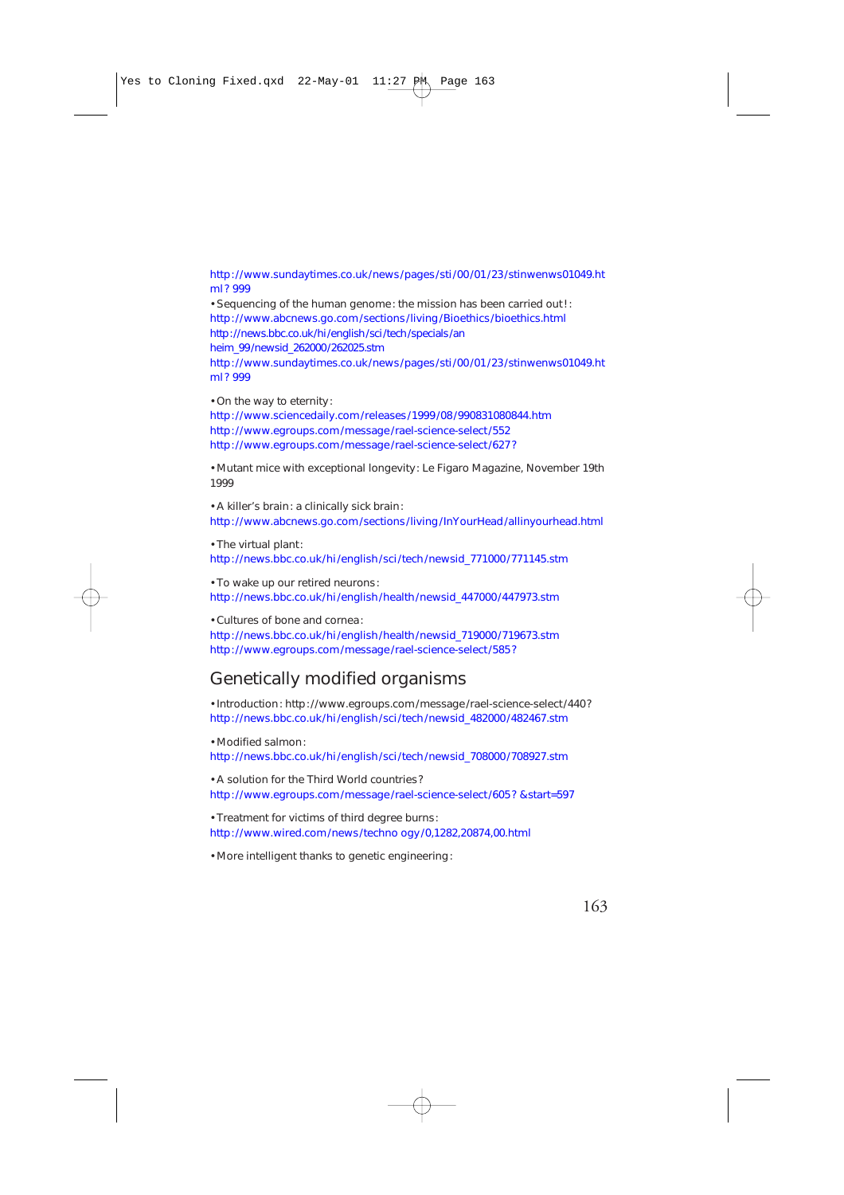http://www.sundaytimes.co.uk/news/pages/sti/00/01/23/stinwenws01049.html? 999

• Sequencing of the human genome: the mission has been carried out!: http://www.abcnews.go.com/sections/living/Bioethics/bioethics.html http://news.bbc.co.uk/hi/english/sci/tech/specials/anheim_99/newsid_262000/262025.stm http://www.sundaytimes.co.uk/news/pages/sti/00/01/23/stinwenws01049.html? 999

• On the way to eternity: http://www.sciencedaily.com/releases/1999/08/990831080844.htm http://www.egroups.com/message/rael-science-select/552 http://www.egroups.com/message/rael-science-select/627?

• Mutant mice with exceptional longevity: Le Figaro Magazine, November 19th 1999

• A killer's brain: a clinically sick brain: http://www.abcnews.go.com/sections/living/InYourHead/allinyourhead.html

• The virtual plant: http://news.bbc.co.uk/hi/english/sci/tech/newsid_771000/771145.stm

• To wake up our retired neurons: http://news.bbc.co.uk/hi/english/health/newsid_447000/447973.stm

• Cultures of bone and cornea: http://news.bbc.co.uk/hi/english/health/newsid_719000/719673.stm http://www.egroups.com/message/rael-science-select/585?

## Genetically modified organisms

• Introduction: http://www.egroups.com/message/rael-science-select/440? http://news.bbc.co.uk/hi/english/sci/tech/newsid_482000/482467.stm

• Modified salmon: http://news.bbc.co.uk/hi/english/sci/tech/newsid_708000/708927.stm

• A solution for the Third World countries? http://www.egroups.com/message/rael-science-select/605? &start=597

• Treatment for victims of third degree burns: http://www.wired.com/news/techno ogy/0,1282,20874,00.html

• More intelligent thanks to genetic engineering: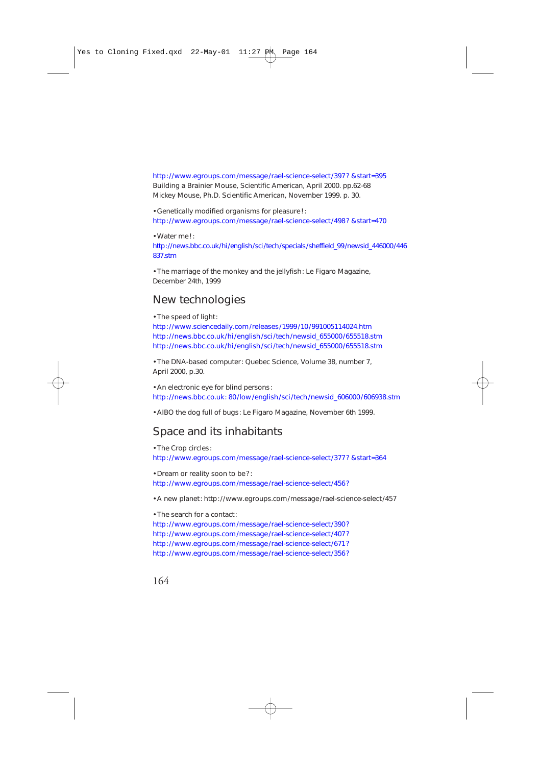http://www.egroups.com/message/rael-science-select/397? &start=395
Building a Brainier Mouse, Scientific American, April 2000. pp.62-68
Mickey Mouse, Ph.D. Scientific American, November 1999. p. 30.

• Genetically modified organisms for pleasure!:
http://www.egroups.com/message/rael-science-select/498? &start=470

• Water me!:
http://news.bbc.co.uk/hi/english/sci/tech/specials/sheffield_99/newsid_446000/446837.stm

• The marriage of the monkey and the jellyfish: Le Figaro Magazine, December 24th, 1999

## New technologies

• The speed of light:
http://www.sciencedaily.com/releases/1999/10/991005114024.htm
http://news.bbc.co.uk/hi/english/sci/tech/newsid_655000/655518.stm
http://news.bbc.co.uk/hi/english/sci/tech/newsid_655000/655518.stm

• The DNA-based computer: Quebec Science, Volume 38, number 7, April 2000, p.30.

• An electronic eye for blind persons:
http://news.bbc.co.uk: 80/low/english/sci/tech/newsid_606000/606938.stm

• AIBO the dog full of bugs: Le Figaro Magazine, November 6th 1999.

## Space and its inhabitants

• The Crop circles:
http://www.egroups.com/message/rael-science-select/377? &start=364

• Dream or reality soon to be?:
http://www.egroups.com/message/rael-science-select/456?

• A new planet: http://www.egroups.com/message/rael-science-select/457

• The search for a contact:
http://www.egroups.com/message/rael-science-select/390?
http://www.egroups.com/message/rael-science-select/407?
http://www.egroups.com/message/rael-science-select/671?
http://www.egroups.com/message/rael-science-select/356?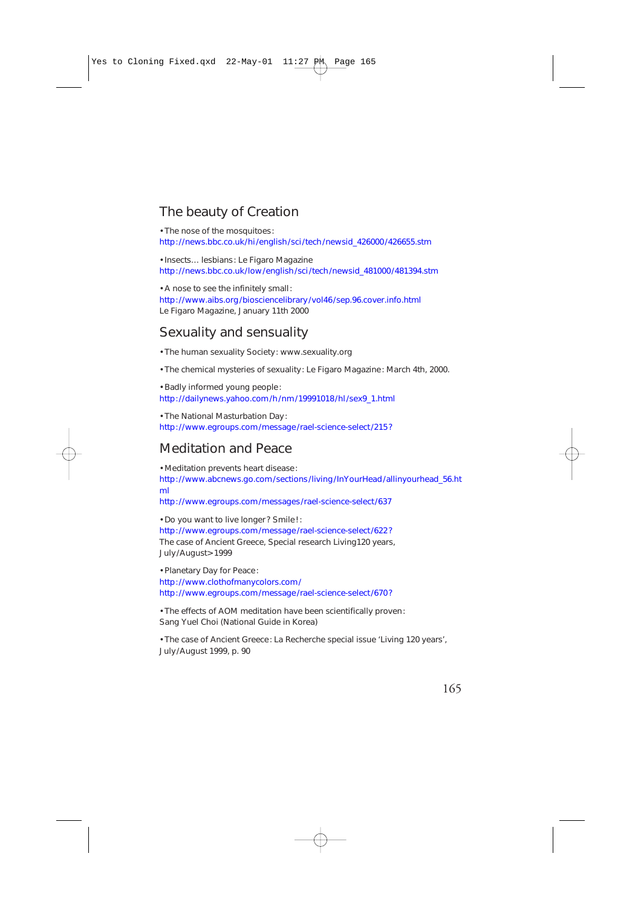## The beauty of Creation

• The nose of the mosquitoes:
http://news.bbc.co.uk/hi/english/sci/tech/newsid_426000/426655.stm

• Insects… lesbians: Le Figaro Magazine
http://news.bbc.co.uk/low/english/sci/tech/newsid_481000/481394.stm

• A nose to see the infinitely small:
http://www.aibs.org/biosciencelibrary/vol46/sep.96.cover.info.html
Le Figaro Magazine, January 11th 2000

## Sexuality and sensuality

• The human sexuality Society: www.sexuality.org

• The chemical mysteries of sexuality: Le Figaro Magazine: March 4th, 2000.

• Badly informed young people:
http://dailynews.yahoo.com/h/nm/19991018/hl/sex9_1.html

• The National Masturbation Day:
http://www.egroups.com/message/rael-science-select/215?

## Meditation and Peace

• Meditation prevents heart disease:
http://www.abcnews.go.com/sections/living/InYourHead/allinyourhead_56.html
http://www.egroups.com/messages/rael-science-select/637

• Do you want to live longer? Smile!:
http://www.egroups.com/message/rael-science-select/622?
The case of Ancient Greece, Special research Living120 years, July/August>1999

• Planetary Day for Peace:
http://www.clothofmanycolors.com/
http://www.egroups.com/message/rael-science-select/670?

• The effects of AOM meditation have been scientifically proven:
Sang Yuel Choi (National Guide in Korea)

• The case of Ancient Greece: La Recherche special issue 'Living 120 years', July/August 1999, p. 90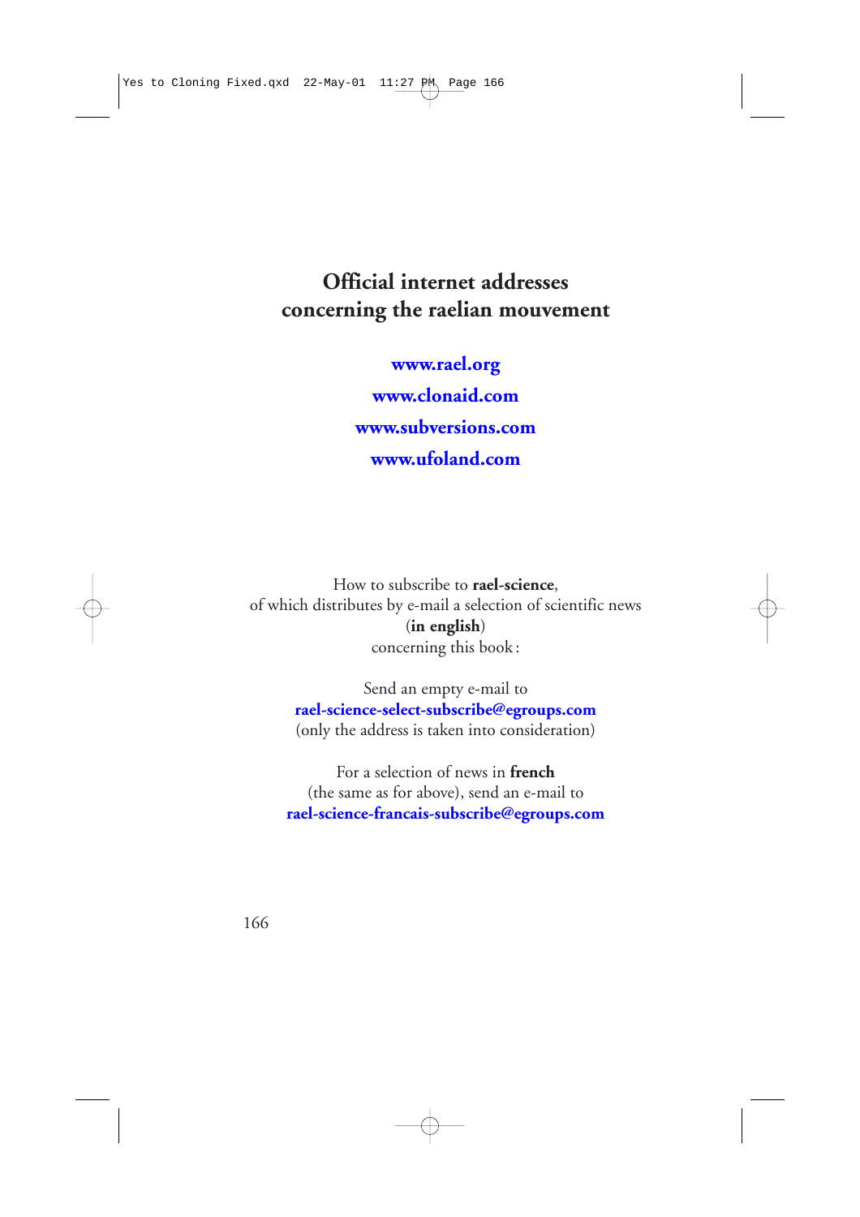## Official internet addresses concerning the raelian mouvement

**www.rael.org**

**www.clonaid.com**

**www.subversions.com**

**www.ufoland.com**

How to subscribe to **rael-science**,
of which distributes by e-mail a selection of scientific news
(**in english**)
concerning this book :

Send an empty e-mail to
**rael-science-select-subscribe@egroups.com**
(only the address is taken into consideration)

For a selection of news in **french**
(the same as for above), send an e-mail to
**rael-science-francais-subscribe@egroups.com**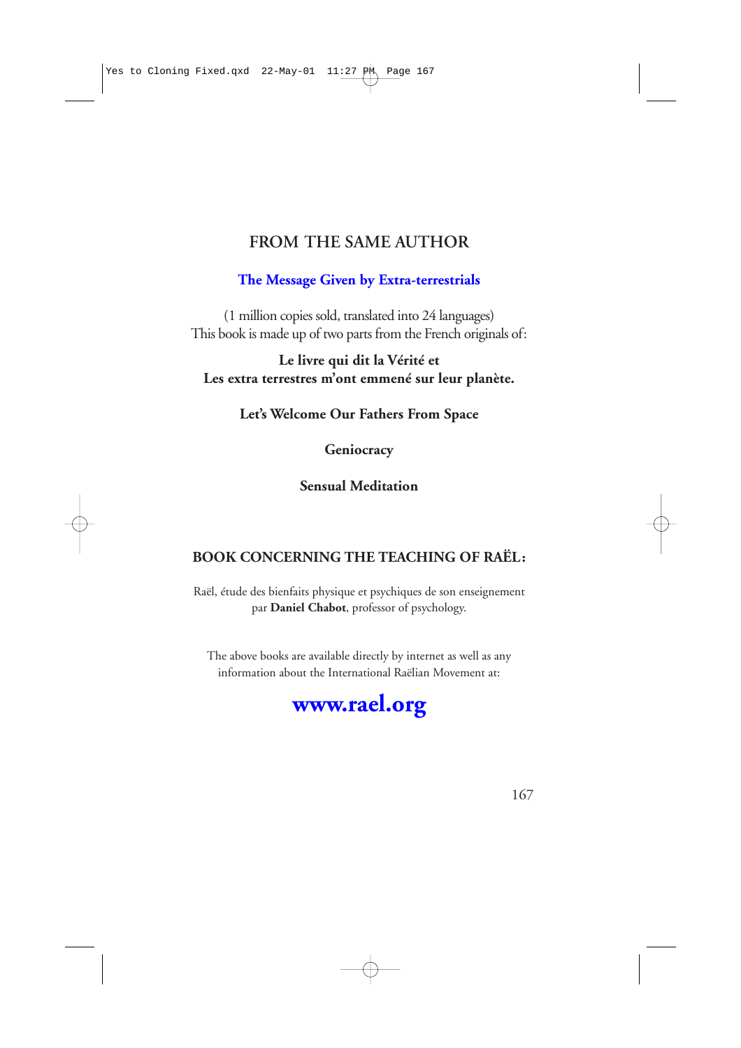## FROM THE SAME AUTHOR

**The Message Given by Extra-terrestrials**

(1 million copies sold, translated into 24 languages)
This book is made up of two parts from the French originals of:

**Le livre qui dit la Vérité et**
**Les extra terrestres m'ont emmené sur leur planète.**

**Let's Welcome Our Fathers From Space**

**Geniocracy**

**Sensual Meditation**

## BOOK CONCERNING THE TEACHING OF RAËL:

Raël, étude des bienfaits physique et psychiques de son enseignement
par **Daniel Chabot**, professor of psychology.

The above books are available directly by internet as well as any information about the International Raëlian Movement at:

**www.rael.org**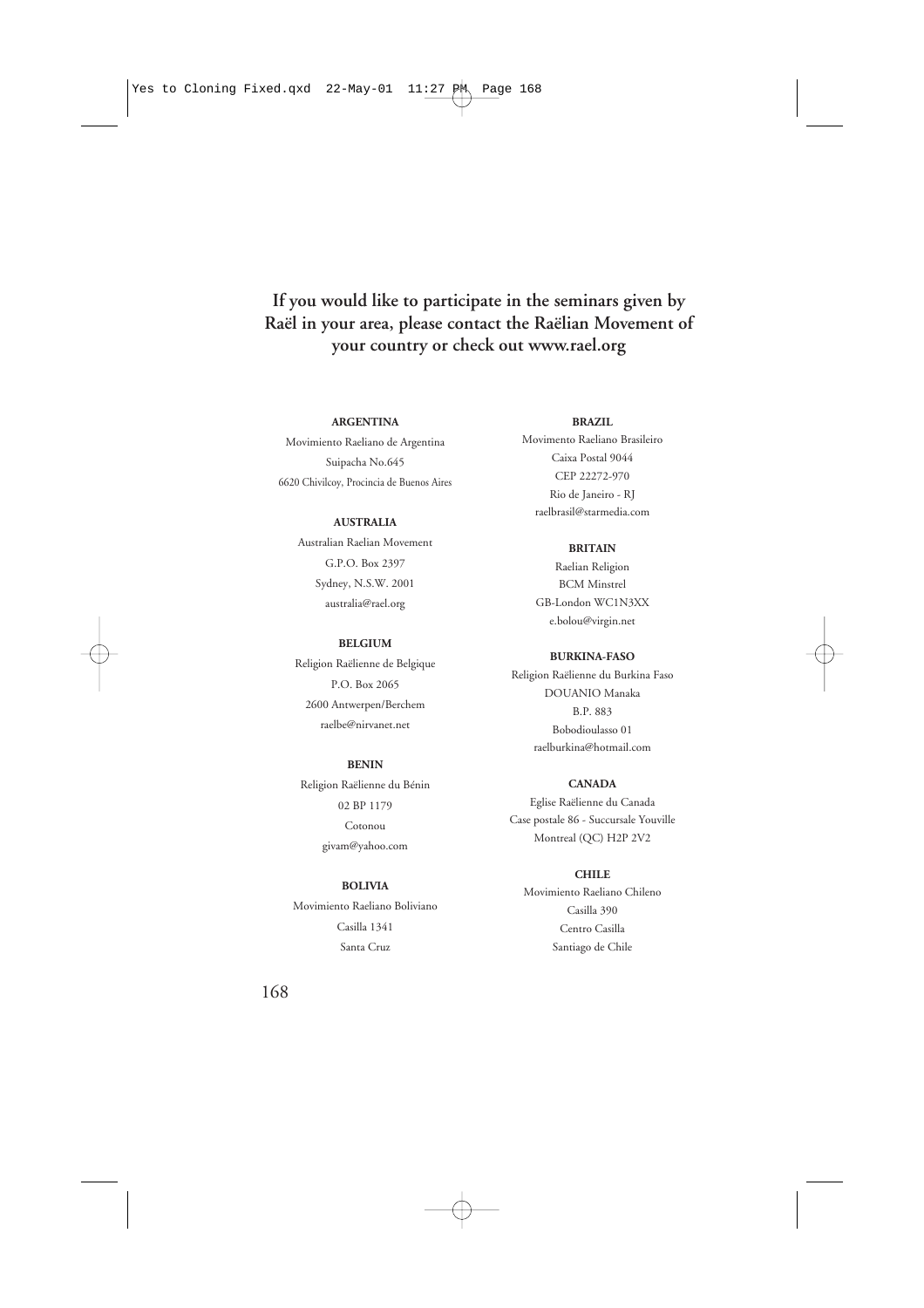**If you would like to participate in the seminars given by Raël in your area, please contact the Raëlian Movement of your country or check out www.rael.org**

**ARGENTINA**

Movimiento Raeliano de Argentina
Suipacha No.645
6620 Chivilcoy, Procincia de Buenos Aires

**AUSTRALIA**

Australian Raelian Movement
G.P.O. Box 2397
Sydney, N.S.W. 2001
australia@rael.org

**BELGIUM**

Religion Raëlienne de Belgique
P.O. Box 2065
2600 Antwerpen/Berchem
raelbe@nirvanet.net

**BENIN**

Religion Raëlienne du Bénin
02 BP 1179
Cotonou
givam@yahoo.com

**BOLIVIA**

Movimiento Raeliano Boliviano
Casilla 1341
Santa Cruz

**BRAZIL**

Movimento Raeliano Brasileiro
Caixa Postal 9044
CEP 22272-970
Rio de Janeiro - RJ
raelbrasil@starmedia.com

**BRITAIN**

Raelian Religion
BCM Minstrel
GB-London WC1N3XX
e.bolou@virgin.net

**BURKINA-FASO**

Religion Raëlienne du Burkina Faso
DOUANIO Manaka
B.P. 883
Bobodioulasso 01
raelburkina@hotmail.com

**CANADA**

Eglise Raëlienne du Canada
Case postale 86 - Succursale Youville
Montreal (QC) H2P 2V2

**CHILE**

Movimiento Raeliano Chileno
Casilla 390
Centro Casilla
Santiago de Chile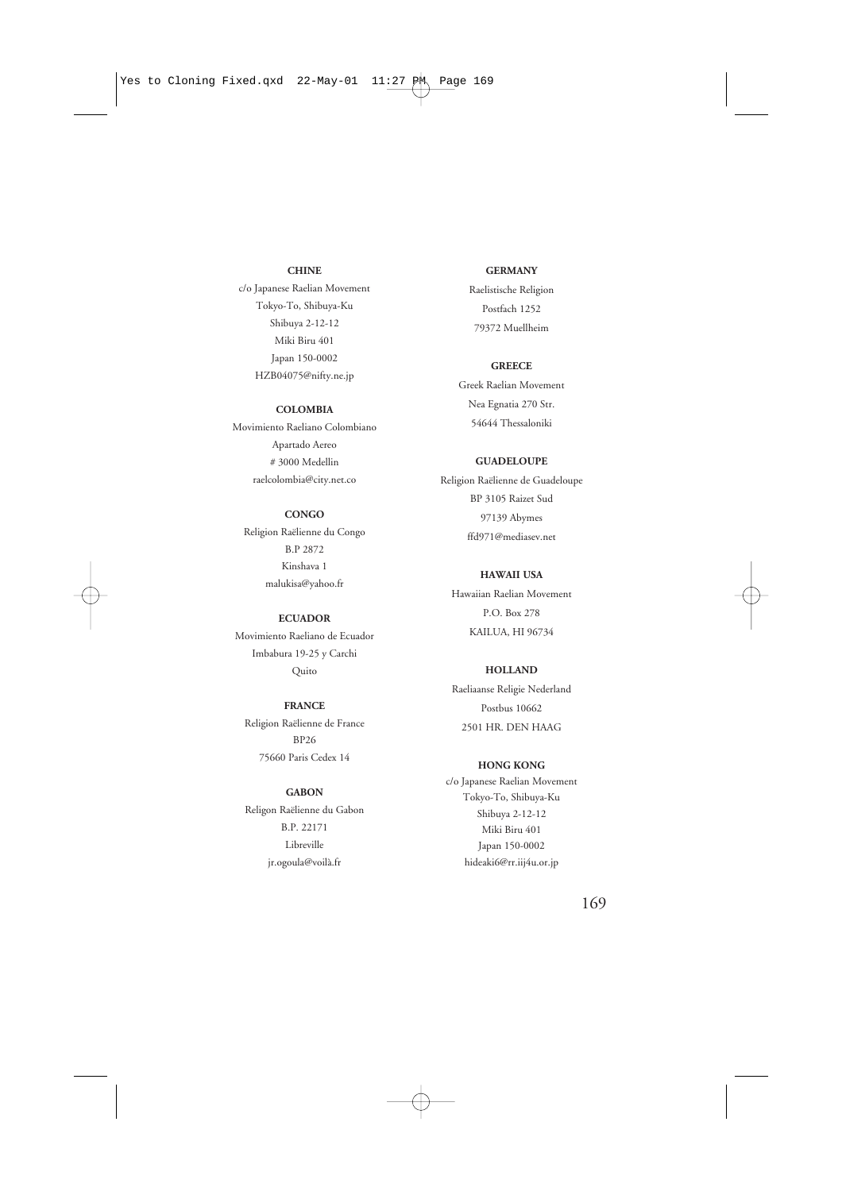**CHINE**

c/o Japanese Raelian Movement
Tokyo-To, Shibuya-Ku
Shibuya 2-12-12
Miki Biru 401
Japan 150-0002
HZB04075@nifty.ne.jp

**COLOMBIA**

Movimiento Raeliano Colombiano
Apartado Aereo
# 3000 Medellin
raelcolombia@city.net.co

**CONGO**

Religion Raëlienne du Congo
B.P 2872
Kinshava 1
malukisa@yahoo.fr

**ECUADOR**

Movimiento Raeliano de Ecuador
Imbabura 19-25 y Carchi
Quito

**FRANCE**

Religion Raëlienne de France
BP26
75660 Paris Cedex 14

**GABON**

Religon Raëlienne du Gabon
B.P. 22171
Libreville
jr.ogoula@voilà.fr

**GERMANY**

Raelistische Religion
Postfach 1252
79372 Muellheim

**GREECE**

Greek Raelian Movement
Nea Egnatia 270 Str.
54644 Thessaloniki

**GUADELOUPE**

Religion Raëlienne de Guadeloupe
BP 3105 Raizet Sud
97139 Abymes
ffd971@mediasev.net

**HAWAII USA**

Hawaiian Raelian Movement
P.O. Box 278
KAILUA, HI 96734

**HOLLAND**

Raeliaanse Religie Nederland
Postbus 10662
2501 HR. DEN HAAG

**HONG KONG**

c/o Japanese Raelian Movement
Tokyo-To, Shibuya-Ku
Shibuya 2-12-12
Miki Biru 401
Japan 150-0002
hideaki6@rr.iij4u.or.jp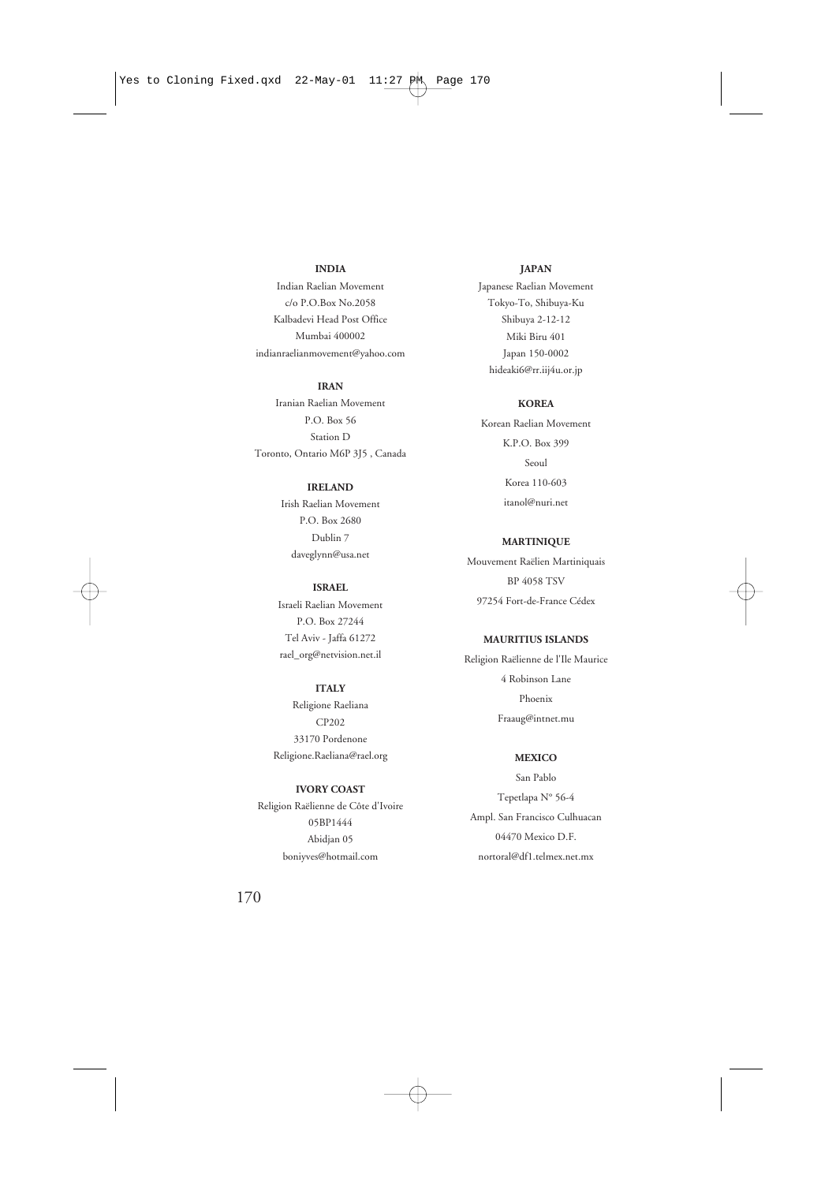**INDIA**

Indian Raelian Movement
c/o P.O.Box No.2058
Kalbadevi Head Post Office
Mumbai 400002
indianraelianmovement@yahoo.com

**IRAN**

Iranian Raelian Movement
P.O. Box 56
Station D
Toronto, Ontario M6P 3J5 , Canada

**IRELAND**

Irish Raelian Movement
P.O. Box 2680
Dublin 7
daveglynn@usa.net

**ISRAEL**

Israeli Raelian Movement
P.O. Box 27244
Tel Aviv - Jaffa 61272
rael_org@netvision.net.il

**ITALY**

Religione Raeliana
CP202
33170 Pordenone
Religione.Raeliana@rael.org

**IVORY COAST**

Religion Raëlienne de Côte d'Ivoire
05BP1444
Abidjan 05
boniyves@hotmail.com

**JAPAN**

Japanese Raelian Movement
Tokyo-To, Shibuya-Ku
Shibuya 2-12-12
Miki Biru 401
Japan 150-0002
hideaki6@rr.iij4u.or.jp

**KOREA**

Korean Raelian Movement
K.P.O. Box 399
Seoul
Korea 110-603
itanol@nuri.net

**MARTINIQUE**

Mouvement Raëlien Martiniquais
BP 4058 TSV
97254 Fort-de-France Cédex

**MAURITIUS ISLANDS**

Religion Raëlienne de l'Ile Maurice
4 Robinson Lane
Phoenix
Fraaug@intnet.mu

**MEXICO**

San Pablo
Tepetlapa N° 56-4
Ampl. San Francisco Culhuacan
04470 Mexico D.F.
nortoral@df1.telmex.net.mx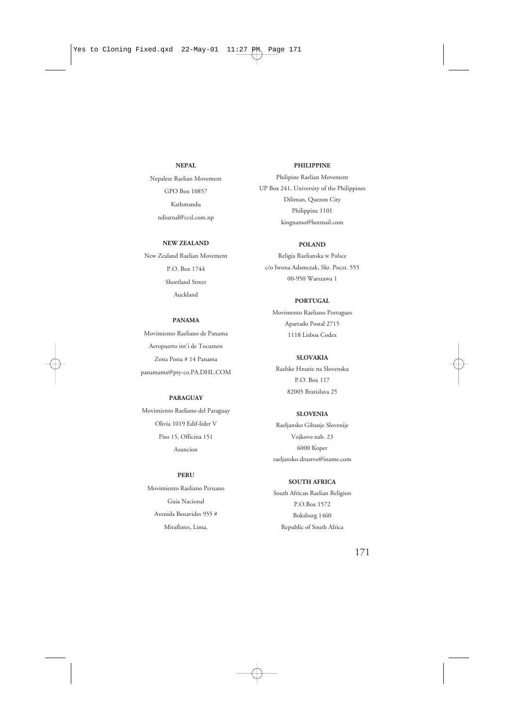**NEPAL**

Nepalese Raelian Movement
GPO Box 10857
Kathmandu
ndiurnal@ccsl.com.np

**NEW ZEALAND**

New Zealand Raelian Movement
P.O. Box 1744
Shortland Street
Auckland

**PANAMA**

Movimiento Raeliano de Panama
Aeropuerto int'i de Tocumen
Zona Posta # 14 Panama
panamamx@pty-co.PA.DHL.COM

**PARAGUAY**

Movimiento Raeliano del Paraguay
Olivia 1019 Edif-lider V
Piso 15, Officina 151
Asuncion

**PERU**

Movimiento Raeliano Peruano
Guia Nacional
Avenida Benavides 955 #
Miraflores, Lima,

**PHILIPPINE**

Philipine Raelian Movement
UP Box 241, University of the Philippines
Diliman, Quezon City
Philippine 1101
kingnamo@hotmail.com

**POLAND**

Religia Raelianska w Polsce
c/o Iwona Adamczak, Skr. Poczt. 555
00-950 Warszawa 1

**PORTUGAL**

Movimento Raeliano Portugues
Apartado Postal 2715
1118 Lisboa Codex

**SLOVAKIA**

Raelske Hnutie na Slovensku
P.O. Box 117
82005 Bratislava 25

**SLOVENIA**

Raeljansko Gibanje Slovenije
Vojkovo nab. 23
6000 Koper
raeljansko.drustvo@iname.com

**SOUTH AFRICA**

South African Raelian Religion
P.O.Box 1572
Boksburg 1460
Republic of South Africa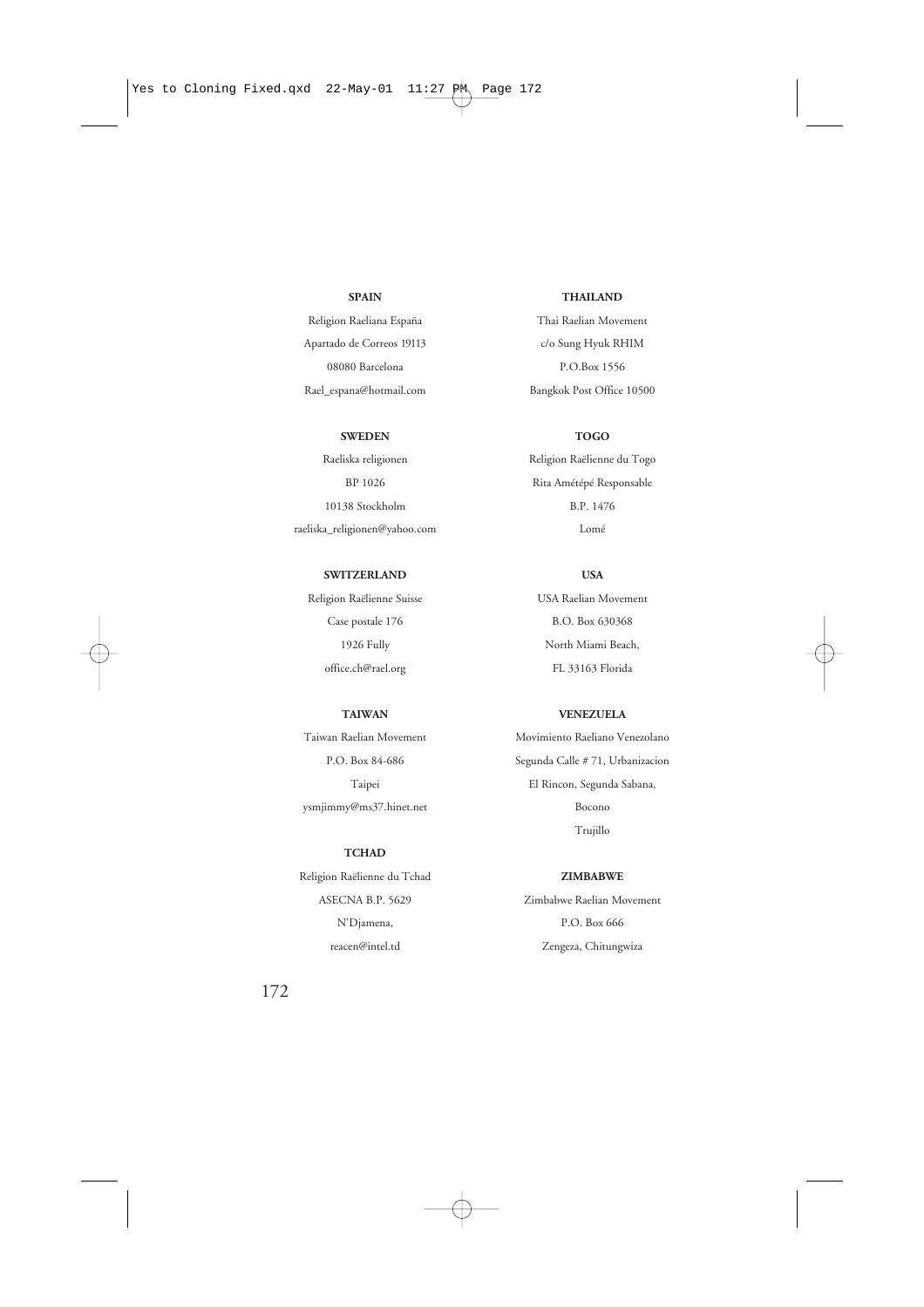**SPAIN**

Religion Raeliana España

Apartado de Correos 19113

08080 Barcelona

Rael_espana@hotmail.com

**SWEDEN**

Raeliska religionen

BP 1026

10138 Stockholm

raeliska_religionen@yahoo.com

**SWITZERLAND**

Religion Raëlienne Suisse

Case postale 176

1926 Fully

office.ch@rael.org

**TAIWAN**

Taiwan Raelian Movement

P.O. Box 84-686

Taipei

ysmjimmy@ms37.hinet.net

**TCHAD**

Religion Raëlienne du Tchad

ASECNA B.P. 5629

N'Djamena,

reacen@intel.td

**THAILAND**

Thai Raelian Movement

c/o Sung Hyuk RHIM

P.O.Box 1556

Bangkok Post Office 10500

**TOGO**

Religion Raëlienne du Togo

Rita Amétépé Responsable

B.P. 1476

Lomé

**USA**

USA Raelian Movement

B.O. Box 630368

North Miami Beach,

FL 33163 Florida

**VENEZUELA**

Movimiento Raeliano Venezolano

Segunda Calle # 71, Urbanizacion

El Rincon, Segunda Sabana,

Bocono

Trujillo

**ZIMBABWE**

Zimbabwe Raelian Movement

P.O. Box 666

Zengeza, Chitungwiza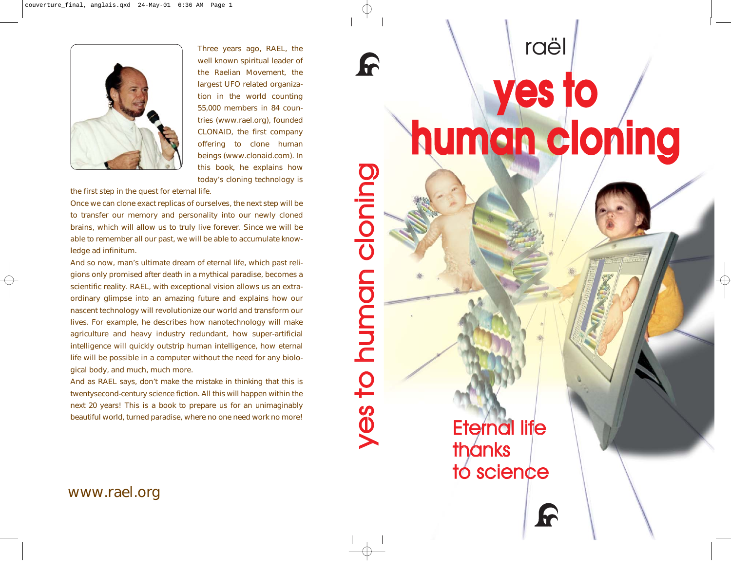Three years ago, RAEL, the well known spiritual leader of the Raelian Movement, the largest UFO related organization in the world counting 55,000 members in 84 countries (www.rael.org), founded CLONAID, the first company offering to clone human beings (www.clonaid.com). In this book, he explains how today's cloning technology is the first step in the quest for eternal life.

Once we can clone exact replicas of ourselves, the next step will be to transfer our memory and personality into our newly cloned brains, which will allow us to truly live forever. Since we will be able to remember all our past, we will be able to accumulate knowledge ad infinitum.

And so now, man's ultimate dream of eternal life, which past religions only promised after death in a mythical paradise, becomes a scientific reality. RAEL, with exceptional vision allows us an extraordinary glimpse into an amazing future and explains how our nascent technology will revolutionize our world and transform our lives. For example, he describes how nanotechnology will make agriculture and heavy industry redundant, how super-artificial intelligence will quickly outstrip human intelligence, how eternal life will be possible in a computer without the need for any biological body, and much, much more.

And as RAEL says, don't make the mistake in thinking that this is twentysecond-century science fiction. All this will happen within the next 20 years! This is a book to prepare us for an unimaginably beautiful world, turned paradise, where no one need work no more!

www.rael.org

yes to human cloning

raël

# yes to human cloning

Eternal life thanks to science